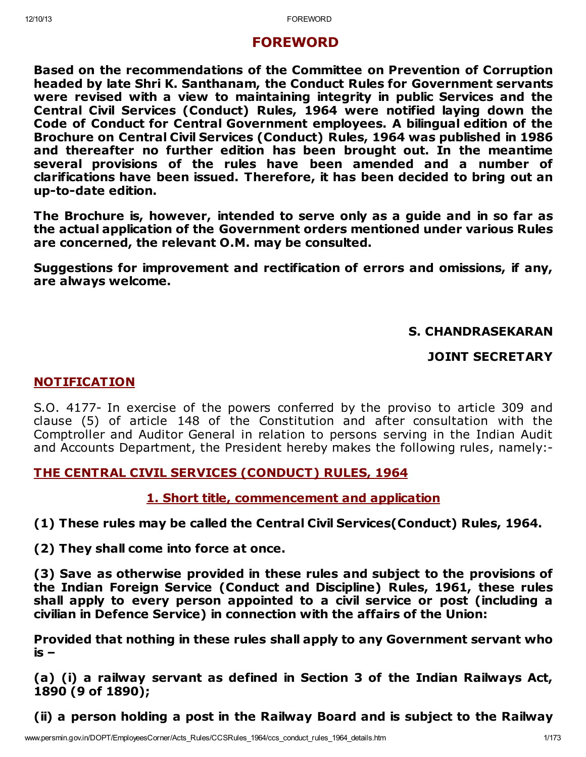# FOREWORD

**Based on the recommendations of the Committee on Prevention of Corruption headed by late Shri K. Santhanam, the Conduct Rules for Government servants were revised with a view to maintaining integrity in public Services and the Central Civil Services (Conduct) Rules, 1964 were notified laying down the Code of Conduct for Central Government employees. A bilingual edition of the Brochure on Central Civil Services (Conduct) Rules, 1964 was published in 1986 and thereafter no further edition has been brought out. In the meantime several provisions of the rules have been amended and a number of clarifications have been issued. Therefore, it has been decided to bring out an up-to-date edition.**

**The Brochure is, however, intended to serve only as a guide and in so far as the actual application of the Government orders mentioned under various Rules are concerned, the relevant O.M. may be consulted.**

**Suggestions for improvement and rectification of errors and omissions, if any, are always welcome.**

**S. CHANDRASEKARAN**

**JOINT SECRETARY**

## NOTIFICATION

S.O. 4177- In exercise of the powers conferred by the proviso to article 309 and clause (5) of article 148 of the Constitution and after consultation with the Comptroller and Auditor General in relation to persons serving in the Indian Audit and Accounts Department, the President hereby makes the following rules, namely:-

## THE CENTRAL CIVIL SERVICES (CONDUCT) RULES, 1964

### 1. Short title, commencement and application

**(1) These rules may be called the Central Civil Services(Conduct) Rules, 1964.**

**(2) They shall come into force at once.**

**(3) Save as otherwise provided in these rules and subject to the provisions of the Indian Foreign Service (Conduct and Discipline) Rules, 1961, these rules shall apply to every person appointed to a civil service or post (including a civilian in Defence Service) in connection with the affairs of the Union:**

**Provided that nothing in these rules shall apply to any Government servant who is –**

**(a) (i) a railway servant as defined in Section 3 of the Indian Railways Act, 1890 (9 of 1890);**

**(ii) a person holding a post in the Railway Board and is subject to the Railway**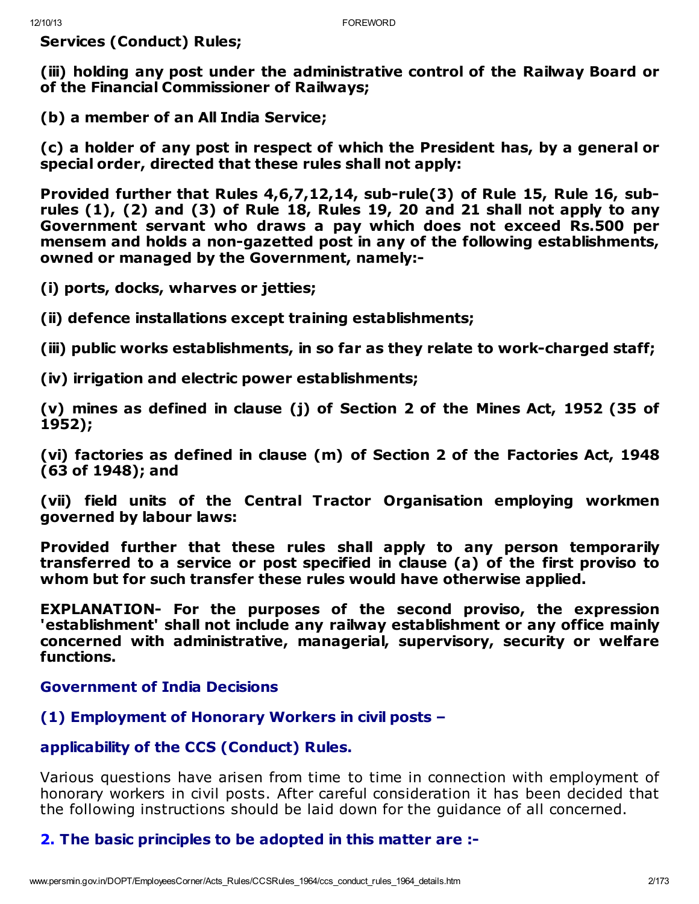**Services (Conduct) Rules;**

**(iii) holding any post under the administrative control of the Railway Board or of the Financial Commissioner of Railways;**

**(b) a member of an All India Service;**

**(c) a holder of any post in respect of which the President has, by a general or special order, directed that these rules shall not apply:**

**Provided further that Rules 4,6,7,12,14, sub-rule(3) of Rule 15, Rule 16, sub-rules (1), (2) and (3) of Rule 18, Rules 19, 20 and 21 shall not apply to any Government servant who draws a pay which does not exceed Rs.500 per mensem and holds a non-gazetted post in any of the following establishments, owned or managed by the Government, namely:-**

**(i) ports, docks, wharves or jetties;**

**(ii) defence installations except training establishments;**

**(iii) public works establishments, in so far as they relate to work-charged staff;**

**(iv) irrigation and electric power establishments;**

**(v) mines as defined in clause (j) of Section 2 of the Mines Act, 1952 (35 of 1952);**

**(vi) factories as defined in clause (m) of Section 2 of the Factories Act, 1948 (63 of 1948); and**

**(vii) field units of the Central Tractor Organisation employing workmen governed by labour laws:**

**Provided further that these rules shall apply to any person temporarily transferred to a service or post specified in clause (a) of the first proviso to whom but for such transfer these rules would have otherwise applied.**

**EXPLANATION- For the purposes of the second proviso, the expression 'establishment' shall not include any railway establishment or any office mainly concerned with administrative, managerial, supervisory, security or welfare functions.**

### Government of India Decisions

### (1) Employment of Honorary Workers in civil posts –

### applicability of the CCS (Conduct) Rules.

Various questions have arisen from time to time in connection with employment of honorary workers in civil posts. After careful consideration it has been decided that the following instructions should be laid down for the guidance of all concerned.

### 2. The basic principles to be adopted in this matter are :-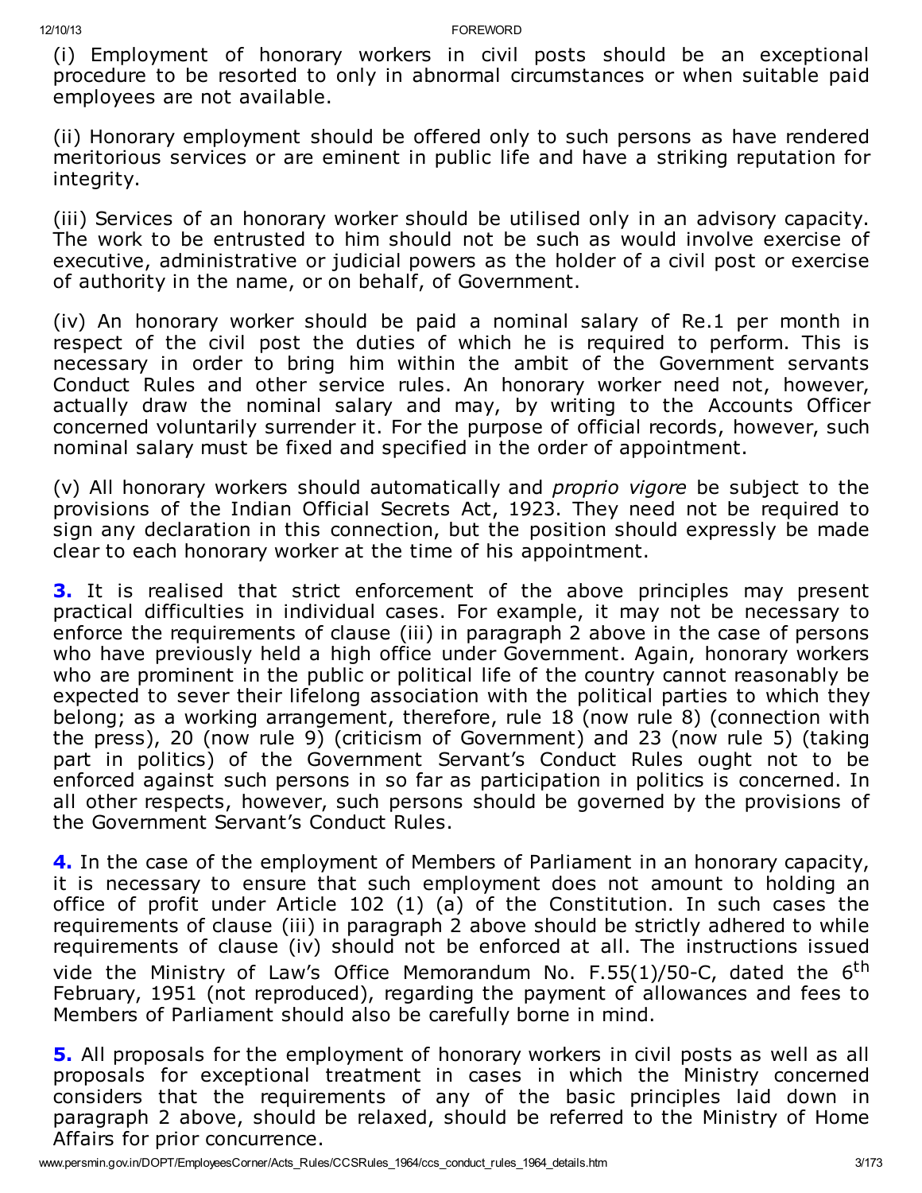(i) Employment of honorary workers in civil posts should be an exceptional procedure to be resorted to only in abnormal circumstances or when suitable paid employees are not available.

(ii) Honorary employment should be offered only to such persons as have rendered meritorious services or are eminent in public life and have a striking reputation for integrity.

(iii) Services of an honorary worker should be utilised only in an advisory capacity. The work to be entrusted to him should not be such as would involve exercise of executive, administrative or judicial powers as the holder of a civil post or exercise of authority in the name, or on behalf, of Government.

(iv) An honorary worker should be paid a nominal salary of Re.1 per month in respect of the civil post the duties of which he is required to perform. This is necessary in order to bring him within the ambit of the Government servants Conduct Rules and other service rules. An honorary worker need not, however, actually draw the nominal salary and may, by writing to the Accounts Officer concerned voluntarily surrender it. For the purpose of official records, however, such nominal salary must be fixed and specified in the order of appointment.

(v) All honorary workers should automatically and *proprio vigore* be subject to the provisions of the Indian Official Secrets Act, 1923. They need not be required to sign any declaration in this connection, but the position should expressly be made clear to each honorary worker at the time of his appointment.

**3.** It is realised that strict enforcement of the above principles may present practical difficulties in individual cases. For example, it may not be necessary to enforce the requirements of clause (iii) in paragraph 2 above in the case of persons who have previously held a high office under Government. Again, honorary workers who are prominent in the public or political life of the country cannot reasonably be expected to sever their lifelong association with the political parties to which they belong; as a working arrangement, therefore, rule 18 (now rule 8) (connection with the press), 20 (now rule 9) (criticism of Government) and 23 (now rule 5) (taking part in politics) of the Government Servant's Conduct Rules ought not to be enforced against such persons in so far as participation in politics is concerned. In all other respects, however, such persons should be governed by the provisions of the Government Servant's Conduct Rules.

**4.** In the case of the employment of Members of Parliament in an honorary capacity, it is necessary to ensure that such employment does not amount to holding an office of profit under Article 102 (1) (a) of the Constitution. In such cases the requirements of clause (iii) in paragraph 2 above should be strictly adhered to while requirements of clause (iv) should not be enforced at all. The instructions issued vide the Ministry of Law's Office Memorandum No. F.55(1)/50-C, dated the 6th February, 1951 (not reproduced), regarding the payment of allowances and fees to Members of Parliament should also be carefully borne in mind.

**5.** All proposals for the employment of honorary workers in civil posts as well as all proposals for exceptional treatment in cases in which the Ministry concerned considers that the requirements of any of the basic principles laid down in paragraph 2 above, should be relaxed, should be referred to the Ministry of Home Affairs for prior concurrence.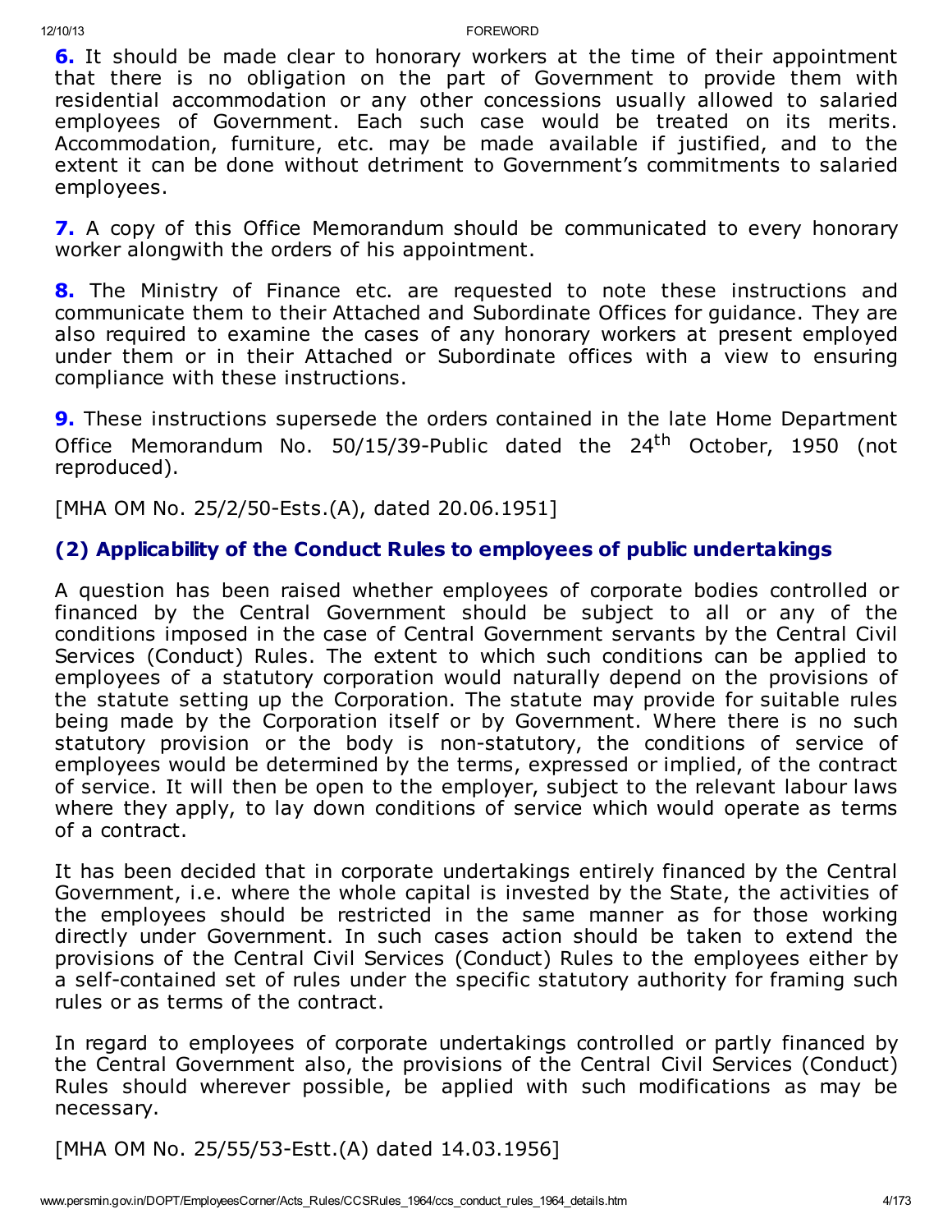**6.** It should be made clear to honorary workers at the time of their appointment that there is no obligation on the part of Government to provide them with residential accommodation or any other concessions usually allowed to salaried employees of Government. Each such case would be treated on its merits. Accommodation, furniture, etc. may be made available if justified, and to the extent it can be done without detriment to Government's commitments to salaried employees.

**7.** A copy of this Office Memorandum should be communicated to every honorary worker alongwith the orders of his appointment.

**8.** The Ministry of Finance etc. are requested to note these instructions and communicate them to their Attached and Subordinate Offices for guidance. They are also required to examine the cases of any honorary workers at present employed under them or in their Attached or Subordinate offices with a view to ensuring compliance with these instructions.

**9.** These instructions supersede the orders contained in the late Home Department Office Memorandum No. 50/15/39-Public dated the 24th October, 1950 (not reproduced).

[MHA OM No. 25/2/50-Ests.(A), dated 20.06.1951]

### (2) Applicability of the Conduct Rules to employees of public undertakings

A question has been raised whether employees of corporate bodies controlled or financed by the Central Government should be subject to all or any of the conditions imposed in the case of Central Government servants by the Central Civil Services (Conduct) Rules. The extent to which such conditions can be applied to employees of a statutory corporation would naturally depend on the provisions of the statute setting up the Corporation. The statute may provide for suitable rules being made by the Corporation itself or by Government. Where there is no such statutory provision or the body is non-statutory, the conditions of service of employees would be determined by the terms, expressed or implied, of the contract of service. It will then be open to the employer, subject to the relevant labour laws where they apply, to lay down conditions of service which would operate as terms of a contract.

It has been decided that in corporate undertakings entirely financed by the Central Government, i.e. where the whole capital is invested by the State, the activities of the employees should be restricted in the same manner as for those working directly under Government. In such cases action should be taken to extend the provisions of the Central Civil Services (Conduct) Rules to the employees either by a self-contained set of rules under the specific statutory authority for framing such rules or as terms of the contract.

In regard to employees of corporate undertakings controlled or partly financed by the Central Government also, the provisions of the Central Civil Services (Conduct) Rules should wherever possible, be applied with such modifications as may be necessary.

[MHA OM No. 25/55/53-Estt.(A) dated 14.03.1956]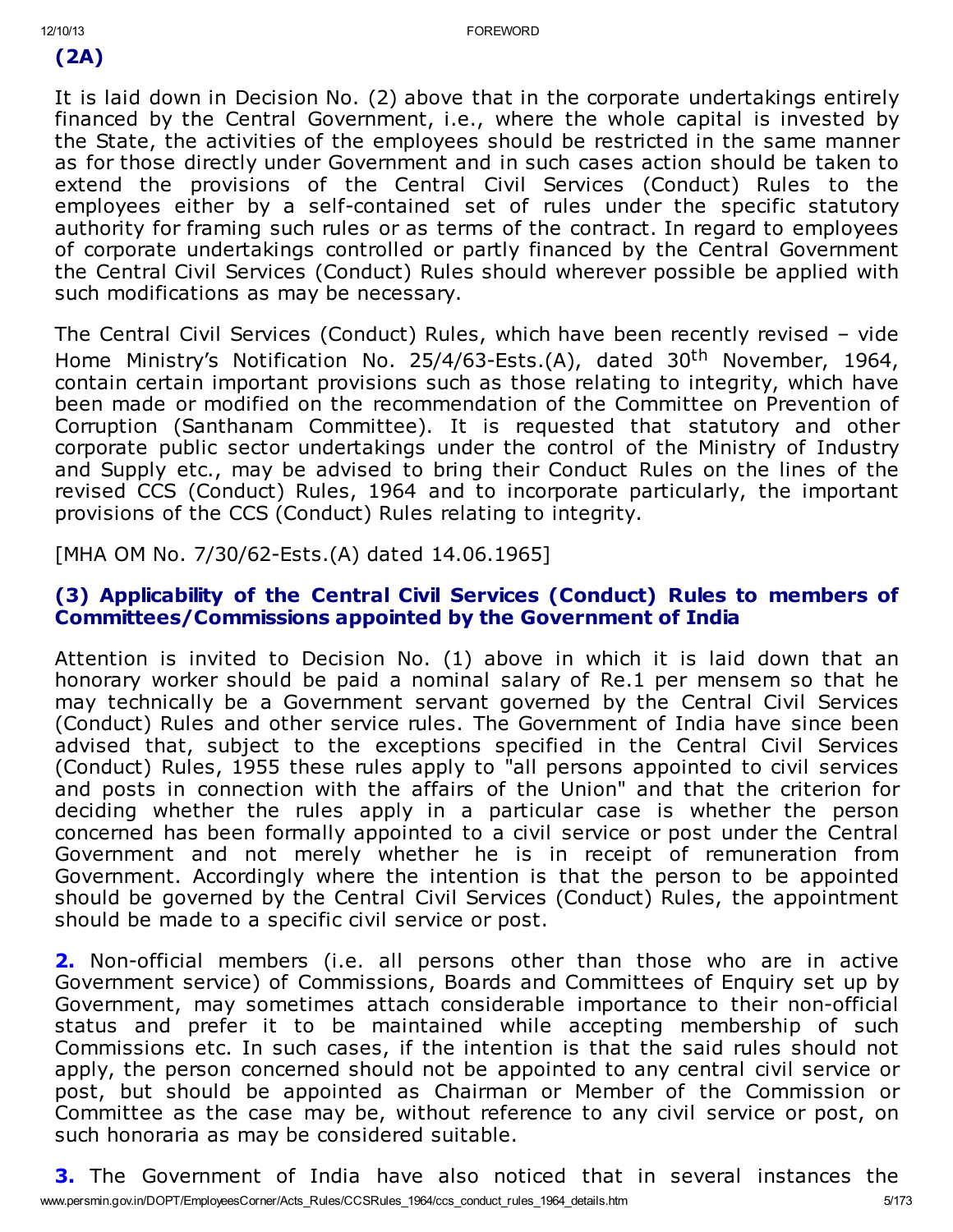**(2A)**

It is laid down in Decision No. (2) above that in the corporate undertakings entirely financed by the Central Government, i.e., where the whole capital is invested by the State, the activities of the employees should be restricted in the same manner as for those directly under Government and in such cases action should be taken to extend the provisions of the Central Civil Services (Conduct) Rules to the employees either by a self-contained set of rules under the specific statutory authority for framing such rules or as terms of the contract. In regard to employees of corporate undertakings controlled or partly financed by the Central Government the Central Civil Services (Conduct) Rules should wherever possible be applied with such modifications as may be necessary.

The Central Civil Services (Conduct) Rules, which have been recently revised – vide Home Ministry's Notification No. 25/4/63-Ests.(A), dated 30th November, 1964, contain certain important provisions such as those relating to integrity, which have been made or modified on the recommendation of the Committee on Prevention of Corruption (Santhanam Committee). It is requested that statutory and other corporate public sector undertakings under the control of the Ministry of Industry and Supply etc., may be advised to bring their Conduct Rules on the lines of the revised CCS (Conduct) Rules, 1964 and to incorporate particularly, the important provisions of the CCS (Conduct) Rules relating to integrity.

[MHA OM No. 7/30/62-Ests.(A) dated 14.06.1965]

### (3) Applicability of the Central Civil Services (Conduct) Rules to members of Committees/Commissions appointed by the Government of India

Attention is invited to Decision No. (1) above in which it is laid down that an honorary worker should be paid a nominal salary of Re.1 per mensem so that he may technically be a Government servant governed by the Central Civil Services (Conduct) Rules and other service rules. The Government of India have since been advised that, subject to the exceptions specified in the Central Civil Services (Conduct) Rules, 1955 these rules apply to "all persons appointed to civil services and posts in connection with the affairs of the Union" and that the criterion for deciding whether the rules apply in a particular case is whether the person concerned has been formally appointed to a civil service or post under the Central Government and not merely whether he is in receipt of remuneration from Government. Accordingly where the intention is that the person to be appointed should be governed by the Central Civil Services (Conduct) Rules, the appointment should be made to a specific civil service or post.

**2.** Non-official members (i.e. all persons other than those who are in active Government service) of Commissions, Boards and Committees of Enquiry set up by Government, may sometimes attach considerable importance to their non-official status and prefer it to be maintained while accepting membership of such Commissions etc. In such cases, if the intention is that the said rules should not apply, the person concerned should not be appointed to any central civil service or post, but should be appointed as Chairman or Member of the Commission or Committee as the case may be, without reference to any civil service or post, on such honoraria as may be considered suitable.

**3.** The Government of India have also noticed that in several instances the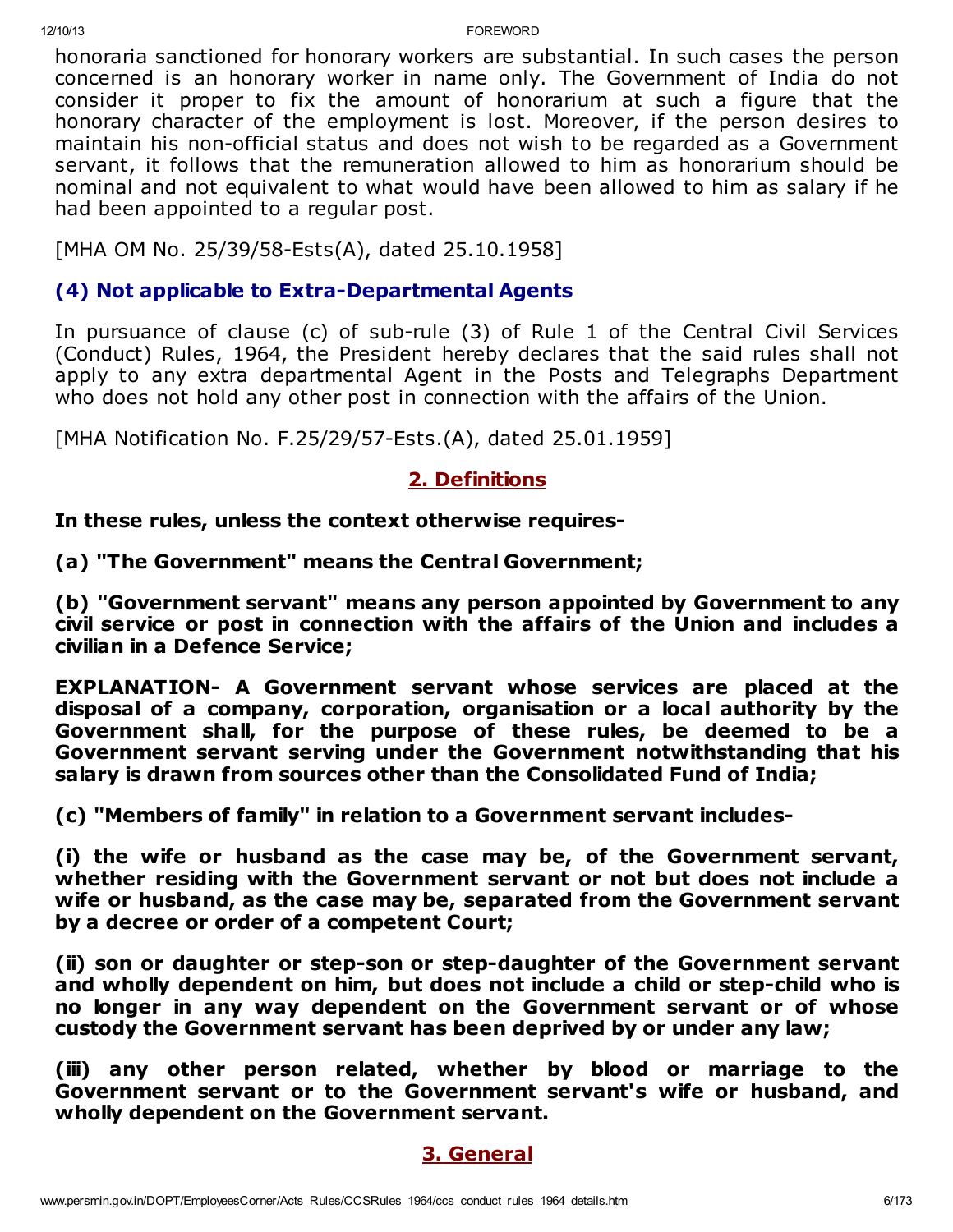honoraria sanctioned for honorary workers are substantial. In such cases the person concerned is an honorary worker in name only. The Government of India do not consider it proper to fix the amount of honorarium at such a figure that the honorary character of the employment is lost. Moreover, if the person desires to maintain his non-official status and does not wish to be regarded as a Government servant, it follows that the remuneration allowed to him as honorarium should be nominal and not equivalent to what would have been allowed to him as salary if he had been appointed to a regular post.

[MHA OM No. 25/39/58-Ests(A), dated 25.10.1958]

### (4) Not applicable to Extra-Departmental Agents

In pursuance of clause (c) of sub-rule (3) of Rule 1 of the Central Civil Services (Conduct) Rules, 1964, the President hereby declares that the said rules shall not apply to any extra departmental Agent in the Posts and Telegraphs Department who does not hold any other post in connection with the affairs of the Union.

[MHA Notification No. F.25/29/57-Ests.(A), dated 25.01.1959]

## 2. Definitions

**In these rules, unless the context otherwise requires-**

**(a) "The Government" means the Central Government;**

**(b) "Government servant" means any person appointed by Government to any civil service or post in connection with the affairs of the Union and includes a civilian in a Defence Service;**

**EXPLANATION- A Government servant whose services are placed at the disposal of a company, corporation, organisation or a local authority by the Government shall, for the purpose of these rules, be deemed to be a Government servant serving under the Government notwithstanding that his salary is drawn from sources other than the Consolidated Fund of India;**

**(c) "Members of family" in relation to a Government servant includes-**

**(i) the wife or husband as the case may be, of the Government servant, whether residing with the Government servant or not but does not include a wife or husband, as the case may be, separated from the Government servant by a decree or order of a competent Court;**

**(ii) son or daughter or step-son or step-daughter of the Government servant and wholly dependent on him, but does not include a child or step-child who is no longer in any way dependent on the Government servant or of whose custody the Government servant has been deprived by or under any law;**

**(iii) any other person related, whether by blood or marriage to the Government servant or to the Government servant's wife or husband, and wholly dependent on the Government servant.**

## 3. General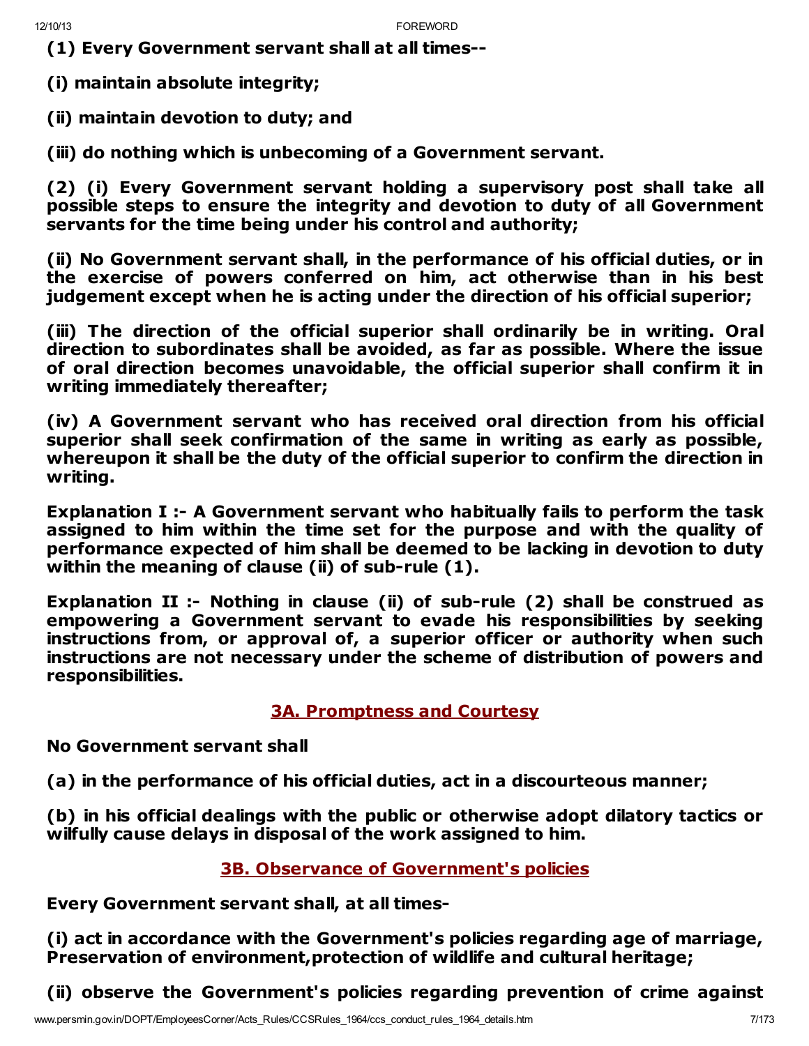**(1) Every Government servant shall at all times--**

**(i) maintain absolute integrity;**

**(ii) maintain devotion to duty; and**

**(iii) do nothing which is unbecoming of a Government servant.**

**(2) (i) Every Government servant holding a supervisory post shall take all possible steps to ensure the integrity and devotion to duty of all Government servants for the time being under his control and authority;**

**(ii) No Government servant shall, in the performance of his official duties, or in the exercise of powers conferred on him, act otherwise than in his best judgement except when he is acting under the direction of his official superior;**

**(iii) The direction of the official superior shall ordinarily be in writing. Oral direction to subordinates shall be avoided, as far as possible. Where the issue of oral direction becomes unavoidable, the official superior shall confirm it in writing immediately thereafter;**

**(iv) A Government servant who has received oral direction from his official superior shall seek confirmation of the same in writing as early as possible, whereupon it shall be the duty of the official superior to confirm the direction in writing.**

**Explanation I :- A Government servant who habitually fails to perform the task assigned to him within the time set for the purpose and with the quality of performance expected of him shall be deemed to be lacking in devotion to duty within the meaning of clause (ii) of sub-rule (1).**

**Explanation II :- Nothing in clause (ii) of sub-rule (2) shall be construed as empowering a Government servant to evade his responsibilities by seeking instructions from, or approval of, a superior officer or authority when such instructions are not necessary under the scheme of distribution of powers and responsibilities.**

## 3A. Promptness and Courtesy

**No Government servant shall**

**(a) in the performance of his official duties, act in a discourteous manner;**

**(b) in his official dealings with the public or otherwise adopt dilatory tactics or wilfully cause delays in disposal of the work assigned to him.**

## 3B. Observance of Government's policies

**Every Government servant shall, at all times-**

**(i) act in accordance with the Government's policies regarding age of marriage, Preservation of environment,protection of wildlife and cultural heritage;**

**(ii) observe the Government's policies regarding prevention of crime against**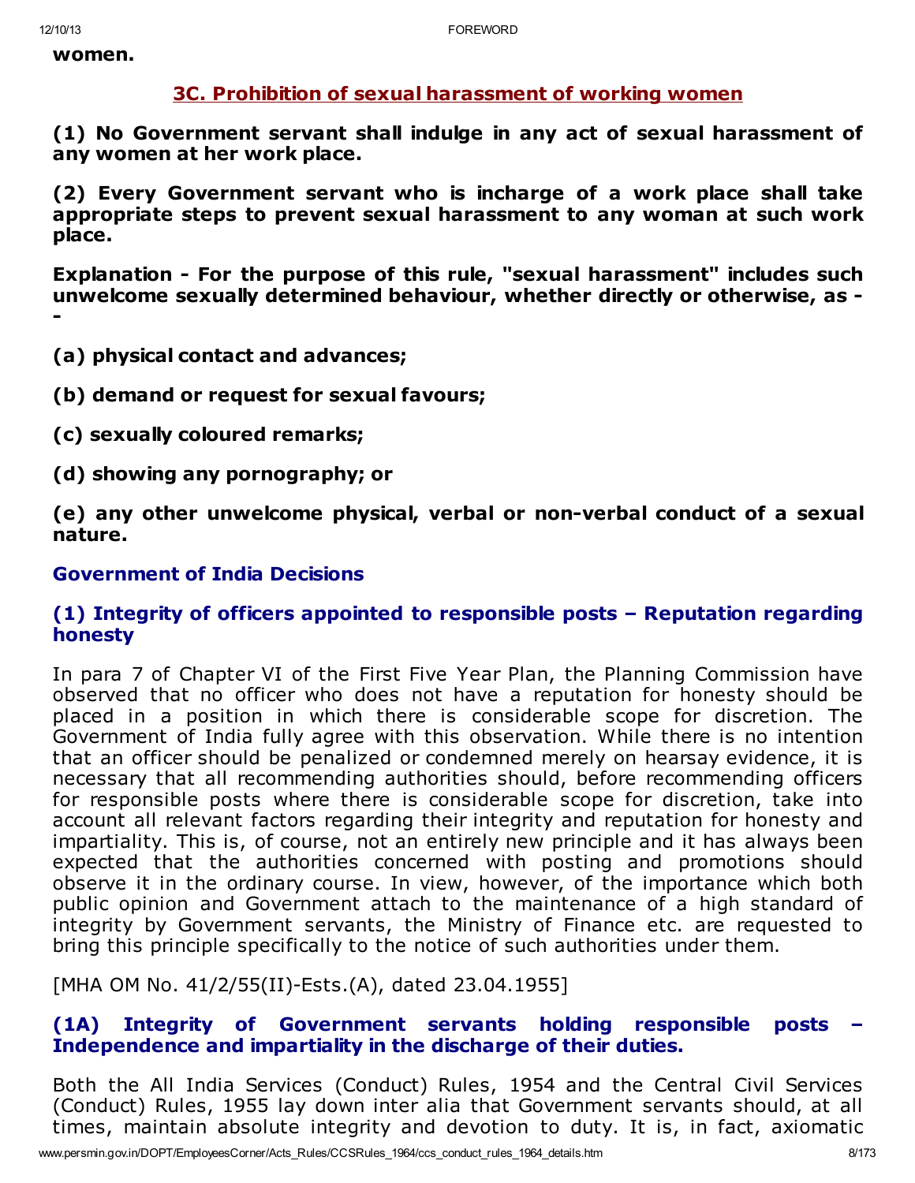**women.**

## 3C. Prohibition of sexual harassment of working women

**(1) No Government servant shall indulge in any act of sexual harassment of any women at her work place.**

**(2) Every Government servant who is incharge of a work place shall take appropriate steps to prevent sexual harassment to any woman at such work place.**

**Explanation - For the purpose of this rule, "sexual harassment" includes such unwelcome sexually determined behaviour, whether directly or otherwise, as --**

**(a) physical contact and advances;**

**(b) demand or request for sexual favours;**

**(c) sexually coloured remarks;**

**(d) showing any pornography; or**

**(e) any other unwelcome physical, verbal or non-verbal conduct of a sexual nature.**

### Government of India Decisions

#### (1) Integrity of officers appointed to responsible posts – Reputation regarding honesty

In para 7 of Chapter VI of the First Five Year Plan, the Planning Commission have observed that no officer who does not have a reputation for honesty should be placed in a position in which there is considerable scope for discretion. The Government of India fully agree with this observation. While there is no intention that an officer should be penalized or condemned merely on hearsay evidence, it is necessary that all recommending authorities should, before recommending officers for responsible posts where there is considerable scope for discretion, take into account all relevant factors regarding their integrity and reputation for honesty and impartiality. This is, of course, not an entirely new principle and it has always been expected that the authorities concerned with posting and promotions should observe it in the ordinary course. In view, however, of the importance which both public opinion and Government attach to the maintenance of a high standard of integrity by Government servants, the Ministry of Finance etc. are requested to bring this principle specifically to the notice of such authorities under them.

[MHA OM No. 41/2/55(II)-Ests.(A), dated 23.04.1955]

#### (1A) Integrity of Government servants holding responsible posts – Independence and impartiality in the discharge of their duties.

Both the All India Services (Conduct) Rules, 1954 and the Central Civil Services (Conduct) Rules, 1955 lay down inter alia that Government servants should, at all times, maintain absolute integrity and devotion to duty. It is, in fact, axiomatic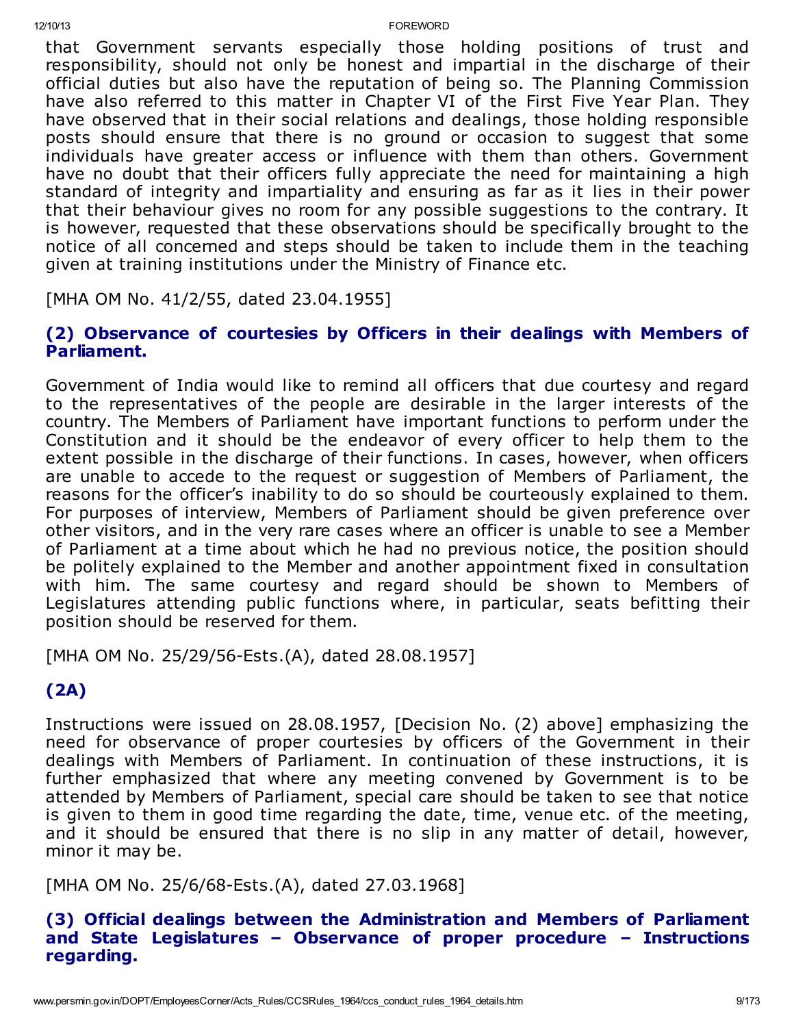that Government servants especially those holding positions of trust and responsibility, should not only be honest and impartial in the discharge of their official duties but also have the reputation of being so. The Planning Commission have also referred to this matter in Chapter VI of the First Five Year Plan. They have observed that in their social relations and dealings, those holding responsible posts should ensure that there is no ground or occasion to suggest that some individuals have greater access or influence with them than others. Government have no doubt that their officers fully appreciate the need for maintaining a high standard of integrity and impartiality and ensuring as far as it lies in their power that their behaviour gives no room for any possible suggestions to the contrary. It is however, requested that these observations should be specifically brought to the notice of all concerned and steps should be taken to include them in the teaching given at training institutions under the Ministry of Finance etc.

[MHA OM No. 41/2/55, dated 23.04.1955]

### (2) Observance of courtesies by Officers in their dealings with Members of Parliament.

Government of India would like to remind all officers that due courtesy and regard to the representatives of the people are desirable in the larger interests of the country. The Members of Parliament have important functions to perform under the Constitution and it should be the endeavor of every officer to help them to the extent possible in the discharge of their functions. In cases, however, when officers are unable to accede to the request or suggestion of Members of Parliament, the reasons for the officer's inability to do so should be courteously explained to them. For purposes of interview, Members of Parliament should be given preference over other visitors, and in the very rare cases where an officer is unable to see a Member of Parliament at a time about which he had no previous notice, the position should be politely explained to the Member and another appointment fixed in consultation with him. The same courtesy and regard should be shown to Members of Legislatures attending public functions where, in particular, seats befitting their position should be reserved for them.

[MHA OM No. 25/29/56-Ests.(A), dated 28.08.1957]

### (2A)

Instructions were issued on 28.08.1957, [Decision No. (2) above] emphasizing the need for observance of proper courtesies by officers of the Government in their dealings with Members of Parliament. In continuation of these instructions, it is further emphasized that where any meeting convened by Government is to be attended by Members of Parliament, special care should be taken to see that notice is given to them in good time regarding the date, time, venue etc. of the meeting, and it should be ensured that there is no slip in any matter of detail, however, minor it may be.

[MHA OM No. 25/6/68-Ests.(A), dated 27.03.1968]

### (3) Official dealings between the Administration and Members of Parliament and State Legislatures – Observance of proper procedure – Instructions regarding.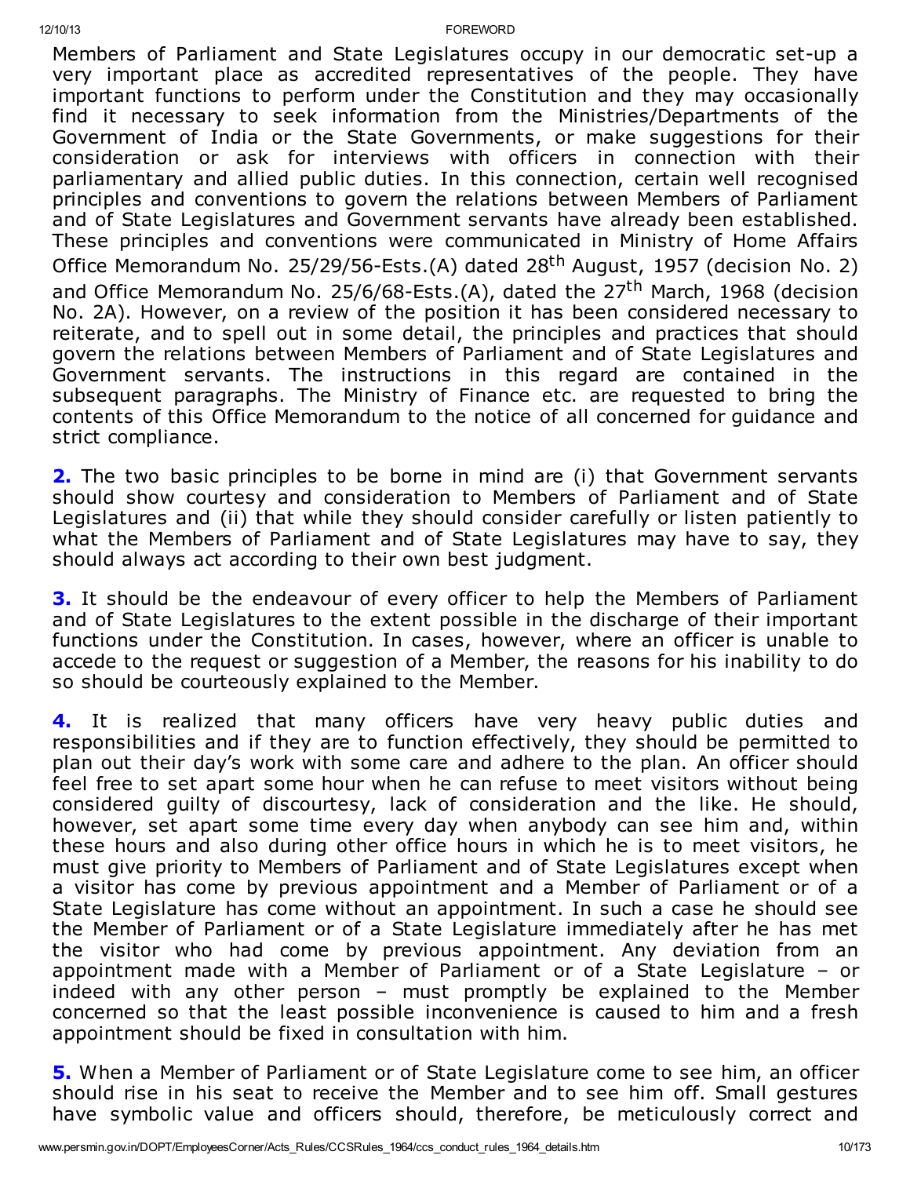Members of Parliament and State Legislatures occupy in our democratic set-up a very important place as accredited representatives of the people. They have important functions to perform under the Constitution and they may occasionally find it necessary to seek information from the Ministries/Departments of the Government of India or the State Governments, or make suggestions for their consideration or ask for interviews with officers in connection with their parliamentary and allied public duties. In this connection, certain well recognised principles and conventions to govern the relations between Members of Parliament and of State Legislatures and Government servants have already been established. These principles and conventions were communicated in Ministry of Home Affairs Office Memorandum No. 25/29/56-Ests.(A) dated 28th August, 1957 (decision No. 2) and Office Memorandum No. 25/6/68-Ests.(A), dated the 27th March, 1968 (decision No. 2A). However, on a review of the position it has been considered necessary to reiterate, and to spell out in some detail, the principles and practices that should govern the relations between Members of Parliament and of State Legislatures and Government servants. The instructions in this regard are contained in the subsequent paragraphs. The Ministry of Finance etc. are requested to bring the contents of this Office Memorandum to the notice of all concerned for guidance and strict compliance.

**2.** The two basic principles to be borne in mind are (i) that Government servants should show courtesy and consideration to Members of Parliament and of State Legislatures and (ii) that while they should consider carefully or listen patiently to what the Members of Parliament and of State Legislatures may have to say, they should always act according to their own best judgment.

**3.** It should be the endeavour of every officer to help the Members of Parliament and of State Legislatures to the extent possible in the discharge of their important functions under the Constitution. In cases, however, where an officer is unable to accede to the request or suggestion of a Member, the reasons for his inability to do so should be courteously explained to the Member.

**4.** It is realized that many officers have very heavy public duties and responsibilities and if they are to function effectively, they should be permitted to plan out their day's work with some care and adhere to the plan. An officer should feel free to set apart some hour when he can refuse to meet visitors without being considered guilty of discourtesy, lack of consideration and the like. He should, however, set apart some time every day when anybody can see him and, within these hours and also during other office hours in which he is to meet visitors, he must give priority to Members of Parliament and of State Legislatures except when a visitor has come by previous appointment and a Member of Parliament or of a State Legislature has come without an appointment. In such a case he should see the Member of Parliament or of a State Legislature immediately after he has met the visitor who had come by previous appointment. Any deviation from an appointment made with a Member of Parliament or of a State Legislature – or indeed with any other person – must promptly be explained to the Member concerned so that the least possible inconvenience is caused to him and a fresh appointment should be fixed in consultation with him.

**5.** When a Member of Parliament or of State Legislature come to see him, an officer should rise in his seat to receive the Member and to see him off. Small gestures have symbolic value and officers should, therefore, be meticulously correct and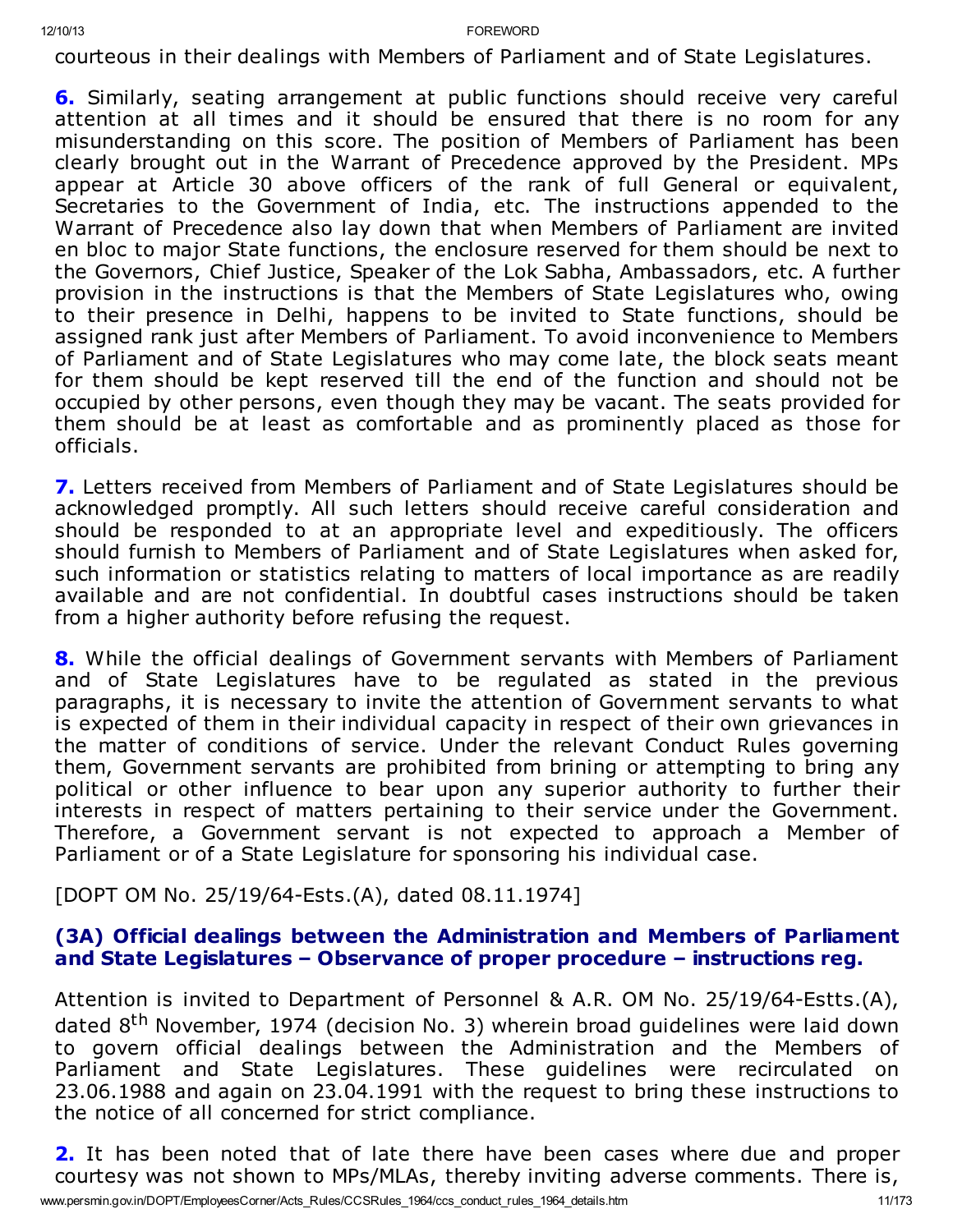courteous in their dealings with Members of Parliament and of State Legislatures.

**6.** Similarly, seating arrangement at public functions should receive very careful attention at all times and it should be ensured that there is no room for any misunderstanding on this score. The position of Members of Parliament has been clearly brought out in the Warrant of Precedence approved by the President. MPs appear at Article 30 above officers of the rank of full General or equivalent, Secretaries to the Government of India, etc. The instructions appended to the Warrant of Precedence also lay down that when Members of Parliament are invited en bloc to major State functions, the enclosure reserved for them should be next to the Governors, Chief Justice, Speaker of the Lok Sabha, Ambassadors, etc. A further provision in the instructions is that the Members of State Legislatures who, owing to their presence in Delhi, happens to be invited to State functions, should be assigned rank just after Members of Parliament. To avoid inconvenience to Members of Parliament and of State Legislatures who may come late, the block seats meant for them should be kept reserved till the end of the function and should not be occupied by other persons, even though they may be vacant. The seats provided for them should be at least as comfortable and as prominently placed as those for officials.

**7.** Letters received from Members of Parliament and of State Legislatures should be acknowledged promptly. All such letters should receive careful consideration and should be responded to at an appropriate level and expeditiously. The officers should furnish to Members of Parliament and of State Legislatures when asked for, such information or statistics relating to matters of local importance as are readily available and are not confidential. In doubtful cases instructions should be taken from a higher authority before refusing the request.

**8.** While the official dealings of Government servants with Members of Parliament and of State Legislatures have to be regulated as stated in the previous paragraphs, it is necessary to invite the attention of Government servants to what is expected of them in their individual capacity in respect of their own grievances in the matter of conditions of service. Under the relevant Conduct Rules governing them, Government servants are prohibited from brining or attempting to bring any political or other influence to bear upon any superior authority to further their interests in respect of matters pertaining to their service under the Government. Therefore, a Government servant is not expected to approach a Member of Parliament or of a State Legislature for sponsoring his individual case.

[DOPT OM No. 25/19/64-Ests.(A), dated 08.11.1974]

### (3A) Official dealings between the Administration and Members of Parliament and State Legislatures – Observance of proper procedure – instructions reg.

Attention is invited to Department of Personnel & A.R. OM No. 25/19/64-Estts.(A), dated 8th November, 1974 (decision No. 3) wherein broad guidelines were laid down to govern official dealings between the Administration and the Members of Parliament and State Legislatures. These guidelines were recirculated on 23.06.1988 and again on 23.04.1991 with the request to bring these instructions to the notice of all concerned for strict compliance.

**2.** It has been noted that of late there have been cases where due and proper courtesy was not shown to MPs/MLAs, thereby inviting adverse comments. There is,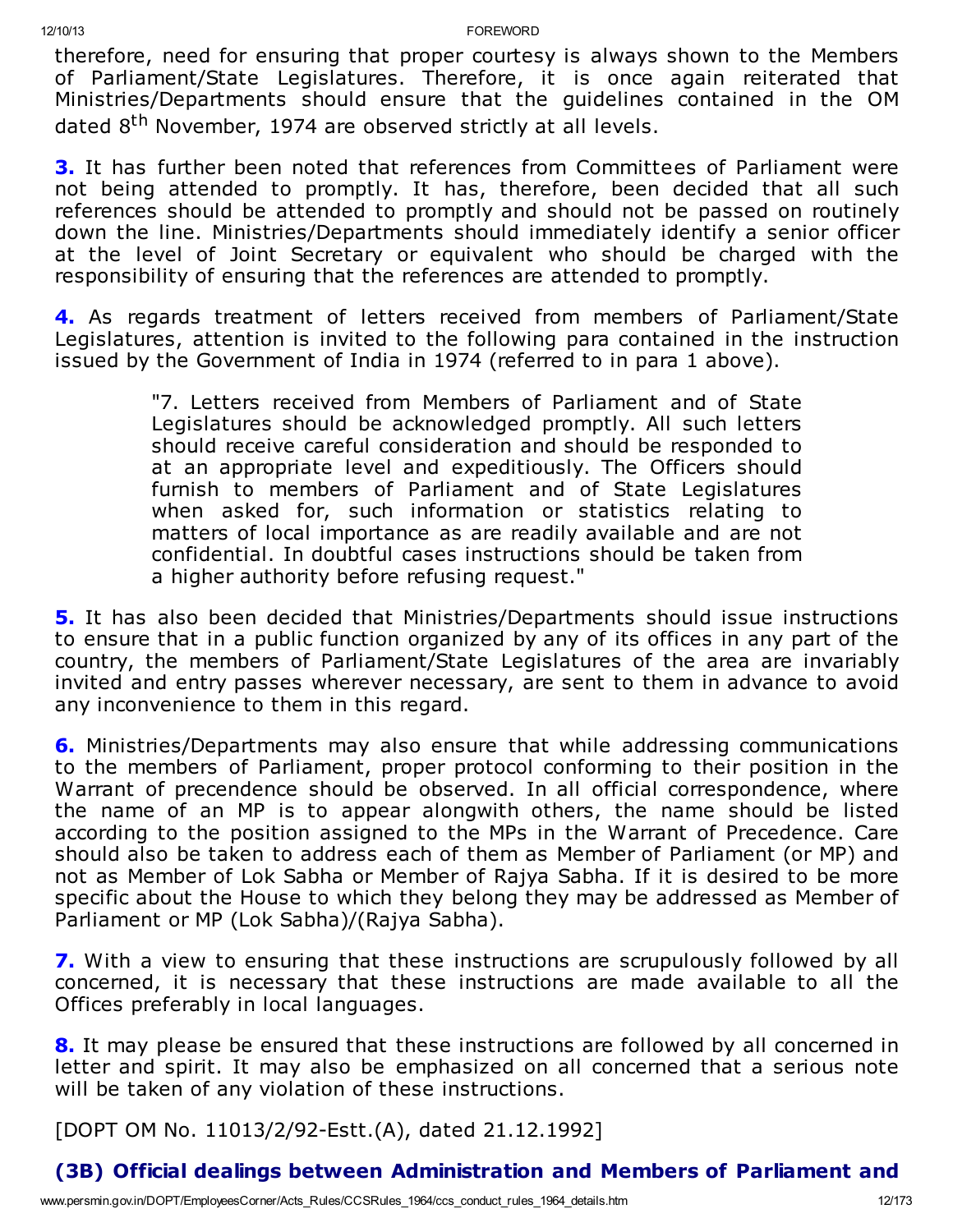therefore, need for ensuring that proper courtesy is always shown to the Members of Parliament/State Legislatures. Therefore, it is once again reiterated that Ministries/Departments should ensure that the guidelines contained in the OM dated 8th November, 1974 are observed strictly at all levels.

**3.** It has further been noted that references from Committees of Parliament were not being attended to promptly. It has, therefore, been decided that all such references should be attended to promptly and should not be passed on routinely down the line. Ministries/Departments should immediately identify a senior officer at the level of Joint Secretary or equivalent who should be charged with the responsibility of ensuring that the references are attended to promptly.

**4.** As regards treatment of letters received from members of Parliament/State Legislatures, attention is invited to the following para contained in the instruction issued by the Government of India in 1974 (referred to in para 1 above).

> "7. Letters received from Members of Parliament and of State Legislatures should be acknowledged promptly. All such letters should receive careful consideration and should be responded to at an appropriate level and expeditiously. The Officers should furnish to members of Parliament and of State Legislatures when asked for, such information or statistics relating to matters of local importance as are readily available and are not confidential. In doubtful cases instructions should be taken from a higher authority before refusing request."

**5.** It has also been decided that Ministries/Departments should issue instructions to ensure that in a public function organized by any of its offices in any part of the country, the members of Parliament/State Legislatures of the area are invariably invited and entry passes wherever necessary, are sent to them in advance to avoid any inconvenience to them in this regard.

**6.** Ministries/Departments may also ensure that while addressing communications to the members of Parliament, proper protocol conforming to their position in the Warrant of precendence should be observed. In all official correspondence, where the name of an MP is to appear alongwith others, the name should be listed according to the position assigned to the MPs in the Warrant of Precedence. Care should also be taken to address each of them as Member of Parliament (or MP) and not as Member of Lok Sabha or Member of Rajya Sabha. If it is desired to be more specific about the House to which they belong they may be addressed as Member of Parliament or MP (Lok Sabha)/(Rajya Sabha).

**7.** With a view to ensuring that these instructions are scrupulously followed by all concerned, it is necessary that these instructions are made available to all the Offices preferably in local languages.

**8.** It may please be ensured that these instructions are followed by all concerned in letter and spirit. It may also be emphasized on all concerned that a serious note will be taken of any violation of these instructions.

[DOPT OM No. 11013/2/92-Estt.(A), dated 21.12.1992]

### (3B) Official dealings between Administration and Members of Parliament and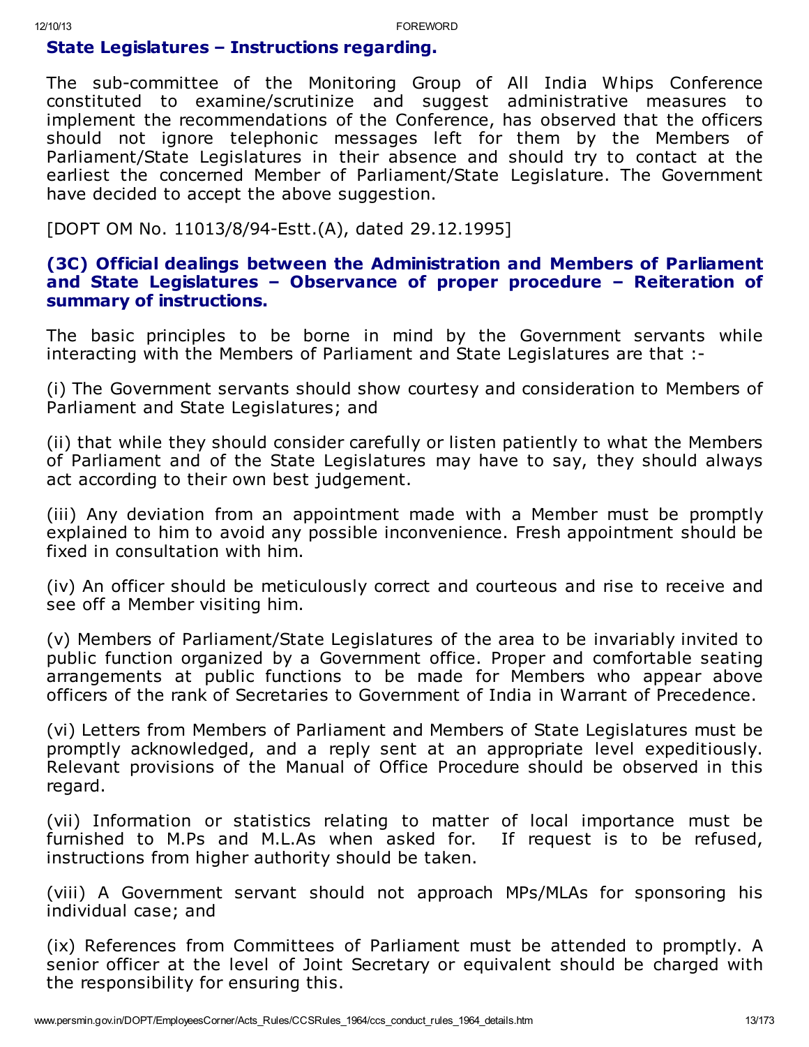### State Legislatures – Instructions regarding.

The sub-committee of the Monitoring Group of All India Whips Conference constituted to examine/scrutinize and suggest administrative measures to implement the recommendations of the Conference, has observed that the officers should not ignore telephonic messages left for them by the Members of Parliament/State Legislatures in their absence and should try to contact at the earliest the concerned Member of Parliament/State Legislature. The Government have decided to accept the above suggestion.

[DOPT OM No. 11013/8/94-Estt.(A), dated 29.12.1995]

### (3C) Official dealings between the Administration and Members of Parliament and State Legislatures – Observance of proper procedure – Reiteration of summary of instructions.

The basic principles to be borne in mind by the Government servants while interacting with the Members of Parliament and State Legislatures are that :-

(i) The Government servants should show courtesy and consideration to Members of Parliament and State Legislatures; and

(ii) that while they should consider carefully or listen patiently to what the Members of Parliament and of the State Legislatures may have to say, they should always act according to their own best judgement.

(iii) Any deviation from an appointment made with a Member must be promptly explained to him to avoid any possible inconvenience. Fresh appointment should be fixed in consultation with him.

(iv) An officer should be meticulously correct and courteous and rise to receive and see off a Member visiting him.

(v) Members of Parliament/State Legislatures of the area to be invariably invited to public function organized by a Government office. Proper and comfortable seating arrangements at public functions to be made for Members who appear above officers of the rank of Secretaries to Government of India in Warrant of Precedence.

(vi) Letters from Members of Parliament and Members of State Legislatures must be promptly acknowledged, and a reply sent at an appropriate level expeditiously. Relevant provisions of the Manual of Office Procedure should be observed in this regard.

(vii) Information or statistics relating to matter of local importance must be furnished to M.Ps and M.L.As when asked for. If request is to be refused, instructions from higher authority should be taken.

(viii) A Government servant should not approach MPs/MLAs for sponsoring his individual case; and

(ix) References from Committees of Parliament must be attended to promptly. A senior officer at the level of Joint Secretary or equivalent should be charged with the responsibility for ensuring this.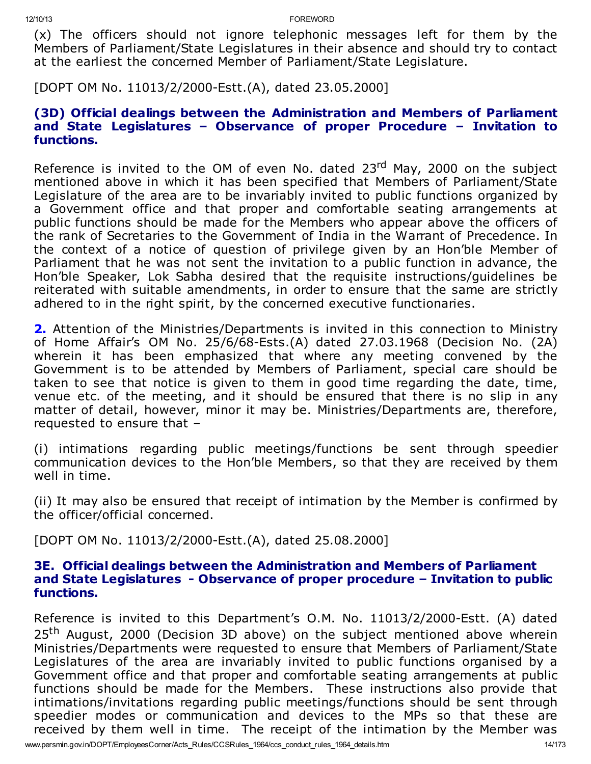(x) The officers should not ignore telephonic messages left for them by the Members of Parliament/State Legislatures in their absence and should try to contact at the earliest the concerned Member of Parliament/State Legislature.

[DOPT OM No. 11013/2/2000-Estt.(A), dated 23.05.2000]

### (3D) Official dealings between the Administration and Members of Parliament and State Legislatures – Observance of proper Procedure – Invitation to functions.

Reference is invited to the OM of even No. dated 23rd May, 2000 on the subject mentioned above in which it has been specified that Members of Parliament/State Legislature of the area are to be invariably invited to public functions organized by a Government office and that proper and comfortable seating arrangements at public functions should be made for the Members who appear above the officers of the rank of Secretaries to the Government of India in the Warrant of Precedence. In the context of a notice of question of privilege given by an Hon'ble Member of Parliament that he was not sent the invitation to a public function in advance, the Hon'ble Speaker, Lok Sabha desired that the requisite instructions/guidelines be reiterated with suitable amendments, in order to ensure that the same are strictly adhered to in the right spirit, by the concerned executive functionaries.

**2.** Attention of the Ministries/Departments is invited in this connection to Ministry of Home Affair's OM No. 25/6/68-Ests.(A) dated 27.03.1968 (Decision No. (2A) wherein it has been emphasized that where any meeting convened by the Government is to be attended by Members of Parliament, special care should be taken to see that notice is given to them in good time regarding the date, time, venue etc. of the meeting, and it should be ensured that there is no slip in any matter of detail, however, minor it may be. Ministries/Departments are, therefore, requested to ensure that –

(i) intimations regarding public meetings/functions be sent through speedier communication devices to the Hon'ble Members, so that they are received by them well in time.

(ii) It may also be ensured that receipt of intimation by the Member is confirmed by the officer/official concerned.

[DOPT OM No. 11013/2/2000-Estt.(A), dated 25.08.2000]

### 3E. Official dealings between the Administration and Members of Parliament and State Legislatures - Observance of proper procedure – Invitation to public functions.

Reference is invited to this Department's O.M. No. 11013/2/2000-Estt. (A) dated 25th August, 2000 (Decision 3D above) on the subject mentioned above wherein Ministries/Departments were requested to ensure that Members of Parliament/State Legislatures of the area are invariably invited to public functions organised by a Government office and that proper and comfortable seating arrangements at public functions should be made for the Members. These instructions also provide that intimations/invitations regarding public meetings/functions should be sent through speedier modes or communication and devices to the MPs so that these are received by them well in time. The receipt of the intimation by the Member was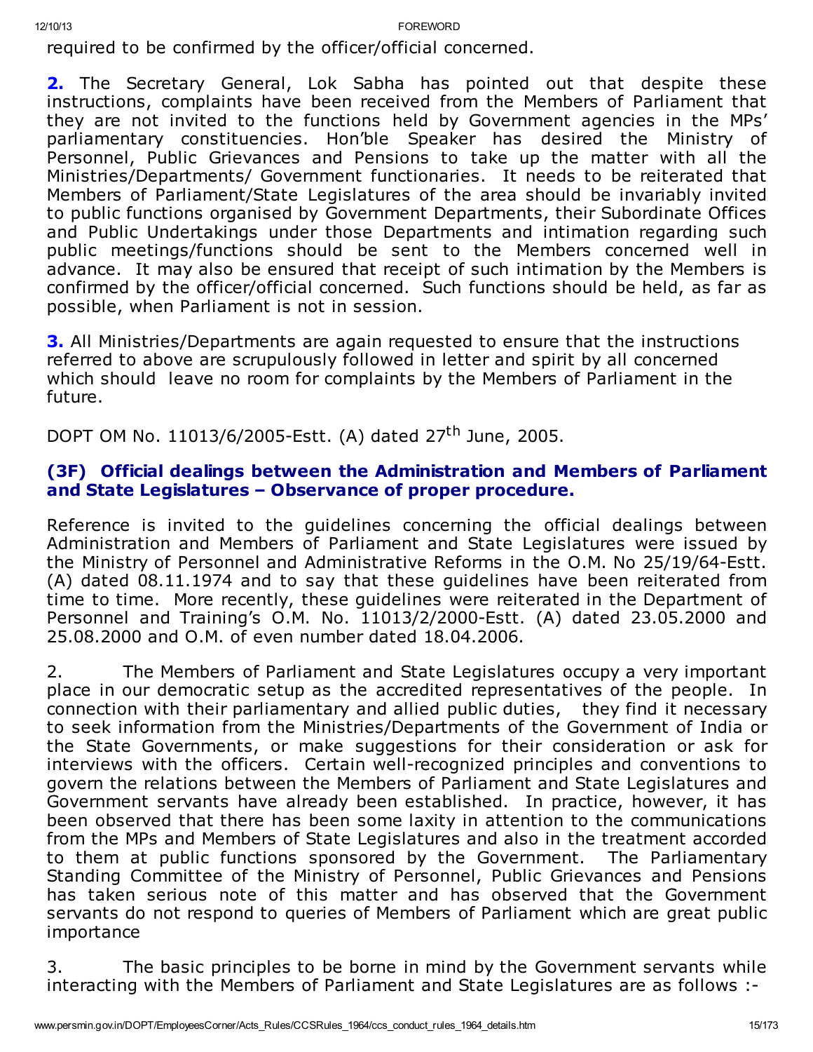required to be confirmed by the officer/official concerned.

**2.** The Secretary General, Lok Sabha has pointed out that despite these instructions, complaints have been received from the Members of Parliament that they are not invited to the functions held by Government agencies in the MPs' parliamentary constituencies. Hon'ble Speaker has desired the Ministry of Personnel, Public Grievances and Pensions to take up the matter with all the Ministries/Departments/ Government functionaries. It needs to be reiterated that Members of Parliament/State Legislatures of the area should be invariably invited to public functions organised by Government Departments, their Subordinate Offices and Public Undertakings under those Departments and intimation regarding such public meetings/functions should be sent to the Members concerned well in advance. It may also be ensured that receipt of such intimation by the Members is confirmed by the officer/official concerned. Such functions should be held, as far as possible, when Parliament is not in session.

**3.** All Ministries/Departments are again requested to ensure that the instructions referred to above are scrupulously followed in letter and spirit by all concerned which should leave no room for complaints by the Members of Parliament in the future.

DOPT OM No. 11013/6/2005-Estt. (A) dated 27th June, 2005.

### (3F) Official dealings between the Administration and Members of Parliament and State Legislatures – Observance of proper procedure.

Reference is invited to the guidelines concerning the official dealings between Administration and Members of Parliament and State Legislatures were issued by the Ministry of Personnel and Administrative Reforms in the O.M. No 25/19/64-Estt. (A) dated 08.11.1974 and to say that these guidelines have been reiterated from time to time. More recently, these guidelines were reiterated in the Department of Personnel and Training's O.M. No. 11013/2/2000-Estt. (A) dated 23.05.2000 and 25.08.2000 and O.M. of even number dated 18.04.2006.

2. The Members of Parliament and State Legislatures occupy a very important place in our democratic setup as the accredited representatives of the people. In connection with their parliamentary and allied public duties, they find it necessary to seek information from the Ministries/Departments of the Government of India or the State Governments, or make suggestions for their consideration or ask for interviews with the officers. Certain well-recognized principles and conventions to govern the relations between the Members of Parliament and State Legislatures and Government servants have already been established. In practice, however, it has been observed that there has been some laxity in attention to the communications from the MPs and Members of State Legislatures and also in the treatment accorded to them at public functions sponsored by the Government. The Parliamentary Standing Committee of the Ministry of Personnel, Public Grievances and Pensions has taken serious note of this matter and has observed that the Government servants do not respond to queries of Members of Parliament which are great public importance

3. The basic principles to be borne in mind by the Government servants while interacting with the Members of Parliament and State Legislatures are as follows :-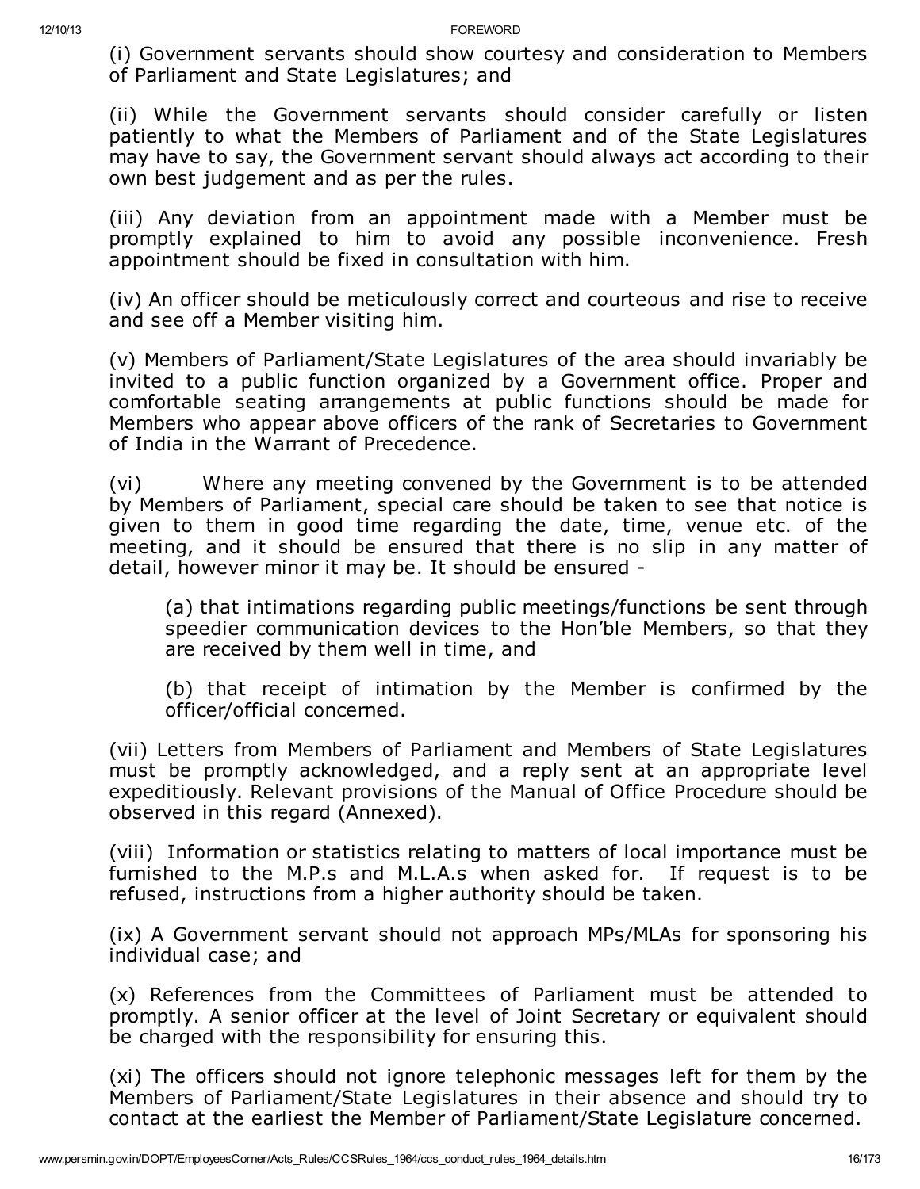(i) Government servants should show courtesy and consideration to Members of Parliament and State Legislatures; and

(ii) While the Government servants should consider carefully or listen patiently to what the Members of Parliament and of the State Legislatures may have to say, the Government servant should always act according to their own best judgement and as per the rules.

(iii) Any deviation from an appointment made with a Member must be promptly explained to him to avoid any possible inconvenience. Fresh appointment should be fixed in consultation with him.

(iv) An officer should be meticulously correct and courteous and rise to receive and see off a Member visiting him.

(v) Members of Parliament/State Legislatures of the area should invariably be invited to a public function organized by a Government office. Proper and comfortable seating arrangements at public functions should be made for Members who appear above officers of the rank of Secretaries to Government of India in the Warrant of Precedence.

(vi) Where any meeting convened by the Government is to be attended by Members of Parliament, special care should be taken to see that notice is given to them in good time regarding the date, time, venue etc. of the meeting, and it should be ensured that there is no slip in any matter of detail, however minor it may be. It should be ensured -

> (a) that intimations regarding public meetings/functions be sent through speedier communication devices to the Hon'ble Members, so that they are received by them well in time, and
>
> (b) that receipt of intimation by the Member is confirmed by the officer/official concerned.

(vii) Letters from Members of Parliament and Members of State Legislatures must be promptly acknowledged, and a reply sent at an appropriate level expeditiously. Relevant provisions of the Manual of Office Procedure should be observed in this regard (Annexed).

(viii) Information or statistics relating to matters of local importance must be furnished to the M.P.s and M.L.A.s when asked for. If request is to be refused, instructions from a higher authority should be taken.

(ix) A Government servant should not approach MPs/MLAs for sponsoring his individual case; and

(x) References from the Committees of Parliament must be attended to promptly. A senior officer at the level of Joint Secretary or equivalent should be charged with the responsibility for ensuring this.

(xi) The officers should not ignore telephonic messages left for them by the Members of Parliament/State Legislatures in their absence and should try to contact at the earliest the Member of Parliament/State Legislature concerned.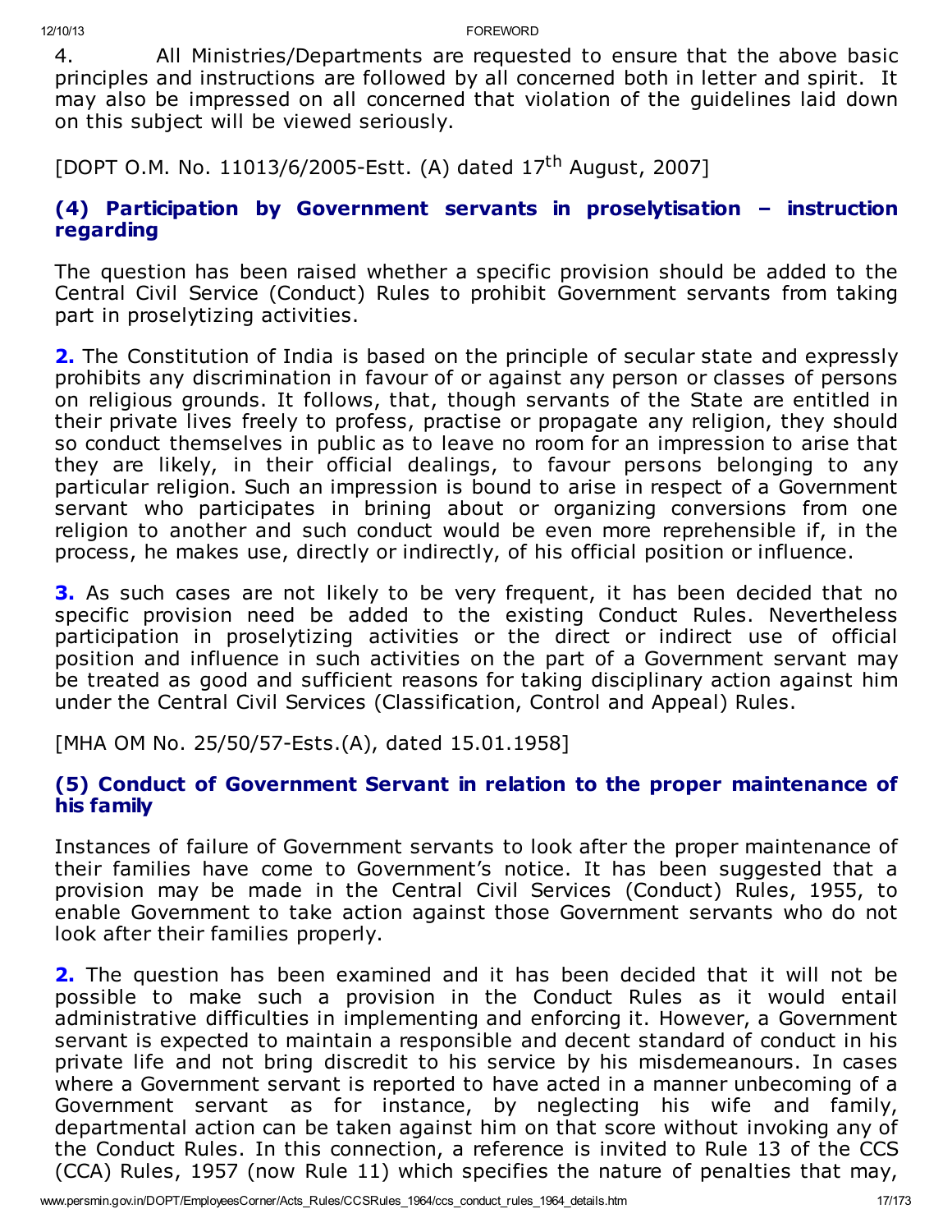4. All Ministries/Departments are requested to ensure that the above basic principles and instructions are followed by all concerned both in letter and spirit. It may also be impressed on all concerned that violation of the guidelines laid down on this subject will be viewed seriously.

[DOPT O.M. No. 11013/6/2005-Estt. (A) dated 17th August, 2007]

### (4) Participation by Government servants in proselytisation – instruction regarding

The question has been raised whether a specific provision should be added to the Central Civil Service (Conduct) Rules to prohibit Government servants from taking part in proselytizing activities.

**2.** The Constitution of India is based on the principle of secular state and expressly prohibits any discrimination in favour of or against any person or classes of persons on religious grounds. It follows, that, though servants of the State are entitled in their private lives freely to profess, practise or propagate any religion, they should so conduct themselves in public as to leave no room for an impression to arise that they are likely, in their official dealings, to favour persons belonging to any particular religion. Such an impression is bound to arise in respect of a Government servant who participates in brining about or organizing conversions from one religion to another and such conduct would be even more reprehensible if, in the process, he makes use, directly or indirectly, of his official position or influence.

**3.** As such cases are not likely to be very frequent, it has been decided that no specific provision need be added to the existing Conduct Rules. Nevertheless participation in proselytizing activities or the direct or indirect use of official position and influence in such activities on the part of a Government servant may be treated as good and sufficient reasons for taking disciplinary action against him under the Central Civil Services (Classification, Control and Appeal) Rules.

[MHA OM No. 25/50/57-Ests.(A), dated 15.01.1958]

### (5) Conduct of Government Servant in relation to the proper maintenance of his family

Instances of failure of Government servants to look after the proper maintenance of their families have come to Government's notice. It has been suggested that a provision may be made in the Central Civil Services (Conduct) Rules, 1955, to enable Government to take action against those Government servants who do not look after their families properly.

**2.** The question has been examined and it has been decided that it will not be possible to make such a provision in the Conduct Rules as it would entail administrative difficulties in implementing and enforcing it. However, a Government servant is expected to maintain a responsible and decent standard of conduct in his private life and not bring discredit to his service by his misdemeanours. In cases where a Government servant is reported to have acted in a manner unbecoming of a Government servant as for instance, by neglecting his wife and family, departmental action can be taken against him on that score without invoking any of the Conduct Rules. In this connection, a reference is invited to Rule 13 of the CCS (CCA) Rules, 1957 (now Rule 11) which specifies the nature of penalties that may,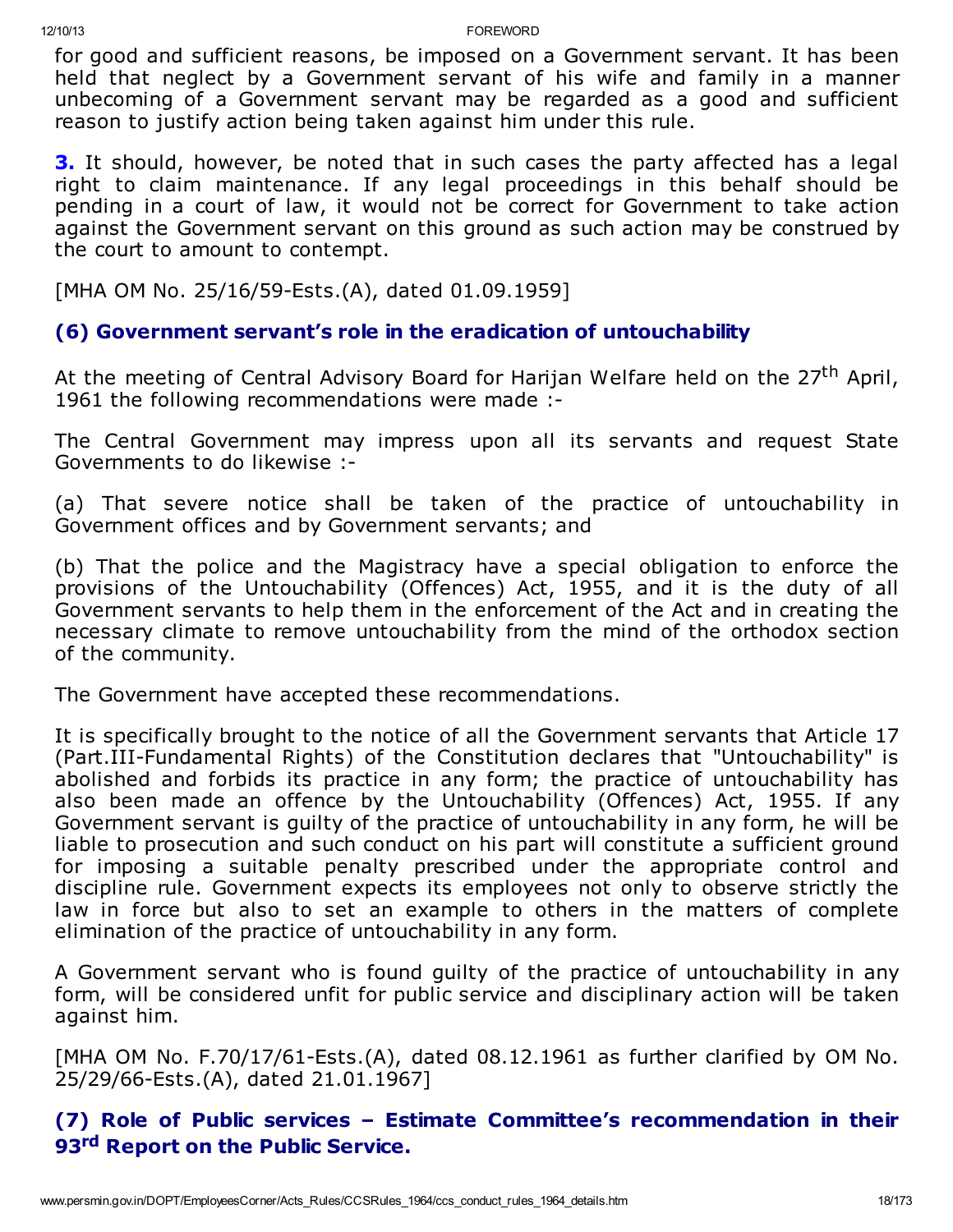for good and sufficient reasons, be imposed on a Government servant. It has been held that neglect by a Government servant of his wife and family in a manner unbecoming of a Government servant may be regarded as a good and sufficient reason to justify action being taken against him under this rule.

**3.** It should, however, be noted that in such cases the party affected has a legal right to claim maintenance. If any legal proceedings in this behalf should be pending in a court of law, it would not be correct for Government to take action against the Government servant on this ground as such action may be construed by the court to amount to contempt.

[MHA OM No. 25/16/59-Ests.(A), dated 01.09.1959]

### (6) Government servant's role in the eradication of untouchability

At the meeting of Central Advisory Board for Harijan Welfare held on the 27th April, 1961 the following recommendations were made :-

The Central Government may impress upon all its servants and request State Governments to do likewise :-

(a) That severe notice shall be taken of the practice of untouchability in Government offices and by Government servants; and

(b) That the police and the Magistracy have a special obligation to enforce the provisions of the Untouchability (Offences) Act, 1955, and it is the duty of all Government servants to help them in the enforcement of the Act and in creating the necessary climate to remove untouchability from the mind of the orthodox section of the community.

The Government have accepted these recommendations.

It is specifically brought to the notice of all the Government servants that Article 17 (Part.III-Fundamental Rights) of the Constitution declares that "Untouchability" is abolished and forbids its practice in any form; the practice of untouchability has also been made an offence by the Untouchability (Offences) Act, 1955. If any Government servant is guilty of the practice of untouchability in any form, he will be liable to prosecution and such conduct on his part will constitute a sufficient ground for imposing a suitable penalty prescribed under the appropriate control and discipline rule. Government expects its employees not only to observe strictly the law in force but also to set an example to others in the matters of complete elimination of the practice of untouchability in any form.

A Government servant who is found guilty of the practice of untouchability in any form, will be considered unfit for public service and disciplinary action will be taken against him.

[MHA OM No. F.70/17/61-Ests.(A), dated 08.12.1961 as further clarified by OM No. 25/29/66-Ests.(A), dated 21.01.1967]

### (7) Role of Public services – Estimate Committee's recommendation in their 93rd Report on the Public Service.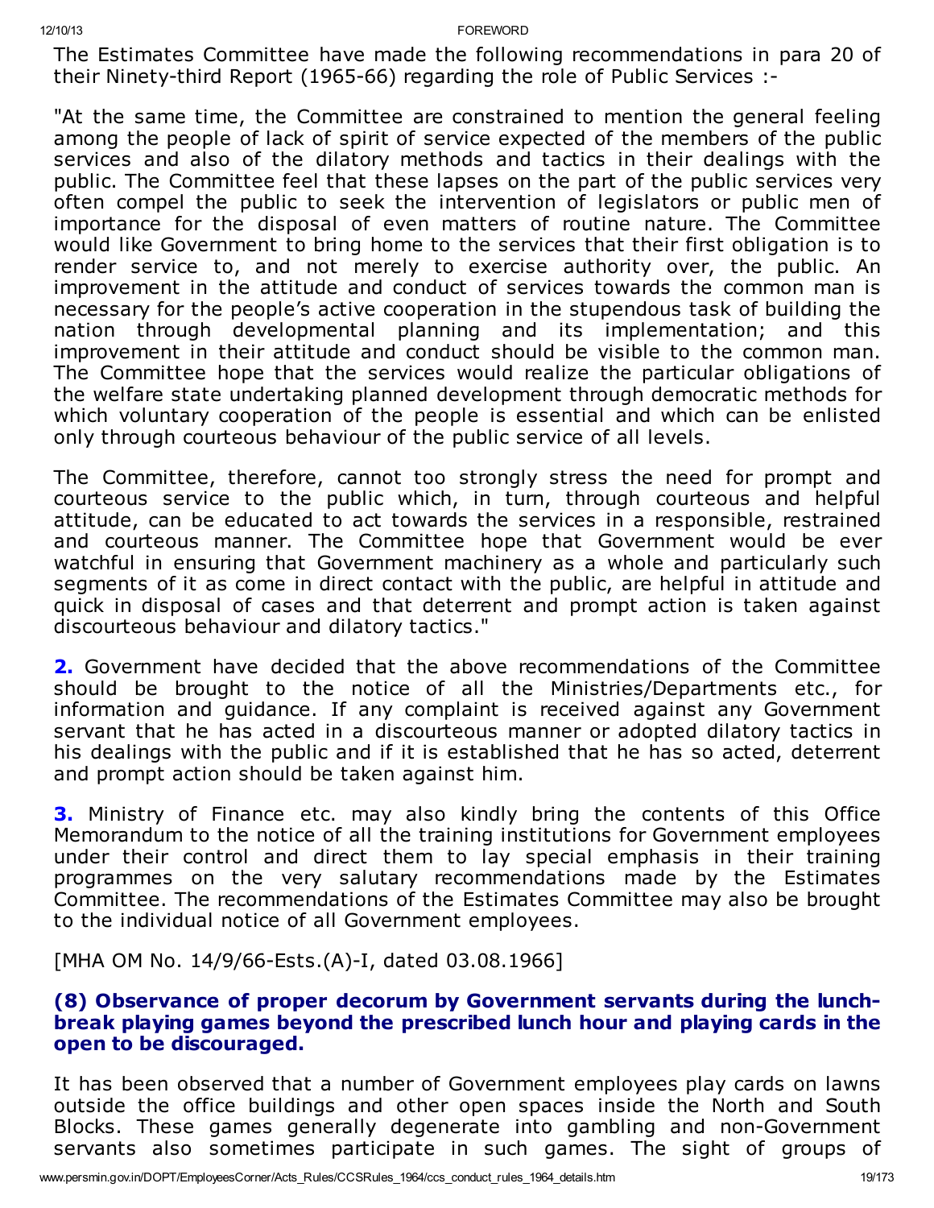The Estimates Committee have made the following recommendations in para 20 of their Ninety-third Report (1965-66) regarding the role of Public Services :-

"At the same time, the Committee are constrained to mention the general feeling among the people of lack of spirit of service expected of the members of the public services and also of the dilatory methods and tactics in their dealings with the public. The Committee feel that these lapses on the part of the public services very often compel the public to seek the intervention of legislators or public men of importance for the disposal of even matters of routine nature. The Committee would like Government to bring home to the services that their first obligation is to render service to, and not merely to exercise authority over, the public. An improvement in the attitude and conduct of services towards the common man is necessary for the people's active cooperation in the stupendous task of building the nation through developmental planning and its implementation; and this improvement in their attitude and conduct should be visible to the common man. The Committee hope that the services would realize the particular obligations of the welfare state undertaking planned development through democratic methods for which voluntary cooperation of the people is essential and which can be enlisted only through courteous behaviour of the public service of all levels.

The Committee, therefore, cannot too strongly stress the need for prompt and courteous service to the public which, in turn, through courteous and helpful attitude, can be educated to act towards the services in a responsible, restrained and courteous manner. The Committee hope that Government would be ever watchful in ensuring that Government machinery as a whole and particularly such segments of it as come in direct contact with the public, are helpful in attitude and quick in disposal of cases and that deterrent and prompt action is taken against discourteous behaviour and dilatory tactics."

**2.** Government have decided that the above recommendations of the Committee should be brought to the notice of all the Ministries/Departments etc., for information and guidance. If any complaint is received against any Government servant that he has acted in a discourteous manner or adopted dilatory tactics in his dealings with the public and if it is established that he has so acted, deterrent and prompt action should be taken against him.

**3.** Ministry of Finance etc. may also kindly bring the contents of this Office Memorandum to the notice of all the training institutions for Government employees under their control and direct them to lay special emphasis in their training programmes on the very salutary recommendations made by the Estimates Committee. The recommendations of the Estimates Committee may also be brought to the individual notice of all Government employees.

[MHA OM No. 14/9/66-Ests.(A)-I, dated 03.08.1966]

### (8) Observance of proper decorum by Government servants during the lunch-break playing games beyond the prescribed lunch hour and playing cards in the open to be discouraged.

It has been observed that a number of Government employees play cards on lawns outside the office buildings and other open spaces inside the North and South Blocks. These games generally degenerate into gambling and non-Government servants also sometimes participate in such games. The sight of groups of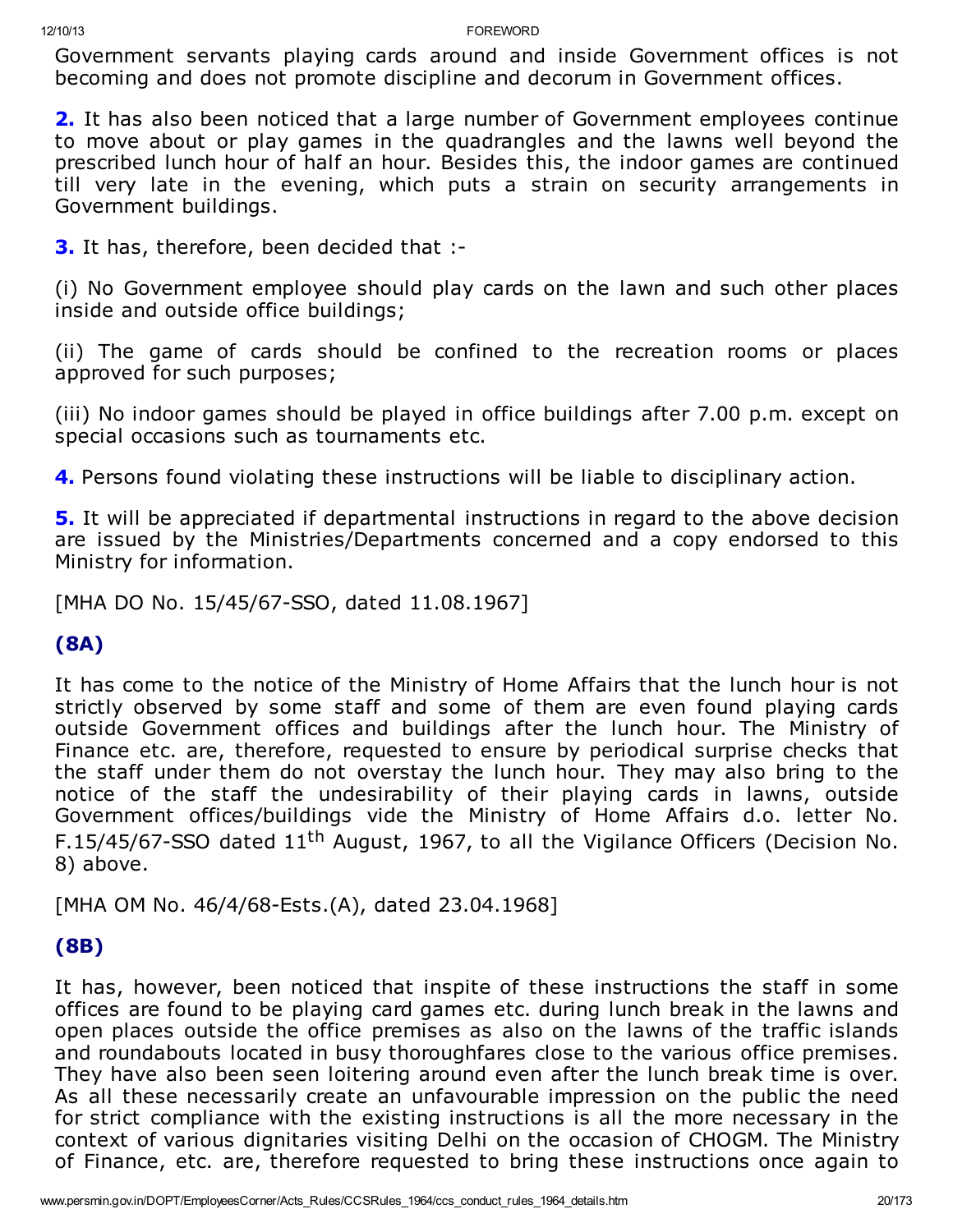Government servants playing cards around and inside Government offices is not becoming and does not promote discipline and decorum in Government offices.

**2.** It has also been noticed that a large number of Government employees continue to move about or play games in the quadrangles and the lawns well beyond the prescribed lunch hour of half an hour. Besides this, the indoor games are continued till very late in the evening, which puts a strain on security arrangements in Government buildings.

**3.** It has, therefore, been decided that :-

(i) No Government employee should play cards on the lawn and such other places inside and outside office buildings;

(ii) The game of cards should be confined to the recreation rooms or places approved for such purposes;

(iii) No indoor games should be played in office buildings after 7.00 p.m. except on special occasions such as tournaments etc.

**4.** Persons found violating these instructions will be liable to disciplinary action.

**5.** It will be appreciated if departmental instructions in regard to the above decision are issued by the Ministries/Departments concerned and a copy endorsed to this Ministry for information.

[MHA DO No. 15/45/67-SSO, dated 11.08.1967]

### (8A)

It has come to the notice of the Ministry of Home Affairs that the lunch hour is not strictly observed by some staff and some of them are even found playing cards outside Government offices and buildings after the lunch hour. The Ministry of Finance etc. are, therefore, requested to ensure by periodical surprise checks that the staff under them do not overstay the lunch hour. They may also bring to the notice of the staff the undesirability of their playing cards in lawns, outside Government offices/buildings vide the Ministry of Home Affairs d.o. letter No. F.15/45/67-SSO dated 11th August, 1967, to all the Vigilance Officers (Decision No. 8) above.

[MHA OM No. 46/4/68-Ests.(A), dated 23.04.1968]

### (8B)

It has, however, been noticed that inspite of these instructions the staff in some offices are found to be playing card games etc. during lunch break in the lawns and open places outside the office premises as also on the lawns of the traffic islands and roundabouts located in busy thoroughfares close to the various office premises. They have also been seen loitering around even after the lunch break time is over. As all these necessarily create an unfavourable impression on the public the need for strict compliance with the existing instructions is all the more necessary in the context of various dignitaries visiting Delhi on the occasion of CHOGM. The Ministry of Finance, etc. are, therefore requested to bring these instructions once again to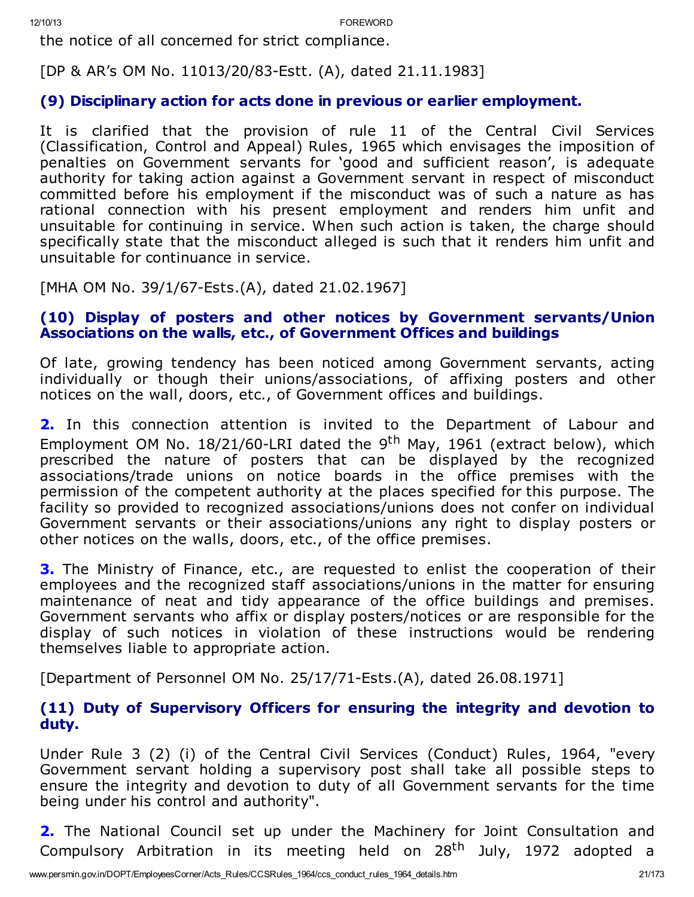the notice of all concerned for strict compliance.

[DP & AR's OM No. 11013/20/83-Estt. (A), dated 21.11.1983]

### (9) Disciplinary action for acts done in previous or earlier employment.

It is clarified that the provision of rule 11 of the Central Civil Services (Classification, Control and Appeal) Rules, 1965 which envisages the imposition of penalties on Government servants for 'good and sufficient reason', is adequate authority for taking action against a Government servant in respect of misconduct committed before his employment if the misconduct was of such a nature as has rational connection with his present employment and renders him unfit and unsuitable for continuing in service. When such action is taken, the charge should specifically state that the misconduct alleged is such that it renders him unfit and unsuitable for continuance in service.

[MHA OM No. 39/1/67-Ests.(A), dated 21.02.1967]

### (10) Display of posters and other notices by Government servants/Union Associations on the walls, etc., of Government Offices and buildings

Of late, growing tendency has been noticed among Government servants, acting individually or though their unions/associations, of affixing posters and other notices on the wall, doors, etc., of Government offices and buildings.

**2.** In this connection attention is invited to the Department of Labour and Employment OM No. 18/21/60-LRI dated the 9th May, 1961 (extract below), which prescribed the nature of posters that can be displayed by the recognized associations/trade unions on notice boards in the office premises with the permission of the competent authority at the places specified for this purpose. The facility so provided to recognized associations/unions does not confer on individual Government servants or their associations/unions any right to display posters or other notices on the walls, doors, etc., of the office premises.

**3.** The Ministry of Finance, etc., are requested to enlist the cooperation of their employees and the recognized staff associations/unions in the matter for ensuring maintenance of neat and tidy appearance of the office buildings and premises. Government servants who affix or display posters/notices or are responsible for the display of such notices in violation of these instructions would be rendering themselves liable to appropriate action.

[Department of Personnel OM No. 25/17/71-Ests.(A), dated 26.08.1971]

### (11) Duty of Supervisory Officers for ensuring the integrity and devotion to duty.

Under Rule 3 (2) (i) of the Central Civil Services (Conduct) Rules, 1964, "every Government servant holding a supervisory post shall take all possible steps to ensure the integrity and devotion to duty of all Government servants for the time being under his control and authority".

**2.** The National Council set up under the Machinery for Joint Consultation and Compulsory Arbitration in its meeting held on 28th July, 1972 adopted a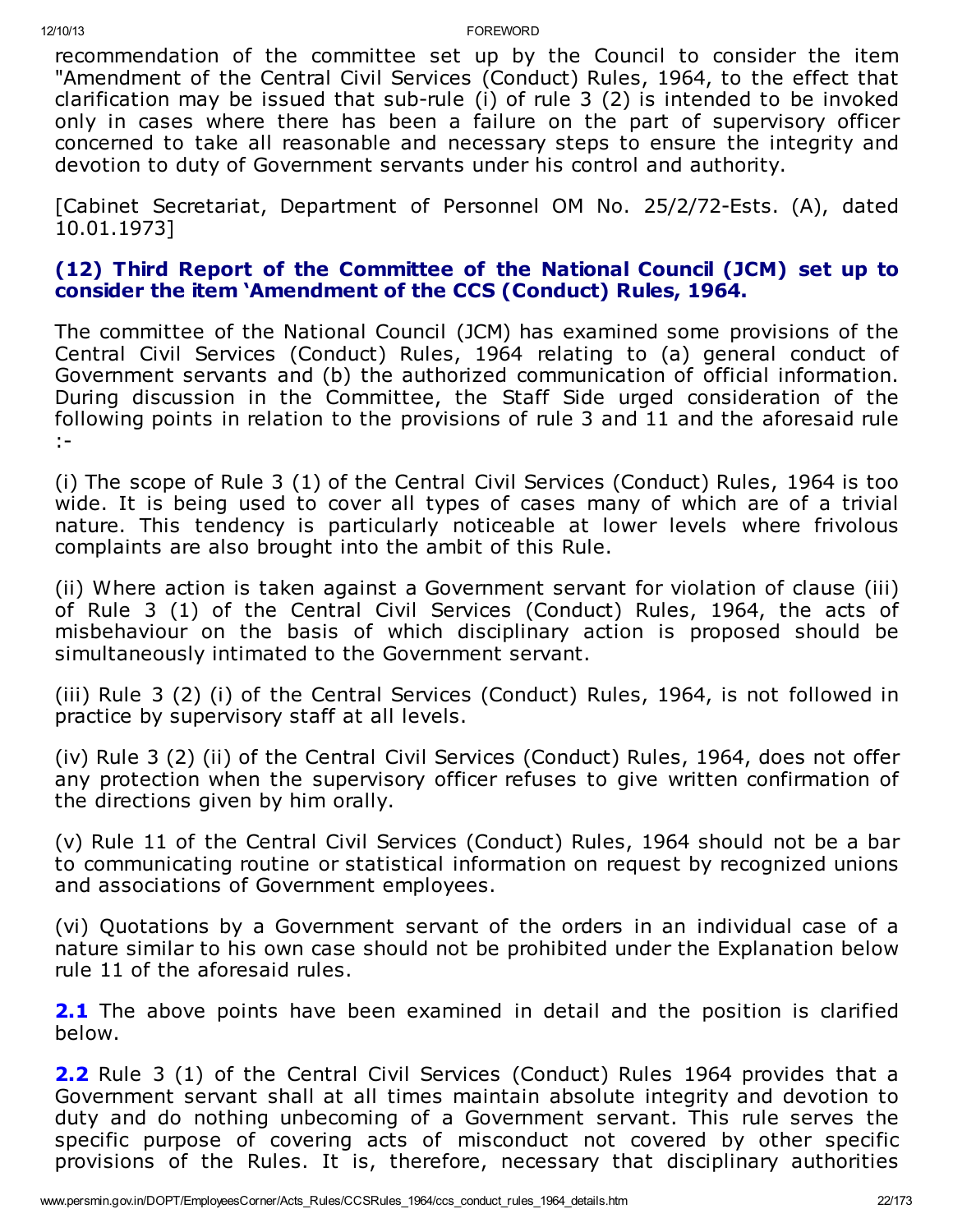recommendation of the committee set up by the Council to consider the item "Amendment of the Central Civil Services (Conduct) Rules, 1964, to the effect that clarification may be issued that sub-rule (i) of rule 3 (2) is intended to be invoked only in cases where there has been a failure on the part of supervisory officer concerned to take all reasonable and necessary steps to ensure the integrity and devotion to duty of Government servants under his control and authority.

[Cabinet Secretariat, Department of Personnel OM No. 25/2/72-Ests. (A), dated 10.01.1973]

### (12) Third Report of the Committee of the National Council (JCM) set up to consider the item 'Amendment of the CCS (Conduct) Rules, 1964.

The committee of the National Council (JCM) has examined some provisions of the Central Civil Services (Conduct) Rules, 1964 relating to (a) general conduct of Government servants and (b) the authorized communication of official information. During discussion in the Committee, the Staff Side urged consideration of the following points in relation to the provisions of rule 3 and 11 and the aforesaid rule :-

(i) The scope of Rule 3 (1) of the Central Civil Services (Conduct) Rules, 1964 is too wide. It is being used to cover all types of cases many of which are of a trivial nature. This tendency is particularly noticeable at lower levels where frivolous complaints are also brought into the ambit of this Rule.

(ii) Where action is taken against a Government servant for violation of clause (iii) of Rule 3 (1) of the Central Civil Services (Conduct) Rules, 1964, the acts of misbehaviour on the basis of which disciplinary action is proposed should be simultaneously intimated to the Government servant.

(iii) Rule 3 (2) (i) of the Central Services (Conduct) Rules, 1964, is not followed in practice by supervisory staff at all levels.

(iv) Rule 3 (2) (ii) of the Central Civil Services (Conduct) Rules, 1964, does not offer any protection when the supervisory officer refuses to give written confirmation of the directions given by him orally.

(v) Rule 11 of the Central Civil Services (Conduct) Rules, 1964 should not be a bar to communicating routine or statistical information on request by recognized unions and associations of Government employees.

(vi) Quotations by a Government servant of the orders in an individual case of a nature similar to his own case should not be prohibited under the Explanation below rule 11 of the aforesaid rules.

**2.1** The above points have been examined in detail and the position is clarified below.

**2.2** Rule 3 (1) of the Central Civil Services (Conduct) Rules 1964 provides that a Government servant shall at all times maintain absolute integrity and devotion to duty and do nothing unbecoming of a Government servant. This rule serves the specific purpose of covering acts of misconduct not covered by other specific provisions of the Rules. It is, therefore, necessary that disciplinary authorities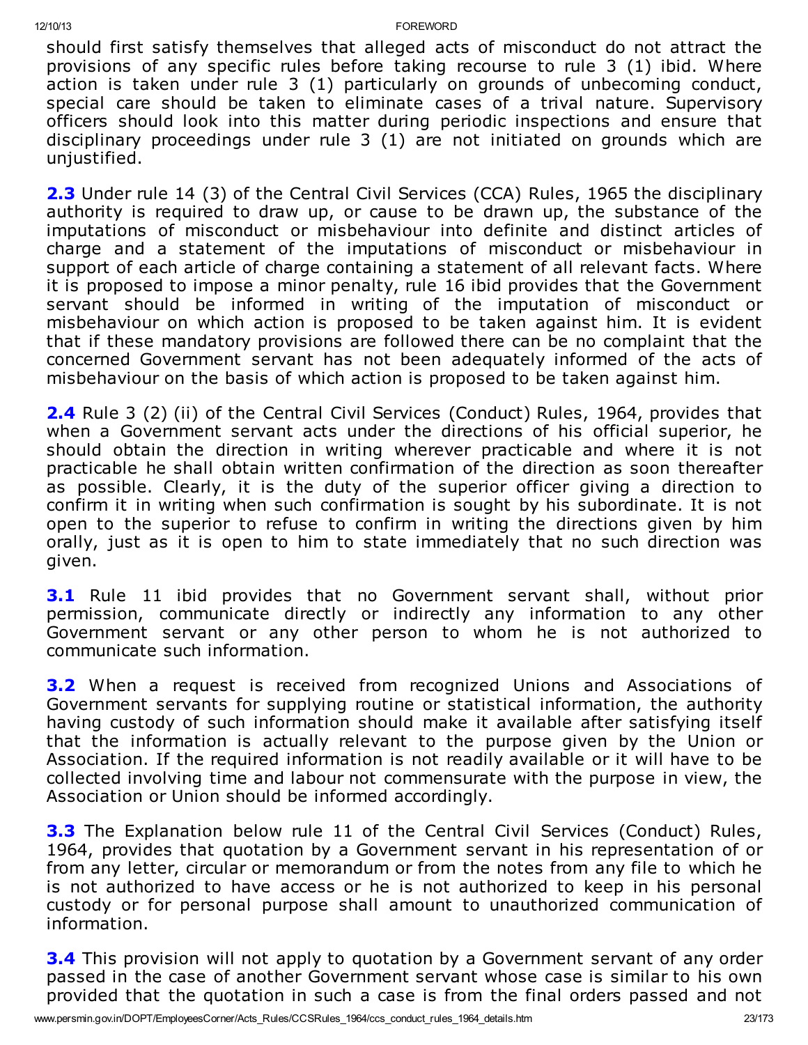should first satisfy themselves that alleged acts of misconduct do not attract the provisions of any specific rules before taking recourse to rule 3 (1) ibid. Where action is taken under rule 3 (1) particularly on grounds of unbecoming conduct, special care should be taken to eliminate cases of a trival nature. Supervisory officers should look into this matter during periodic inspections and ensure that disciplinary proceedings under rule 3 (1) are not initiated on grounds which are unjustified.

**2.3** Under rule 14 (3) of the Central Civil Services (CCA) Rules, 1965 the disciplinary authority is required to draw up, or cause to be drawn up, the substance of the imputations of misconduct or misbehaviour into definite and distinct articles of charge and a statement of the imputations of misconduct or misbehaviour in support of each article of charge containing a statement of all relevant facts. Where it is proposed to impose a minor penalty, rule 16 ibid provides that the Government servant should be informed in writing of the imputation of misconduct or misbehaviour on which action is proposed to be taken against him. It is evident that if these mandatory provisions are followed there can be no complaint that the concerned Government servant has not been adequately informed of the acts of misbehaviour on the basis of which action is proposed to be taken against him.

**2.4** Rule 3 (2) (ii) of the Central Civil Services (Conduct) Rules, 1964, provides that when a Government servant acts under the directions of his official superior, he should obtain the direction in writing wherever practicable and where it is not practicable he shall obtain written confirmation of the direction as soon thereafter as possible. Clearly, it is the duty of the superior officer giving a direction to confirm it in writing when such confirmation is sought by his subordinate. It is not open to the superior to refuse to confirm in writing the directions given by him orally, just as it is open to him to state immediately that no such direction was given.

**3.1** Rule 11 ibid provides that no Government servant shall, without prior permission, communicate directly or indirectly any information to any other Government servant or any other person to whom he is not authorized to communicate such information.

**3.2** When a request is received from recognized Unions and Associations of Government servants for supplying routine or statistical information, the authority having custody of such information should make it available after satisfying itself that the information is actually relevant to the purpose given by the Union or Association. If the required information is not readily available or it will have to be collected involving time and labour not commensurate with the purpose in view, the Association or Union should be informed accordingly.

**3.3** The Explanation below rule 11 of the Central Civil Services (Conduct) Rules, 1964, provides that quotation by a Government servant in his representation of or from any letter, circular or memorandum or from the notes from any file to which he is not authorized to have access or he is not authorized to keep in his personal custody or for personal purpose shall amount to unauthorized communication of information.

**3.4** This provision will not apply to quotation by a Government servant of any order passed in the case of another Government servant whose case is similar to his own provided that the quotation in such a case is from the final orders passed and not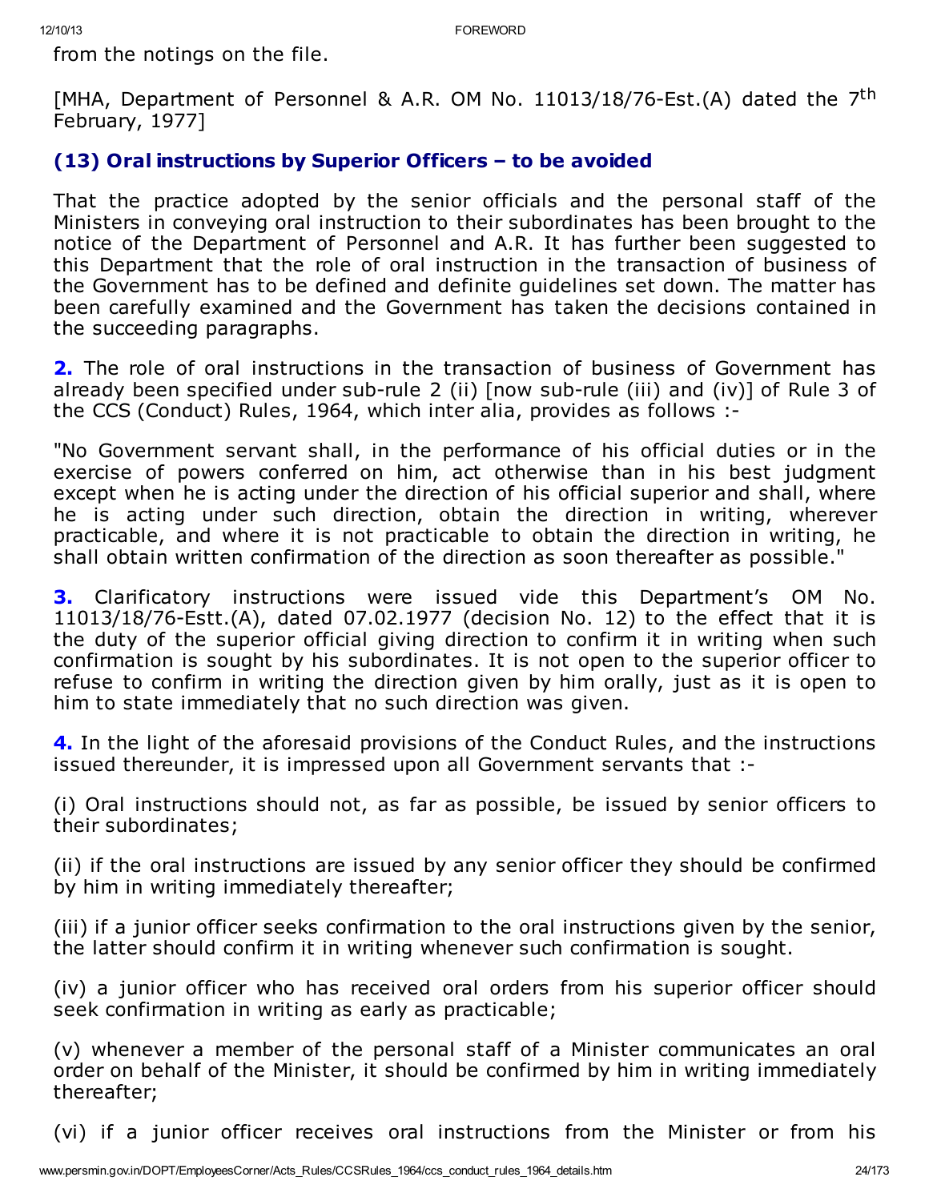from the notings on the file.

[MHA, Department of Personnel & A.R. OM No. 11013/18/76-Est.(A) dated the 7th February, 1977]

### (13) Oral instructions by Superior Officers – to be avoided

That the practice adopted by the senior officials and the personal staff of the Ministers in conveying oral instruction to their subordinates has been brought to the notice of the Department of Personnel and A.R. It has further been suggested to this Department that the role of oral instruction in the transaction of business of the Government has to be defined and definite guidelines set down. The matter has been carefully examined and the Government has taken the decisions contained in the succeeding paragraphs.

**2.** The role of oral instructions in the transaction of business of Government has already been specified under sub-rule 2 (ii) [now sub-rule (iii) and (iv)] of Rule 3 of the CCS (Conduct) Rules, 1964, which inter alia, provides as follows :-

"No Government servant shall, in the performance of his official duties or in the exercise of powers conferred on him, act otherwise than in his best judgment except when he is acting under the direction of his official superior and shall, where he is acting under such direction, obtain the direction in writing, wherever practicable, and where it is not practicable to obtain the direction in writing, he shall obtain written confirmation of the direction as soon thereafter as possible."

**3.** Clarificatory instructions were issued vide this Department's OM No. 11013/18/76-Estt.(A), dated 07.02.1977 (decision No. 12) to the effect that it is the duty of the superior official giving direction to confirm it in writing when such confirmation is sought by his subordinates. It is not open to the superior officer to refuse to confirm in writing the direction given by him orally, just as it is open to him to state immediately that no such direction was given.

**4.** In the light of the aforesaid provisions of the Conduct Rules, and the instructions issued thereunder, it is impressed upon all Government servants that :-

(i) Oral instructions should not, as far as possible, be issued by senior officers to their subordinates;

(ii) if the oral instructions are issued by any senior officer they should be confirmed by him in writing immediately thereafter;

(iii) if a junior officer seeks confirmation to the oral instructions given by the senior, the latter should confirm it in writing whenever such confirmation is sought.

(iv) a junior officer who has received oral orders from his superior officer should seek confirmation in writing as early as practicable;

(v) whenever a member of the personal staff of a Minister communicates an oral order on behalf of the Minister, it should be confirmed by him in writing immediately thereafter;

(vi) if a junior officer receives oral instructions from the Minister or from his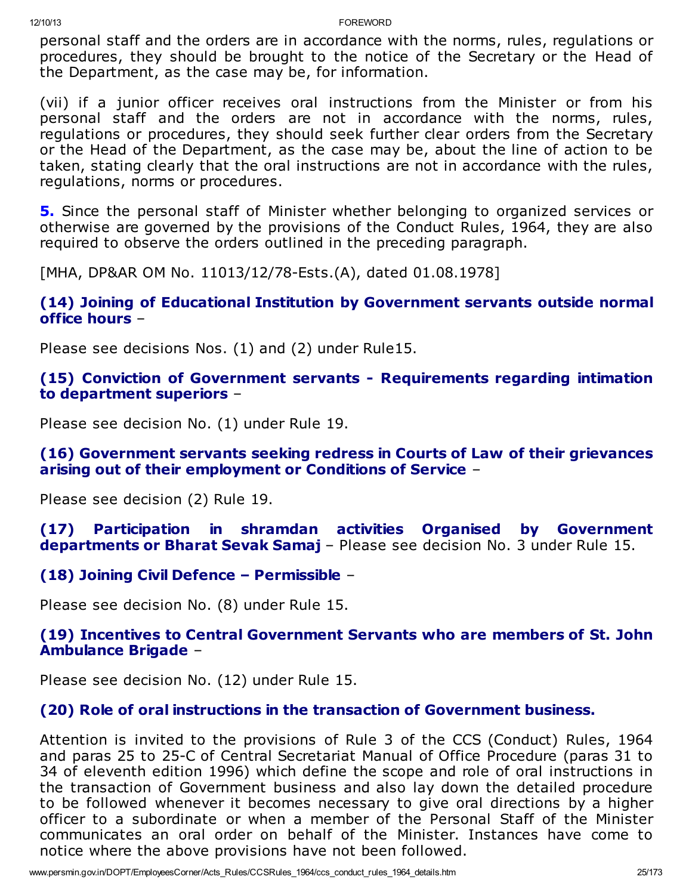personal staff and the orders are in accordance with the norms, rules, regulations or procedures, they should be brought to the notice of the Secretary or the Head of the Department, as the case may be, for information.

(vii) if a junior officer receives oral instructions from the Minister or from his personal staff and the orders are not in accordance with the norms, rules, regulations or procedures, they should seek further clear orders from the Secretary or the Head of the Department, as the case may be, about the line of action to be taken, stating clearly that the oral instructions are not in accordance with the rules, regulations, norms or procedures.

**5.** Since the personal staff of Minister whether belonging to organized services or otherwise are governed by the provisions of the Conduct Rules, 1964, they are also required to observe the orders outlined in the preceding paragraph.

[MHA, DP&AR OM No. 11013/12/78-Ests.(A), dated 01.08.1978]

**(14) Joining of Educational Institution by Government servants outside normal office hours** –

Please see decisions Nos. (1) and (2) under Rule15.

**(15) Conviction of Government servants - Requirements regarding intimation to department superiors** –

Please see decision No. (1) under Rule 19.

**(16) Government servants seeking redress in Courts of Law of their grievances arising out of their employment or Conditions of Service** –

Please see decision (2) Rule 19.

**(17) Participation in shramdan activities Organised by Government departments or Bharat Sevak Samaj** – Please see decision No. 3 under Rule 15.

**(18) Joining Civil Defence – Permissible** –

Please see decision No. (8) under Rule 15.

**(19) Incentives to Central Government Servants who are members of St. John Ambulance Brigade** –

Please see decision No. (12) under Rule 15.

**(20) Role of oral instructions in the transaction of Government business.**

Attention is invited to the provisions of Rule 3 of the CCS (Conduct) Rules, 1964 and paras 25 to 25-C of Central Secretariat Manual of Office Procedure (paras 31 to 34 of eleventh edition 1996) which define the scope and role of oral instructions in the transaction of Government business and also lay down the detailed procedure to be followed whenever it becomes necessary to give oral directions by a higher officer to a subordinate or when a member of the Personal Staff of the Minister communicates an oral order on behalf of the Minister. Instances have come to notice where the above provisions have not been followed.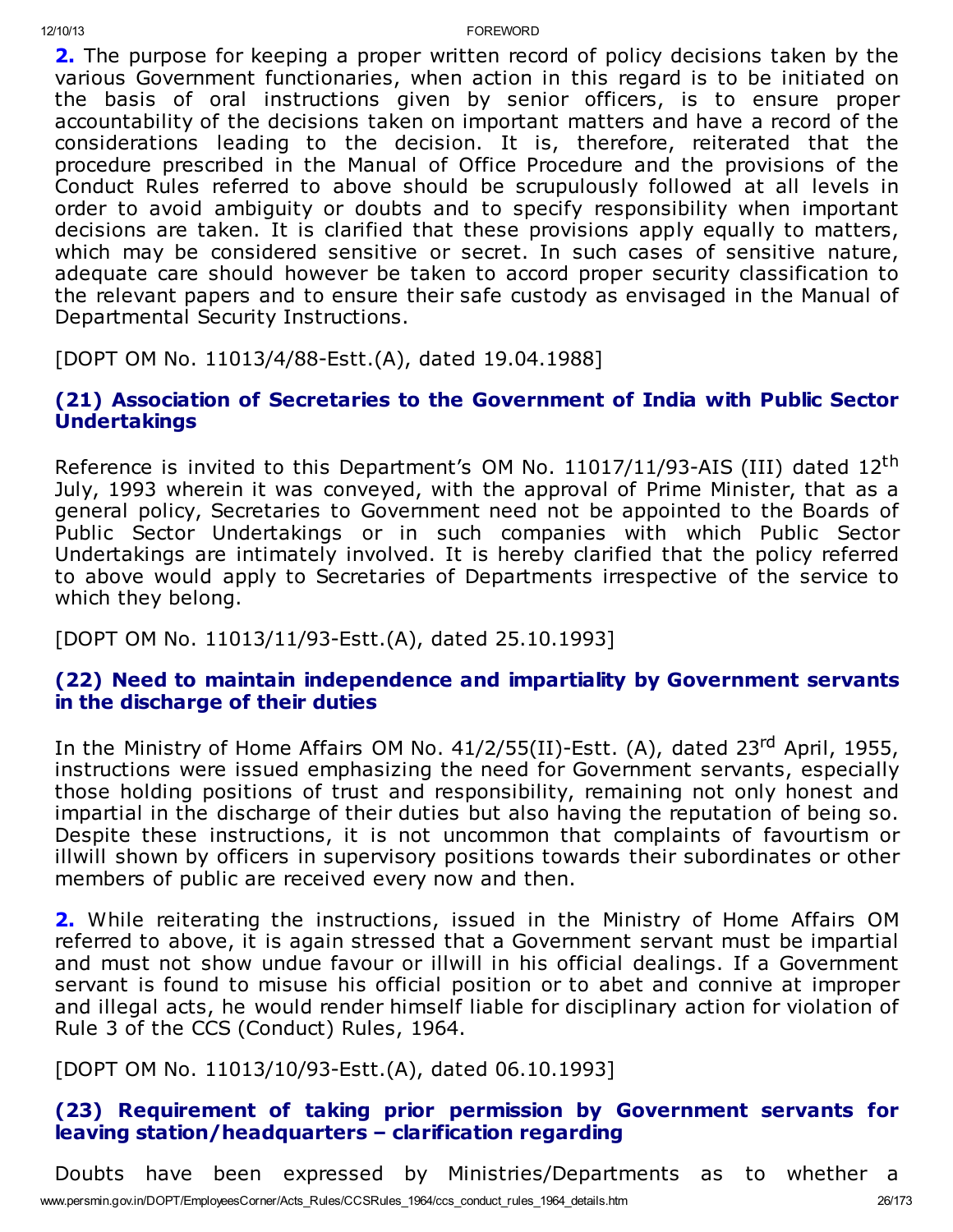**2.** The purpose for keeping a proper written record of policy decisions taken by the various Government functionaries, when action in this regard is to be initiated on the basis of oral instructions given by senior officers, is to ensure proper accountability of the decisions taken on important matters and have a record of the considerations leading to the decision. It is, therefore, reiterated that the procedure prescribed in the Manual of Office Procedure and the provisions of the Conduct Rules referred to above should be scrupulously followed at all levels in order to avoid ambiguity or doubts and to specify responsibility when important decisions are taken. It is clarified that these provisions apply equally to matters, which may be considered sensitive or secret. In such cases of sensitive nature, adequate care should however be taken to accord proper security classification to the relevant papers and to ensure their safe custody as envisaged in the Manual of Departmental Security Instructions.

[DOPT OM No. 11013/4/88-Estt.(A), dated 19.04.1988]

### (21) Association of Secretaries to the Government of India with Public Sector Undertakings

Reference is invited to this Department's OM No. 11017/11/93-AIS (III) dated 12th July, 1993 wherein it was conveyed, with the approval of Prime Minister, that as a general policy, Secretaries to Government need not be appointed to the Boards of Public Sector Undertakings or in such companies with which Public Sector Undertakings are intimately involved. It is hereby clarified that the policy referred to above would apply to Secretaries of Departments irrespective of the service to which they belong.

[DOPT OM No. 11013/11/93-Estt.(A), dated 25.10.1993]

### (22) Need to maintain independence and impartiality by Government servants in the discharge of their duties

In the Ministry of Home Affairs OM No. 41/2/55(II)-Estt. (A), dated 23rd April, 1955, instructions were issued emphasizing the need for Government servants, especially those holding positions of trust and responsibility, remaining not only honest and impartial in the discharge of their duties but also having the reputation of being so. Despite these instructions, it is not uncommon that complaints of favourtism or illwill shown by officers in supervisory positions towards their subordinates or other members of public are received every now and then.

**2.** While reiterating the instructions, issued in the Ministry of Home Affairs OM referred to above, it is again stressed that a Government servant must be impartial and must not show undue favour or illwill in his official dealings. If a Government servant is found to misuse his official position or to abet and connive at improper and illegal acts, he would render himself liable for disciplinary action for violation of Rule 3 of the CCS (Conduct) Rules, 1964.

[DOPT OM No. 11013/10/93-Estt.(A), dated 06.10.1993]

### (23) Requirement of taking prior permission by Government servants for leaving station/headquarters – clarification regarding

Doubts have been expressed by Ministries/Departments as to whether a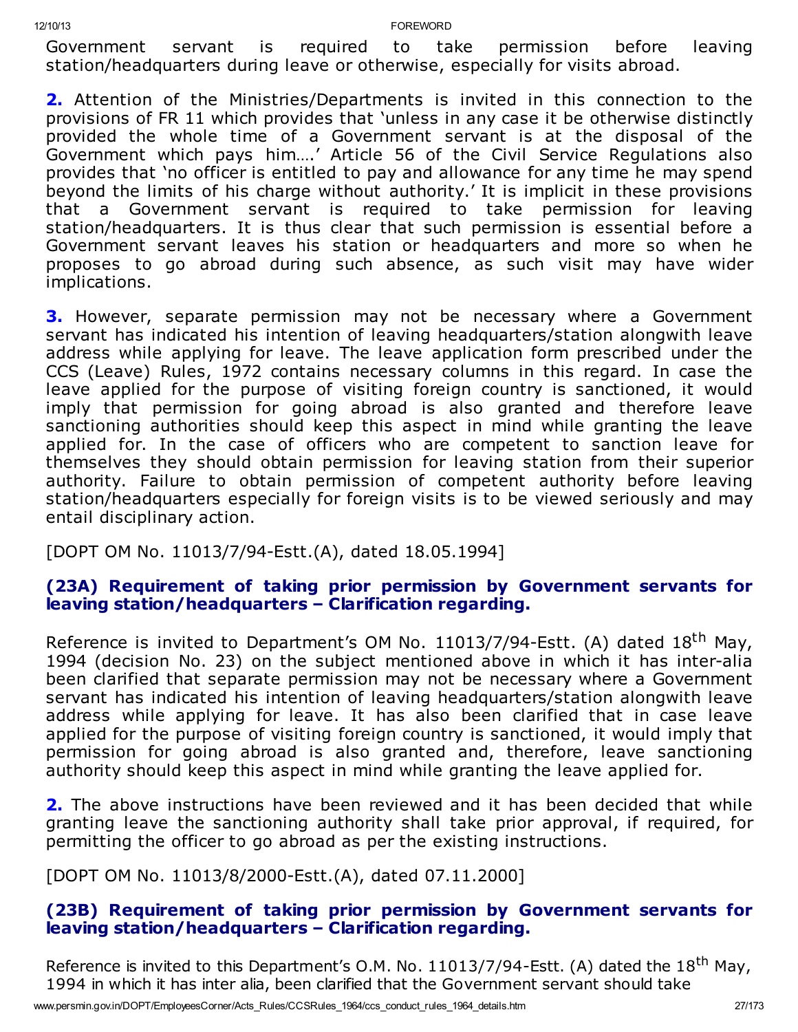Government servant is required to take permission before leaving station/headquarters during leave or otherwise, especially for visits abroad.

**2.** Attention of the Ministries/Departments is invited in this connection to the provisions of FR 11 which provides that 'unless in any case it be otherwise distinctly provided the whole time of a Government servant is at the disposal of the Government which pays him….' Article 56 of the Civil Service Regulations also provides that 'no officer is entitled to pay and allowance for any time he may spend beyond the limits of his charge without authority.' It is implicit in these provisions that a Government servant is required to take permission for leaving station/headquarters. It is thus clear that such permission is essential before a Government servant leaves his station or headquarters and more so when he proposes to go abroad during such absence, as such visit may have wider implications.

**3.** However, separate permission may not be necessary where a Government servant has indicated his intention of leaving headquarters/station alongwith leave address while applying for leave. The leave application form prescribed under the CCS (Leave) Rules, 1972 contains necessary columns in this regard. In case the leave applied for the purpose of visiting foreign country is sanctioned, it would imply that permission for going abroad is also granted and therefore leave sanctioning authorities should keep this aspect in mind while granting the leave applied for. In the case of officers who are competent to sanction leave for themselves they should obtain permission for leaving station from their superior authority. Failure to obtain permission of competent authority before leaving station/headquarters especially for foreign visits is to be viewed seriously and may entail disciplinary action.

[DOPT OM No. 11013/7/94-Estt.(A), dated 18.05.1994]

### (23A) Requirement of taking prior permission by Government servants for leaving station/headquarters – Clarification regarding.

Reference is invited to Department's OM No. 11013/7/94-Estt. (A) dated 18th May, 1994 (decision No. 23) on the subject mentioned above in which it has inter-alia been clarified that separate permission may not be necessary where a Government servant has indicated his intention of leaving headquarters/station alongwith leave address while applying for leave. It has also been clarified that in case leave applied for the purpose of visiting foreign country is sanctioned, it would imply that permission for going abroad is also granted and, therefore, leave sanctioning authority should keep this aspect in mind while granting the leave applied for.

**2.** The above instructions have been reviewed and it has been decided that while granting leave the sanctioning authority shall take prior approval, if required, for permitting the officer to go abroad as per the existing instructions.

[DOPT OM No. 11013/8/2000-Estt.(A), dated 07.11.2000]

### (23B) Requirement of taking prior permission by Government servants for leaving station/headquarters – Clarification regarding.

Reference is invited to this Department's O.M. No. 11013/7/94-Estt. (A) dated the 18th May, 1994 in which it has inter alia, been clarified that the Government servant should take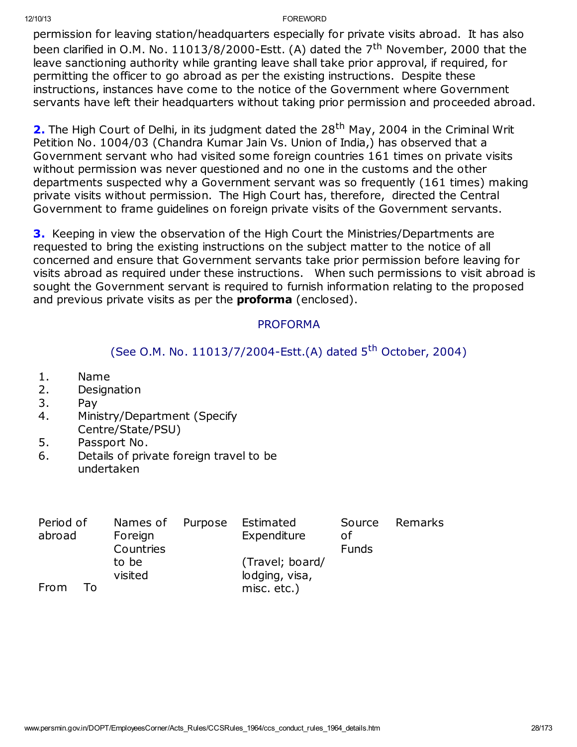permission for leaving station/headquarters especially for private visits abroad. It has also been clarified in O.M. No. 11013/8/2000-Estt. (A) dated the 7th November, 2000 that the leave sanctioning authority while granting leave shall take prior approval, if required, for permitting the officer to go abroad as per the existing instructions. Despite these instructions, instances have come to the notice of the Government where Government servants have left their headquarters without taking prior permission and proceeded abroad.

**2.** The High Court of Delhi, in its judgment dated the 28th May, 2004 in the Criminal Writ Petition No. 1004/03 (Chandra Kumar Jain Vs. Union of India,) has observed that a Government servant who had visited some foreign countries 161 times on private visits without permission was never questioned and no one in the customs and the other departments suspected why a Government servant was so frequently (161 times) making private visits without permission. The High Court has, therefore, directed the Central Government to frame guidelines on foreign private visits of the Government servants.

**3.** Keeping in view the observation of the High Court the Ministries/Departments are requested to bring the existing instructions on the subject matter to the notice of all concerned and ensure that Government servants take prior permission before leaving for visits abroad as required under these instructions. When such permissions to visit abroad is sought the Government servant is required to furnish information relating to the proposed and previous private visits as per the **proforma** (enclosed).

## PROFORMA

(See O.M. No. 11013/7/2004-Estt.(A) dated 5th October, 2004)

1. Name
2. Designation
3. Pay
4. Ministry/Department (Specify Centre/State/PSU)
5. Passport No.
6. Details of private foreign travel to be undertaken

| Period of abroad | | Names of Foreign Countries to be visited | Purpose | Estimated Expenditure (Travel; board/ lodging, visa, misc. etc.) | Source of Funds | Remarks |
|---|---|---|---|---|---|---|
| From | To | | | | | |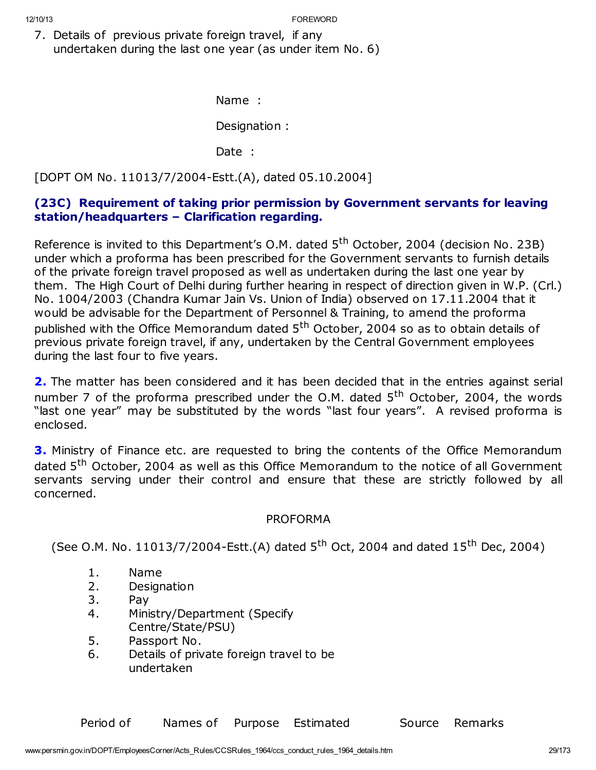7. Details of previous private foreign travel, if any undertaken during the last one year (as under item No. 6)

Name :

Designation :

Date :

[DOPT OM No. 11013/7/2004-Estt.(A), dated 05.10.2004]

### (23C) Requirement of taking prior permission by Government servants for leaving station/headquarters – Clarification regarding.

Reference is invited to this Department's O.M. dated 5th October, 2004 (decision No. 23B) under which a proforma has been prescribed for the Government servants to furnish details of the private foreign travel proposed as well as undertaken during the last one year by them. The High Court of Delhi during further hearing in respect of direction given in W.P. (Crl.) No. 1004/2003 (Chandra Kumar Jain Vs. Union of India) observed on 17.11.2004 that it would be advisable for the Department of Personnel & Training, to amend the proforma published with the Office Memorandum dated 5th October, 2004 so as to obtain details of previous private foreign travel, if any, undertaken by the Central Government employees during the last four to five years.

**2.** The matter has been considered and it has been decided that in the entries against serial number 7 of the proforma prescribed under the O.M. dated 5th October, 2004, the words "last one year" may be substituted by the words "last four years". A revised proforma is enclosed.

**3.** Ministry of Finance etc. are requested to bring the contents of the Office Memorandum dated 5th October, 2004 as well as this Office Memorandum to the notice of all Government servants serving under their control and ensure that these are strictly followed by all concerned.

PROFORMA

(See O.M. No. 11013/7/2004-Estt.(A) dated 5th Oct, 2004 and dated 15th Dec, 2004)

1. Name
2. Designation
3. Pay
4. Ministry/Department (Specify Centre/State/PSU)
5. Passport No.
6. Details of private foreign travel to be undertaken

| Period of | Names of | Purpose | Estimated | Source | Remarks |
|---|---|---|---|---|---|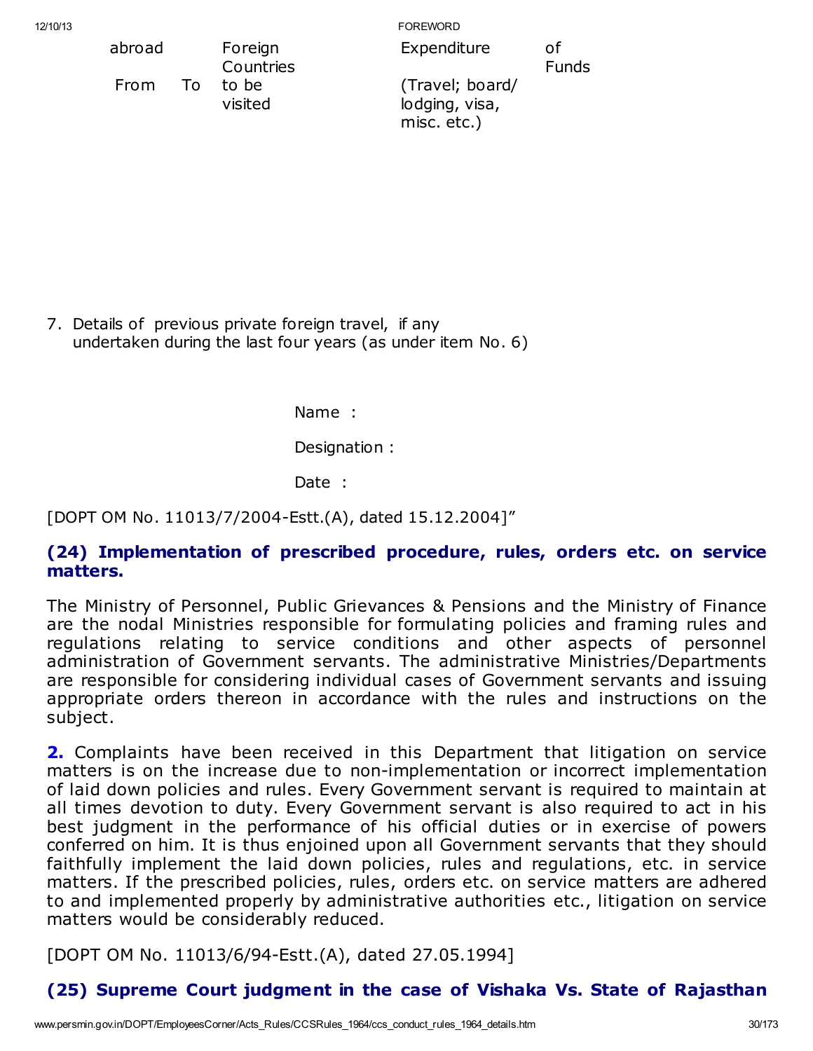| abroad | | Foreign Countries | Expenditure | of Funds |
|---|---|---|---|---|
| From | To | to be visited | (Travel; board/ lodging, visa, misc. etc.) | |

7. Details of previous private foreign travel, if any undertaken during the last four years (as under item No. 6)

Name :

Designation :

Date :

[DOPT OM No. 11013/7/2004-Estt.(A), dated 15.12.2004]"

### (24) Implementation of prescribed procedure, rules, orders etc. on service matters.

The Ministry of Personnel, Public Grievances & Pensions and the Ministry of Finance are the nodal Ministries responsible for formulating policies and framing rules and regulations relating to service conditions and other aspects of personnel administration of Government servants. The administrative Ministries/Departments are responsible for considering individual cases of Government servants and issuing appropriate orders thereon in accordance with the rules and instructions on the subject.

**2.** Complaints have been received in this Department that litigation on service matters is on the increase due to non-implementation or incorrect implementation of laid down policies and rules. Every Government servant is required to maintain at all times devotion to duty. Every Government servant is also required to act in his best judgment in the performance of his official duties or in exercise of powers conferred on him. It is thus enjoined upon all Government servants that they should faithfully implement the laid down policies, rules and regulations, etc. in service matters. If the prescribed policies, rules, orders etc. on service matters are adhered to and implemented properly by administrative authorities etc., litigation on service matters would be considerably reduced.

[DOPT OM No. 11013/6/94-Estt.(A), dated 27.05.1994]

### (25) Supreme Court judgment in the case of Vishaka Vs. State of Rajasthan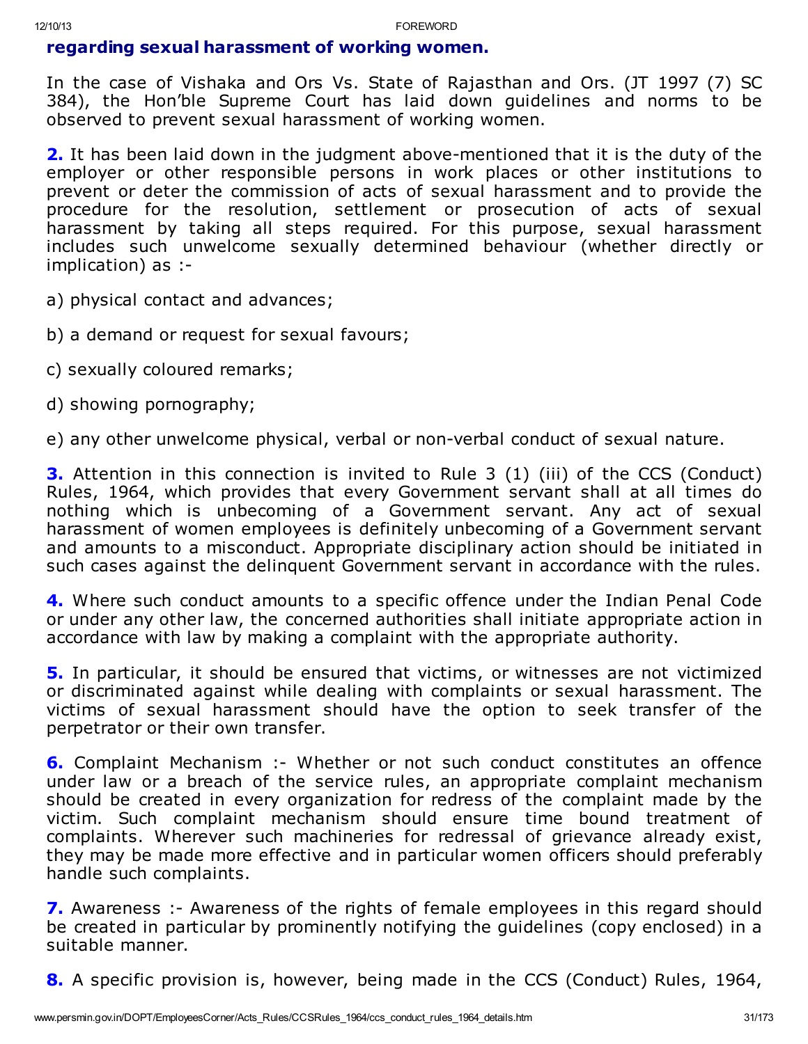### regarding sexual harassment of working women.

In the case of Vishaka and Ors Vs. State of Rajasthan and Ors. (JT 1997 (7) SC 384), the Hon'ble Supreme Court has laid down guidelines and norms to be observed to prevent sexual harassment of working women.

**2.** It has been laid down in the judgment above-mentioned that it is the duty of the employer or other responsible persons in work places or other institutions to prevent or deter the commission of acts of sexual harassment and to provide the procedure for the resolution, settlement or prosecution of acts of sexual harassment by taking all steps required. For this purpose, sexual harassment includes such unwelcome sexually determined behaviour (whether directly or implication) as :-

a) physical contact and advances;

b) a demand or request for sexual favours;

c) sexually coloured remarks;

d) showing pornography;

e) any other unwelcome physical, verbal or non-verbal conduct of sexual nature.

**3.** Attention in this connection is invited to Rule 3 (1) (iii) of the CCS (Conduct) Rules, 1964, which provides that every Government servant shall at all times do nothing which is unbecoming of a Government servant. Any act of sexual harassment of women employees is definitely unbecoming of a Government servant and amounts to a misconduct. Appropriate disciplinary action should be initiated in such cases against the delinquent Government servant in accordance with the rules.

**4.** Where such conduct amounts to a specific offence under the Indian Penal Code or under any other law, the concerned authorities shall initiate appropriate action in accordance with law by making a complaint with the appropriate authority.

**5.** In particular, it should be ensured that victims, or witnesses are not victimized or discriminated against while dealing with complaints or sexual harassment. The victims of sexual harassment should have the option to seek transfer of the perpetrator or their own transfer.

**6.** Complaint Mechanism :- Whether or not such conduct constitutes an offence under law or a breach of the service rules, an appropriate complaint mechanism should be created in every organization for redress of the complaint made by the victim. Such complaint mechanism should ensure time bound treatment of complaints. Wherever such machineries for redressal of grievance already exist, they may be made more effective and in particular women officers should preferably handle such complaints.

**7.** Awareness :- Awareness of the rights of female employees in this regard should be created in particular by prominently notifying the guidelines (copy enclosed) in a suitable manner.

**8.** A specific provision is, however, being made in the CCS (Conduct) Rules, 1964,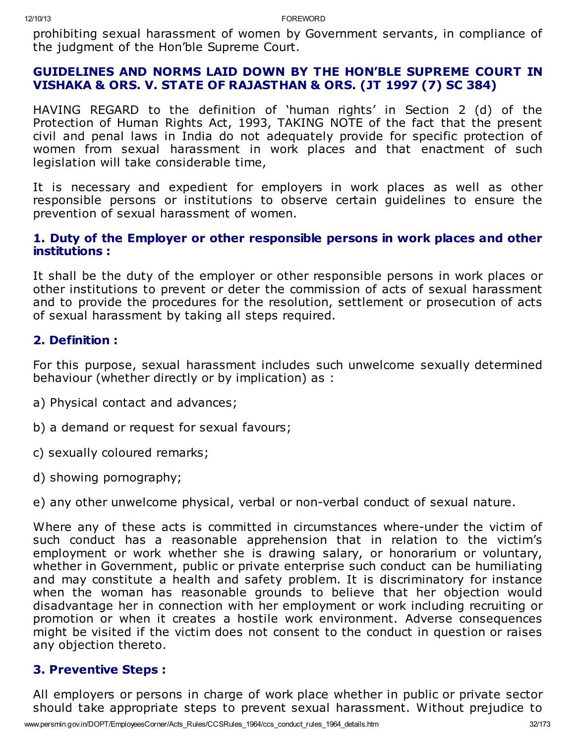prohibiting sexual harassment of women by Government servants, in compliance of the judgment of the Hon'ble Supreme Court.

## GUIDELINES AND NORMS LAID DOWN BY THE HON'BLE SUPREME COURT IN VISHAKA & ORS. V. STATE OF RAJASTHAN & ORS. (JT 1997 (7) SC 384)

HAVING REGARD to the definition of 'human rights' in Section 2 (d) of the Protection of Human Rights Act, 1993, TAKING NOTE of the fact that the present civil and penal laws in India do not adequately provide for specific protection of women from sexual harassment in work places and that enactment of such legislation will take considerable time,

It is necessary and expedient for employers in work places as well as other responsible persons or institutions to observe certain guidelines to ensure the prevention of sexual harassment of women.

### 1. Duty of the Employer or other responsible persons in work places and other institutions :

It shall be the duty of the employer or other responsible persons in work places or other institutions to prevent or deter the commission of acts of sexual harassment and to provide the procedures for the resolution, settlement or prosecution of acts of sexual harassment by taking all steps required.

### 2. Definition :

For this purpose, sexual harassment includes such unwelcome sexually determined behaviour (whether directly or by implication) as :

a) Physical contact and advances;

b) a demand or request for sexual favours;

c) sexually coloured remarks;

d) showing pornography;

e) any other unwelcome physical, verbal or non-verbal conduct of sexual nature.

Where any of these acts is committed in circumstances where-under the victim of such conduct has a reasonable apprehension that in relation to the victim's employment or work whether she is drawing salary, or honorarium or voluntary, whether in Government, public or private enterprise such conduct can be humiliating and may constitute a health and safety problem. It is discriminatory for instance when the woman has reasonable grounds to believe that her objection would disadvantage her in connection with her employment or work including recruiting or promotion or when it creates a hostile work environment. Adverse consequences might be visited if the victim does not consent to the conduct in question or raises any objection thereto.

### 3. Preventive Steps :

All employers or persons in charge of work place whether in public or private sector should take appropriate steps to prevent sexual harassment. Without prejudice to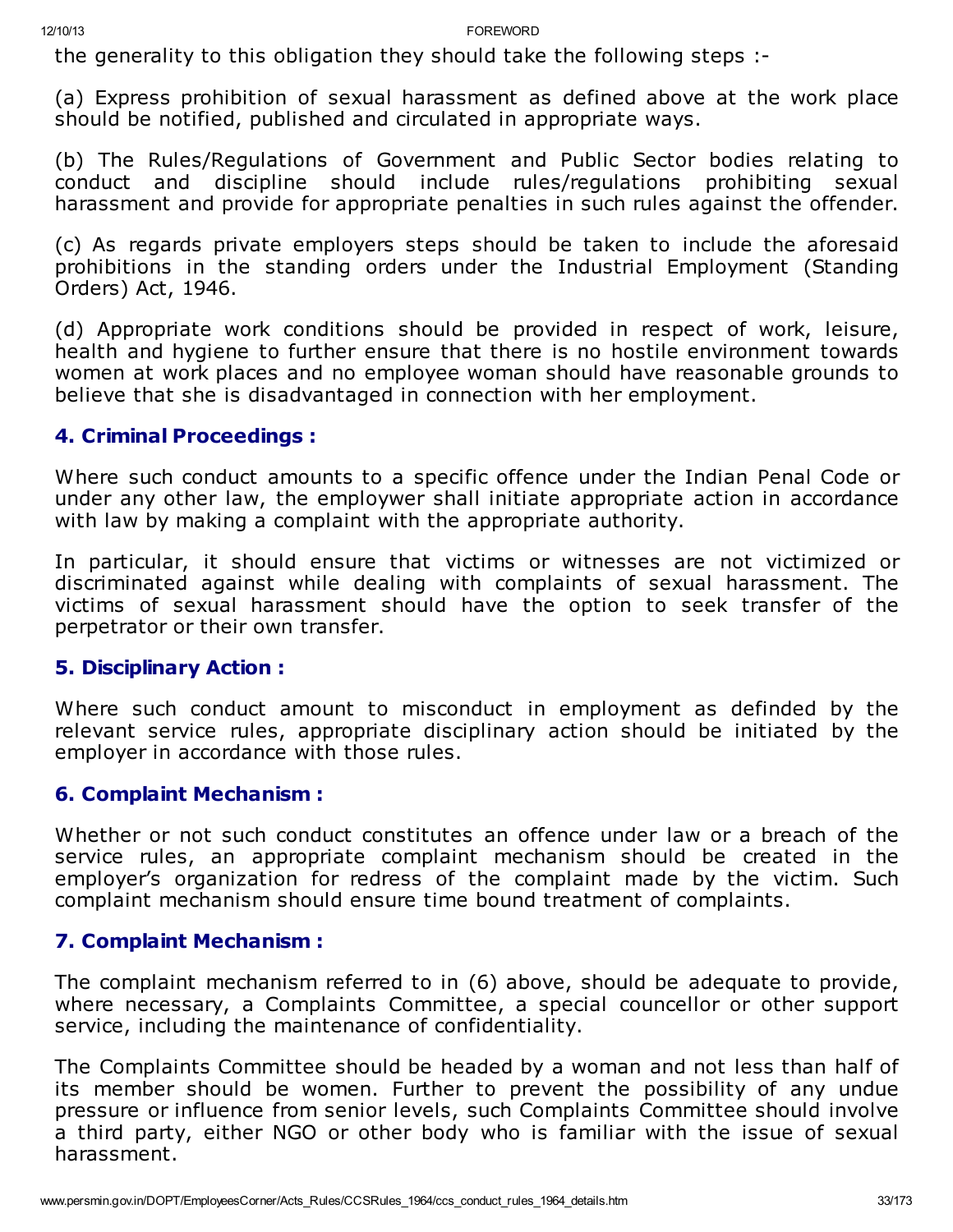the generality to this obligation they should take the following steps :-

(a) Express prohibition of sexual harassment as defined above at the work place should be notified, published and circulated in appropriate ways.

(b) The Rules/Regulations of Government and Public Sector bodies relating to conduct and discipline should include rules/regulations prohibiting sexual harassment and provide for appropriate penalties in such rules against the offender.

(c) As regards private employers steps should be taken to include the aforesaid prohibitions in the standing orders under the Industrial Employment (Standing Orders) Act, 1946.

(d) Appropriate work conditions should be provided in respect of work, leisure, health and hygiene to further ensure that there is no hostile environment towards women at work places and no employee woman should have reasonable grounds to believe that she is disadvantaged in connection with her employment.

### 4. Criminal Proceedings :

Where such conduct amounts to a specific offence under the Indian Penal Code or under any other law, the employwer shall initiate appropriate action in accordance with law by making a complaint with the appropriate authority.

In particular, it should ensure that victims or witnesses are not victimized or discriminated against while dealing with complaints of sexual harassment. The victims of sexual harassment should have the option to seek transfer of the perpetrator or their own transfer.

### 5. Disciplinary Action :

Where such conduct amount to misconduct in employment as definded by the relevant service rules, appropriate disciplinary action should be initiated by the employer in accordance with those rules.

### 6. Complaint Mechanism :

Whether or not such conduct constitutes an offence under law or a breach of the service rules, an appropriate complaint mechanism should be created in the employer's organization for redress of the complaint made by the victim. Such complaint mechanism should ensure time bound treatment of complaints.

### 7. Complaint Mechanism :

The complaint mechanism referred to in (6) above, should be adequate to provide, where necessary, a Complaints Committee, a special councellor or other support service, including the maintenance of confidentiality.

The Complaints Committee should be headed by a woman and not less than half of its member should be women. Further to prevent the possibility of any undue pressure or influence from senior levels, such Complaints Committee should involve a third party, either NGO or other body who is familiar with the issue of sexual harassment.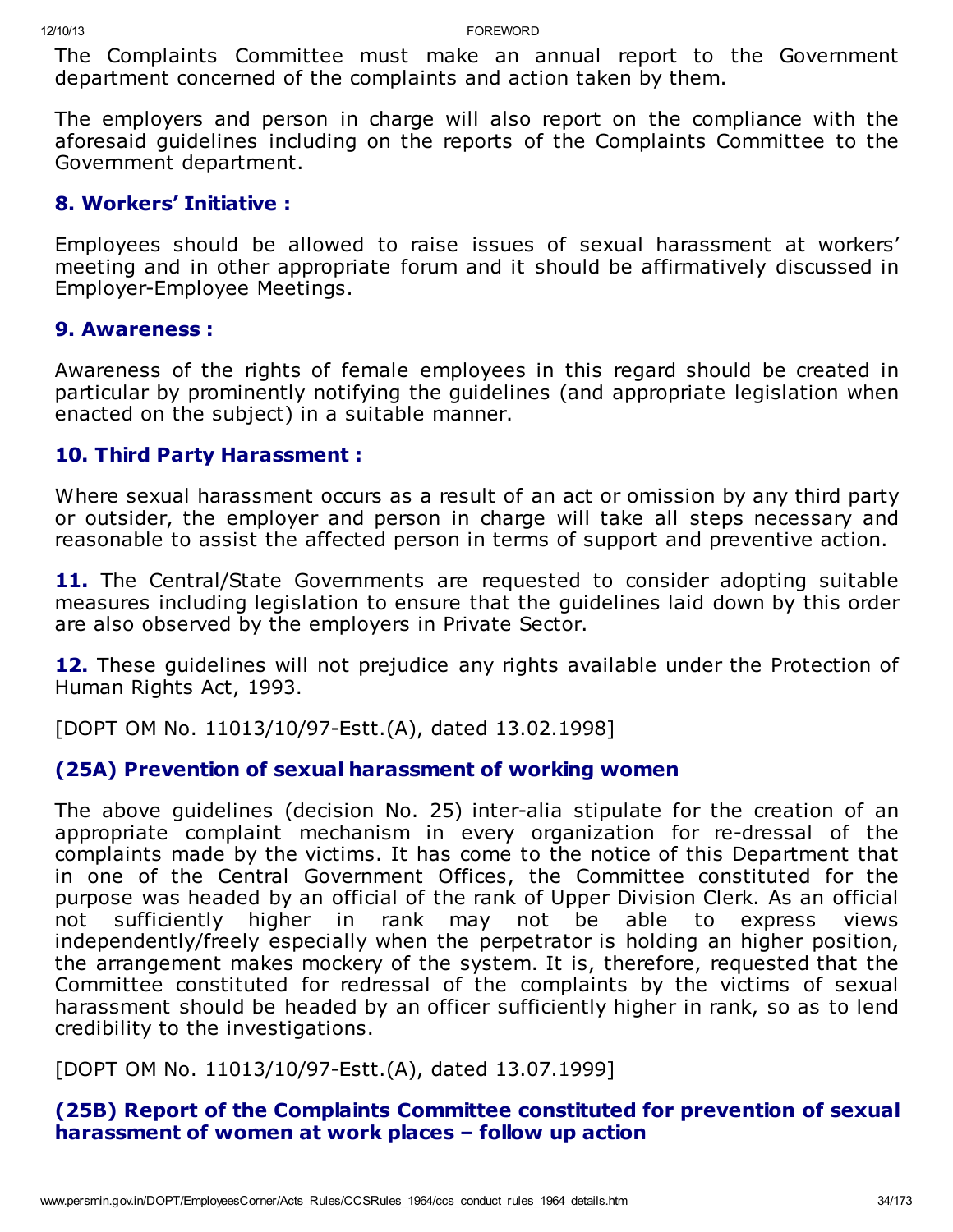The Complaints Committee must make an annual report to the Government department concerned of the complaints and action taken by them.

The employers and person in charge will also report on the compliance with the aforesaid guidelines including on the reports of the Complaints Committee to the Government department.

### 8. Workers' Initiative :

Employees should be allowed to raise issues of sexual harassment at workers' meeting and in other appropriate forum and it should be affirmatively discussed in Employer-Employee Meetings.

### 9. Awareness :

Awareness of the rights of female employees in this regard should be created in particular by prominently notifying the guidelines (and appropriate legislation when enacted on the subject) in a suitable manner.

### 10. Third Party Harassment :

Where sexual harassment occurs as a result of an act or omission by any third party or outsider, the employer and person in charge will take all steps necessary and reasonable to assist the affected person in terms of support and preventive action.

**11.** The Central/State Governments are requested to consider adopting suitable measures including legislation to ensure that the guidelines laid down by this order are also observed by the employers in Private Sector.

**12.** These guidelines will not prejudice any rights available under the Protection of Human Rights Act, 1993.

[DOPT OM No. 11013/10/97-Estt.(A), dated 13.02.1998]

### (25A) Prevention of sexual harassment of working women

The above guidelines (decision No. 25) inter-alia stipulate for the creation of an appropriate complaint mechanism in every organization for re-dressal of the complaints made by the victims. It has come to the notice of this Department that in one of the Central Government Offices, the Committee constituted for the purpose was headed by an official of the rank of Upper Division Clerk. As an official not sufficiently higher in rank may not be able to express views independently/freely especially when the perpetrator is holding an higher position, the arrangement makes mockery of the system. It is, therefore, requested that the Committee constituted for redressal of the complaints by the victims of sexual harassment should be headed by an officer sufficiently higher in rank, so as to lend credibility to the investigations.

[DOPT OM No. 11013/10/97-Estt.(A), dated 13.07.1999]

### (25B) Report of the Complaints Committee constituted for prevention of sexual harassment of women at work places – follow up action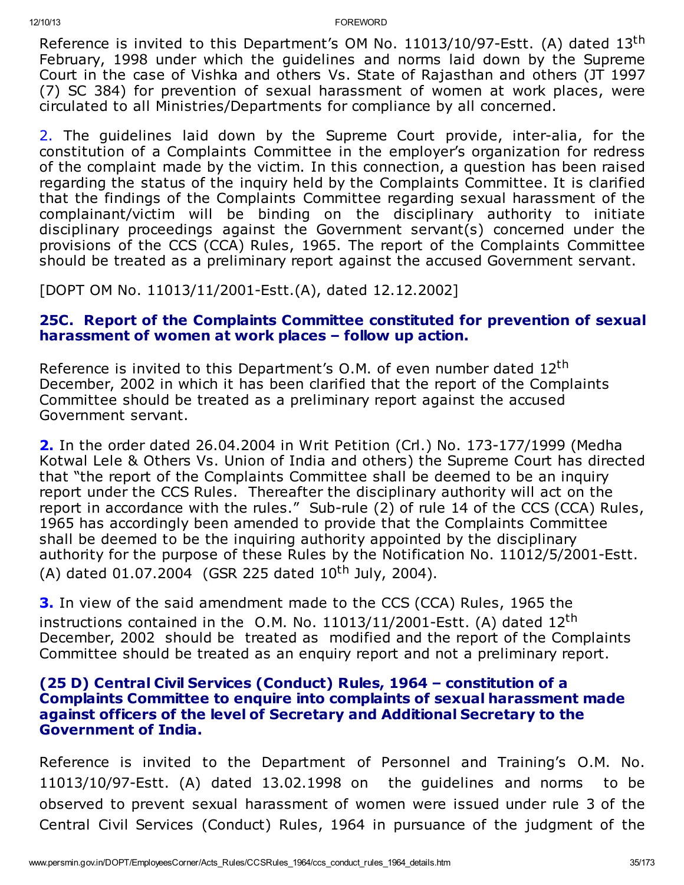Reference is invited to this Department's OM No. 11013/10/97-Estt. (A) dated 13th February, 1998 under which the guidelines and norms laid down by the Supreme Court in the case of Vishka and others Vs. State of Rajasthan and others (JT 1997 (7) SC 384) for prevention of sexual harassment of women at work places, were circulated to all Ministries/Departments for compliance by all concerned.

2. The guidelines laid down by the Supreme Court provide, inter-alia, for the constitution of a Complaints Committee in the employer's organization for redress of the complaint made by the victim. In this connection, a question has been raised regarding the status of the inquiry held by the Complaints Committee. It is clarified that the findings of the Complaints Committee regarding sexual harassment of the complainant/victim will be binding on the disciplinary authority to initiate disciplinary proceedings against the Government servant(s) concerned under the provisions of the CCS (CCA) Rules, 1965. The report of the Complaints Committee should be treated as a preliminary report against the accused Government servant.

[DOPT OM No. 11013/11/2001-Estt.(A), dated 12.12.2002]

### 25C. Report of the Complaints Committee constituted for prevention of sexual harassment of women at work places – follow up action.

Reference is invited to this Department's O.M. of even number dated 12th December, 2002 in which it has been clarified that the report of the Complaints Committee should be treated as a preliminary report against the accused Government servant.

**2.** In the order dated 26.04.2004 in Writ Petition (Crl.) No. 173-177/1999 (Medha Kotwal Lele & Others Vs. Union of India and others) the Supreme Court has directed that "the report of the Complaints Committee shall be deemed to be an inquiry report under the CCS Rules. Thereafter the disciplinary authority will act on the report in accordance with the rules." Sub-rule (2) of rule 14 of the CCS (CCA) Rules, 1965 has accordingly been amended to provide that the Complaints Committee shall be deemed to be the inquiring authority appointed by the disciplinary authority for the purpose of these Rules by the Notification No. 11012/5/2001-Estt. (A) dated 01.07.2004 (GSR 225 dated 10th July, 2004).

**3.** In view of the said amendment made to the CCS (CCA) Rules, 1965 the instructions contained in the O.M. No. 11013/11/2001-Estt. (A) dated 12th December, 2002 should be treated as modified and the report of the Complaints Committee should be treated as an enquiry report and not a preliminary report.

### (25 D) Central Civil Services (Conduct) Rules, 1964 – constitution of a Complaints Committee to enquire into complaints of sexual harassment made against officers of the level of Secretary and Additional Secretary to the Government of India.

Reference is invited to the Department of Personnel and Training's O.M. No. 11013/10/97-Estt. (A) dated 13.02.1998 on the guidelines and norms to be observed to prevent sexual harassment of women were issued under rule 3 of the Central Civil Services (Conduct) Rules, 1964 in pursuance of the judgment of the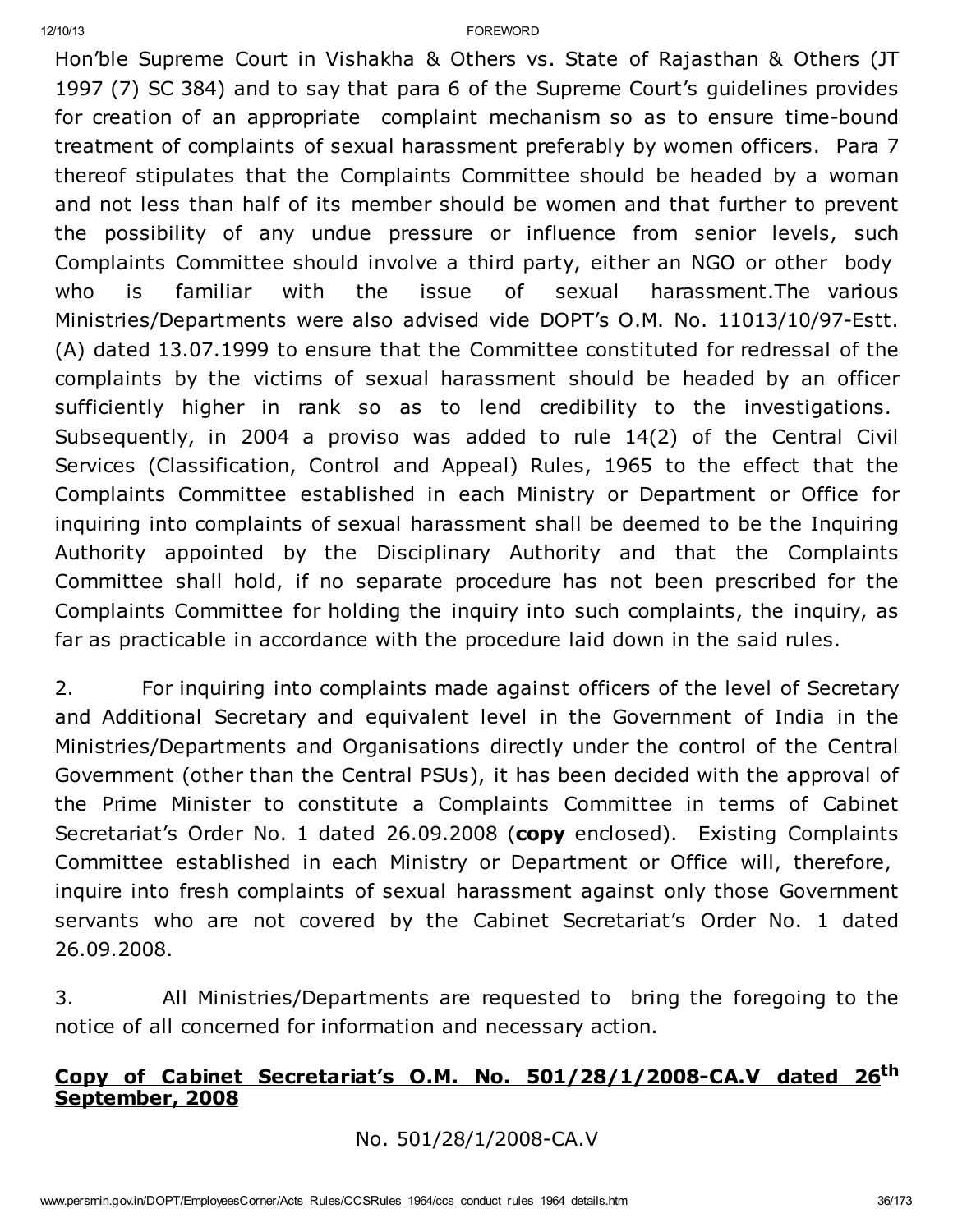Hon'ble Supreme Court in Vishakha & Others vs. State of Rajasthan & Others (JT 1997 (7) SC 384) and to say that para 6 of the Supreme Court's guidelines provides for creation of an appropriate complaint mechanism so as to ensure time-bound treatment of complaints of sexual harassment preferably by women officers. Para 7 thereof stipulates that the Complaints Committee should be headed by a woman and not less than half of its member should be women and that further to prevent the possibility of any undue pressure or influence from senior levels, such Complaints Committee should involve a third party, either an NGO or other body who is familiar with the issue of sexual harassment.The various Ministries/Departments were also advised vide DOPT's O.M. No. 11013/10/97-Estt. (A) dated 13.07.1999 to ensure that the Committee constituted for redressal of the complaints by the victims of sexual harassment should be headed by an officer sufficiently higher in rank so as to lend credibility to the investigations. Subsequently, in 2004 a proviso was added to rule 14(2) of the Central Civil Services (Classification, Control and Appeal) Rules, 1965 to the effect that the Complaints Committee established in each Ministry or Department or Office for inquiring into complaints of sexual harassment shall be deemed to be the Inquiring Authority appointed by the Disciplinary Authority and that the Complaints Committee shall hold, if no separate procedure has not been prescribed for the Complaints Committee for holding the inquiry into such complaints, the inquiry, as far as practicable in accordance with the procedure laid down in the said rules.

2. For inquiring into complaints made against officers of the level of Secretary and Additional Secretary and equivalent level in the Government of India in the Ministries/Departments and Organisations directly under the control of the Central Government (other than the Central PSUs), it has been decided with the approval of the Prime Minister to constitute a Complaints Committee in terms of Cabinet Secretariat's Order No. 1 dated 26.09.2008 (**copy** enclosed). Existing Complaints Committee established in each Ministry or Department or Office will, therefore, inquire into fresh complaints of sexual harassment against only those Government servants who are not covered by the Cabinet Secretariat's Order No. 1 dated 26.09.2008.

3. All Ministries/Departments are requested to bring the foregoing to the notice of all concerned for information and necessary action.

**<u>Copy of Cabinet Secretariat's O.M. No. 501/28/1/2008-CA.V dated 26th September, 2008</u>**

No. 501/28/1/2008-CA.V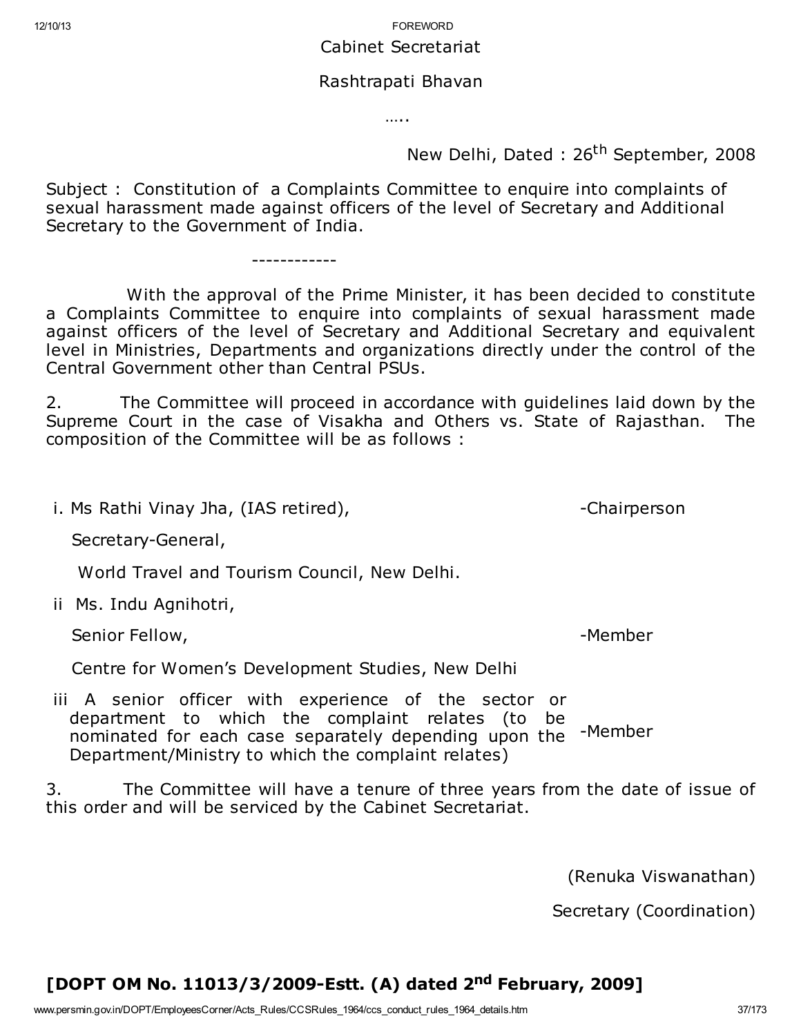Cabinet Secretariat

Rashtrapati Bhavan

…..

New Delhi, Dated : 26th September, 2008

Subject : Constitution of a Complaints Committee to enquire into complaints of sexual harassment made against officers of the level of Secretary and Additional Secretary to the Government of India.

------------

With the approval of the Prime Minister, it has been decided to constitute a Complaints Committee to enquire into complaints of sexual harassment made against officers of the level of Secretary and Additional Secretary and equivalent level in Ministries, Departments and organizations directly under the control of the Central Government other than Central PSUs.

2. The Committee will proceed in accordance with guidelines laid down by the Supreme Court in the case of Visakha and Others vs. State of Rajasthan. The composition of the Committee will be as follows :

| | |
|---|---|
| i. Ms Rathi Vinay Jha, (IAS retired), Secretary-General, World Travel and Tourism Council, New Delhi. | -Chairperson |
| ii Ms. Indu Agnihotri, Senior Fellow, Centre for Women's Development Studies, New Delhi | -Member |
| iii A senior officer with experience of the sector or department to which the complaint relates (to be nominated for each case separately depending upon the Department/Ministry to which the complaint relates) | -Member |

3. The Committee will have a tenure of three years from the date of issue of this order and will be serviced by the Cabinet Secretariat.

(Renuka Viswanathan)

Secretary (Coordination)

## [DOPT OM No. 11013/3/2009-Estt. (A) dated 2nd February, 2009]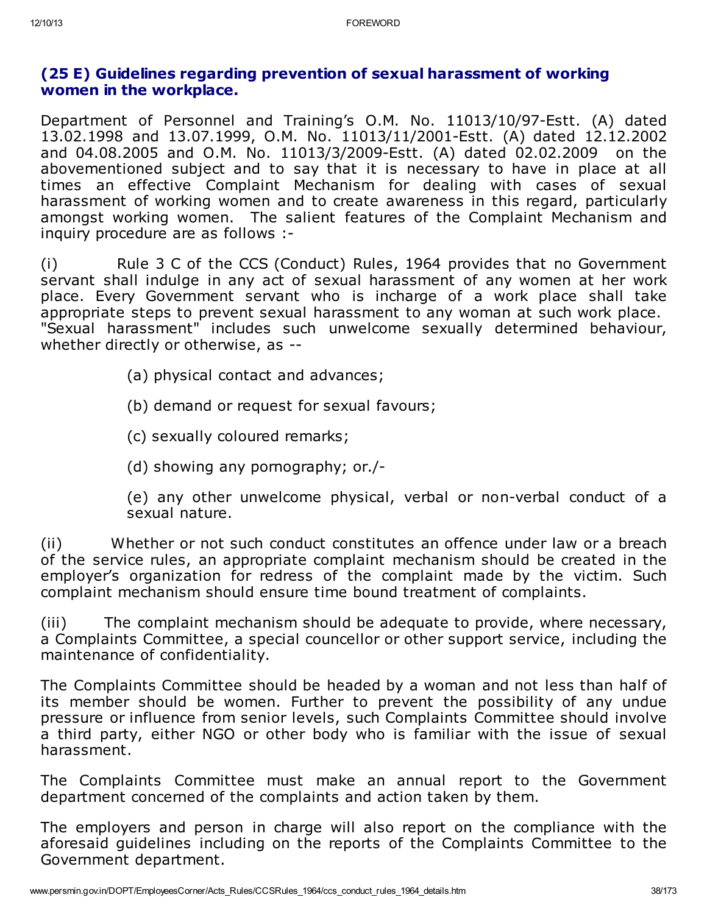## (25 E) Guidelines regarding prevention of sexual harassment of working women in the workplace.

Department of Personnel and Training's O.M. No. 11013/10/97-Estt. (A) dated 13.02.1998 and 13.07.1999, O.M. No. 11013/11/2001-Estt. (A) dated 12.12.2002 and 04.08.2005 and O.M. No. 11013/3/2009-Estt. (A) dated 02.02.2009 on the abovementioned subject and to say that it is necessary to have in place at all times an effective Complaint Mechanism for dealing with cases of sexual harassment of working women and to create awareness in this regard, particularly amongst working women. The salient features of the Complaint Mechanism and inquiry procedure are as follows :-

(i) Rule 3 C of the CCS (Conduct) Rules, 1964 provides that no Government servant shall indulge in any act of sexual harassment of any women at her work place. Every Government servant who is incharge of a work place shall take appropriate steps to prevent sexual harassment to any woman at such work place. "Sexual harassment" includes such unwelcome sexually determined behaviour, whether directly or otherwise, as --

(a) physical contact and advances;

(b) demand or request for sexual favours;

(c) sexually coloured remarks;

(d) showing any pornography; or./-

(e) any other unwelcome physical, verbal or non-verbal conduct of a sexual nature.

(ii) Whether or not such conduct constitutes an offence under law or a breach of the service rules, an appropriate complaint mechanism should be created in the employer's organization for redress of the complaint made by the victim. Such complaint mechanism should ensure time bound treatment of complaints.

(iii) The complaint mechanism should be adequate to provide, where necessary, a Complaints Committee, a special councellor or other support service, including the maintenance of confidentiality.

The Complaints Committee should be headed by a woman and not less than half of its member should be women. Further to prevent the possibility of any undue pressure or influence from senior levels, such Complaints Committee should involve a third party, either NGO or other body who is familiar with the issue of sexual harassment.

The Complaints Committee must make an annual report to the Government department concerned of the complaints and action taken by them.

The employers and person in charge will also report on the compliance with the aforesaid guidelines including on the reports of the Complaints Committee to the Government department.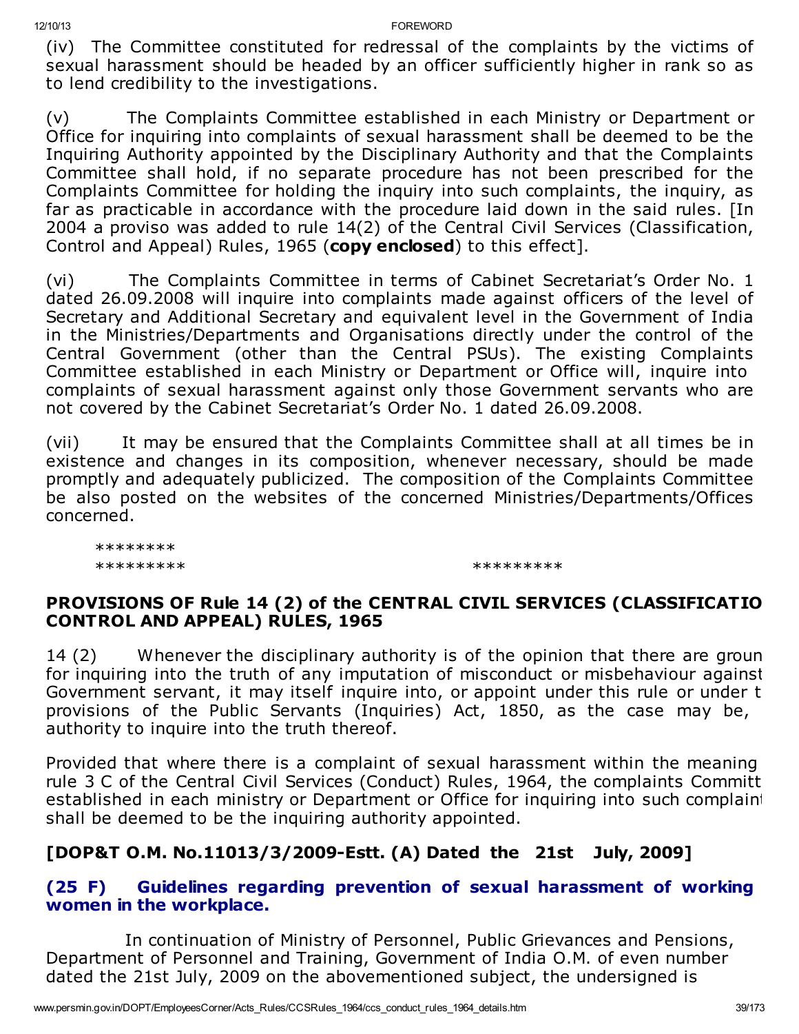(iv) The Committee constituted for redressal of the complaints by the victims of sexual harassment should be headed by an officer sufficiently higher in rank so as to lend credibility to the investigations.

(v) The Complaints Committee established in each Ministry or Department or Office for inquiring into complaints of sexual harassment shall be deemed to be the Inquiring Authority appointed by the Disciplinary Authority and that the Complaints Committee shall hold, if no separate procedure has not been prescribed for the Complaints Committee for holding the inquiry into such complaints, the inquiry, as far as practicable in accordance with the procedure laid down in the said rules. [In 2004 a proviso was added to rule 14(2) of the Central Civil Services (Classification, Control and Appeal) Rules, 1965 (**copy enclosed**) to this effect].

(vi) The Complaints Committee in terms of Cabinet Secretariat's Order No. 1 dated 26.09.2008 will inquire into complaints made against officers of the level of Secretary and Additional Secretary and equivalent level in the Government of India in the Ministries/Departments and Organisations directly under the control of the Central Government (other than the Central PSUs). The existing Complaints Committee established in each Ministry or Department or Office will, inquire into complaints of sexual harassment against only those Government servants who are not covered by the Cabinet Secretariat's Order No. 1 dated 26.09.2008.

(vii) It may be ensured that the Complaints Committee shall at all times be in existence and changes in its composition, whenever necessary, should be made promptly and adequately publicized. The composition of the Complaints Committee be also posted on the websites of the concerned Ministries/Departments/Offices concerned.

********

*********                    *********

**PROVISIONS OF Rule 14 (2) of the CENTRAL CIVIL SERVICES (CLASSIFICATIO CONTROL AND APPEAL) RULES, 1965**

14 (2) Whenever the disciplinary authority is of the opinion that there are groun for inquiring into the truth of any imputation of misconduct or misbehaviour against Government servant, it may itself inquire into, or appoint under this rule or under t provisions of the Public Servants (Inquiries) Act, 1850, as the case may be, authority to inquire into the truth thereof.

Provided that where there is a complaint of sexual harassment within the meaning rule 3 C of the Central Civil Services (Conduct) Rules, 1964, the complaints Committ established in each ministry or Department or Office for inquiring into such complaint shall be deemed to be the inquiring authority appointed.

**[DOP&T O.M. No.11013/3/2009-Estt. (A) Dated the 21st July, 2009]**

### (25 F) Guidelines regarding prevention of sexual harassment of working women in the workplace.

In continuation of Ministry of Personnel, Public Grievances and Pensions, Department of Personnel and Training, Government of India O.M. of even number dated the 21st July, 2009 on the abovementioned subject, the undersigned is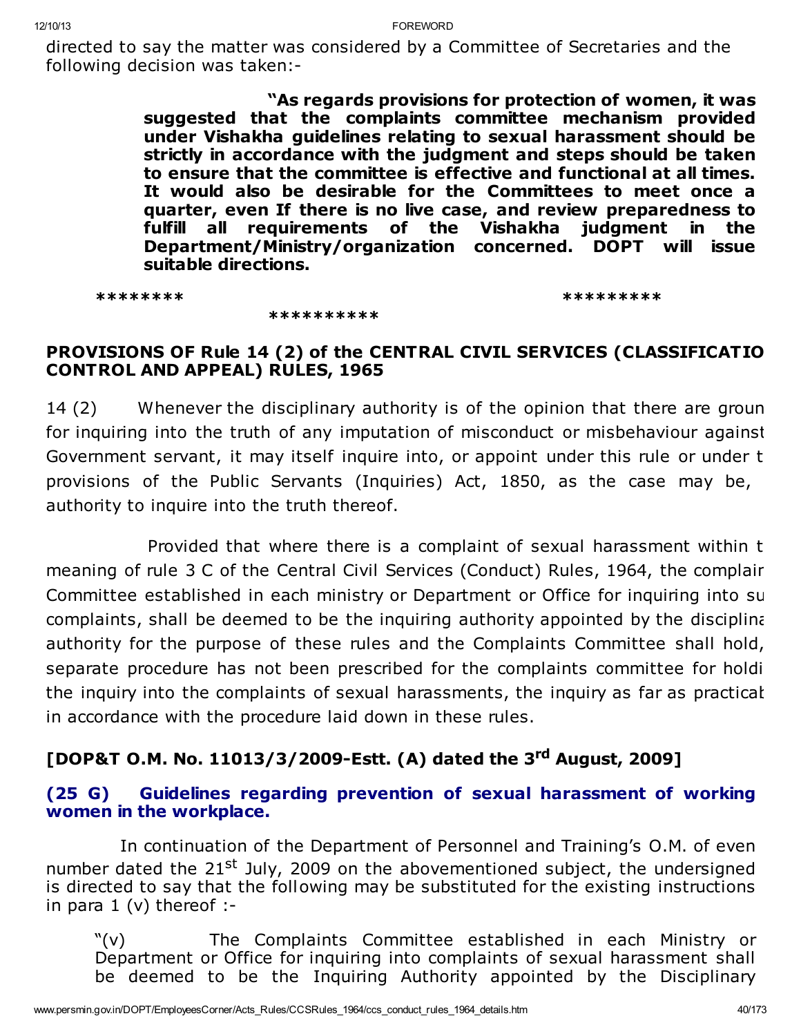directed to say the matter was considered by a Committee of Secretaries and the following decision was taken:-

> **"As regards provisions for protection of women, it was suggested that the complaints committee mechanism provided under Vishakha guidelines relating to sexual harassment should be strictly in accordance with the judgment and steps should be taken to ensure that the committee is effective and functional at all times. It would also be desirable for the Committees to meet once a quarter, even If there is no live case, and review preparedness to fulfill all requirements of the Vishakha judgment in the Department/Ministry/organization concerned. DOPT will issue suitable directions.**

******** ********** *********

**PROVISIONS OF Rule 14 (2) of the CENTRAL CIVIL SERVICES (CLASSIFICATIO CONTROL AND APPEAL) RULES, 1965**

14 (2) Whenever the disciplinary authority is of the opinion that there are groun for inquiring into the truth of any imputation of misconduct or misbehaviour against Government servant, it may itself inquire into, or appoint under this rule or under t provisions of the Public Servants (Inquiries) Act, 1850, as the case may be, authority to inquire into the truth thereof.

Provided that where there is a complaint of sexual harassment within t meaning of rule 3 C of the Central Civil Services (Conduct) Rules, 1964, the complair Committee established in each ministry or Department or Office for inquiring into su complaints, shall be deemed to be the inquiring authority appointed by the disciplina authority for the purpose of these rules and the Complaints Committee shall hold, separate procedure has not been prescribed for the complaints committee for holdi the inquiry into the complaints of sexual harassments, the inquiry as far as practical in accordance with the procedure laid down in these rules.

**[DOP&T O.M. No. 11013/3/2009-Estt. (A) dated the 3rd August, 2009]**

### (25 G) Guidelines regarding prevention of sexual harassment of working women in the workplace.

In continuation of the Department of Personnel and Training's O.M. of even number dated the 21st July, 2009 on the abovementioned subject, the undersigned is directed to say that the following may be substituted for the existing instructions in para 1 (v) thereof :-

"(v) The Complaints Committee established in each Ministry or Department or Office for inquiring into complaints of sexual harassment shall be deemed to be the Inquiring Authority appointed by the Disciplinary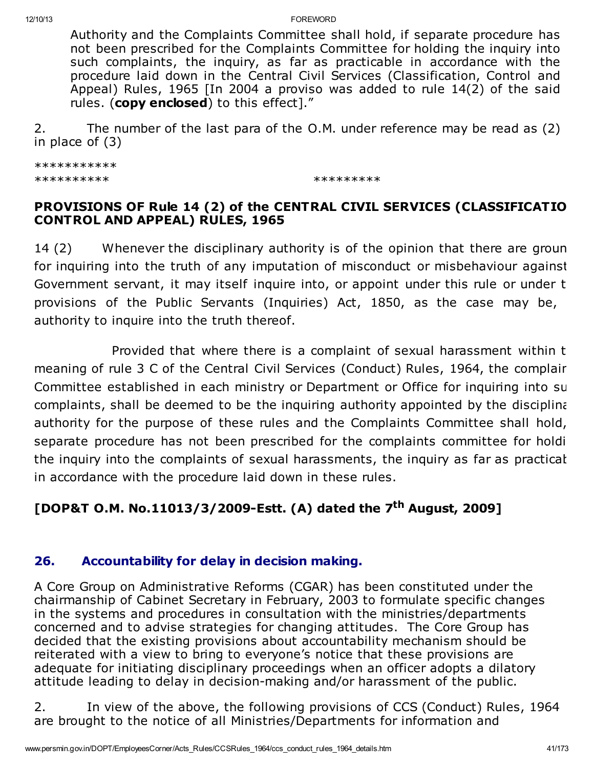Authority and the Complaints Committee shall hold, if separate procedure has not been prescribed for the Complaints Committee for holding the inquiry into such complaints, the inquiry, as far as practicable in accordance with the procedure laid down in the Central Civil Services (Classification, Control and Appeal) Rules, 1965 [In 2004 a proviso was added to rule 14(2) of the said rules. (**copy enclosed**) to this effect]."

2. The number of the last para of the O.M. under reference may be read as (2) in place of (3)

***********
********** *********

**PROVISIONS OF Rule 14 (2) of the CENTRAL CIVIL SERVICES (CLASSIFICATIO CONTROL AND APPEAL) RULES, 1965**

14 (2) Whenever the disciplinary authority is of the opinion that there are groun for inquiring into the truth of any imputation of misconduct or misbehaviour against Government servant, it may itself inquire into, or appoint under this rule or under t provisions of the Public Servants (Inquiries) Act, 1850, as the case may be, authority to inquire into the truth thereof.

Provided that where there is a complaint of sexual harassment within t meaning of rule 3 C of the Central Civil Services (Conduct) Rules, 1964, the complair Committee established in each ministry or Department or Office for inquiring into su complaints, shall be deemed to be the inquiring authority appointed by the disciplina authority for the purpose of these rules and the Complaints Committee shall hold, separate procedure has not been prescribed for the complaints committee for holdi the inquiry into the complaints of sexual harassments, the inquiry as far as practicat in accordance with the procedure laid down in these rules.

**[DOP&T O.M. No.11013/3/2009-Estt. (A) dated the 7th August, 2009]**

## 26. Accountability for delay in decision making.

A Core Group on Administrative Reforms (CGAR) has been constituted under the chairmanship of Cabinet Secretary in February, 2003 to formulate specific changes in the systems and procedures in consultation with the ministries/departments concerned and to advise strategies for changing attitudes. The Core Group has decided that the existing provisions about accountability mechanism should be reiterated with a view to bring to everyone's notice that these provisions are adequate for initiating disciplinary proceedings when an officer adopts a dilatory attitude leading to delay in decision-making and/or harassment of the public.

2. In view of the above, the following provisions of CCS (Conduct) Rules, 1964 are brought to the notice of all Ministries/Departments for information and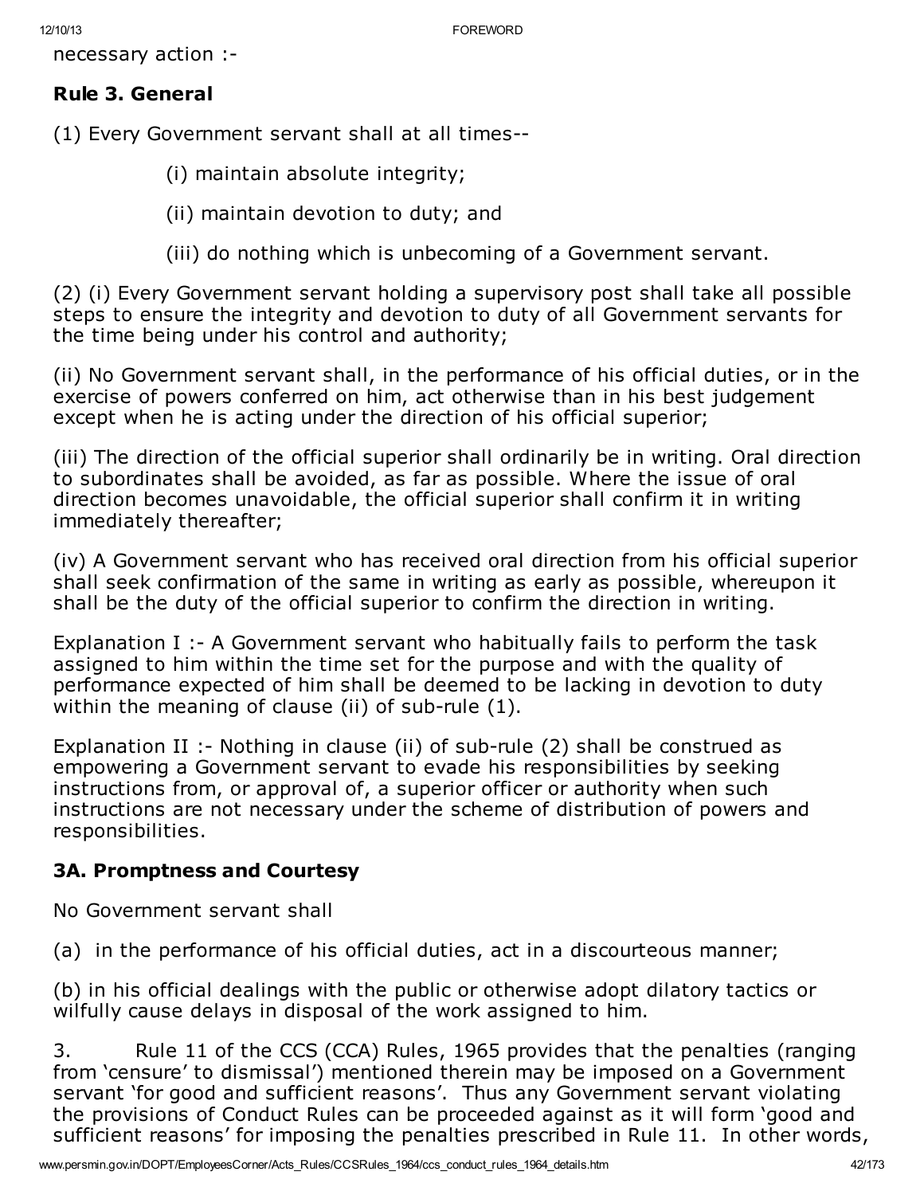necessary action :-

## Rule 3. General

(1) Every Government servant shall at all times--

(i) maintain absolute integrity;

(ii) maintain devotion to duty; and

(iii) do nothing which is unbecoming of a Government servant.

(2) (i) Every Government servant holding a supervisory post shall take all possible steps to ensure the integrity and devotion to duty of all Government servants for the time being under his control and authority;

(ii) No Government servant shall, in the performance of his official duties, or in the exercise of powers conferred on him, act otherwise than in his best judgement except when he is acting under the direction of his official superior;

(iii) The direction of the official superior shall ordinarily be in writing. Oral direction to subordinates shall be avoided, as far as possible. Where the issue of oral direction becomes unavoidable, the official superior shall confirm it in writing immediately thereafter;

(iv) A Government servant who has received oral direction from his official superior shall seek confirmation of the same in writing as early as possible, whereupon it shall be the duty of the official superior to confirm the direction in writing.

Explanation I :- A Government servant who habitually fails to perform the task assigned to him within the time set for the purpose and with the quality of performance expected of him shall be deemed to be lacking in devotion to duty within the meaning of clause (ii) of sub-rule (1).

Explanation II :- Nothing in clause (ii) of sub-rule (2) shall be construed as empowering a Government servant to evade his responsibilities by seeking instructions from, or approval of, a superior officer or authority when such instructions are not necessary under the scheme of distribution of powers and responsibilities.

## 3A. Promptness and Courtesy

No Government servant shall

(a) in the performance of his official duties, act in a discourteous manner;

(b) in his official dealings with the public or otherwise adopt dilatory tactics or wilfully cause delays in disposal of the work assigned to him.

3. Rule 11 of the CCS (CCA) Rules, 1965 provides that the penalties (ranging from 'censure' to dismissal') mentioned therein may be imposed on a Government servant 'for good and sufficient reasons'. Thus any Government servant violating the provisions of Conduct Rules can be proceeded against as it will form 'good and sufficient reasons' for imposing the penalties prescribed in Rule 11. In other words,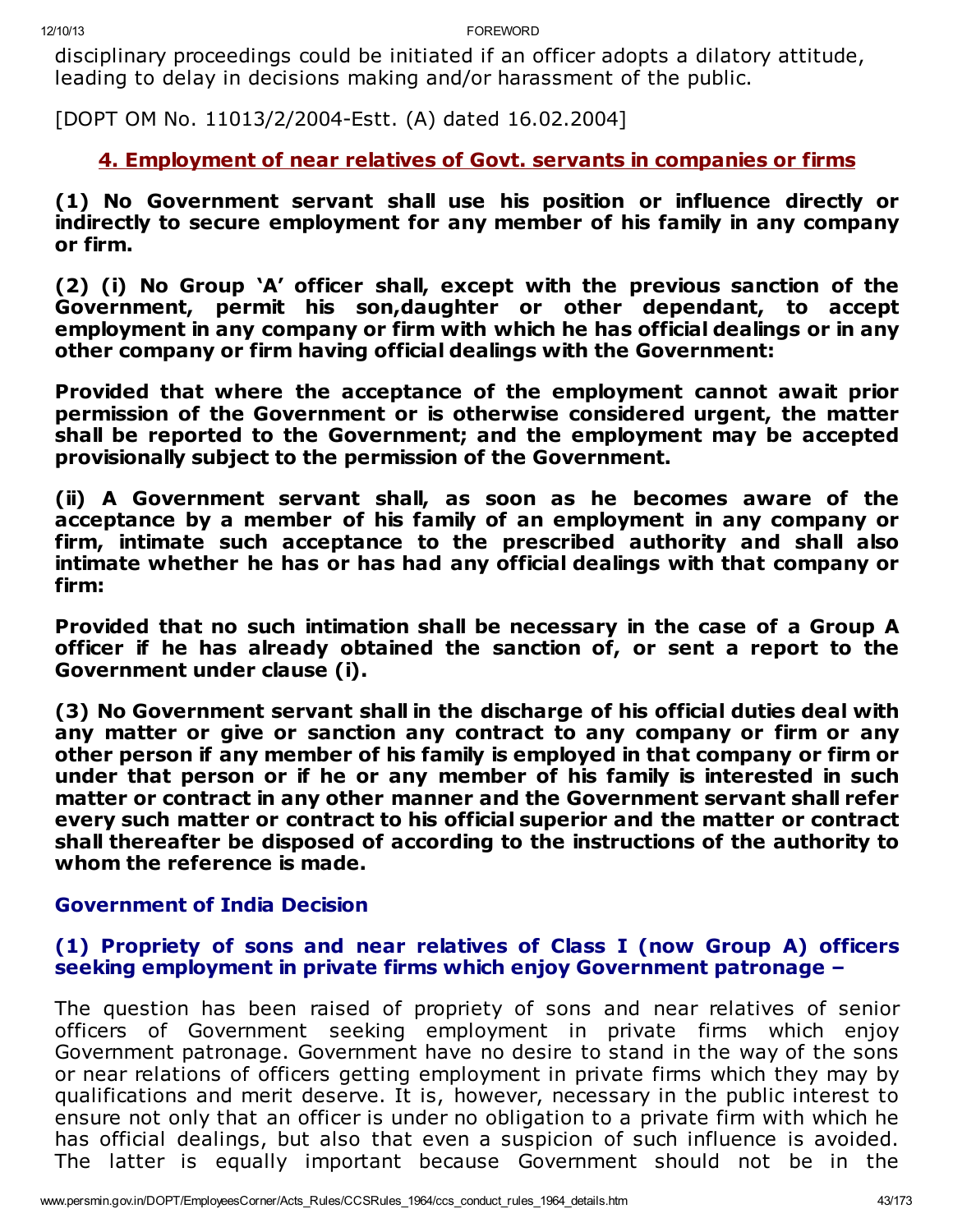disciplinary proceedings could be initiated if an officer adopts a dilatory attitude, leading to delay in decisions making and/or harassment of the public.

[DOPT OM No. 11013/2/2004-Estt. (A) dated 16.02.2004]

## 4. Employment of near relatives of Govt. servants in companies or firms

**(1) No Government servant shall use his position or influence directly or indirectly to secure employment for any member of his family in any company or firm.**

**(2) (i) No Group 'A' officer shall, except with the previous sanction of the Government, permit his son,daughter or other dependant, to accept employment in any company or firm with which he has official dealings or in any other company or firm having official dealings with the Government:**

**Provided that where the acceptance of the employment cannot await prior permission of the Government or is otherwise considered urgent, the matter shall be reported to the Government; and the employment may be accepted provisionally subject to the permission of the Government.**

**(ii) A Government servant shall, as soon as he becomes aware of the acceptance by a member of his family of an employment in any company or firm, intimate such acceptance to the prescribed authority and shall also intimate whether he has or has had any official dealings with that company or firm:**

**Provided that no such intimation shall be necessary in the case of a Group A officer if he has already obtained the sanction of, or sent a report to the Government under clause (i).**

**(3) No Government servant shall in the discharge of his official duties deal with any matter or give or sanction any contract to any company or firm or any other person if any member of his family is employed in that company or firm or under that person or if he or any member of his family is interested in such matter or contract in any other manner and the Government servant shall refer every such matter or contract to his official superior and the matter or contract shall thereafter be disposed of according to the instructions of the authority to whom the reference is made.**

### Government of India Decision

### (1) Propriety of sons and near relatives of Class I (now Group A) officers seeking employment in private firms which enjoy Government patronage –

The question has been raised of propriety of sons and near relatives of senior officers of Government seeking employment in private firms which enjoy Government patronage. Government have no desire to stand in the way of the sons or near relations of officers getting employment in private firms which they may by qualifications and merit deserve. It is, however, necessary in the public interest to ensure not only that an officer is under no obligation to a private firm with which he has official dealings, but also that even a suspicion of such influence is avoided. The latter is equally important because Government should not be in the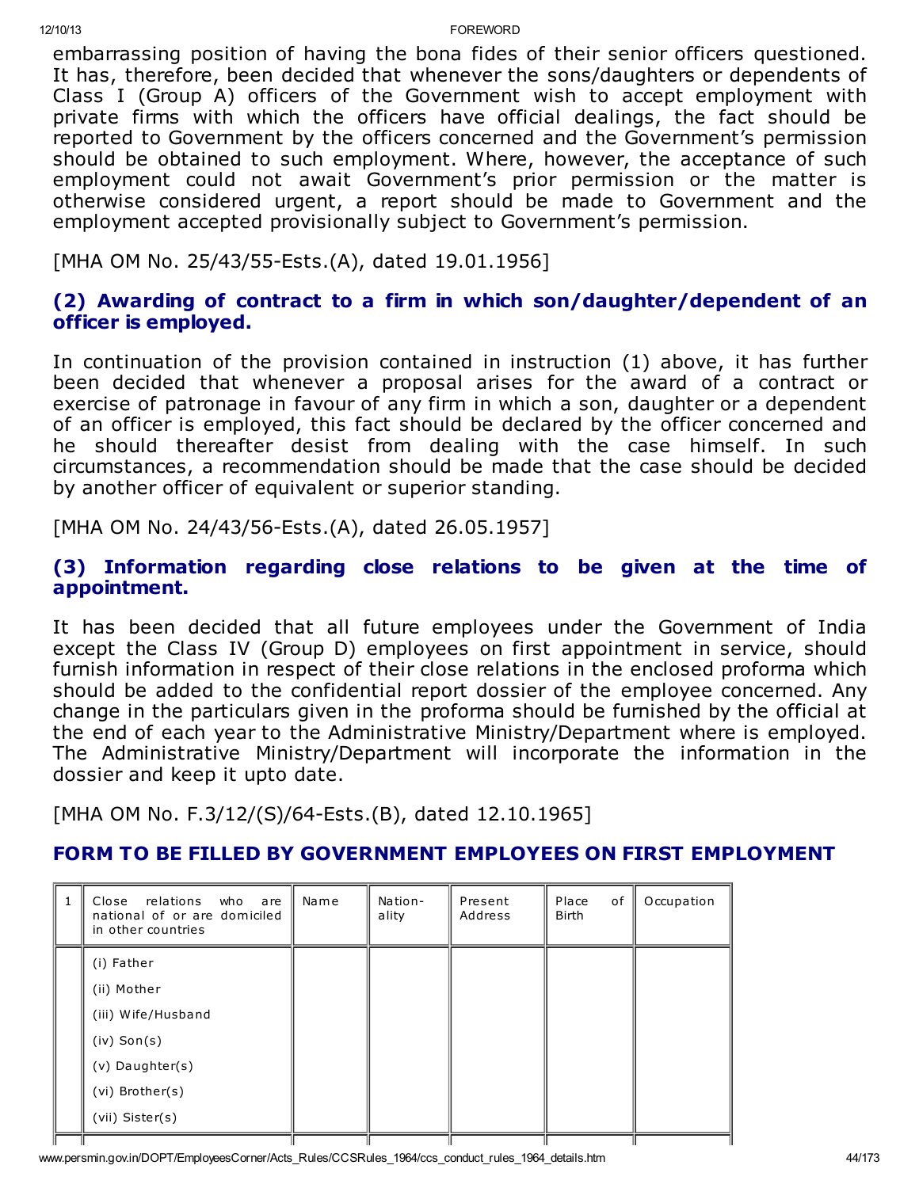embarrassing position of having the bona fides of their senior officers questioned. It has, therefore, been decided that whenever the sons/daughters or dependents of Class I (Group A) officers of the Government wish to accept employment with private firms with which the officers have official dealings, the fact should be reported to Government by the officers concerned and the Government's permission should be obtained to such employment. Where, however, the acceptance of such employment could not await Government's prior permission or the matter is otherwise considered urgent, a report should be made to Government and the employment accepted provisionally subject to Government's permission.

[MHA OM No. 25/43/55-Ests.(A), dated 19.01.1956]

### (2) Awarding of contract to a firm in which son/daughter/dependent of an officer is employed.

In continuation of the provision contained in instruction (1) above, it has further been decided that whenever a proposal arises for the award of a contract or exercise of patronage in favour of any firm in which a son, daughter or a dependent of an officer is employed, this fact should be declared by the officer concerned and he should thereafter desist from dealing with the case himself. In such circumstances, a recommendation should be made that the case should be decided by another officer of equivalent or superior standing.

[MHA OM No. 24/43/56-Ests.(A), dated 26.05.1957]

### (3) Information regarding close relations to be given at the time of appointment.

It has been decided that all future employees under the Government of India except the Class IV (Group D) employees on first appointment in service, should furnish information in respect of their close relations in the enclosed proforma which should be added to the confidential report dossier of the employee concerned. Any change in the particulars given in the proforma should be furnished by the official at the end of each year to the Administrative Ministry/Department where is employed. The Administrative Ministry/Department will incorporate the information in the dossier and keep it upto date.

[MHA OM No. F.3/12/(S)/64-Ests.(B), dated 12.10.1965]

## FORM TO BE FILLED BY GOVERNMENT EMPLOYEES ON FIRST EMPLOYMENT

| 1 | Close relations who are national of or are domiciled in other countries | Name | Nation-ality | Present Address | Place of Birth | Occupation |
|---|---|---|---|---|---|---|
| | (i) Father<br>(ii) Mother<br>(iii) Wife/Husband<br>(iv) Son(s)<br>(v) Daughter(s)<br>(vi) Brother(s)<br>(vii) Sister(s) | | | | | |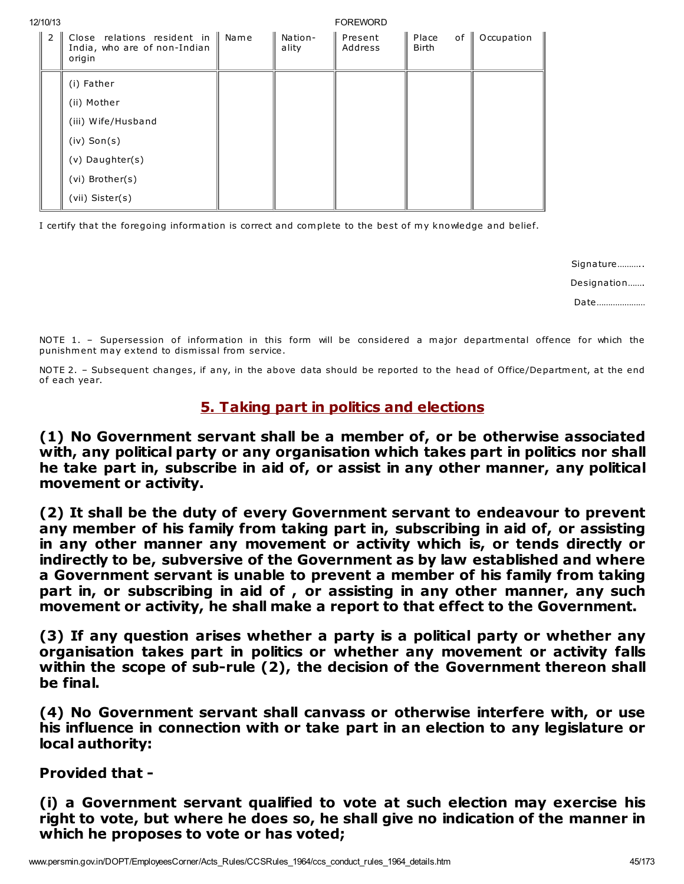| 2 | Close relations resident in India, who are of non-Indian origin | Name | Nation-ality | Present Address | Place of Birth | Occupation |
|---|---|---|---|---|---|---|
| | (i) Father<br>(ii) Mother<br>(iii) Wife/Husband<br>(iv) Son(s)<br>(v) Daughter(s)<br>(vi) Brother(s)<br>(vii) Sister(s) | | | | | |

I certify that the foregoing information is correct and complete to the best of my knowledge and belief.

Signature………..

Designation…….

Date…………………

NOTE 1. – Supersession of information in this form will be considered a major departmental offence for which the punishment may extend to dismissal from service.

NOTE 2. – Subsequent changes, if any, in the above data should be reported to the head of Office/Department, at the end of each year.

## 5. Taking part in politics and elections

**(1) No Government servant shall be a member of, or be otherwise associated with, any political party or any organisation which takes part in politics nor shall he take part in, subscribe in aid of, or assist in any other manner, any political movement or activity.**

**(2) It shall be the duty of every Government servant to endeavour to prevent any member of his family from taking part in, subscribing in aid of, or assisting in any other manner any movement or activity which is, or tends directly or indirectly to be, subversive of the Government as by law established and where a Government servant is unable to prevent a member of his family from taking part in, or subscribing in aid of , or assisting in any other manner, any such movement or activity, he shall make a report to that effect to the Government.**

**(3) If any question arises whether a party is a political party or whether any organisation takes part in politics or whether any movement or activity falls within the scope of sub-rule (2), the decision of the Government thereon shall be final.**

**(4) No Government servant shall canvass or otherwise interfere with, or use his influence in connection with or take part in an election to any legislature or local authority:**

**Provided that -**

**(i) a Government servant qualified to vote at such election may exercise his right to vote, but where he does so, he shall give no indication of the manner in which he proposes to vote or has voted;**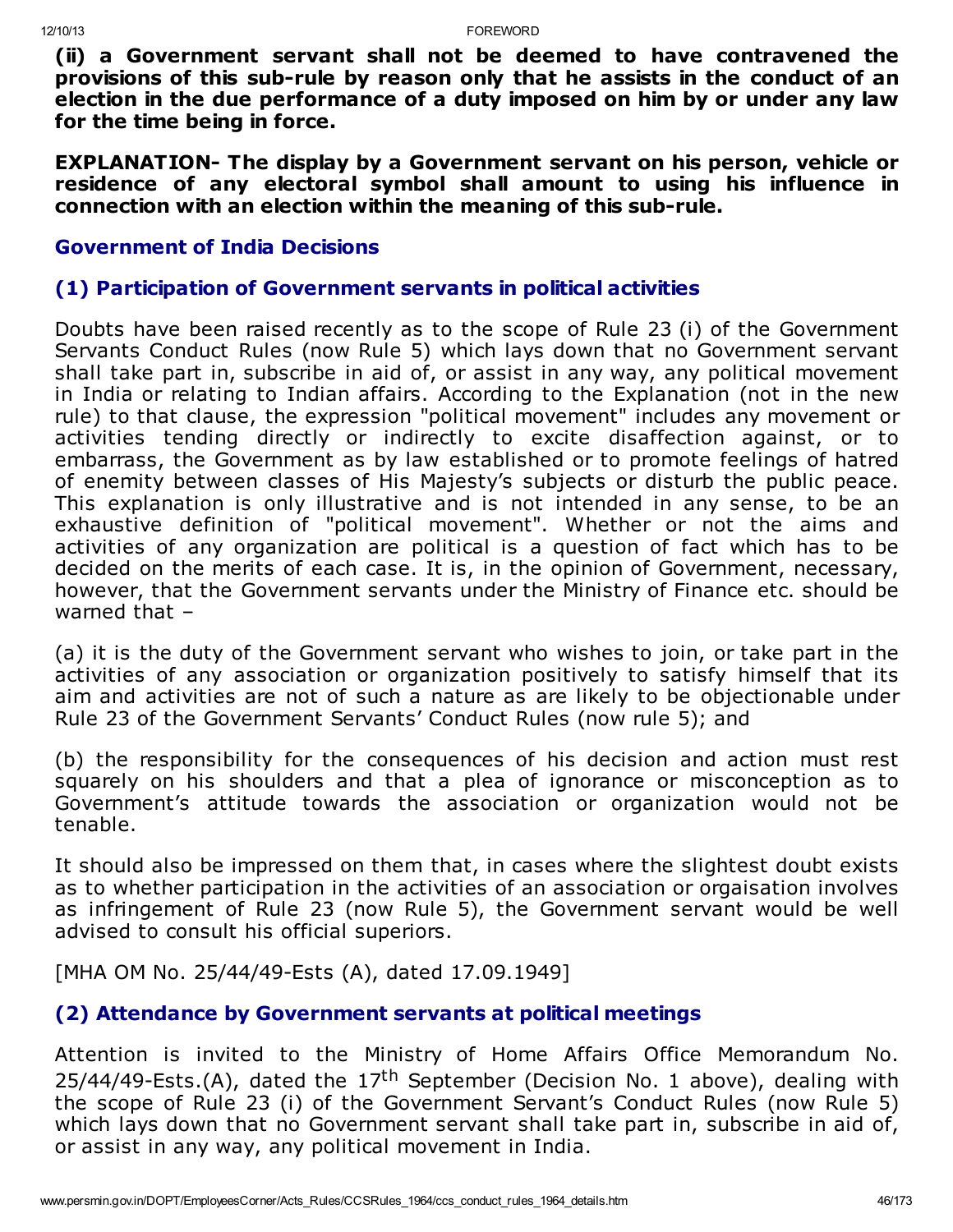**(ii) a Government servant shall not be deemed to have contravened the provisions of this sub-rule by reason only that he assists in the conduct of an election in the due performance of a duty imposed on him by or under any law for the time being in force.**

**EXPLANATION- The display by a Government servant on his person, vehicle or residence of any electoral symbol shall amount to using his influence in connection with an election within the meaning of this sub-rule.**

## Government of India Decisions

### (1) Participation of Government servants in political activities

Doubts have been raised recently as to the scope of Rule 23 (i) of the Government Servants Conduct Rules (now Rule 5) which lays down that no Government servant shall take part in, subscribe in aid of, or assist in any way, any political movement in India or relating to Indian affairs. According to the Explanation (not in the new rule) to that clause, the expression "political movement" includes any movement or activities tending directly or indirectly to excite disaffection against, or to embarrass, the Government as by law established or to promote feelings of hatred of enemity between classes of His Majesty's subjects or disturb the public peace. This explanation is only illustrative and is not intended in any sense, to be an exhaustive definition of "political movement". Whether or not the aims and activities of any organization are political is a question of fact which has to be decided on the merits of each case. It is, in the opinion of Government, necessary, however, that the Government servants under the Ministry of Finance etc. should be warned that –

(a) it is the duty of the Government servant who wishes to join, or take part in the activities of any association or organization positively to satisfy himself that its aim and activities are not of such a nature as are likely to be objectionable under Rule 23 of the Government Servants' Conduct Rules (now rule 5); and

(b) the responsibility for the consequences of his decision and action must rest squarely on his shoulders and that a plea of ignorance or misconception as to Government's attitude towards the association or organization would not be tenable.

It should also be impressed on them that, in cases where the slightest doubt exists as to whether participation in the activities of an association or orgaisation involves as infringement of Rule 23 (now Rule 5), the Government servant would be well advised to consult his official superiors.

[MHA OM No. 25/44/49-Ests (A), dated 17.09.1949]

### (2) Attendance by Government servants at political meetings

Attention is invited to the Ministry of Home Affairs Office Memorandum No. 25/44/49-Ests.(A), dated the 17th September (Decision No. 1 above), dealing with the scope of Rule 23 (i) of the Government Servant's Conduct Rules (now Rule 5) which lays down that no Government servant shall take part in, subscribe in aid of, or assist in any way, any political movement in India.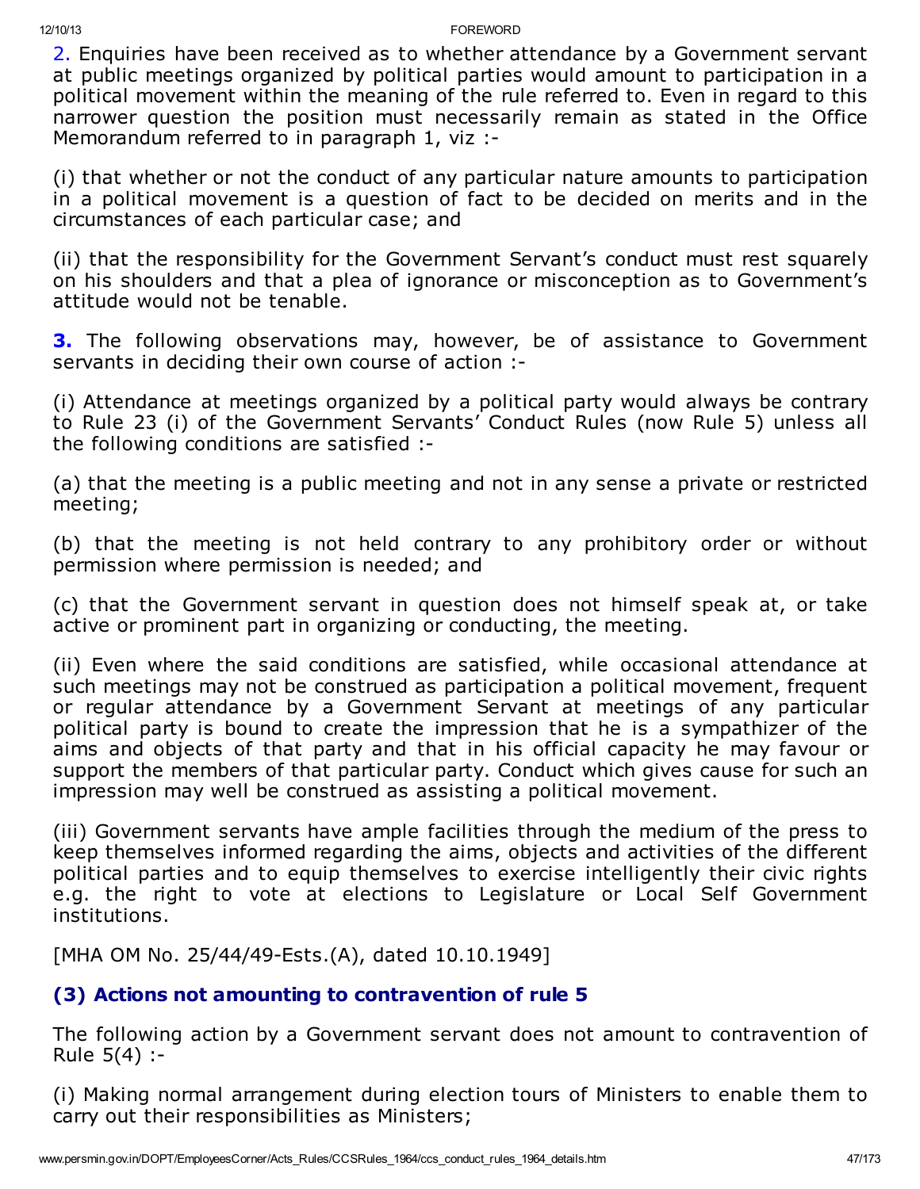2. Enquiries have been received as to whether attendance by a Government servant at public meetings organized by political parties would amount to participation in a political movement within the meaning of the rule referred to. Even in regard to this narrower question the position must necessarily remain as stated in the Office Memorandum referred to in paragraph 1, viz :-

(i) that whether or not the conduct of any particular nature amounts to participation in a political movement is a question of fact to be decided on merits and in the circumstances of each particular case; and

(ii) that the responsibility for the Government Servant's conduct must rest squarely on his shoulders and that a plea of ignorance or misconception as to Government's attitude would not be tenable.

**3.** The following observations may, however, be of assistance to Government servants in deciding their own course of action :-

(i) Attendance at meetings organized by a political party would always be contrary to Rule 23 (i) of the Government Servants' Conduct Rules (now Rule 5) unless all the following conditions are satisfied :-

(a) that the meeting is a public meeting and not in any sense a private or restricted meeting;

(b) that the meeting is not held contrary to any prohibitory order or without permission where permission is needed; and

(c) that the Government servant in question does not himself speak at, or take active or prominent part in organizing or conducting, the meeting.

(ii) Even where the said conditions are satisfied, while occasional attendance at such meetings may not be construed as participation a political movement, frequent or regular attendance by a Government Servant at meetings of any particular political party is bound to create the impression that he is a sympathizer of the aims and objects of that party and that in his official capacity he may favour or support the members of that particular party. Conduct which gives cause for such an impression may well be construed as assisting a political movement.

(iii) Government servants have ample facilities through the medium of the press to keep themselves informed regarding the aims, objects and activities of the different political parties and to equip themselves to exercise intelligently their civic rights e.g. the right to vote at elections to Legislature or Local Self Government institutions.

[MHA OM No. 25/44/49-Ests.(A), dated 10.10.1949]

### (3) Actions not amounting to contravention of rule 5

The following action by a Government servant does not amount to contravention of Rule 5(4) :-

(i) Making normal arrangement during election tours of Ministers to enable them to carry out their responsibilities as Ministers;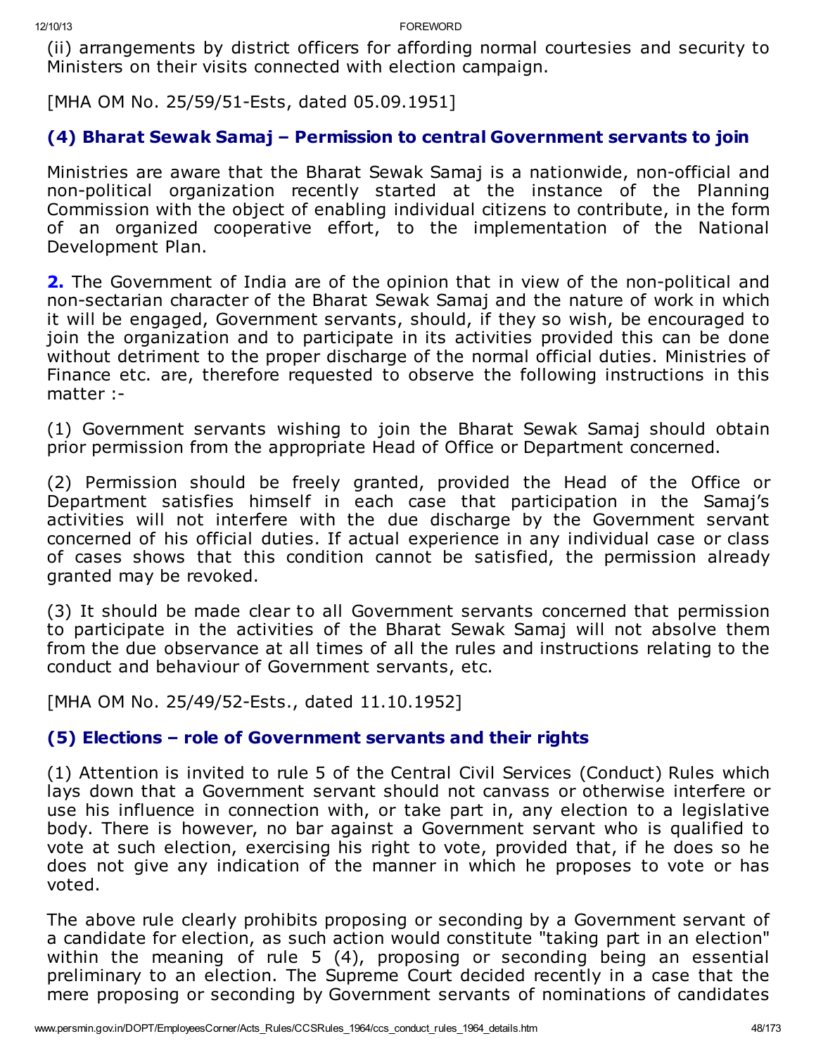(ii) arrangements by district officers for affording normal courtesies and security to Ministers on their visits connected with election campaign.

[MHA OM No. 25/59/51-Ests, dated 05.09.1951]

### (4) Bharat Sewak Samaj – Permission to central Government servants to join

Ministries are aware that the Bharat Sewak Samaj is a nationwide, non-official and non-political organization recently started at the instance of the Planning Commission with the object of enabling individual citizens to contribute, in the form of an organized cooperative effort, to the implementation of the National Development Plan.

**2.** The Government of India are of the opinion that in view of the non-political and non-sectarian character of the Bharat Sewak Samaj and the nature of work in which it will be engaged, Government servants, should, if they so wish, be encouraged to join the organization and to participate in its activities provided this can be done without detriment to the proper discharge of the normal official duties. Ministries of Finance etc. are, therefore requested to observe the following instructions in this matter :-

(1) Government servants wishing to join the Bharat Sewak Samaj should obtain prior permission from the appropriate Head of Office or Department concerned.

(2) Permission should be freely granted, provided the Head of the Office or Department satisfies himself in each case that participation in the Samaj's activities will not interfere with the due discharge by the Government servant concerned of his official duties. If actual experience in any individual case or class of cases shows that this condition cannot be satisfied, the permission already granted may be revoked.

(3) It should be made clear to all Government servants concerned that permission to participate in the activities of the Bharat Sewak Samaj will not absolve them from the due observance at all times of all the rules and instructions relating to the conduct and behaviour of Government servants, etc.

[MHA OM No. 25/49/52-Ests., dated 11.10.1952]

### (5) Elections – role of Government servants and their rights

(1) Attention is invited to rule 5 of the Central Civil Services (Conduct) Rules which lays down that a Government servant should not canvass or otherwise interfere or use his influence in connection with, or take part in, any election to a legislative body. There is however, no bar against a Government servant who is qualified to vote at such election, exercising his right to vote, provided that, if he does so he does not give any indication of the manner in which he proposes to vote or has voted.

The above rule clearly prohibits proposing or seconding by a Government servant of a candidate for election, as such action would constitute "taking part in an election" within the meaning of rule 5 (4), proposing or seconding being an essential preliminary to an election. The Supreme Court decided recently in a case that the mere proposing or seconding by Government servants of nominations of candidates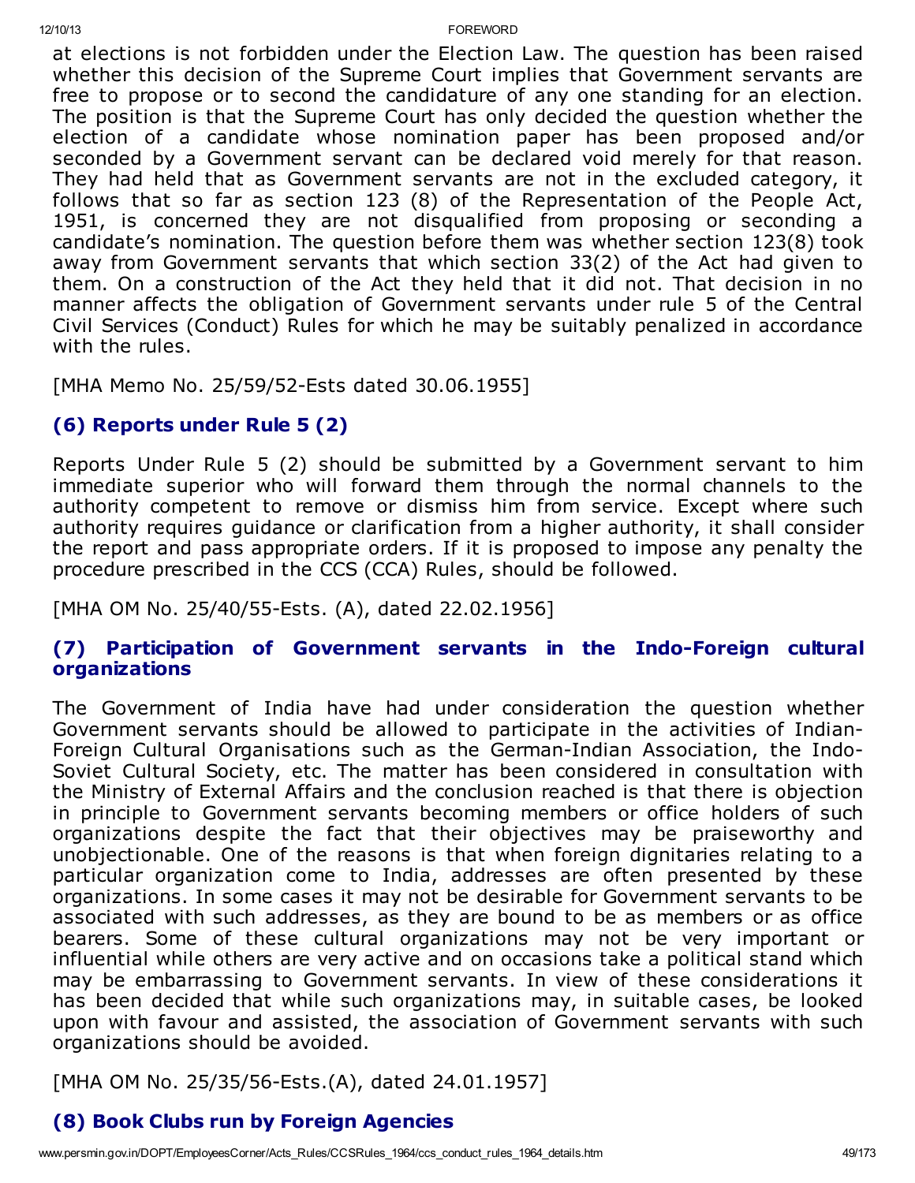at elections is not forbidden under the Election Law. The question has been raised whether this decision of the Supreme Court implies that Government servants are free to propose or to second the candidature of any one standing for an election. The position is that the Supreme Court has only decided the question whether the election of a candidate whose nomination paper has been proposed and/or seconded by a Government servant can be declared void merely for that reason. They had held that as Government servants are not in the excluded category, it follows that so far as section 123 (8) of the Representation of the People Act, 1951, is concerned they are not disqualified from proposing or seconding a candidate's nomination. The question before them was whether section 123(8) took away from Government servants that which section 33(2) of the Act had given to them. On a construction of the Act they held that it did not. That decision in no manner affects the obligation of Government servants under rule 5 of the Central Civil Services (Conduct) Rules for which he may be suitably penalized in accordance with the rules.

[MHA Memo No. 25/59/52-Ests dated 30.06.1955]

### (6) Reports under Rule 5 (2)

Reports Under Rule 5 (2) should be submitted by a Government servant to him immediate superior who will forward them through the normal channels to the authority competent to remove or dismiss him from service. Except where such authority requires guidance or clarification from a higher authority, it shall consider the report and pass appropriate orders. If it is proposed to impose any penalty the procedure prescribed in the CCS (CCA) Rules, should be followed.

[MHA OM No. 25/40/55-Ests. (A), dated 22.02.1956]

### (7) Participation of Government servants in the Indo-Foreign cultural organizations

The Government of India have had under consideration the question whether Government servants should be allowed to participate in the activities of Indian-Foreign Cultural Organisations such as the German-Indian Association, the Indo-Soviet Cultural Society, etc. The matter has been considered in consultation with the Ministry of External Affairs and the conclusion reached is that there is objection in principle to Government servants becoming members or office holders of such organizations despite the fact that their objectives may be praiseworthy and unobjectionable. One of the reasons is that when foreign dignitaries relating to a particular organization come to India, addresses are often presented by these organizations. In some cases it may not be desirable for Government servants to be associated with such addresses, as they are bound to be as members or as office bearers. Some of these cultural organizations may not be very important or influential while others are very active and on occasions take a political stand which may be embarrassing to Government servants. In view of these considerations it has been decided that while such organizations may, in suitable cases, be looked upon with favour and assisted, the association of Government servants with such organizations should be avoided.

[MHA OM No. 25/35/56-Ests.(A), dated 24.01.1957]

### (8) Book Clubs run by Foreign Agencies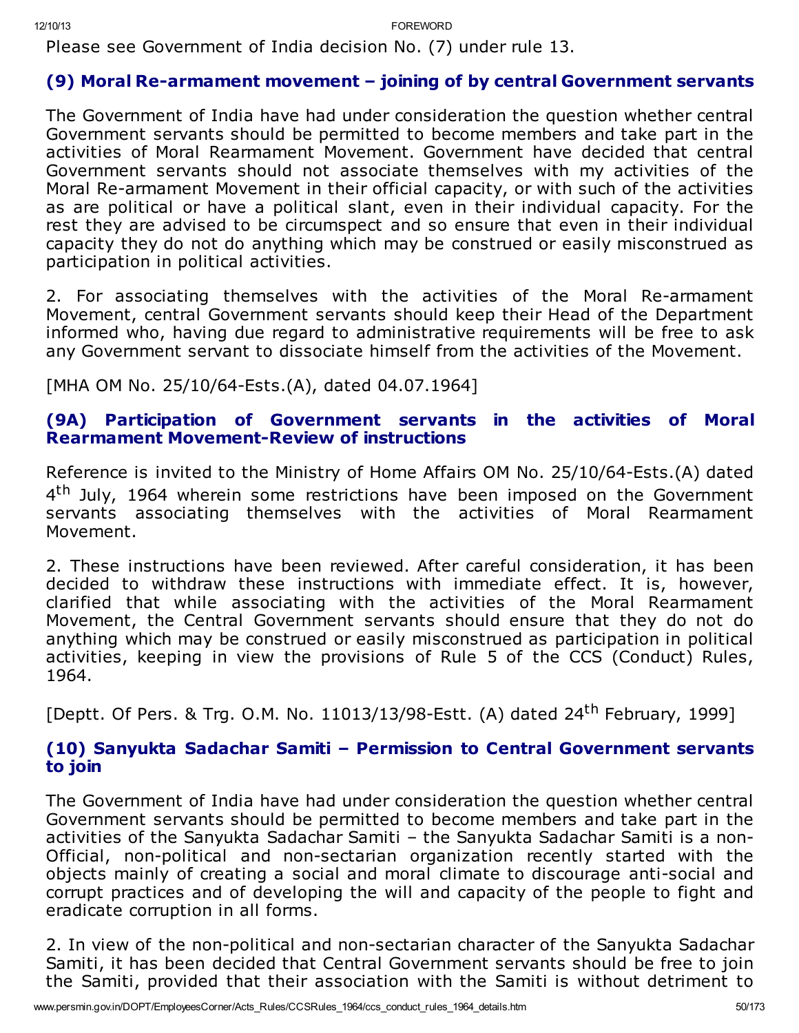Please see Government of India decision No. (7) under rule 13.

### (9) Moral Re-armament movement – joining of by central Government servants

The Government of India have had under consideration the question whether central Government servants should be permitted to become members and take part in the activities of Moral Rearmament Movement. Government have decided that central Government servants should not associate themselves with my activities of the Moral Re-armament Movement in their official capacity, or with such of the activities as are political or have a political slant, even in their individual capacity. For the rest they are advised to be circumspect and so ensure that even in their individual capacity they do not do anything which may be construed or easily misconstrued as participation in political activities.

2. For associating themselves with the activities of the Moral Re-armament Movement, central Government servants should keep their Head of the Department informed who, having due regard to administrative requirements will be free to ask any Government servant to dissociate himself from the activities of the Movement.

[MHA OM No. 25/10/64-Ests.(A), dated 04.07.1964]

### (9A) Participation of Government servants in the activities of Moral Rearmament Movement-Review of instructions

Reference is invited to the Ministry of Home Affairs OM No. 25/10/64-Ests.(A) dated 4th July, 1964 wherein some restrictions have been imposed on the Government servants associating themselves with the activities of Moral Rearmament Movement.

2. These instructions have been reviewed. After careful consideration, it has been decided to withdraw these instructions with immediate effect. It is, however, clarified that while associating with the activities of the Moral Rearmament Movement, the Central Government servants should ensure that they do not do anything which may be construed or easily misconstrued as participation in political activities, keeping in view the provisions of Rule 5 of the CCS (Conduct) Rules, 1964.

[Deptt. Of Pers. & Trg. O.M. No. 11013/13/98-Estt. (A) dated 24th February, 1999]

### (10) Sanyukta Sadachar Samiti – Permission to Central Government servants to join

The Government of India have had under consideration the question whether central Government servants should be permitted to become members and take part in the activities of the Sanyukta Sadachar Samiti – the Sanyukta Sadachar Samiti is a non-Official, non-political and non-sectarian organization recently started with the objects mainly of creating a social and moral climate to discourage anti-social and corrupt practices and of developing the will and capacity of the people to fight and eradicate corruption in all forms.

2. In view of the non-political and non-sectarian character of the Sanyukta Sadachar Samiti, it has been decided that Central Government servants should be free to join the Samiti, provided that their association with the Samiti is without detriment to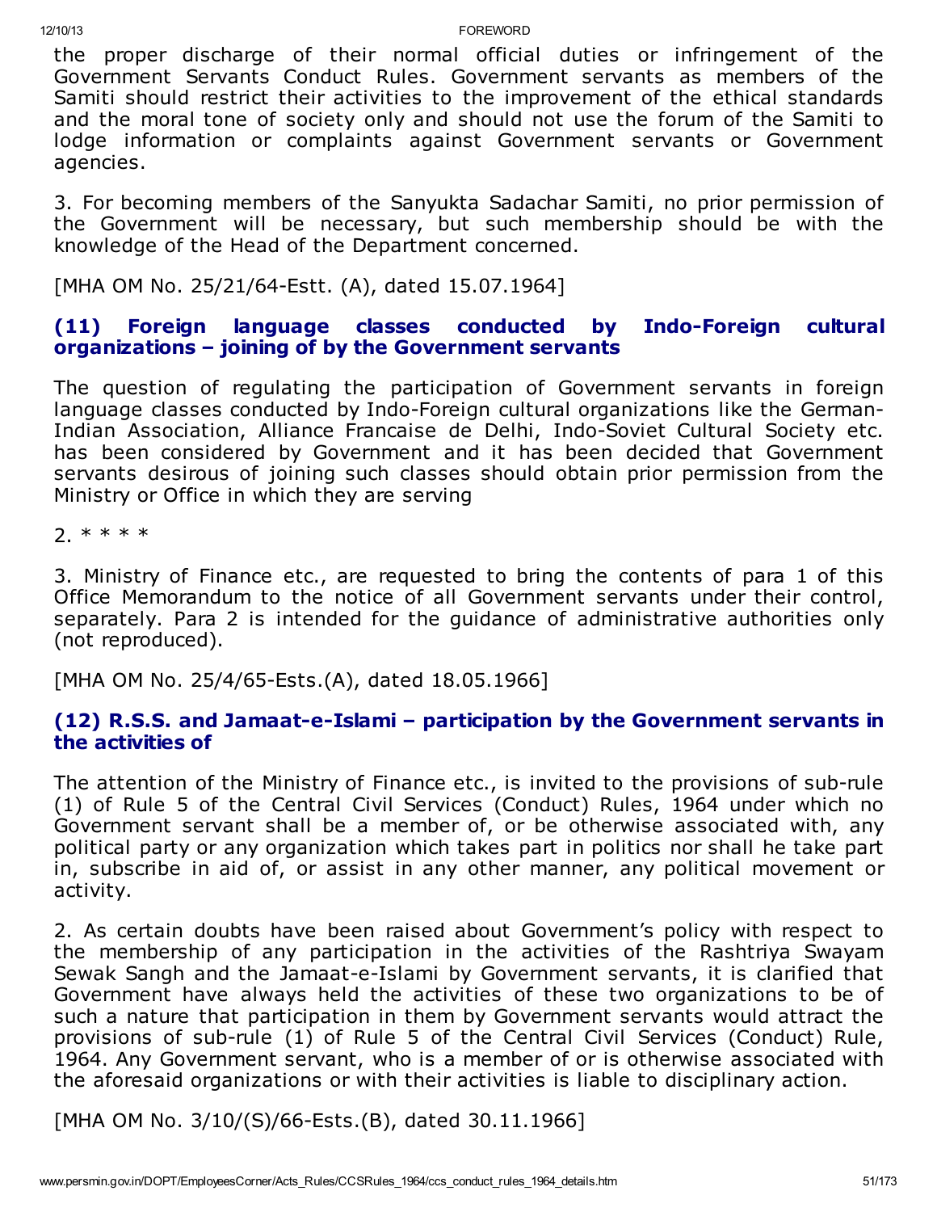the proper discharge of their normal official duties or infringement of the Government Servants Conduct Rules. Government servants as members of the Samiti should restrict their activities to the improvement of the ethical standards and the moral tone of society only and should not use the forum of the Samiti to lodge information or complaints against Government servants or Government agencies.

3. For becoming members of the Sanyukta Sadachar Samiti, no prior permission of the Government will be necessary, but such membership should be with the knowledge of the Head of the Department concerned.

[MHA OM No. 25/21/64-Estt. (A), dated 15.07.1964]

### (11) Foreign language classes conducted by Indo-Foreign cultural organizations – joining of by the Government servants

The question of regulating the participation of Government servants in foreign language classes conducted by Indo-Foreign cultural organizations like the German-Indian Association, Alliance Francaise de Delhi, Indo-Soviet Cultural Society etc. has been considered by Government and it has been decided that Government servants desirous of joining such classes should obtain prior permission from the Ministry or Office in which they are serving

2. * * * *

3. Ministry of Finance etc., are requested to bring the contents of para 1 of this Office Memorandum to the notice of all Government servants under their control, separately. Para 2 is intended for the guidance of administrative authorities only (not reproduced).

[MHA OM No. 25/4/65-Ests.(A), dated 18.05.1966]

### (12) R.S.S. and Jamaat-e-Islami – participation by the Government servants in the activities of

The attention of the Ministry of Finance etc., is invited to the provisions of sub-rule (1) of Rule 5 of the Central Civil Services (Conduct) Rules, 1964 under which no Government servant shall be a member of, or be otherwise associated with, any political party or any organization which takes part in politics nor shall he take part in, subscribe in aid of, or assist in any other manner, any political movement or activity.

2. As certain doubts have been raised about Government's policy with respect to the membership of any participation in the activities of the Rashtriya Swayam Sewak Sangh and the Jamaat-e-Islami by Government servants, it is clarified that Government have always held the activities of these two organizations to be of such a nature that participation in them by Government servants would attract the provisions of sub-rule (1) of Rule 5 of the Central Civil Services (Conduct) Rule, 1964. Any Government servant, who is a member of or is otherwise associated with the aforesaid organizations or with their activities is liable to disciplinary action.

[MHA OM No. 3/10/(S)/66-Ests.(B), dated 30.11.1966]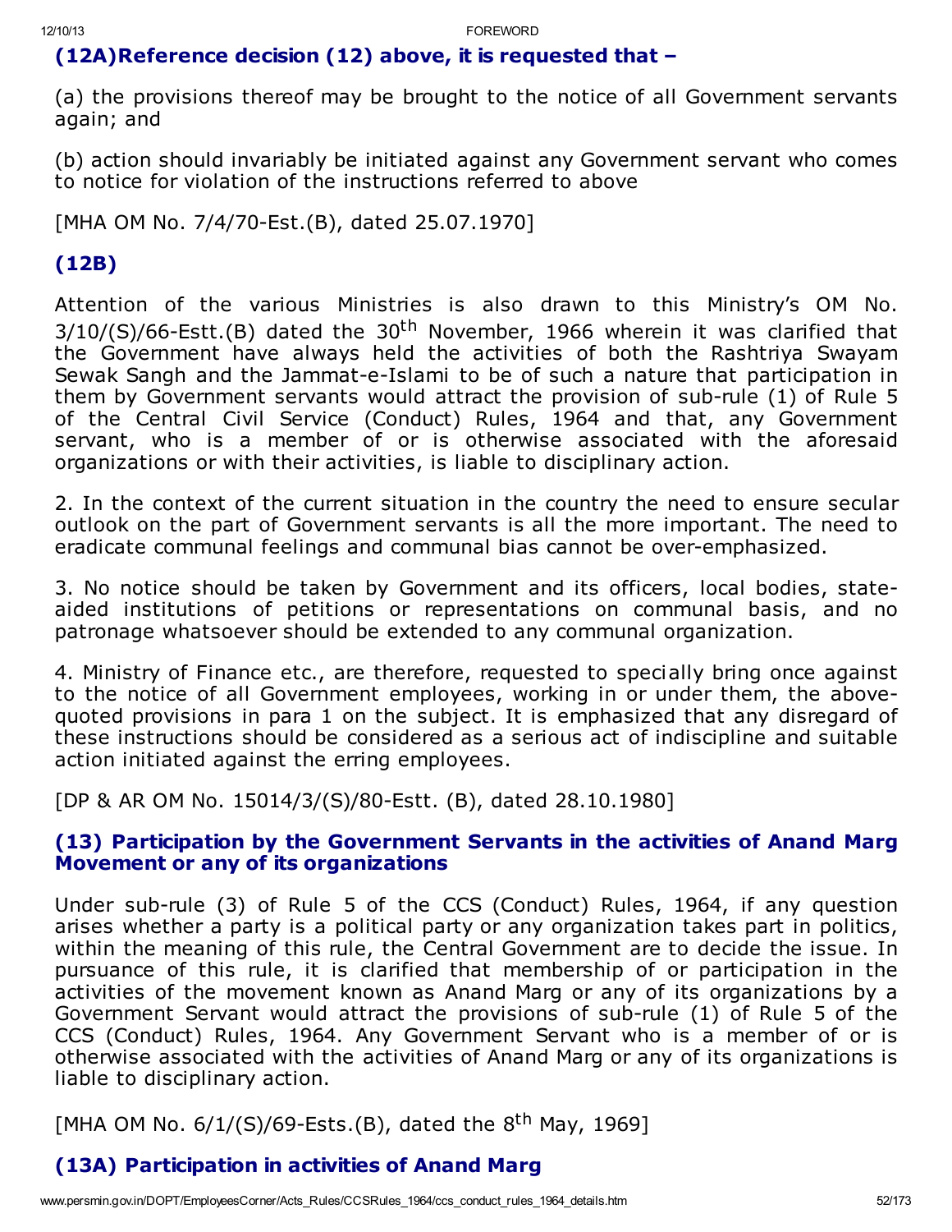### (12A)Reference decision (12) above, it is requested that –

(a) the provisions thereof may be brought to the notice of all Government servants again; and

(b) action should invariably be initiated against any Government servant who comes to notice for violation of the instructions referred to above

[MHA OM No. 7/4/70-Est.(B), dated 25.07.1970]

### (12B)

Attention of the various Ministries is also drawn to this Ministry's OM No. 3/10/(S)/66-Estt.(B) dated the 30th November, 1966 wherein it was clarified that the Government have always held the activities of both the Rashtriya Swayam Sewak Sangh and the Jammat-e-Islami to be of such a nature that participation in them by Government servants would attract the provision of sub-rule (1) of Rule 5 of the Central Civil Service (Conduct) Rules, 1964 and that, any Government servant, who is a member of or is otherwise associated with the aforesaid organizations or with their activities, is liable to disciplinary action.

2. In the context of the current situation in the country the need to ensure secular outlook on the part of Government servants is all the more important. The need to eradicate communal feelings and communal bias cannot be over-emphasized.

3. No notice should be taken by Government and its officers, local bodies, state-aided institutions of petitions or representations on communal basis, and no patronage whatsoever should be extended to any communal organization.

4. Ministry of Finance etc., are therefore, requested to specially bring once against to the notice of all Government employees, working in or under them, the above-quoted provisions in para 1 on the subject. It is emphasized that any disregard of these instructions should be considered as a serious act of indiscipline and suitable action initiated against the erring employees.

[DP & AR OM No. 15014/3/(S)/80-Estt. (B), dated 28.10.1980]

### (13) Participation by the Government Servants in the activities of Anand Marg Movement or any of its organizations

Under sub-rule (3) of Rule 5 of the CCS (Conduct) Rules, 1964, if any question arises whether a party is a political party or any organization takes part in politics, within the meaning of this rule, the Central Government are to decide the issue. In pursuance of this rule, it is clarified that membership of or participation in the activities of the movement known as Anand Marg or any of its organizations by a Government Servant would attract the provisions of sub-rule (1) of Rule 5 of the CCS (Conduct) Rules, 1964. Any Government Servant who is a member of or is otherwise associated with the activities of Anand Marg or any of its organizations is liable to disciplinary action.

[MHA OM No. 6/1/(S)/69-Ests.(B), dated the 8th May, 1969]

### (13A) Participation in activities of Anand Marg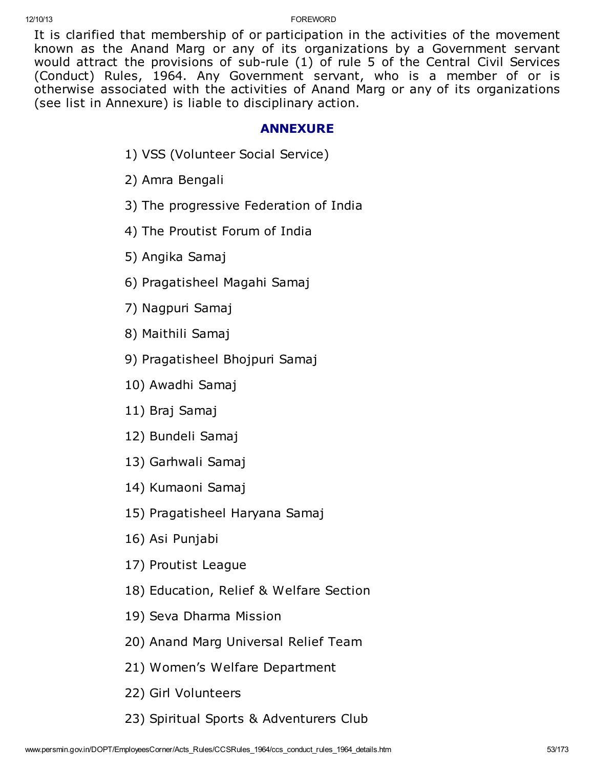It is clarified that membership of or participation in the activities of the movement known as the Anand Marg or any of its organizations by a Government servant would attract the provisions of sub-rule (1) of rule 5 of the Central Civil Services (Conduct) Rules, 1964. Any Government servant, who is a member of or is otherwise associated with the activities of Anand Marg or any of its organizations (see list in Annexure) is liable to disciplinary action.

## ANNEXURE

1) VSS (Volunteer Social Service)

2) Amra Bengali

3) The progressive Federation of India

4) The Proutist Forum of India

5) Angika Samaj

6) Pragatisheel Magahi Samaj

7) Nagpuri Samaj

8) Maithili Samaj

9) Pragatisheel Bhojpuri Samaj

10) Awadhi Samaj

11) Braj Samaj

12) Bundeli Samaj

13) Garhwali Samaj

14) Kumaoni Samaj

15) Pragatisheel Haryana Samaj

16) Asi Punjabi

17) Proutist League

18) Education, Relief & Welfare Section

19) Seva Dharma Mission

20) Anand Marg Universal Relief Team

21) Women's Welfare Department

22) Girl Volunteers

23) Spiritual Sports & Adventurers Club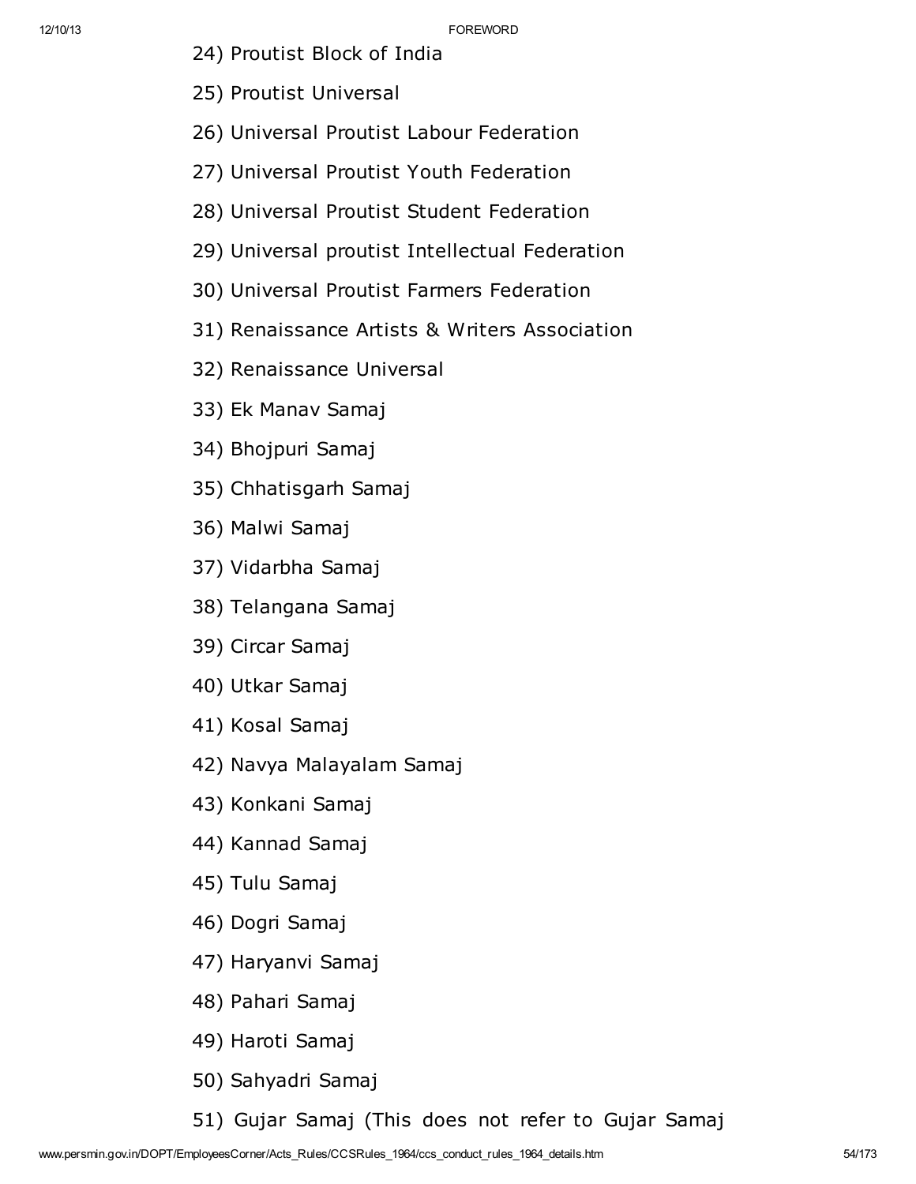24) Proutist Block of India

25) Proutist Universal

26) Universal Proutist Labour Federation

27) Universal Proutist Youth Federation

28) Universal Proutist Student Federation

29) Universal proutist Intellectual Federation

30) Universal Proutist Farmers Federation

31) Renaissance Artists & Writers Association

32) Renaissance Universal

33) Ek Manav Samaj

34) Bhojpuri Samaj

35) Chhatisgarh Samaj

36) Malwi Samaj

37) Vidarbha Samaj

38) Telangana Samaj

39) Circar Samaj

40) Utkar Samaj

41) Kosal Samaj

42) Navya Malayalam Samaj

43) Konkani Samaj

44) Kannad Samaj

45) Tulu Samaj

46) Dogri Samaj

47) Haryanvi Samaj

48) Pahari Samaj

49) Haroti Samaj

50) Sahyadri Samaj

51) Gujar Samaj (This does not refer to Gujar Samaj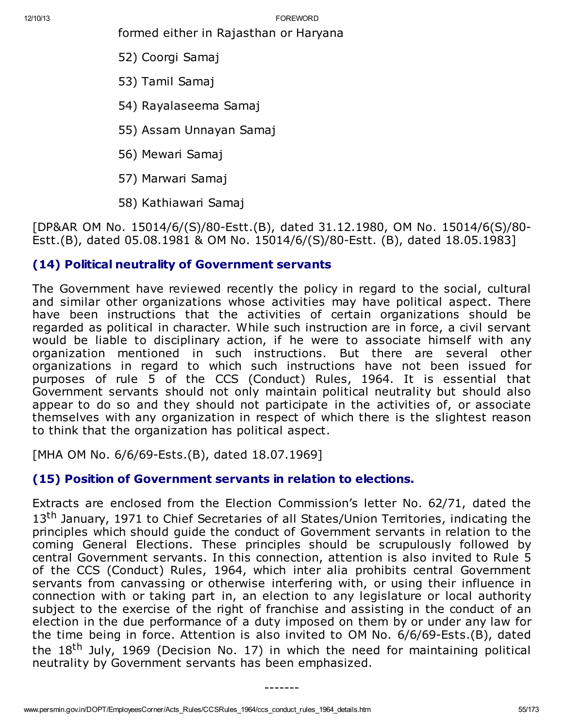formed either in Rajasthan or Haryana

52) Coorgi Samaj

53) Tamil Samaj

54) Rayalaseema Samaj

55) Assam Unnayan Samaj

56) Mewari Samaj

57) Marwari Samaj

58) Kathiawari Samaj

[DP&AR OM No. 15014/6/(S)/80-Estt.(B), dated 31.12.1980, OM No. 15014/6(S)/80-Estt.(B), dated 05.08.1981 & OM No. 15014/6/(S)/80-Estt. (B), dated 18.05.1983]

### (14) Political neutrality of Government servants

The Government have reviewed recently the policy in regard to the social, cultural and similar other organizations whose activities may have political aspect. There have been instructions that the activities of certain organizations should be regarded as political in character. While such instruction are in force, a civil servant would be liable to disciplinary action, if he were to associate himself with any organization mentioned in such instructions. But there are several other organizations in regard to which such instructions have not been issued for purposes of rule 5 of the CCS (Conduct) Rules, 1964. It is essential that Government servants should not only maintain political neutrality but should also appear to do so and they should not participate in the activities of, or associate themselves with any organization in respect of which there is the slightest reason to think that the organization has political aspect.

[MHA OM No. 6/6/69-Ests.(B), dated 18.07.1969]

### (15) Position of Government servants in relation to elections.

Extracts are enclosed from the Election Commission's letter No. 62/71, dated the 13th January, 1971 to Chief Secretaries of all States/Union Territories, indicating the principles which should guide the conduct of Government servants in relation to the coming General Elections. These principles should be scrupulously followed by central Government servants. In this connection, attention is also invited to Rule 5 of the CCS (Conduct) Rules, 1964, which inter alia prohibits central Government servants from canvassing or otherwise interfering with, or using their influence in connection with or taking part in, an election to any legislature or local authority subject to the exercise of the right of franchise and assisting in the conduct of an election in the due performance of a duty imposed on them by or under any law for the time being in force. Attention is also invited to OM No. 6/6/69-Ests.(B), dated the 18th July, 1969 (Decision No. 17) in which the need for maintaining political neutrality by Government servants has been emphasized.

-------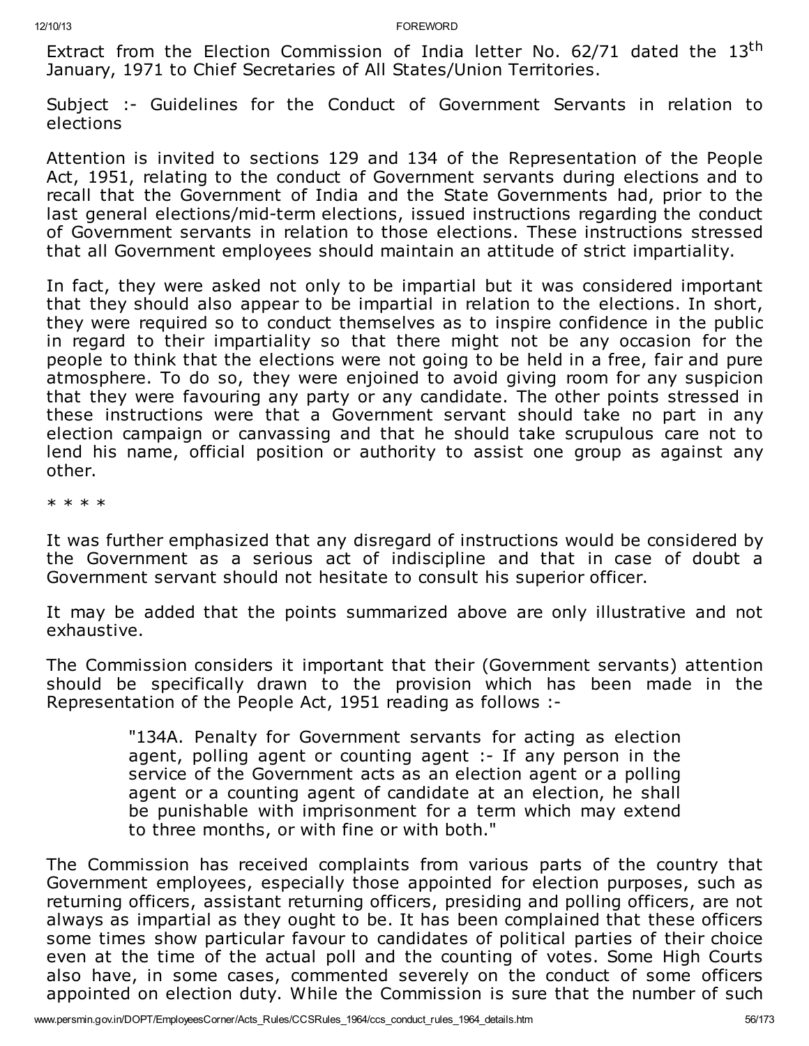Extract from the Election Commission of India letter No. 62/71 dated the 13th January, 1971 to Chief Secretaries of All States/Union Territories.

Subject :- Guidelines for the Conduct of Government Servants in relation to elections

Attention is invited to sections 129 and 134 of the Representation of the People Act, 1951, relating to the conduct of Government servants during elections and to recall that the Government of India and the State Governments had, prior to the last general elections/mid-term elections, issued instructions regarding the conduct of Government servants in relation to those elections. These instructions stressed that all Government employees should maintain an attitude of strict impartiality.

In fact, they were asked not only to be impartial but it was considered important that they should also appear to be impartial in relation to the elections. In short, they were required so to conduct themselves as to inspire confidence in the public in regard to their impartiality so that there might not be any occasion for the people to think that the elections were not going to be held in a free, fair and pure atmosphere. To do so, they were enjoined to avoid giving room for any suspicion that they were favouring any party or any candidate. The other points stressed in these instructions were that a Government servant should take no part in any election campaign or canvassing and that he should take scrupulous care not to lend his name, official position or authority to assist one group as against any other.

* * * *

It was further emphasized that any disregard of instructions would be considered by the Government as a serious act of indiscipline and that in case of doubt a Government servant should not hesitate to consult his superior officer.

It may be added that the points summarized above are only illustrative and not exhaustive.

The Commission considers it important that their (Government servants) attention should be specifically drawn to the provision which has been made in the Representation of the People Act, 1951 reading as follows :-

> "134A. Penalty for Government servants for acting as election agent, polling agent or counting agent :- If any person in the service of the Government acts as an election agent or a polling agent or a counting agent of candidate at an election, he shall be punishable with imprisonment for a term which may extend to three months, or with fine or with both."

The Commission has received complaints from various parts of the country that Government employees, especially those appointed for election purposes, such as returning officers, assistant returning officers, presiding and polling officers, are not always as impartial as they ought to be. It has been complained that these officers some times show particular favour to candidates of political parties of their choice even at the time of the actual poll and the counting of votes. Some High Courts also have, in some cases, commented severely on the conduct of some officers appointed on election duty. While the Commission is sure that the number of such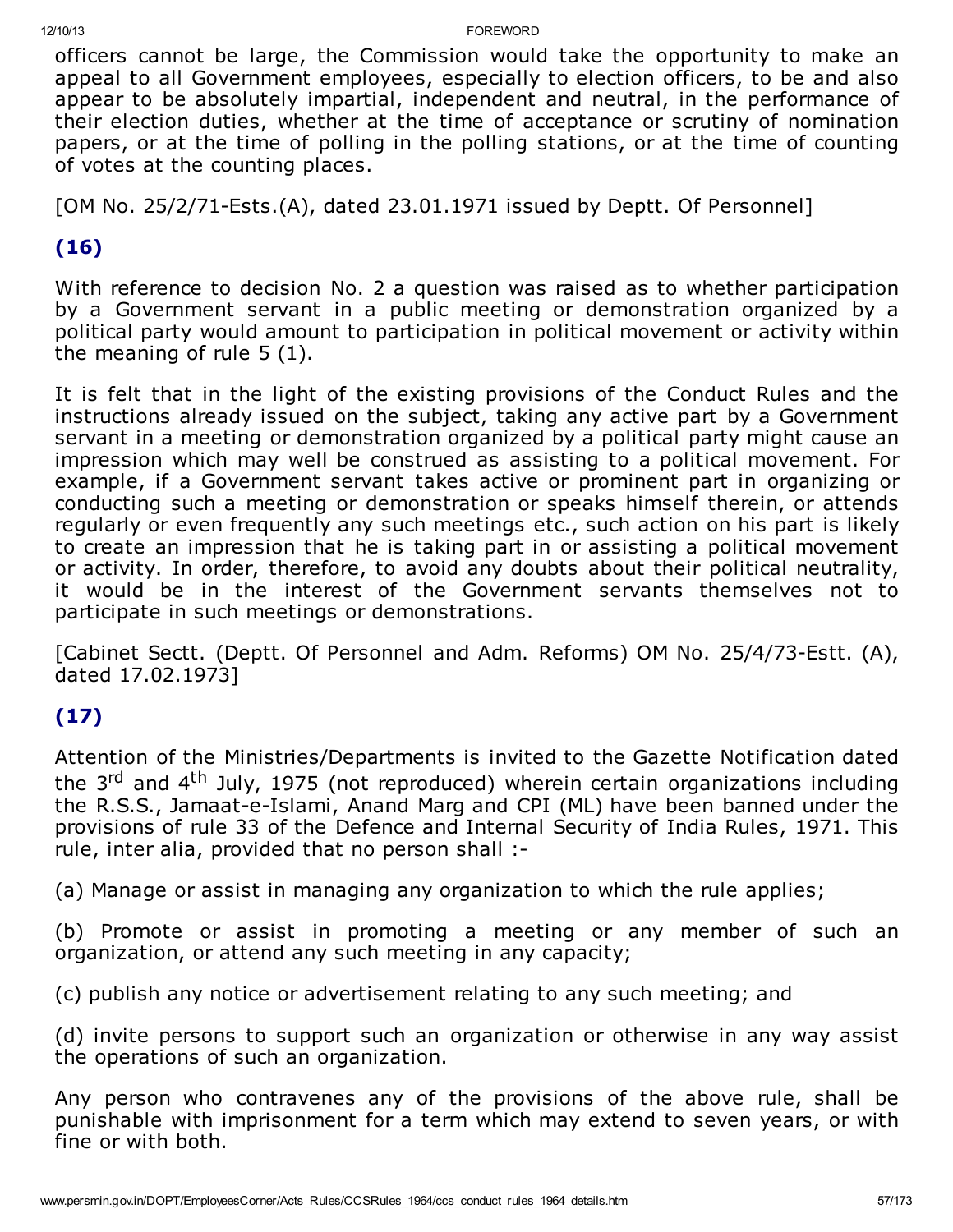officers cannot be large, the Commission would take the opportunity to make an appeal to all Government employees, especially to election officers, to be and also appear to be absolutely impartial, independent and neutral, in the performance of their election duties, whether at the time of acceptance or scrutiny of nomination papers, or at the time of polling in the polling stations, or at the time of counting of votes at the counting places.

[OM No. 25/2/71-Ests.(A), dated 23.01.1971 issued by Deptt. Of Personnel]

### (16)

With reference to decision No. 2 a question was raised as to whether participation by a Government servant in a public meeting or demonstration organized by a political party would amount to participation in political movement or activity within the meaning of rule 5 (1).

It is felt that in the light of the existing provisions of the Conduct Rules and the instructions already issued on the subject, taking any active part by a Government servant in a meeting or demonstration organized by a political party might cause an impression which may well be construed as assisting to a political movement. For example, if a Government servant takes active or prominent part in organizing or conducting such a meeting or demonstration or speaks himself therein, or attends regularly or even frequently any such meetings etc., such action on his part is likely to create an impression that he is taking part in or assisting a political movement or activity. In order, therefore, to avoid any doubts about their political neutrality, it would be in the interest of the Government servants themselves not to participate in such meetings or demonstrations.

[Cabinet Sectt. (Deptt. Of Personnel and Adm. Reforms) OM No. 25/4/73-Estt. (A), dated 17.02.1973]

### (17)

Attention of the Ministries/Departments is invited to the Gazette Notification dated the 3rd and 4th July, 1975 (not reproduced) wherein certain organizations including the R.S.S., Jamaat-e-Islami, Anand Marg and CPI (ML) have been banned under the provisions of rule 33 of the Defence and Internal Security of India Rules, 1971. This rule, inter alia, provided that no person shall :-

(a) Manage or assist in managing any organization to which the rule applies;

(b) Promote or assist in promoting a meeting or any member of such an organization, or attend any such meeting in any capacity;

(c) publish any notice or advertisement relating to any such meeting; and

(d) invite persons to support such an organization or otherwise in any way assist the operations of such an organization.

Any person who contravenes any of the provisions of the above rule, shall be punishable with imprisonment for a term which may extend to seven years, or with fine or with both.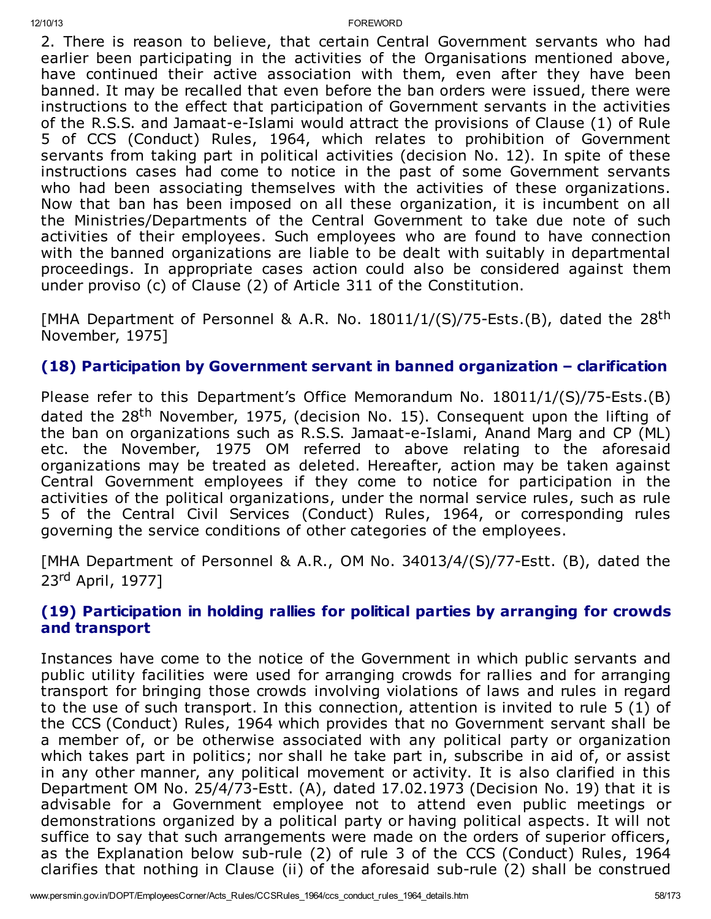2. There is reason to believe, that certain Central Government servants who had earlier been participating in the activities of the Organisations mentioned above, have continued their active association with them, even after they have been banned. It may be recalled that even before the ban orders were issued, there were instructions to the effect that participation of Government servants in the activities of the R.S.S. and Jamaat-e-Islami would attract the provisions of Clause (1) of Rule 5 of CCS (Conduct) Rules, 1964, which relates to prohibition of Government servants from taking part in political activities (decision No. 12). In spite of these instructions cases had come to notice in the past of some Government servants who had been associating themselves with the activities of these organizations. Now that ban has been imposed on all these organization, it is incumbent on all the Ministries/Departments of the Central Government to take due note of such activities of their employees. Such employees who are found to have connection with the banned organizations are liable to be dealt with suitably in departmental proceedings. In appropriate cases action could also be considered against them under proviso (c) of Clause (2) of Article 311 of the Constitution.

[MHA Department of Personnel & A.R. No. 18011/1/(S)/75-Ests.(B), dated the 28th November, 1975]

### (18) Participation by Government servant in banned organization – clarification

Please refer to this Department's Office Memorandum No. 18011/1/(S)/75-Ests.(B) dated the 28th November, 1975, (decision No. 15). Consequent upon the lifting of the ban on organizations such as R.S.S. Jamaat-e-Islami, Anand Marg and CP (ML) etc. the November, 1975 OM referred to above relating to the aforesaid organizations may be treated as deleted. Hereafter, action may be taken against Central Government employees if they come to notice for participation in the activities of the political organizations, under the normal service rules, such as rule 5 of the Central Civil Services (Conduct) Rules, 1964, or corresponding rules governing the service conditions of other categories of the employees.

[MHA Department of Personnel & A.R., OM No. 34013/4/(S)/77-Estt. (B), dated the 23rd April, 1977]

### (19) Participation in holding rallies for political parties by arranging for crowds and transport

Instances have come to the notice of the Government in which public servants and public utility facilities were used for arranging crowds for rallies and for arranging transport for bringing those crowds involving violations of laws and rules in regard to the use of such transport. In this connection, attention is invited to rule 5 (1) of the CCS (Conduct) Rules, 1964 which provides that no Government servant shall be a member of, or be otherwise associated with any political party or organization which takes part in politics; nor shall he take part in, subscribe in aid of, or assist in any other manner, any political movement or activity. It is also clarified in this Department OM No. 25/4/73-Estt. (A), dated 17.02.1973 (Decision No. 19) that it is advisable for a Government employee not to attend even public meetings or demonstrations organized by a political party or having political aspects. It will not suffice to say that such arrangements were made on the orders of superior officers, as the Explanation below sub-rule (2) of rule 3 of the CCS (Conduct) Rules, 1964 clarifies that nothing in Clause (ii) of the aforesaid sub-rule (2) shall be construed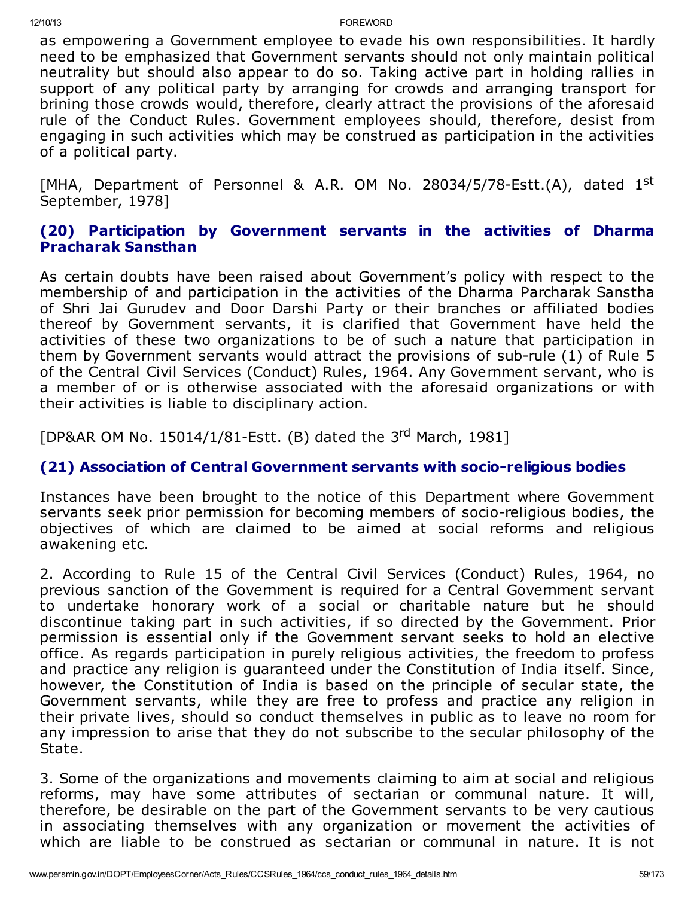as empowering a Government employee to evade his own responsibilities. It hardly need to be emphasized that Government servants should not only maintain political neutrality but should also appear to do so. Taking active part in holding rallies in support of any political party by arranging for crowds and arranging transport for brining those crowds would, therefore, clearly attract the provisions of the aforesaid rule of the Conduct Rules. Government employees should, therefore, desist from engaging in such activities which may be construed as participation in the activities of a political party.

[MHA, Department of Personnel & A.R. OM No. 28034/5/78-Estt.(A), dated 1st September, 1978]

### (20) Participation by Government servants in the activities of Dharma Pracharak Sansthan

As certain doubts have been raised about Government's policy with respect to the membership of and participation in the activities of the Dharma Parcharak Sanstha of Shri Jai Gurudev and Door Darshi Party or their branches or affiliated bodies thereof by Government servants, it is clarified that Government have held the activities of these two organizations to be of such a nature that participation in them by Government servants would attract the provisions of sub-rule (1) of Rule 5 of the Central Civil Services (Conduct) Rules, 1964. Any Government servant, who is a member of or is otherwise associated with the aforesaid organizations or with their activities is liable to disciplinary action.

[DP&AR OM No. 15014/1/81-Estt. (B) dated the 3rd March, 1981]

### (21) Association of Central Government servants with socio-religious bodies

Instances have been brought to the notice of this Department where Government servants seek prior permission for becoming members of socio-religious bodies, the objectives of which are claimed to be aimed at social reforms and religious awakening etc.

2. According to Rule 15 of the Central Civil Services (Conduct) Rules, 1964, no previous sanction of the Government is required for a Central Government servant to undertake honorary work of a social or charitable nature but he should discontinue taking part in such activities, if so directed by the Government. Prior permission is essential only if the Government servant seeks to hold an elective office. As regards participation in purely religious activities, the freedom to profess and practice any religion is guaranteed under the Constitution of India itself. Since, however, the Constitution of India is based on the principle of secular state, the Government servants, while they are free to profess and practice any religion in their private lives, should so conduct themselves in public as to leave no room for any impression to arise that they do not subscribe to the secular philosophy of the State.

3. Some of the organizations and movements claiming to aim at social and religious reforms, may have some attributes of sectarian or communal nature. It will, therefore, be desirable on the part of the Government servants to be very cautious in associating themselves with any organization or movement the activities of which are liable to be construed as sectarian or communal in nature. It is not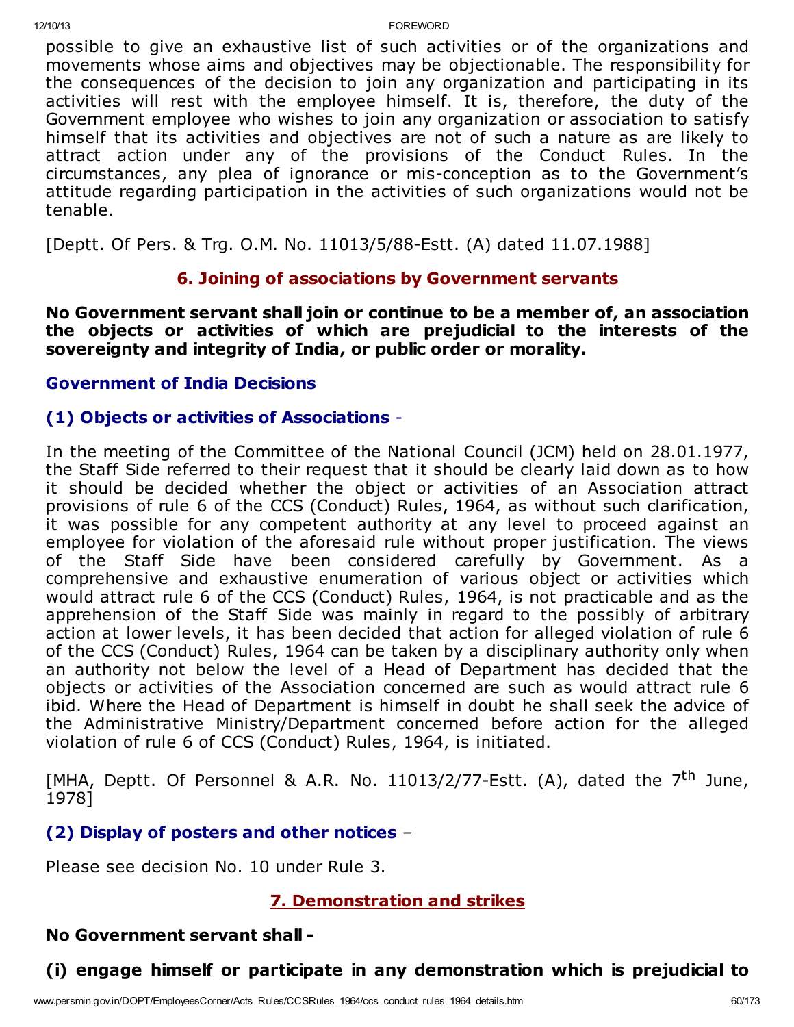possible to give an exhaustive list of such activities or of the organizations and movements whose aims and objectives may be objectionable. The responsibility for the consequences of the decision to join any organization and participating in its activities will rest with the employee himself. It is, therefore, the duty of the Government employee who wishes to join any organization or association to satisfy himself that its activities and objectives are not of such a nature as are likely to attract action under any of the provisions of the Conduct Rules. In the circumstances, any plea of ignorance or mis-conception as to the Government's attitude regarding participation in the activities of such organizations would not be tenable.

[Deptt. Of Pers. & Trg. O.M. No. 11013/5/88-Estt. (A) dated 11.07.1988]

## 6. Joining of associations by Government servants

**No Government servant shall join or continue to be a member of, an association the objects or activities of which are prejudicial to the interests of the sovereignty and integrity of India, or public order or morality.**

### Government of India Decisions

### (1) Objects or activities of Associations -

In the meeting of the Committee of the National Council (JCM) held on 28.01.1977, the Staff Side referred to their request that it should be clearly laid down as to how it should be decided whether the object or activities of an Association attract provisions of rule 6 of the CCS (Conduct) Rules, 1964, as without such clarification, it was possible for any competent authority at any level to proceed against an employee for violation of the aforesaid rule without proper justification. The views of the Staff Side have been considered carefully by Government. As a comprehensive and exhaustive enumeration of various object or activities which would attract rule 6 of the CCS (Conduct) Rules, 1964, is not practicable and as the apprehension of the Staff Side was mainly in regard to the possibly of arbitrary action at lower levels, it has been decided that action for alleged violation of rule 6 of the CCS (Conduct) Rules, 1964 can be taken by a disciplinary authority only when an authority not below the level of a Head of Department has decided that the objects or activities of the Association concerned are such as would attract rule 6 ibid. Where the Head of Department is himself in doubt he shall seek the advice of the Administrative Ministry/Department concerned before action for the alleged violation of rule 6 of CCS (Conduct) Rules, 1964, is initiated.

[MHA, Deptt. Of Personnel & A.R. No. 11013/2/77-Estt. (A), dated the 7th June, 1978]

### (2) Display of posters and other notices –

Please see decision No. 10 under Rule 3.

## 7. Demonstration and strikes

**No Government servant shall -**

**(i) engage himself or participate in any demonstration which is prejudicial to**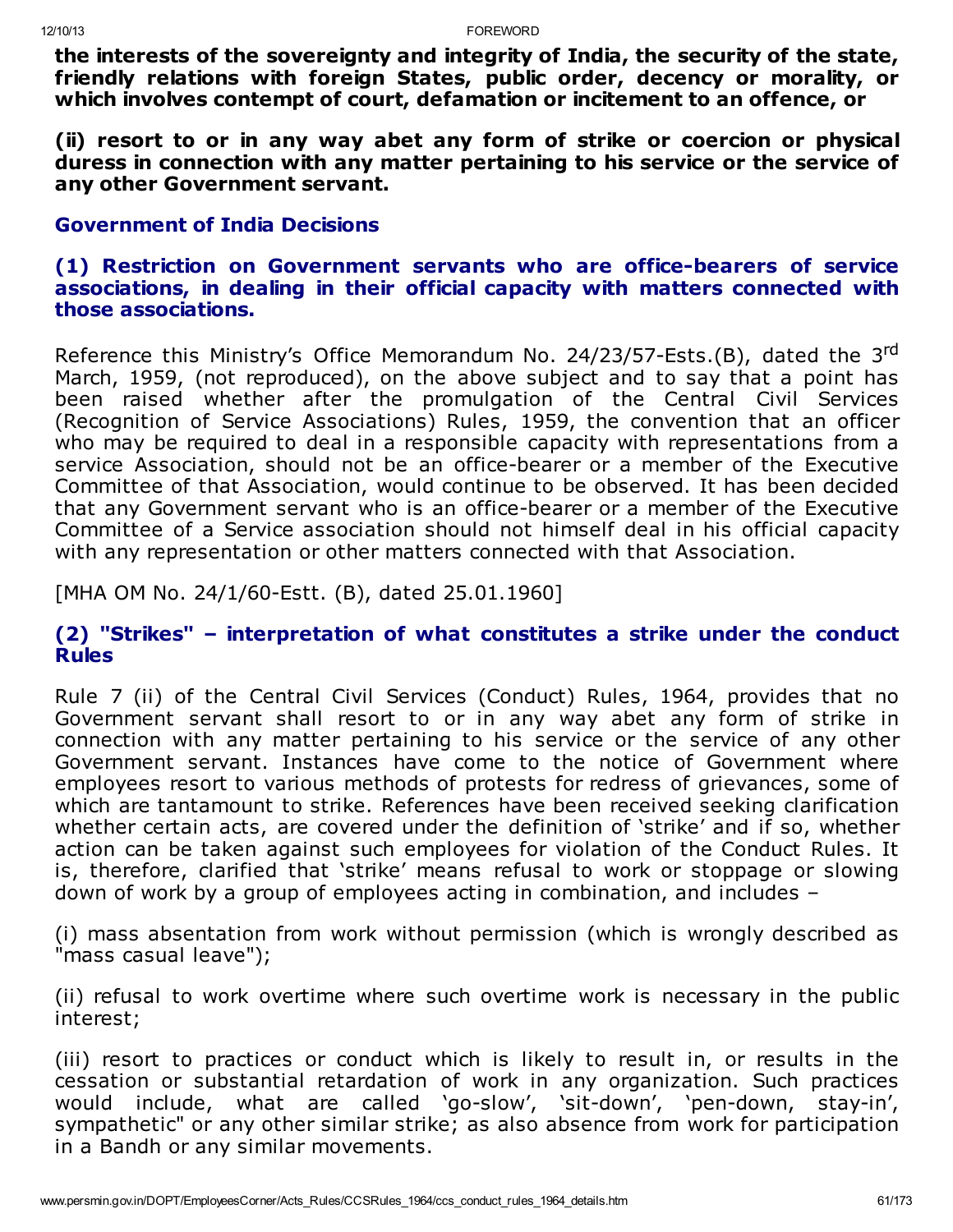**the interests of the sovereignty and integrity of India, the security of the state, friendly relations with foreign States, public order, decency or morality, or which involves contempt of court, defamation or incitement to an offence, or**

**(ii) resort to or in any way abet any form of strike or coercion or physical duress in connection with any matter pertaining to his service or the service of any other Government servant.**

### Government of India Decisions

#### (1) Restriction on Government servants who are office-bearers of service associations, in dealing in their official capacity with matters connected with those associations.

Reference this Ministry's Office Memorandum No. 24/23/57-Ests.(B), dated the 3rd March, 1959, (not reproduced), on the above subject and to say that a point has been raised whether after the promulgation of the Central Civil Services (Recognition of Service Associations) Rules, 1959, the convention that an officer who may be required to deal in a responsible capacity with representations from a service Association, should not be an office-bearer or a member of the Executive Committee of that Association, would continue to be observed. It has been decided that any Government servant who is an office-bearer or a member of the Executive Committee of a Service association should not himself deal in his official capacity with any representation or other matters connected with that Association.

[MHA OM No. 24/1/60-Estt. (B), dated 25.01.1960]

#### (2) "Strikes" – interpretation of what constitutes a strike under the conduct Rules

Rule 7 (ii) of the Central Civil Services (Conduct) Rules, 1964, provides that no Government servant shall resort to or in any way abet any form of strike in connection with any matter pertaining to his service or the service of any other Government servant. Instances have come to the notice of Government where employees resort to various methods of protests for redress of grievances, some of which are tantamount to strike. References have been received seeking clarification whether certain acts, are covered under the definition of 'strike' and if so, whether action can be taken against such employees for violation of the Conduct Rules. It is, therefore, clarified that 'strike' means refusal to work or stoppage or slowing down of work by a group of employees acting in combination, and includes –

(i) mass absentation from work without permission (which is wrongly described as "mass casual leave");

(ii) refusal to work overtime where such overtime work is necessary in the public interest;

(iii) resort to practices or conduct which is likely to result in, or results in the cessation or substantial retardation of work in any organization. Such practices would include, what are called 'go-slow', 'sit-down', 'pen-down, stay-in', sympathetic" or any other similar strike; as also absence from work for participation in a Bandh or any similar movements.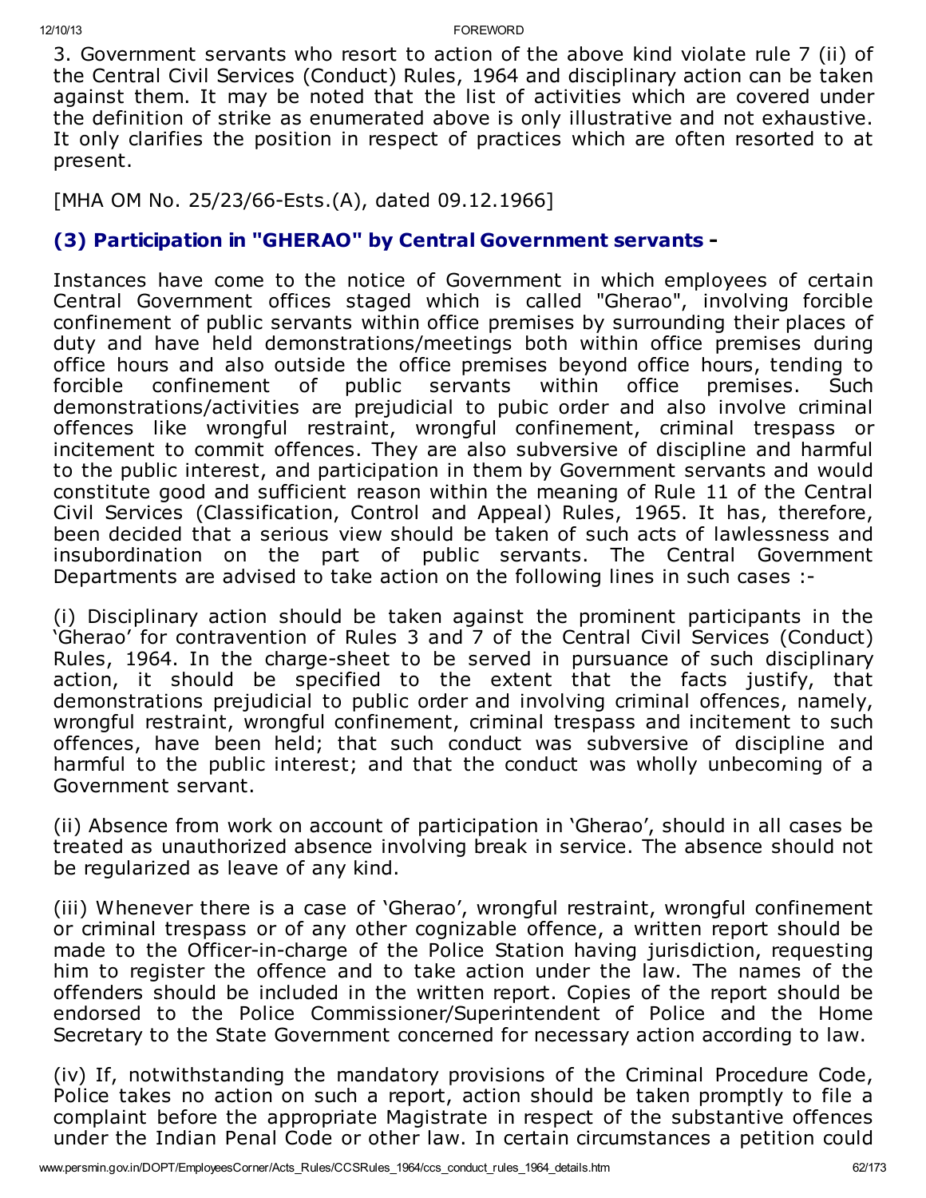3. Government servants who resort to action of the above kind violate rule 7 (ii) of the Central Civil Services (Conduct) Rules, 1964 and disciplinary action can be taken against them. It may be noted that the list of activities which are covered under the definition of strike as enumerated above is only illustrative and not exhaustive. It only clarifies the position in respect of practices which are often resorted to at present.

[MHA OM No. 25/23/66-Ests.(A), dated 09.12.1966]

### (3) Participation in "GHERAO" by Central Government servants -

Instances have come to the notice of Government in which employees of certain Central Government offices staged which is called "Gherao", involving forcible confinement of public servants within office premises by surrounding their places of duty and have held demonstrations/meetings both within office premises during office hours and also outside the office premises beyond office hours, tending to forcible confinement of public servants within office premises. Such demonstrations/activities are prejudicial to pubic order and also involve criminal offences like wrongful restraint, wrongful confinement, criminal trespass or incitement to commit offences. They are also subversive of discipline and harmful to the public interest, and participation in them by Government servants and would constitute good and sufficient reason within the meaning of Rule 11 of the Central Civil Services (Classification, Control and Appeal) Rules, 1965. It has, therefore, been decided that a serious view should be taken of such acts of lawlessness and insubordination on the part of public servants. The Central Government Departments are advised to take action on the following lines in such cases :-

(i) Disciplinary action should be taken against the prominent participants in the 'Gherao' for contravention of Rules 3 and 7 of the Central Civil Services (Conduct) Rules, 1964. In the charge-sheet to be served in pursuance of such disciplinary action, it should be specified to the extent that the facts justify, that demonstrations prejudicial to public order and involving criminal offences, namely, wrongful restraint, wrongful confinement, criminal trespass and incitement to such offences, have been held; that such conduct was subversive of discipline and harmful to the public interest; and that the conduct was wholly unbecoming of a Government servant.

(ii) Absence from work on account of participation in 'Gherao', should in all cases be treated as unauthorized absence involving break in service. The absence should not be regularized as leave of any kind.

(iii) Whenever there is a case of 'Gherao', wrongful restraint, wrongful confinement or criminal trespass or of any other cognizable offence, a written report should be made to the Officer-in-charge of the Police Station having jurisdiction, requesting him to register the offence and to take action under the law. The names of the offenders should be included in the written report. Copies of the report should be endorsed to the Police Commissioner/Superintendent of Police and the Home Secretary to the State Government concerned for necessary action according to law.

(iv) If, notwithstanding the mandatory provisions of the Criminal Procedure Code, Police takes no action on such a report, action should be taken promptly to file a complaint before the appropriate Magistrate in respect of the substantive offences under the Indian Penal Code or other law. In certain circumstances a petition could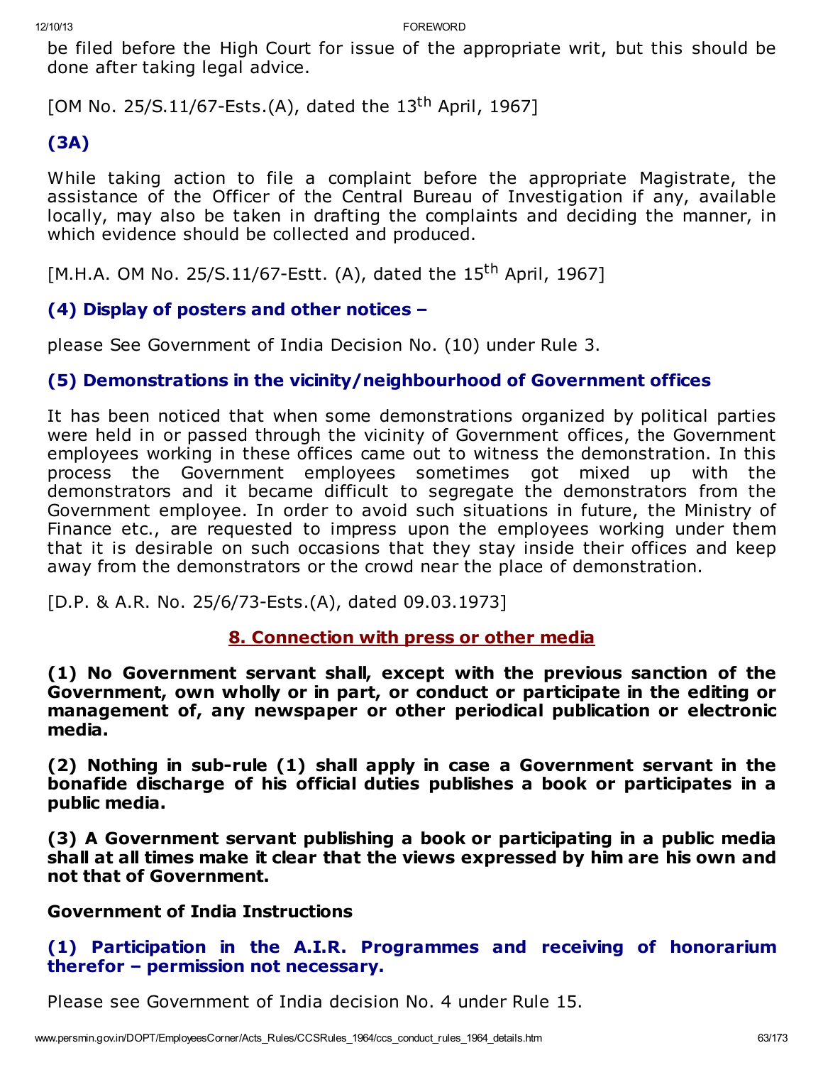be filed before the High Court for issue of the appropriate writ, but this should be done after taking legal advice.

[OM No. 25/S.11/67-Ests.(A), dated the 13th April, 1967]

### (3A)

While taking action to file a complaint before the appropriate Magistrate, the assistance of the Officer of the Central Bureau of Investigation if any, available locally, may also be taken in drafting the complaints and deciding the manner, in which evidence should be collected and produced.

[M.H.A. OM No. 25/S.11/67-Estt. (A), dated the 15th April, 1967]

### (4) Display of posters and other notices –

please See Government of India Decision No. (10) under Rule 3.

### (5) Demonstrations in the vicinity/neighbourhood of Government offices

It has been noticed that when some demonstrations organized by political parties were held in or passed through the vicinity of Government offices, the Government employees working in these offices came out to witness the demonstration. In this process the Government employees sometimes got mixed up with the demonstrators and it became difficult to segregate the demonstrators from the Government employee. In order to avoid such situations in future, the Ministry of Finance etc., are requested to impress upon the employees working under them that it is desirable on such occasions that they stay inside their offices and keep away from the demonstrators or the crowd near the place of demonstration.

[D.P. & A.R. No. 25/6/73-Ests.(A), dated 09.03.1973]

## 8. Connection with press or other media

**(1) No Government servant shall, except with the previous sanction of the Government, own wholly or in part, or conduct or participate in the editing or management of, any newspaper or other periodical publication or electronic media.**

**(2) Nothing in sub-rule (1) shall apply in case a Government servant in the bonafide discharge of his official duties publishes a book or participates in a public media.**

**(3) A Government servant publishing a book or participating in a public media shall at all times make it clear that the views expressed by him are his own and not that of Government.**

**Government of India Instructions**

### (1) Participation in the A.I.R. Programmes and receiving of honorarium therefor – permission not necessary.

Please see Government of India decision No. 4 under Rule 15.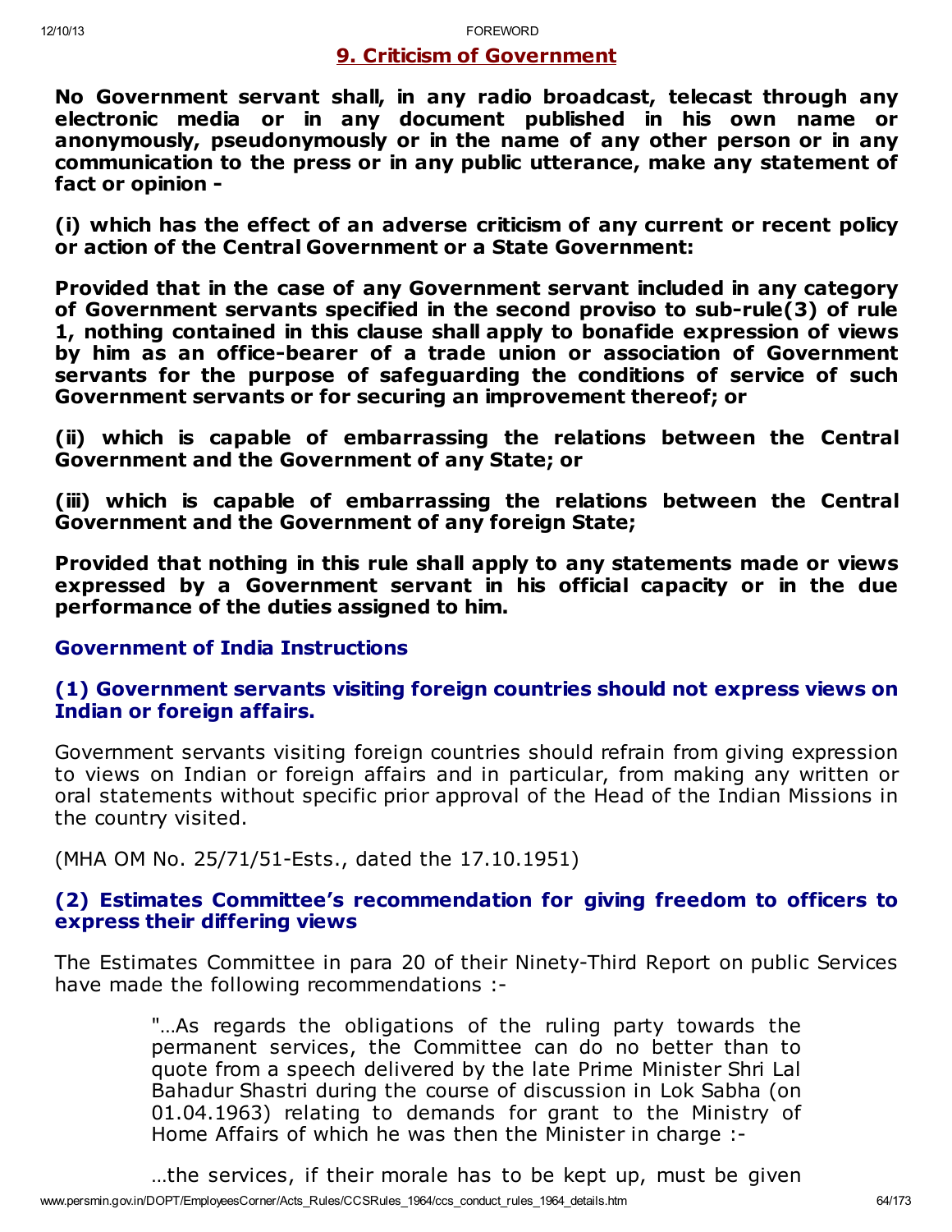## 9. Criticism of Government

**No Government servant shall, in any radio broadcast, telecast through any electronic media or in any document published in his own name or anonymously, pseudonymously or in the name of any other person or in any communication to the press or in any public utterance, make any statement of fact or opinion -**

**(i) which has the effect of an adverse criticism of any current or recent policy or action of the Central Government or a State Government:**

**Provided that in the case of any Government servant included in any category of Government servants specified in the second proviso to sub-rule(3) of rule 1, nothing contained in this clause shall apply to bonafide expression of views by him as an office-bearer of a trade union or association of Government servants for the purpose of safeguarding the conditions of service of such Government servants or for securing an improvement thereof; or**

**(ii) which is capable of embarrassing the relations between the Central Government and the Government of any State; or**

**(iii) which is capable of embarrassing the relations between the Central Government and the Government of any foreign State;**

**Provided that nothing in this rule shall apply to any statements made or views expressed by a Government servant in his official capacity or in the due performance of the duties assigned to him.**

### Government of India Instructions

### (1) Government servants visiting foreign countries should not express views on Indian or foreign affairs.

Government servants visiting foreign countries should refrain from giving expression to views on Indian or foreign affairs and in particular, from making any written or oral statements without specific prior approval of the Head of the Indian Missions in the country visited.

(MHA OM No. 25/71/51-Ests., dated the 17.10.1951)

### (2) Estimates Committee's recommendation for giving freedom to officers to express their differing views

The Estimates Committee in para 20 of their Ninety-Third Report on public Services have made the following recommendations :-

> "…As regards the obligations of the ruling party towards the permanent services, the Committee can do no better than to quote from a speech delivered by the late Prime Minister Shri Lal Bahadur Shastri during the course of discussion in Lok Sabha (on 01.04.1963) relating to demands for grant to the Ministry of Home Affairs of which he was then the Minister in charge :-
>
> …the services, if their morale has to be kept up, must be given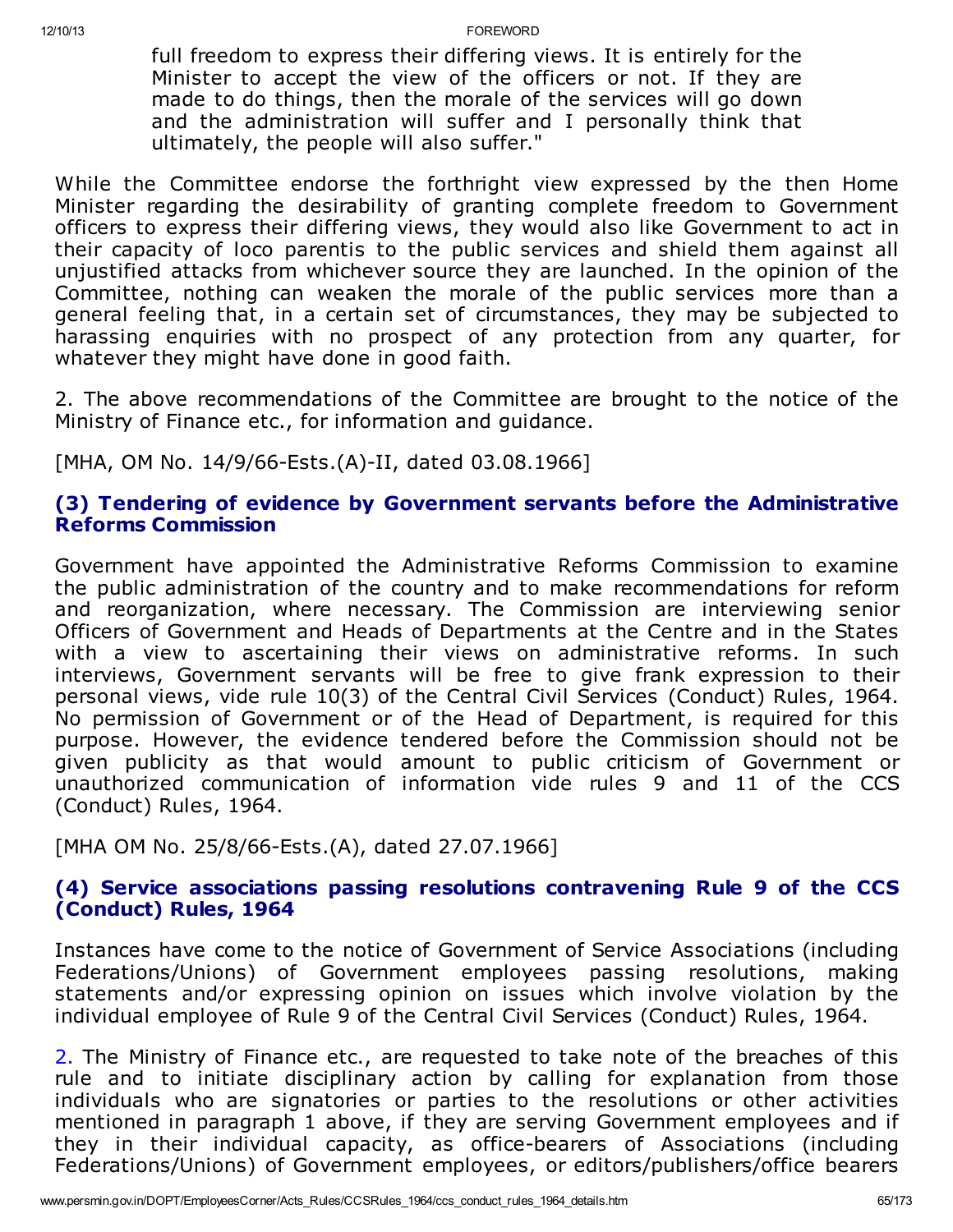> full freedom to express their differing views. It is entirely for the Minister to accept the view of the officers or not. If they are made to do things, then the morale of the services will go down and the administration will suffer and I personally think that ultimately, the people will also suffer."

While the Committee endorse the forthright view expressed by the then Home Minister regarding the desirability of granting complete freedom to Government officers to express their differing views, they would also like Government to act in their capacity of loco parentis to the public services and shield them against all unjustified attacks from whichever source they are launched. In the opinion of the Committee, nothing can weaken the morale of the public services more than a general feeling that, in a certain set of circumstances, they may be subjected to harassing enquiries with no prospect of any protection from any quarter, for whatever they might have done in good faith.

2. The above recommendations of the Committee are brought to the notice of the Ministry of Finance etc., for information and guidance.

[MHA, OM No. 14/9/66-Ests.(A)-II, dated 03.08.1966]

### (3) Tendering of evidence by Government servants before the Administrative Reforms Commission

Government have appointed the Administrative Reforms Commission to examine the public administration of the country and to make recommendations for reform and reorganization, where necessary. The Commission are interviewing senior Officers of Government and Heads of Departments at the Centre and in the States with a view to ascertaining their views on administrative reforms. In such interviews, Government servants will be free to give frank expression to their personal views, vide rule 10(3) of the Central Civil Services (Conduct) Rules, 1964. No permission of Government or of the Head of Department, is required for this purpose. However, the evidence tendered before the Commission should not be given publicity as that would amount to public criticism of Government or unauthorized communication of information vide rules 9 and 11 of the CCS (Conduct) Rules, 1964.

[MHA OM No. 25/8/66-Ests.(A), dated 27.07.1966]

### (4) Service associations passing resolutions contravening Rule 9 of the CCS (Conduct) Rules, 1964

Instances have come to the notice of Government of Service Associations (including Federations/Unions) of Government employees passing resolutions, making statements and/or expressing opinion on issues which involve violation by the individual employee of Rule 9 of the Central Civil Services (Conduct) Rules, 1964.

2. The Ministry of Finance etc., are requested to take note of the breaches of this rule and to initiate disciplinary action by calling for explanation from those individuals who are signatories or parties to the resolutions or other activities mentioned in paragraph 1 above, if they are serving Government employees and if they in their individual capacity, as office-bearers of Associations (including Federations/Unions) of Government employees, or editors/publishers/office bearers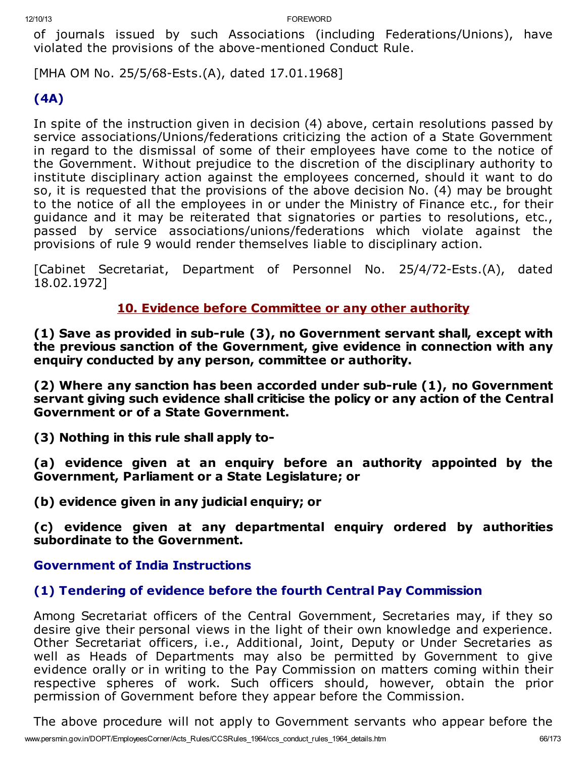of journals issued by such Associations (including Federations/Unions), have violated the provisions of the above-mentioned Conduct Rule.

[MHA OM No. 25/5/68-Ests.(A), dated 17.01.1968]

### (4A)

In spite of the instruction given in decision (4) above, certain resolutions passed by service associations/Unions/federations criticizing the action of a State Government in regard to the dismissal of some of their employees have come to the notice of the Government. Without prejudice to the discretion of the disciplinary authority to institute disciplinary action against the employees concerned, should it want to do so, it is requested that the provisions of the above decision No. (4) may be brought to the notice of all the employees in or under the Ministry of Finance etc., for their guidance and it may be reiterated that signatories or parties to resolutions, etc., passed by service associations/unions/federations which violate against the provisions of rule 9 would render themselves liable to disciplinary action.

[Cabinet Secretariat, Department of Personnel No. 25/4/72-Ests.(A), dated 18.02.1972]

## 10. Evidence before Committee or any other authority

**(1) Save as provided in sub-rule (3), no Government servant shall, except with the previous sanction of the Government, give evidence in connection with any enquiry conducted by any person, committee or authority.**

**(2) Where any sanction has been accorded under sub-rule (1), no Government servant giving such evidence shall criticise the policy or any action of the Central Government or of a State Government.**

**(3) Nothing in this rule shall apply to-**

**(a) evidence given at an enquiry before an authority appointed by the Government, Parliament or a State Legislature; or**

**(b) evidence given in any judicial enquiry; or**

**(c) evidence given at any departmental enquiry ordered by authorities subordinate to the Government.**

### Government of India Instructions

### (1) Tendering of evidence before the fourth Central Pay Commission

Among Secretariat officers of the Central Government, Secretaries may, if they so desire give their personal views in the light of their own knowledge and experience. Other Secretariat officers, i.e., Additional, Joint, Deputy or Under Secretaries as well as Heads of Departments may also be permitted by Government to give evidence orally or in writing to the Pay Commission on matters coming within their respective spheres of work. Such officers should, however, obtain the prior permission of Government before they appear before the Commission.

The above procedure will not apply to Government servants who appear before the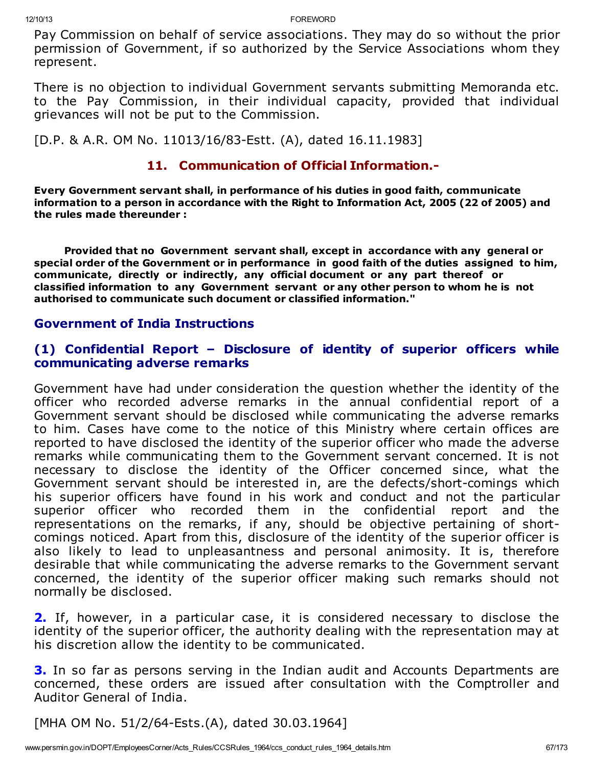Pay Commission on behalf of service associations. They may do so without the prior permission of Government, if so authorized by the Service Associations whom they represent.

There is no objection to individual Government servants submitting Memoranda etc. to the Pay Commission, in their individual capacity, provided that individual grievances will not be put to the Commission.

[D.P. & A.R. OM No. 11013/16/83-Estt. (A), dated 16.11.1983]

## 11. Communication of Official Information.-

**Every Government servant shall, in performance of his duties in good faith, communicate information to a person in accordance with the Right to Information Act, 2005 (22 of 2005) and the rules made thereunder :**

**Provided that no Government servant shall, except in accordance with any general or special order of the Government or in performance in good faith of the duties assigned to him, communicate, directly or indirectly, any official document or any part thereof or classified information to any Government servant or any other person to whom he is not authorised to communicate such document or classified information."**

### Government of India Instructions

### (1) Confidential Report – Disclosure of identity of superior officers while communicating adverse remarks

Government have had under consideration the question whether the identity of the officer who recorded adverse remarks in the annual confidential report of a Government servant should be disclosed while communicating the adverse remarks to him. Cases have come to the notice of this Ministry where certain offices are reported to have disclosed the identity of the superior officer who made the adverse remarks while communicating them to the Government servant concerned. It is not necessary to disclose the identity of the Officer concerned since, what the Government servant should be interested in, are the defects/short-comings which his superior officers have found in his work and conduct and not the particular superior officer who recorded them in the confidential report and the representations on the remarks, if any, should be objective pertaining of short-comings noticed. Apart from this, disclosure of the identity of the superior officer is also likely to lead to unpleasantness and personal animosity. It is, therefore desirable that while communicating the adverse remarks to the Government servant concerned, the identity of the superior officer making such remarks should not normally be disclosed.

**2.** If, however, in a particular case, it is considered necessary to disclose the identity of the superior officer, the authority dealing with the representation may at his discretion allow the identity to be communicated.

**3.** In so far as persons serving in the Indian audit and Accounts Departments are concerned, these orders are issued after consultation with the Comptroller and Auditor General of India.

[MHA OM No. 51/2/64-Ests.(A), dated 30.03.1964]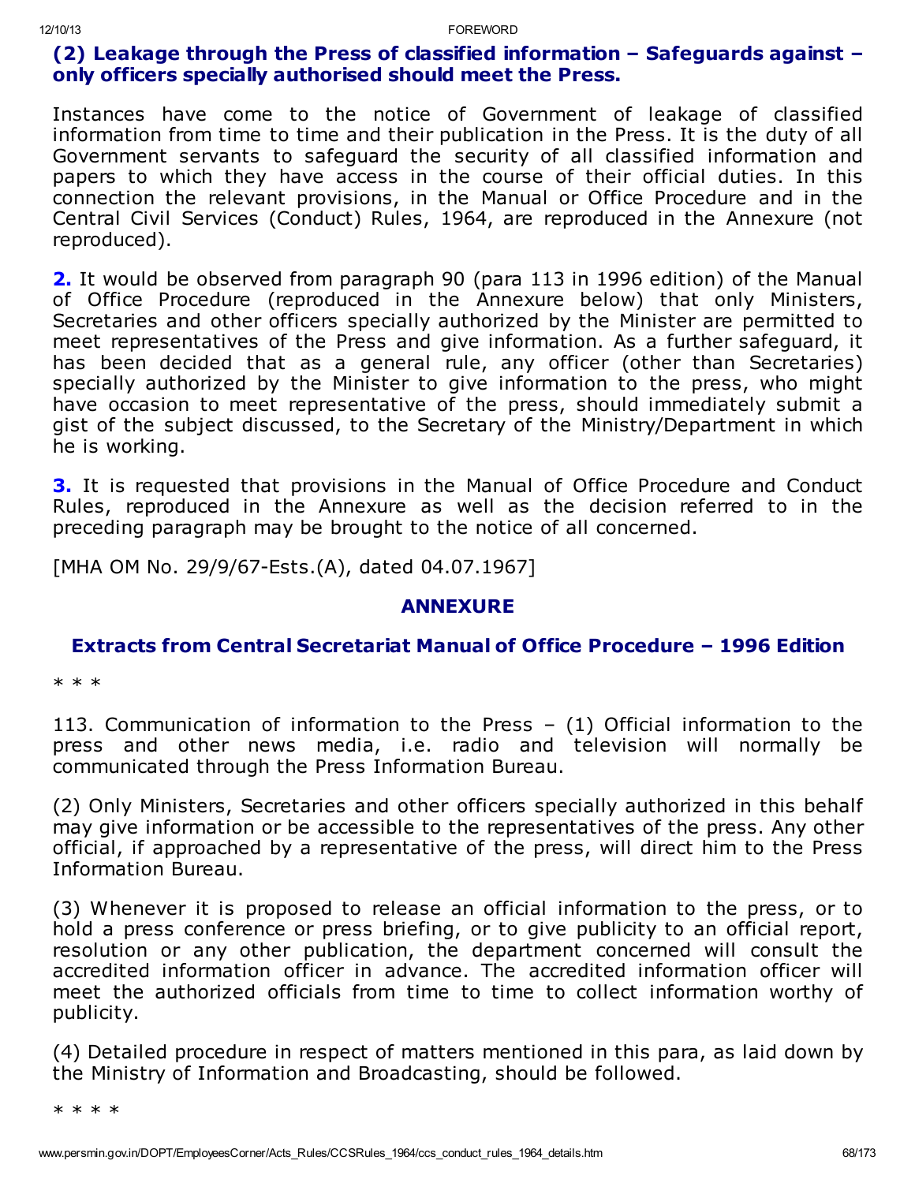### (2) Leakage through the Press of classified information – Safeguards against – only officers specially authorised should meet the Press.

Instances have come to the notice of Government of leakage of classified information from time to time and their publication in the Press. It is the duty of all Government servants to safeguard the security of all classified information and papers to which they have access in the course of their official duties. In this connection the relevant provisions, in the Manual or Office Procedure and in the Central Civil Services (Conduct) Rules, 1964, are reproduced in the Annexure (not reproduced).

**2.** It would be observed from paragraph 90 (para 113 in 1996 edition) of the Manual of Office Procedure (reproduced in the Annexure below) that only Ministers, Secretaries and other officers specially authorized by the Minister are permitted to meet representatives of the Press and give information. As a further safeguard, it has been decided that as a general rule, any officer (other than Secretaries) specially authorized by the Minister to give information to the press, who might have occasion to meet representative of the press, should immediately submit a gist of the subject discussed, to the Secretary of the Ministry/Department in which he is working.

**3.** It is requested that provisions in the Manual of Office Procedure and Conduct Rules, reproduced in the Annexure as well as the decision referred to in the preceding paragraph may be brought to the notice of all concerned.

[MHA OM No. 29/9/67-Ests.(A), dated 04.07.1967]

## ANNEXURE

### Extracts from Central Secretariat Manual of Office Procedure – 1996 Edition

* * *

113. Communication of information to the Press – (1) Official information to the press and other news media, i.e. radio and television will normally be communicated through the Press Information Bureau.

(2) Only Ministers, Secretaries and other officers specially authorized in this behalf may give information or be accessible to the representatives of the press. Any other official, if approached by a representative of the press, will direct him to the Press Information Bureau.

(3) Whenever it is proposed to release an official information to the press, or to hold a press conference or press briefing, or to give publicity to an official report, resolution or any other publication, the department concerned will consult the accredited information officer in advance. The accredited information officer will meet the authorized officials from time to time to collect information worthy of publicity.

(4) Detailed procedure in respect of matters mentioned in this para, as laid down by the Ministry of Information and Broadcasting, should be followed.

* * * *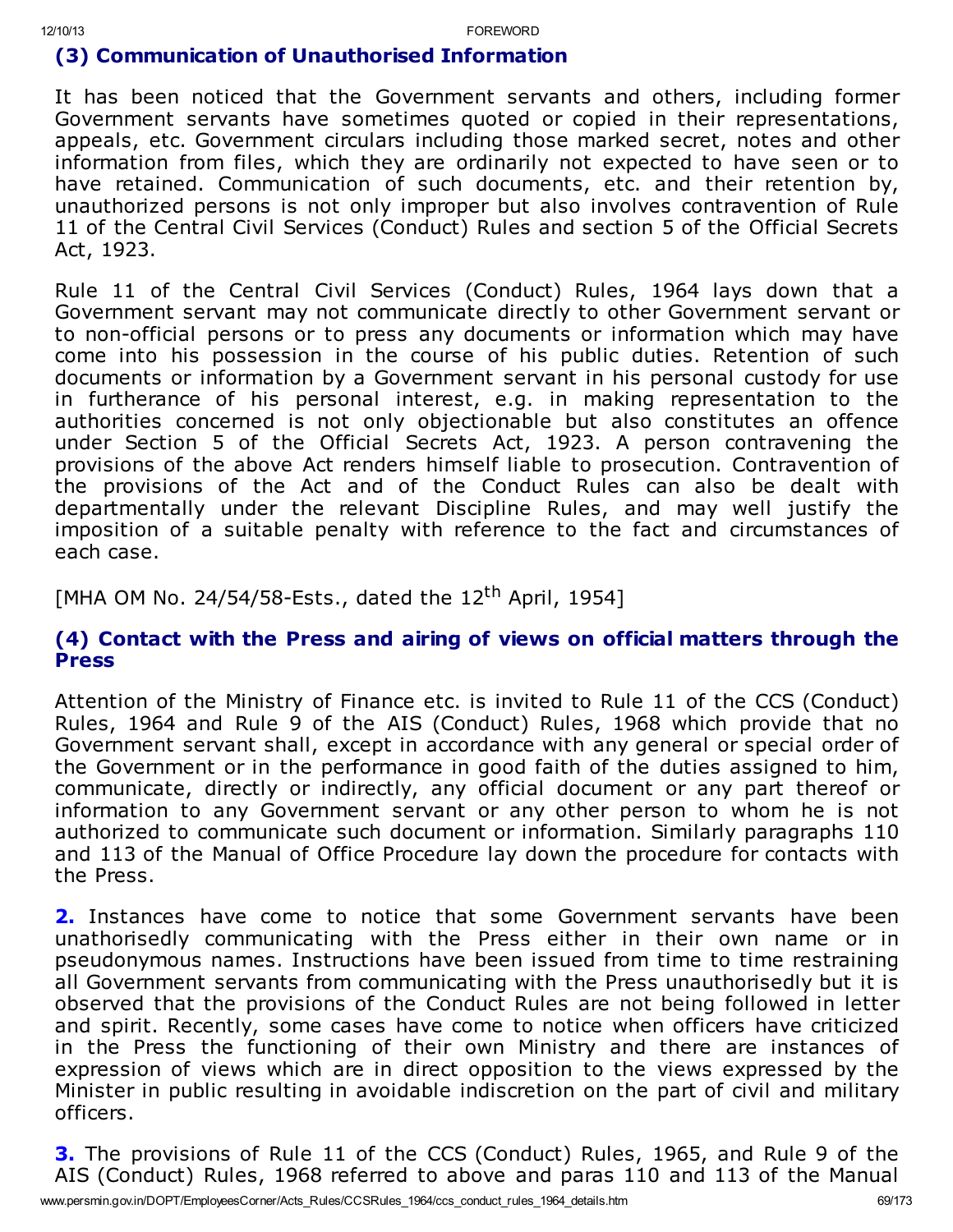### (3) Communication of Unauthorised Information

It has been noticed that the Government servants and others, including former Government servants have sometimes quoted or copied in their representations, appeals, etc. Government circulars including those marked secret, notes and other information from files, which they are ordinarily not expected to have seen or to have retained. Communication of such documents, etc. and their retention by, unauthorized persons is not only improper but also involves contravention of Rule 11 of the Central Civil Services (Conduct) Rules and section 5 of the Official Secrets Act, 1923.

Rule 11 of the Central Civil Services (Conduct) Rules, 1964 lays down that a Government servant may not communicate directly to other Government servant or to non-official persons or to press any documents or information which may have come into his possession in the course of his public duties. Retention of such documents or information by a Government servant in his personal custody for use in furtherance of his personal interest, e.g. in making representation to the authorities concerned is not only objectionable but also constitutes an offence under Section 5 of the Official Secrets Act, 1923. A person contravening the provisions of the above Act renders himself liable to prosecution. Contravention of the provisions of the Act and of the Conduct Rules can also be dealt with departmentally under the relevant Discipline Rules, and may well justify the imposition of a suitable penalty with reference to the fact and circumstances of each case.

[MHA OM No. 24/54/58-Ests., dated the 12th April, 1954]

### (4) Contact with the Press and airing of views on official matters through the Press

Attention of the Ministry of Finance etc. is invited to Rule 11 of the CCS (Conduct) Rules, 1964 and Rule 9 of the AIS (Conduct) Rules, 1968 which provide that no Government servant shall, except in accordance with any general or special order of the Government or in the performance in good faith of the duties assigned to him, communicate, directly or indirectly, any official document or any part thereof or information to any Government servant or any other person to whom he is not authorized to communicate such document or information. Similarly paragraphs 110 and 113 of the Manual of Office Procedure lay down the procedure for contacts with the Press.

**2.** Instances have come to notice that some Government servants have been unathorisedly communicating with the Press either in their own name or in pseudonymous names. Instructions have been issued from time to time restraining all Government servants from communicating with the Press unauthorisedly but it is observed that the provisions of the Conduct Rules are not being followed in letter and spirit. Recently, some cases have come to notice when officers have criticized in the Press the functioning of their own Ministry and there are instances of expression of views which are in direct opposition to the views expressed by the Minister in public resulting in avoidable indiscretion on the part of civil and military officers.

**3.** The provisions of Rule 11 of the CCS (Conduct) Rules, 1965, and Rule 9 of the AIS (Conduct) Rules, 1968 referred to above and paras 110 and 113 of the Manual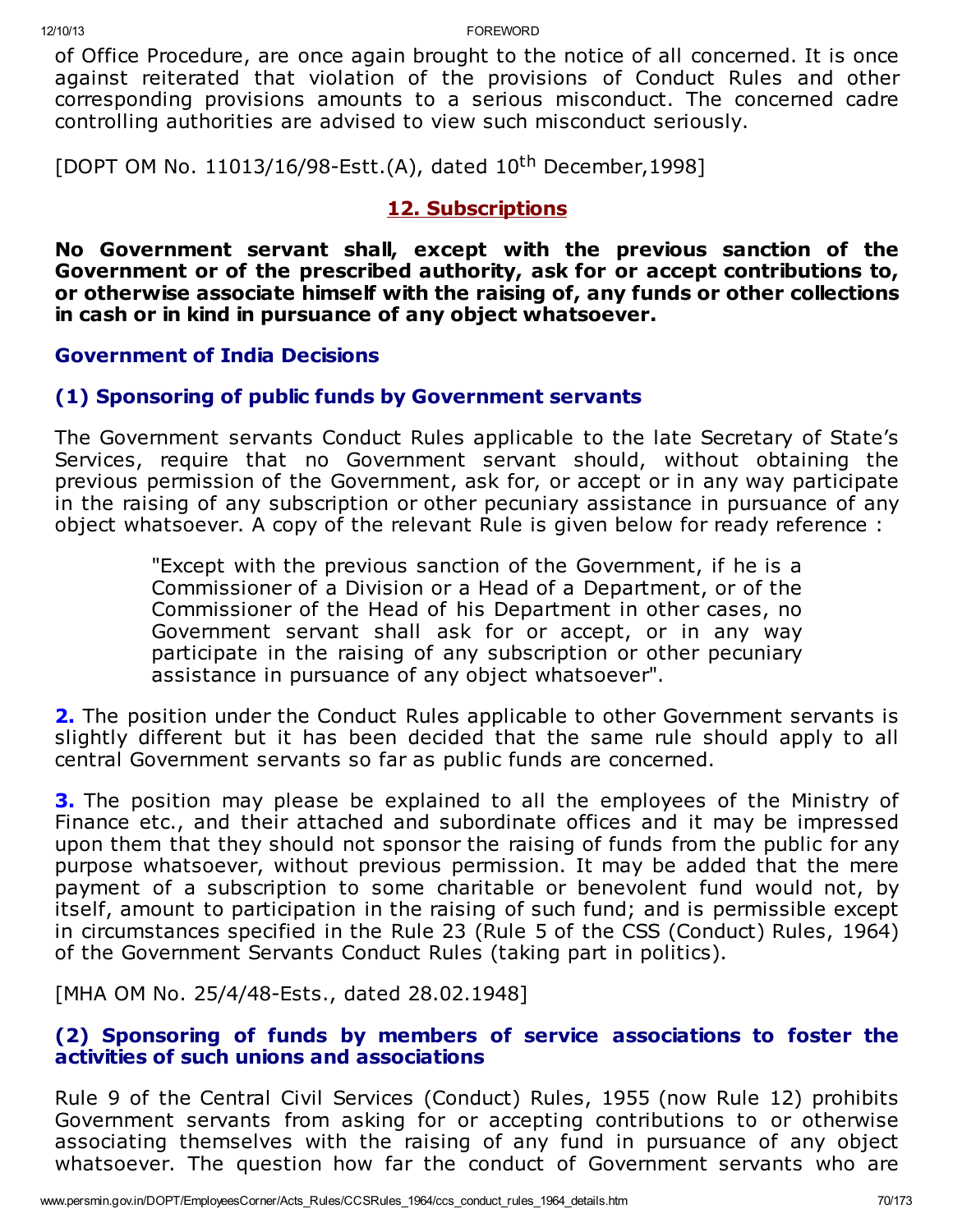of Office Procedure, are once again brought to the notice of all concerned. It is once against reiterated that violation of the provisions of Conduct Rules and other corresponding provisions amounts to a serious misconduct. The concerned cadre controlling authorities are advised to view such misconduct seriously.

[DOPT OM No. 11013/16/98-Estt.(A), dated 10th December,1998]

## 12. Subscriptions

**No Government servant shall, except with the previous sanction of the Government or of the prescribed authority, ask for or accept contributions to, or otherwise associate himself with the raising of, any funds or other collections in cash or in kind in pursuance of any object whatsoever.**

### Government of India Decisions

### (1) Sponsoring of public funds by Government servants

The Government servants Conduct Rules applicable to the late Secretary of State's Services, require that no Government servant should, without obtaining the previous permission of the Government, ask for, or accept or in any way participate in the raising of any subscription or other pecuniary assistance in pursuance of any object whatsoever. A copy of the relevant Rule is given below for ready reference :

> "Except with the previous sanction of the Government, if he is a Commissioner of a Division or a Head of a Department, or of the Commissioner of the Head of his Department in other cases, no Government servant shall ask for or accept, or in any way participate in the raising of any subscription or other pecuniary assistance in pursuance of any object whatsoever".

**2.** The position under the Conduct Rules applicable to other Government servants is slightly different but it has been decided that the same rule should apply to all central Government servants so far as public funds are concerned.

**3.** The position may please be explained to all the employees of the Ministry of Finance etc., and their attached and subordinate offices and it may be impressed upon them that they should not sponsor the raising of funds from the public for any purpose whatsoever, without previous permission. It may be added that the mere payment of a subscription to some charitable or benevolent fund would not, by itself, amount to participation in the raising of such fund; and is permissible except in circumstances specified in the Rule 23 (Rule 5 of the CSS (Conduct) Rules, 1964) of the Government Servants Conduct Rules (taking part in politics).

[MHA OM No. 25/4/48-Ests., dated 28.02.1948]

### (2) Sponsoring of funds by members of service associations to foster the activities of such unions and associations

Rule 9 of the Central Civil Services (Conduct) Rules, 1955 (now Rule 12) prohibits Government servants from asking for or accepting contributions to or otherwise associating themselves with the raising of any fund in pursuance of any object whatsoever. The question how far the conduct of Government servants who are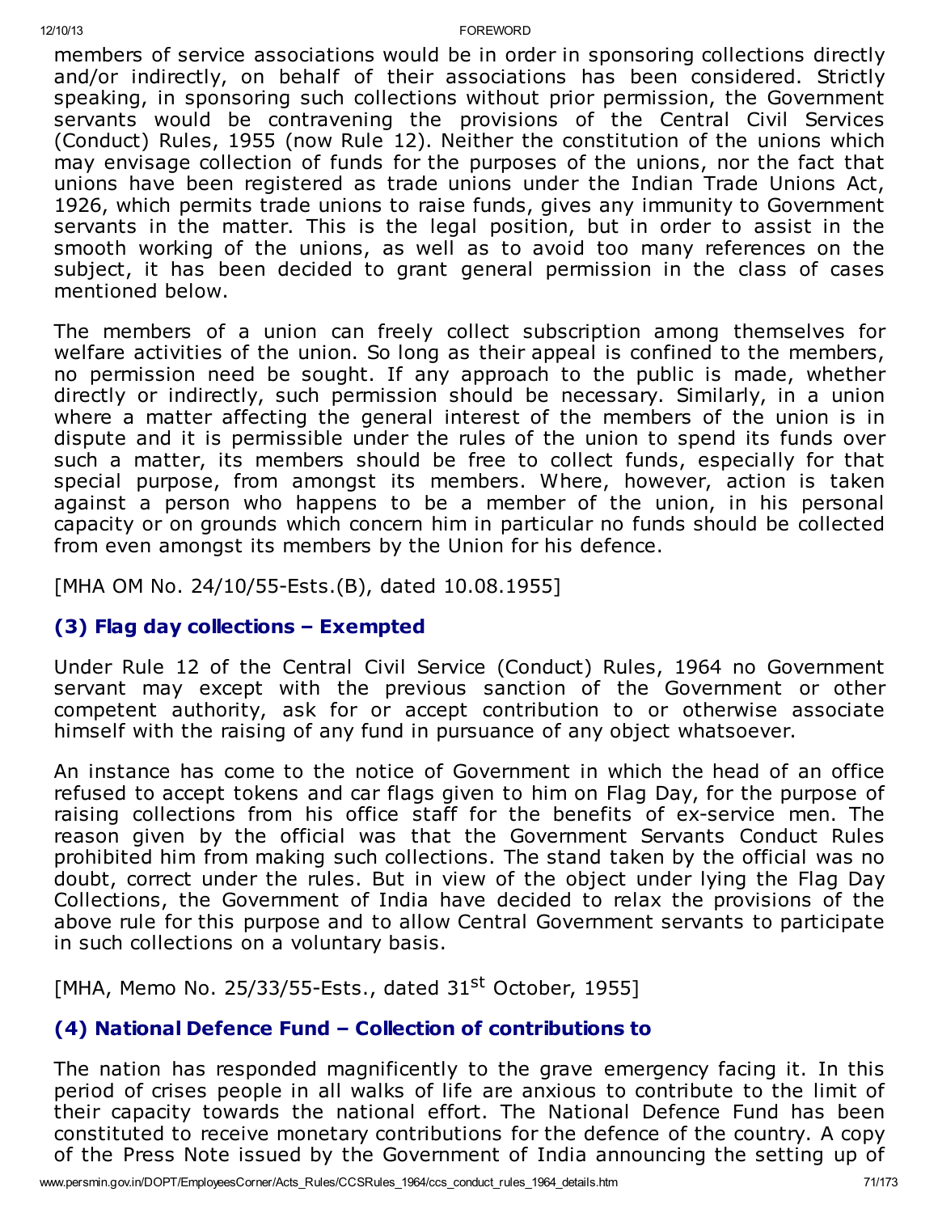members of service associations would be in order in sponsoring collections directly and/or indirectly, on behalf of their associations has been considered. Strictly speaking, in sponsoring such collections without prior permission, the Government servants would be contravening the provisions of the Central Civil Services (Conduct) Rules, 1955 (now Rule 12). Neither the constitution of the unions which may envisage collection of funds for the purposes of the unions, nor the fact that unions have been registered as trade unions under the Indian Trade Unions Act, 1926, which permits trade unions to raise funds, gives any immunity to Government servants in the matter. This is the legal position, but in order to assist in the smooth working of the unions, as well as to avoid too many references on the subject, it has been decided to grant general permission in the class of cases mentioned below.

The members of a union can freely collect subscription among themselves for welfare activities of the union. So long as their appeal is confined to the members, no permission need be sought. If any approach to the public is made, whether directly or indirectly, such permission should be necessary. Similarly, in a union where a matter affecting the general interest of the members of the union is in dispute and it is permissible under the rules of the union to spend its funds over such a matter, its members should be free to collect funds, especially for that special purpose, from amongst its members. Where, however, action is taken against a person who happens to be a member of the union, in his personal capacity or on grounds which concern him in particular no funds should be collected from even amongst its members by the Union for his defence.

[MHA OM No. 24/10/55-Ests.(B), dated 10.08.1955]

### (3) Flag day collections – Exempted

Under Rule 12 of the Central Civil Service (Conduct) Rules, 1964 no Government servant may except with the previous sanction of the Government or other competent authority, ask for or accept contribution to or otherwise associate himself with the raising of any fund in pursuance of any object whatsoever.

An instance has come to the notice of Government in which the head of an office refused to accept tokens and car flags given to him on Flag Day, for the purpose of raising collections from his office staff for the benefits of ex-service men. The reason given by the official was that the Government Servants Conduct Rules prohibited him from making such collections. The stand taken by the official was no doubt, correct under the rules. But in view of the object under lying the Flag Day Collections, the Government of India have decided to relax the provisions of the above rule for this purpose and to allow Central Government servants to participate in such collections on a voluntary basis.

[MHA, Memo No. 25/33/55-Ests., dated 31st October, 1955]

### (4) National Defence Fund – Collection of contributions to

The nation has responded magnificently to the grave emergency facing it. In this period of crises people in all walks of life are anxious to contribute to the limit of their capacity towards the national effort. The National Defence Fund has been constituted to receive monetary contributions for the defence of the country. A copy of the Press Note issued by the Government of India announcing the setting up of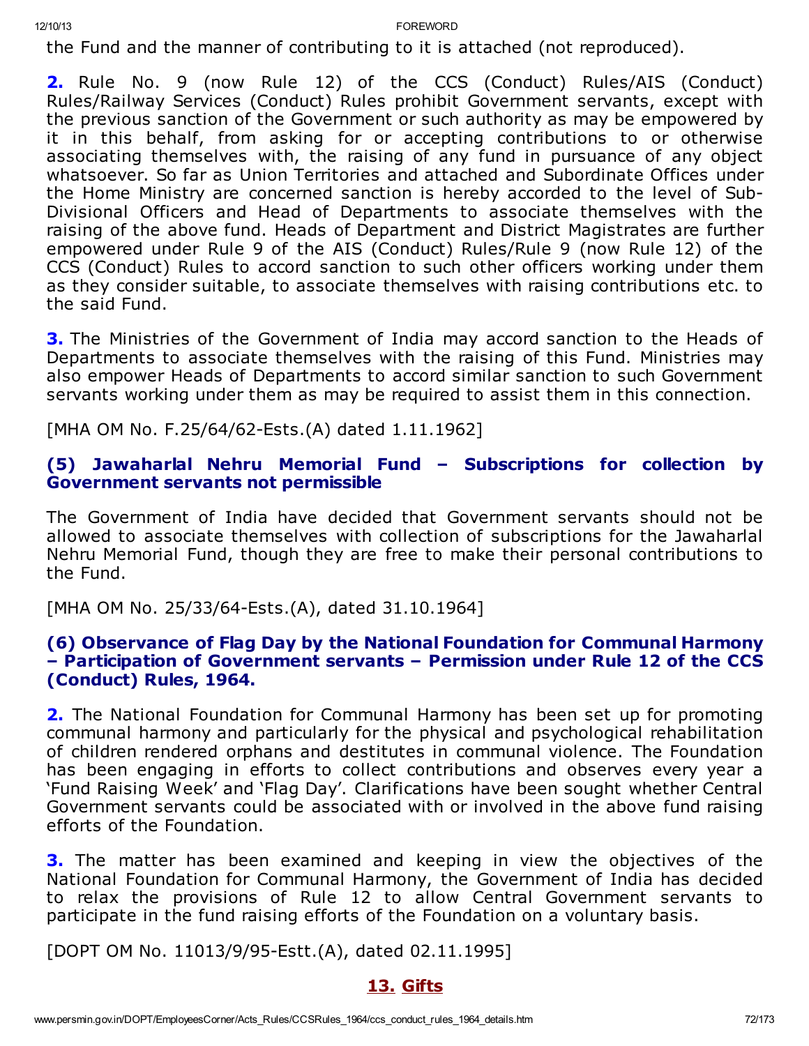the Fund and the manner of contributing to it is attached (not reproduced).

**2.** Rule No. 9 (now Rule 12) of the CCS (Conduct) Rules/AIS (Conduct) Rules/Railway Services (Conduct) Rules prohibit Government servants, except with the previous sanction of the Government or such authority as may be empowered by it in this behalf, from asking for or accepting contributions to or otherwise associating themselves with, the raising of any fund in pursuance of any object whatsoever. So far as Union Territories and attached and Subordinate Offices under the Home Ministry are concerned sanction is hereby accorded to the level of Sub-Divisional Officers and Head of Departments to associate themselves with the raising of the above fund. Heads of Department and District Magistrates are further empowered under Rule 9 of the AIS (Conduct) Rules/Rule 9 (now Rule 12) of the CCS (Conduct) Rules to accord sanction to such other officers working under them as they consider suitable, to associate themselves with raising contributions etc. to the said Fund.

**3.** The Ministries of the Government of India may accord sanction to the Heads of Departments to associate themselves with the raising of this Fund. Ministries may also empower Heads of Departments to accord similar sanction to such Government servants working under them as may be required to assist them in this connection.

[MHA OM No. F.25/64/62-Ests.(A) dated 1.11.1962]

### (5) Jawaharlal Nehru Memorial Fund – Subscriptions for collection by Government servants not permissible

The Government of India have decided that Government servants should not be allowed to associate themselves with collection of subscriptions for the Jawaharlal Nehru Memorial Fund, though they are free to make their personal contributions to the Fund.

[MHA OM No. 25/33/64-Ests.(A), dated 31.10.1964]

### (6) Observance of Flag Day by the National Foundation for Communal Harmony – Participation of Government servants – Permission under Rule 12 of the CCS (Conduct) Rules, 1964.

**2.** The National Foundation for Communal Harmony has been set up for promoting communal harmony and particularly for the physical and psychological rehabilitation of children rendered orphans and destitutes in communal violence. The Foundation has been engaging in efforts to collect contributions and observes every year a 'Fund Raising Week' and 'Flag Day'. Clarifications have been sought whether Central Government servants could be associated with or involved in the above fund raising efforts of the Foundation.

**3.** The matter has been examined and keeping in view the objectives of the National Foundation for Communal Harmony, the Government of India has decided to relax the provisions of Rule 12 to allow Central Government servants to participate in the fund raising efforts of the Foundation on a voluntary basis.

[DOPT OM No. 11013/9/95-Estt.(A), dated 02.11.1995]

## 13. Gifts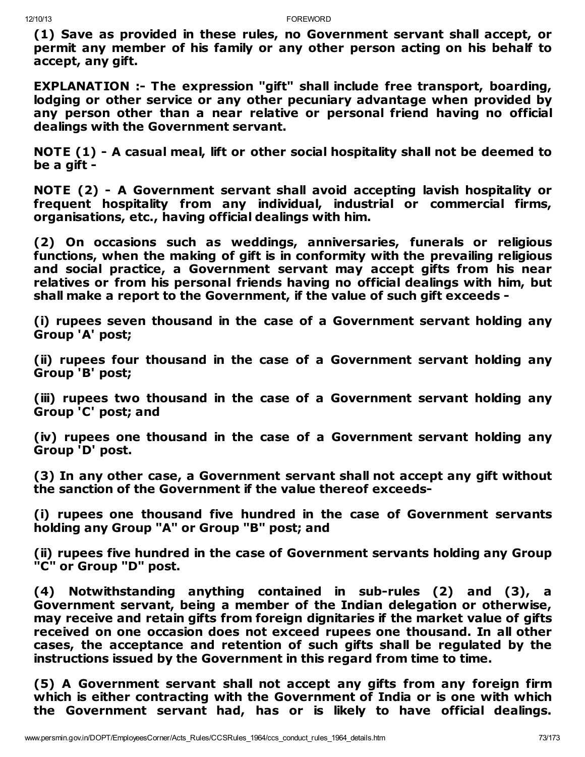**(1) Save as provided in these rules, no Government servant shall accept, or permit any member of his family or any other person acting on his behalf to accept, any gift.**

**EXPLANATION :- The expression "gift" shall include free transport, boarding, lodging or other service or any other pecuniary advantage when provided by any person other than a near relative or personal friend having no official dealings with the Government servant.**

**NOTE (1) - A casual meal, lift or other social hospitality shall not be deemed to be a gift -**

**NOTE (2) - A Government servant shall avoid accepting lavish hospitality or frequent hospitality from any individual, industrial or commercial firms, organisations, etc., having official dealings with him.**

**(2) On occasions such as weddings, anniversaries, funerals or religious functions, when the making of gift is in conformity with the prevailing religious and social practice, a Government servant may accept gifts from his near relatives or from his personal friends having no official dealings with him, but shall make a report to the Government, if the value of such gift exceeds -**

**(i) rupees seven thousand in the case of a Government servant holding any Group 'A' post;**

**(ii) rupees four thousand in the case of a Government servant holding any Group 'B' post;**

**(iii) rupees two thousand in the case of a Government servant holding any Group 'C' post; and**

**(iv) rupees one thousand in the case of a Government servant holding any Group 'D' post.**

**(3) In any other case, a Government servant shall not accept any gift without the sanction of the Government if the value thereof exceeds-**

**(i) rupees one thousand five hundred in the case of Government servants holding any Group "A" or Group "B" post; and**

**(ii) rupees five hundred in the case of Government servants holding any Group "C" or Group "D" post.**

**(4) Notwithstanding anything contained in sub-rules (2) and (3), a Government servant, being a member of the Indian delegation or otherwise, may receive and retain gifts from foreign dignitaries if the market value of gifts received on one occasion does not exceed rupees one thousand. In all other cases, the acceptance and retention of such gifts shall be regulated by the instructions issued by the Government in this regard from time to time.**

**(5) A Government servant shall not accept any gifts from any foreign firm which is either contracting with the Government of India or is one with which the Government servant had, has or is likely to have official dealings.**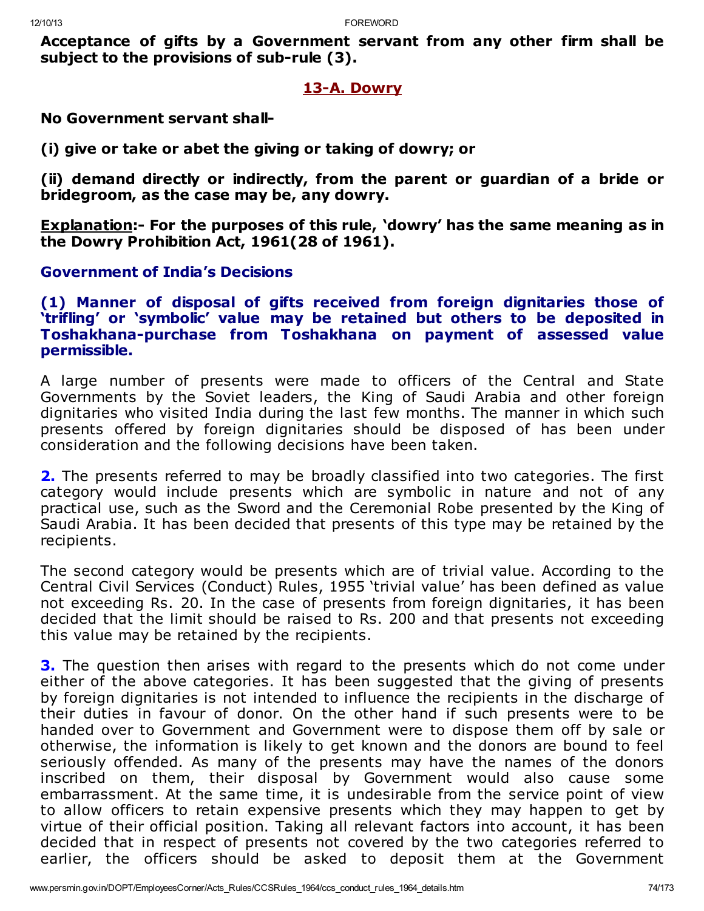**Acceptance of gifts by a Government servant from any other firm shall be subject to the provisions of sub-rule (3).**

## 13-A. Dowry

**No Government servant shall-**

**(i) give or take or abet the giving or taking of dowry; or**

**(ii) demand directly or indirectly, from the parent or guardian of a bride or bridegroom, as the case may be, any dowry.**

**Explanation:- For the purposes of this rule, 'dowry' has the same meaning as in the Dowry Prohibition Act, 1961(28 of 1961).**

### Government of India's Decisions

**(1) Manner of disposal of gifts received from foreign dignitaries those of 'trifling' or 'symbolic' value may be retained but others to be deposited in Toshakhana-purchase from Toshakhana on payment of assessed value permissible.**

A large number of presents were made to officers of the Central and State Governments by the Soviet leaders, the King of Saudi Arabia and other foreign dignitaries who visited India during the last few months. The manner in which such presents offered by foreign dignitaries should be disposed of has been under consideration and the following decisions have been taken.

**2.** The presents referred to may be broadly classified into two categories. The first category would include presents which are symbolic in nature and not of any practical use, such as the Sword and the Ceremonial Robe presented by the King of Saudi Arabia. It has been decided that presents of this type may be retained by the recipients.

The second category would be presents which are of trivial value. According to the Central Civil Services (Conduct) Rules, 1955 'trivial value' has been defined as value not exceeding Rs. 20. In the case of presents from foreign dignitaries, it has been decided that the limit should be raised to Rs. 200 and that presents not exceeding this value may be retained by the recipients.

**3.** The question then arises with regard to the presents which do not come under either of the above categories. It has been suggested that the giving of presents by foreign dignitaries is not intended to influence the recipients in the discharge of their duties in favour of donor. On the other hand if such presents were to be handed over to Government and Government were to dispose them off by sale or otherwise, the information is likely to get known and the donors are bound to feel seriously offended. As many of the presents may have the names of the donors inscribed on them, their disposal by Government would also cause some embarrassment. At the same time, it is undesirable from the service point of view to allow officers to retain expensive presents which they may happen to get by virtue of their official position. Taking all relevant factors into account, it has been decided that in respect of presents not covered by the two categories referred to earlier, the officers should be asked to deposit them at the Government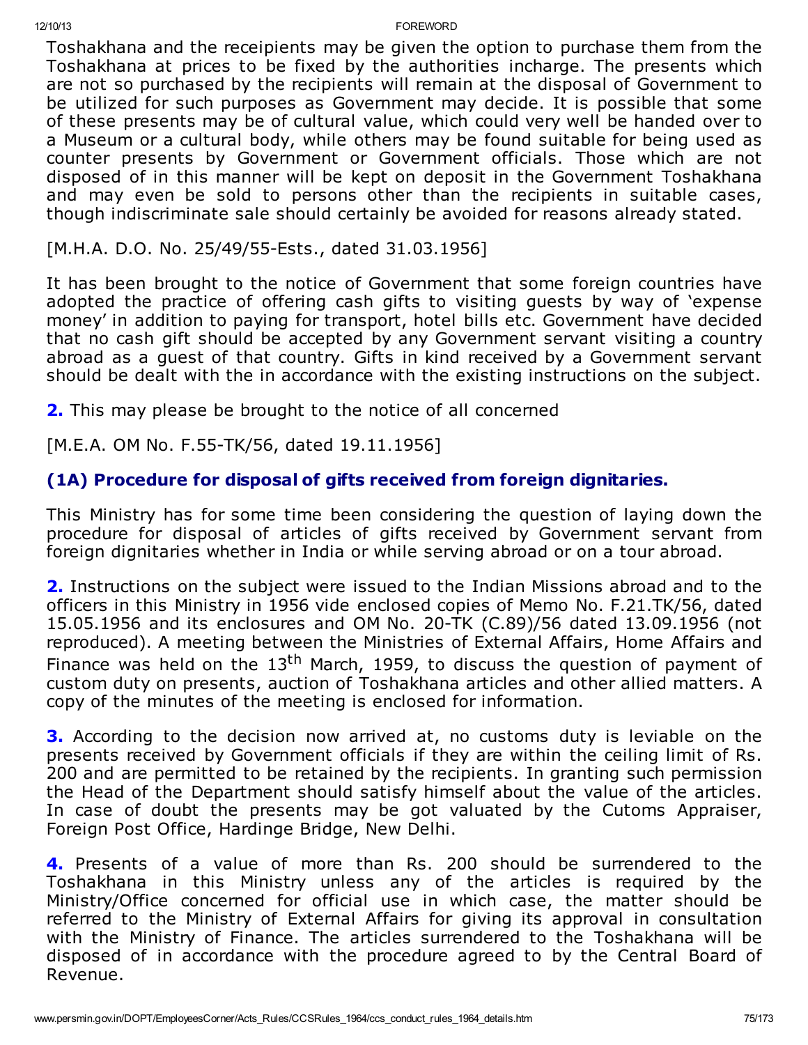Toshakhana and the receipients may be given the option to purchase them from the Toshakhana at prices to be fixed by the authorities incharge. The presents which are not so purchased by the recipients will remain at the disposal of Government to be utilized for such purposes as Government may decide. It is possible that some of these presents may be of cultural value, which could very well be handed over to a Museum or a cultural body, while others may be found suitable for being used as counter presents by Government or Government officials. Those which are not disposed of in this manner will be kept on deposit in the Government Toshakhana and may even be sold to persons other than the recipients in suitable cases, though indiscriminate sale should certainly be avoided for reasons already stated.

[M.H.A. D.O. No. 25/49/55-Ests., dated 31.03.1956]

It has been brought to the notice of Government that some foreign countries have adopted the practice of offering cash gifts to visiting guests by way of 'expense money' in addition to paying for transport, hotel bills etc. Government have decided that no cash gift should be accepted by any Government servant visiting a country abroad as a guest of that country. Gifts in kind received by a Government servant should be dealt with the in accordance with the existing instructions on the subject.

**2.** This may please be brought to the notice of all concerned

[M.E.A. OM No. F.55-TK/56, dated 19.11.1956]

### (1A) Procedure for disposal of gifts received from foreign dignitaries.

This Ministry has for some time been considering the question of laying down the procedure for disposal of articles of gifts received by Government servant from foreign dignitaries whether in India or while serving abroad or on a tour abroad.

**2.** Instructions on the subject were issued to the Indian Missions abroad and to the officers in this Ministry in 1956 vide enclosed copies of Memo No. F.21.TK/56, dated 15.05.1956 and its enclosures and OM No. 20-TK (C.89)/56 dated 13.09.1956 (not reproduced). A meeting between the Ministries of External Affairs, Home Affairs and Finance was held on the 13th March, 1959, to discuss the question of payment of custom duty on presents, auction of Toshakhana articles and other allied matters. A copy of the minutes of the meeting is enclosed for information.

**3.** According to the decision now arrived at, no customs duty is leviable on the presents received by Government officials if they are within the ceiling limit of Rs. 200 and are permitted to be retained by the recipients. In granting such permission the Head of the Department should satisfy himself about the value of the articles. In case of doubt the presents may be got valuated by the Cutoms Appraiser, Foreign Post Office, Hardinge Bridge, New Delhi.

**4.** Presents of a value of more than Rs. 200 should be surrendered to the Toshakhana in this Ministry unless any of the articles is required by the Ministry/Office concerned for official use in which case, the matter should be referred to the Ministry of External Affairs for giving its approval in consultation with the Ministry of Finance. The articles surrendered to the Toshakhana will be disposed of in accordance with the procedure agreed to by the Central Board of Revenue.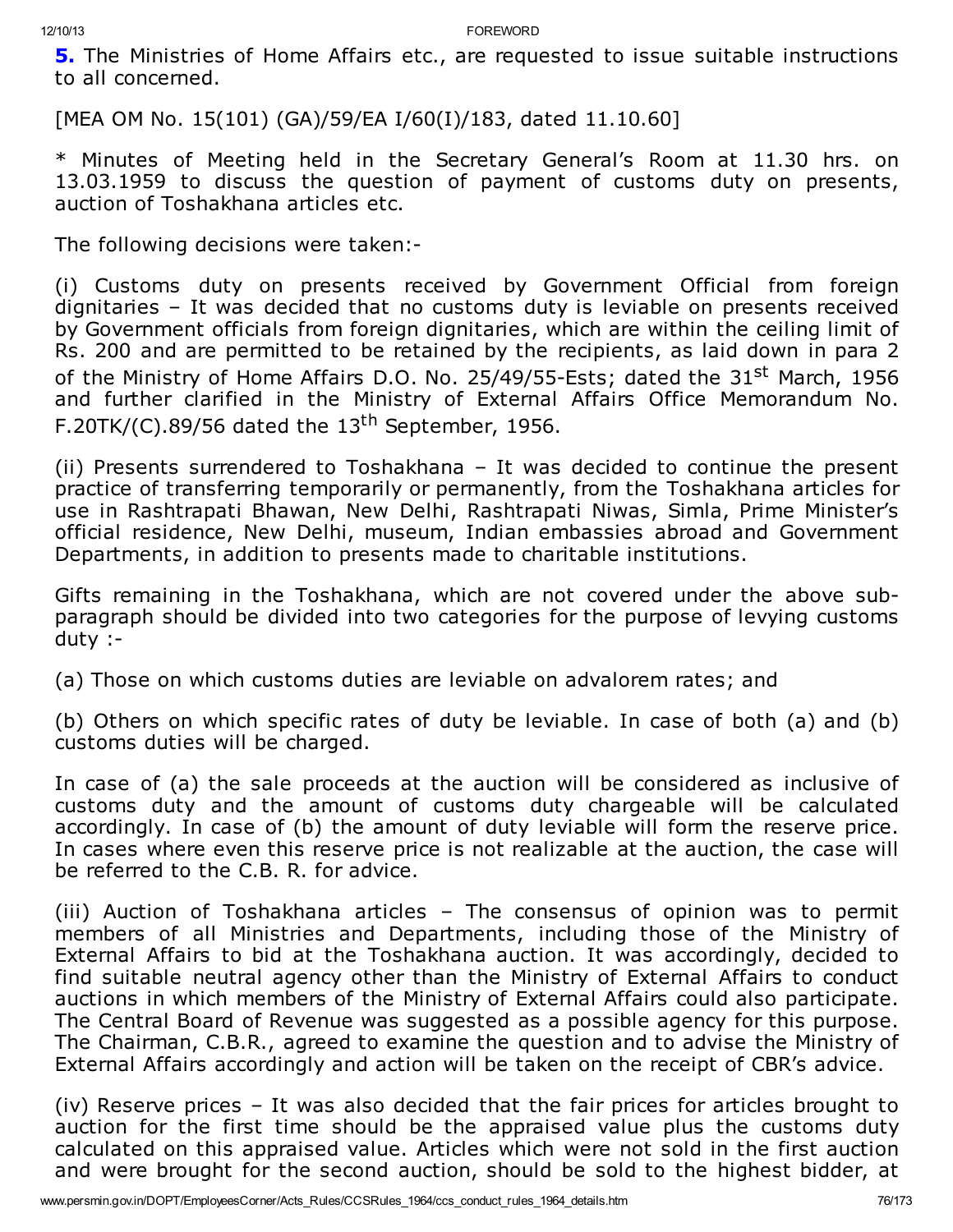**5.** The Ministries of Home Affairs etc., are requested to issue suitable instructions to all concerned.

[MEA OM No. 15(101) (GA)/59/EA I/60(I)/183, dated 11.10.60]

* Minutes of Meeting held in the Secretary General's Room at 11.30 hrs. on 13.03.1959 to discuss the question of payment of customs duty on presents, auction of Toshakhana articles etc.

The following decisions were taken:-

(i) Customs duty on presents received by Government Official from foreign dignitaries – It was decided that no customs duty is leviable on presents received by Government officials from foreign dignitaries, which are within the ceiling limit of Rs. 200 and are permitted to be retained by the recipients, as laid down in para 2 of the Ministry of Home Affairs D.O. No. 25/49/55-Ests; dated the 31st March, 1956 and further clarified in the Ministry of External Affairs Office Memorandum No. F.20TK/(C).89/56 dated the 13th September, 1956.

(ii) Presents surrendered to Toshakhana – It was decided to continue the present practice of transferring temporarily or permanently, from the Toshakhana articles for use in Rashtrapati Bhawan, New Delhi, Rashtrapati Niwas, Simla, Prime Minister's official residence, New Delhi, museum, Indian embassies abroad and Government Departments, in addition to presents made to charitable institutions.

Gifts remaining in the Toshakhana, which are not covered under the above sub-paragraph should be divided into two categories for the purpose of levying customs duty :-

(a) Those on which customs duties are leviable on advalorem rates; and

(b) Others on which specific rates of duty be leviable. In case of both (a) and (b) customs duties will be charged.

In case of (a) the sale proceeds at the auction will be considered as inclusive of customs duty and the amount of customs duty chargeable will be calculated accordingly. In case of (b) the amount of duty leviable will form the reserve price. In cases where even this reserve price is not realizable at the auction, the case will be referred to the C.B. R. for advice.

(iii) Auction of Toshakhana articles – The consensus of opinion was to permit members of all Ministries and Departments, including those of the Ministry of External Affairs to bid at the Toshakhana auction. It was accordingly, decided to find suitable neutral agency other than the Ministry of External Affairs to conduct auctions in which members of the Ministry of External Affairs could also participate. The Central Board of Revenue was suggested as a possible agency for this purpose. The Chairman, C.B.R., agreed to examine the question and to advise the Ministry of External Affairs accordingly and action will be taken on the receipt of CBR's advice.

(iv) Reserve prices – It was also decided that the fair prices for articles brought to auction for the first time should be the appraised value plus the customs duty calculated on this appraised value. Articles which were not sold in the first auction and were brought for the second auction, should be sold to the highest bidder, at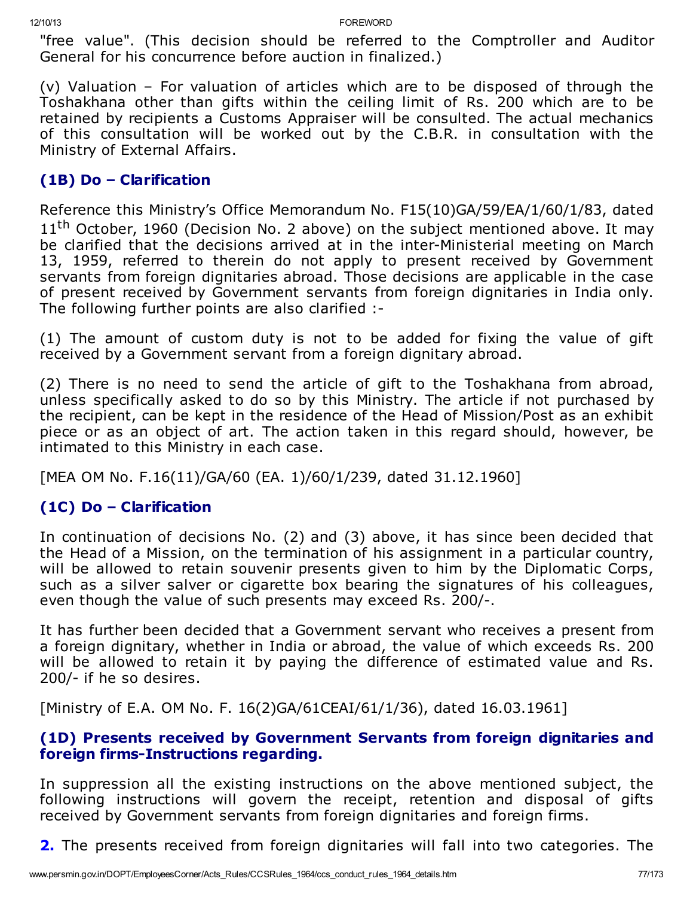"free value". (This decision should be referred to the Comptroller and Auditor General for his concurrence before auction in finalized.)

(v) Valuation – For valuation of articles which are to be disposed of through the Toshakhana other than gifts within the ceiling limit of Rs. 200 which are to be retained by recipients a Customs Appraiser will be consulted. The actual mechanics of this consultation will be worked out by the C.B.R. in consultation with the Ministry of External Affairs.

### (1B) Do – Clarification

Reference this Ministry's Office Memorandum No. F15(10)GA/59/EA/1/60/1/83, dated 11th October, 1960 (Decision No. 2 above) on the subject mentioned above. It may be clarified that the decisions arrived at in the inter-Ministerial meeting on March 13, 1959, referred to therein do not apply to present received by Government servants from foreign dignitaries abroad. Those decisions are applicable in the case of present received by Government servants from foreign dignitaries in India only. The following further points are also clarified :-

(1) The amount of custom duty is not to be added for fixing the value of gift received by a Government servant from a foreign dignitary abroad.

(2) There is no need to send the article of gift to the Toshakhana from abroad, unless specifically asked to do so by this Ministry. The article if not purchased by the recipient, can be kept in the residence of the Head of Mission/Post as an exhibit piece or as an object of art. The action taken in this regard should, however, be intimated to this Ministry in each case.

[MEA OM No. F.16(11)/GA/60 (EA. 1)/60/1/239, dated 31.12.1960]

### (1C) Do – Clarification

In continuation of decisions No. (2) and (3) above, it has since been decided that the Head of a Mission, on the termination of his assignment in a particular country, will be allowed to retain souvenir presents given to him by the Diplomatic Corps, such as a silver salver or cigarette box bearing the signatures of his colleagues, even though the value of such presents may exceed Rs. 200/-.

It has further been decided that a Government servant who receives a present from a foreign dignitary, whether in India or abroad, the value of which exceeds Rs. 200 will be allowed to retain it by paying the difference of estimated value and Rs. 200/- if he so desires.

[Ministry of E.A. OM No. F. 16(2)GA/61CEAI/61/1/36), dated 16.03.1961]

### (1D) Presents received by Government Servants from foreign dignitaries and foreign firms-Instructions regarding.

In suppression all the existing instructions on the above mentioned subject, the following instructions will govern the receipt, retention and disposal of gifts received by Government servants from foreign dignitaries and foreign firms.

**2.** The presents received from foreign dignitaries will fall into two categories. The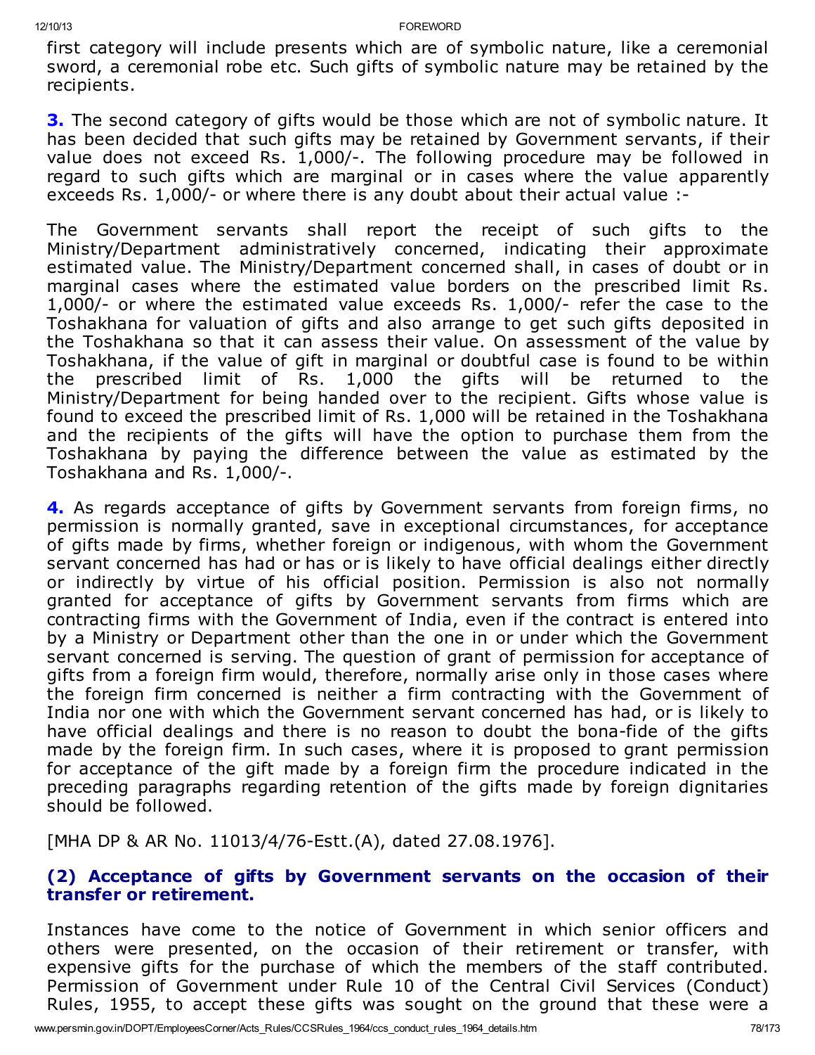first category will include presents which are of symbolic nature, like a ceremonial sword, a ceremonial robe etc. Such gifts of symbolic nature may be retained by the recipients.

**3.** The second category of gifts would be those which are not of symbolic nature. It has been decided that such gifts may be retained by Government servants, if their value does not exceed Rs. 1,000/-. The following procedure may be followed in regard to such gifts which are marginal or in cases where the value apparently exceeds Rs. 1,000/- or where there is any doubt about their actual value :-

The Government servants shall report the receipt of such gifts to the Ministry/Department administratively concerned, indicating their approximate estimated value. The Ministry/Department concerned shall, in cases of doubt or in marginal cases where the estimated value borders on the prescribed limit Rs. 1,000/- or where the estimated value exceeds Rs. 1,000/- refer the case to the Toshakhana for valuation of gifts and also arrange to get such gifts deposited in the Toshakhana so that it can assess their value. On assessment of the value by Toshakhana, if the value of gift in marginal or doubtful case is found to be within the prescribed limit of Rs. 1,000 the gifts will be returned to the Ministry/Department for being handed over to the recipient. Gifts whose value is found to exceed the prescribed limit of Rs. 1,000 will be retained in the Toshakhana and the recipients of the gifts will have the option to purchase them from the Toshakhana by paying the difference between the value as estimated by the Toshakhana and Rs. 1,000/-.

**4.** As regards acceptance of gifts by Government servants from foreign firms, no permission is normally granted, save in exceptional circumstances, for acceptance of gifts made by firms, whether foreign or indigenous, with whom the Government servant concerned has had or has or is likely to have official dealings either directly or indirectly by virtue of his official position. Permission is also not normally granted for acceptance of gifts by Government servants from firms which are contracting firms with the Government of India, even if the contract is entered into by a Ministry or Department other than the one in or under which the Government servant concerned is serving. The question of grant of permission for acceptance of gifts from a foreign firm would, therefore, normally arise only in those cases where the foreign firm concerned is neither a firm contracting with the Government of India nor one with which the Government servant concerned has had, or is likely to have official dealings and there is no reason to doubt the bona-fide of the gifts made by the foreign firm. In such cases, where it is proposed to grant permission for acceptance of the gift made by a foreign firm the procedure indicated in the preceding paragraphs regarding retention of the gifts made by foreign dignitaries should be followed.

[MHA DP & AR No. 11013/4/76-Estt.(A), dated 27.08.1976].

### (2) Acceptance of gifts by Government servants on the occasion of their transfer or retirement.

Instances have come to the notice of Government in which senior officers and others were presented, on the occasion of their retirement or transfer, with expensive gifts for the purchase of which the members of the staff contributed. Permission of Government under Rule 10 of the Central Civil Services (Conduct) Rules, 1955, to accept these gifts was sought on the ground that these were a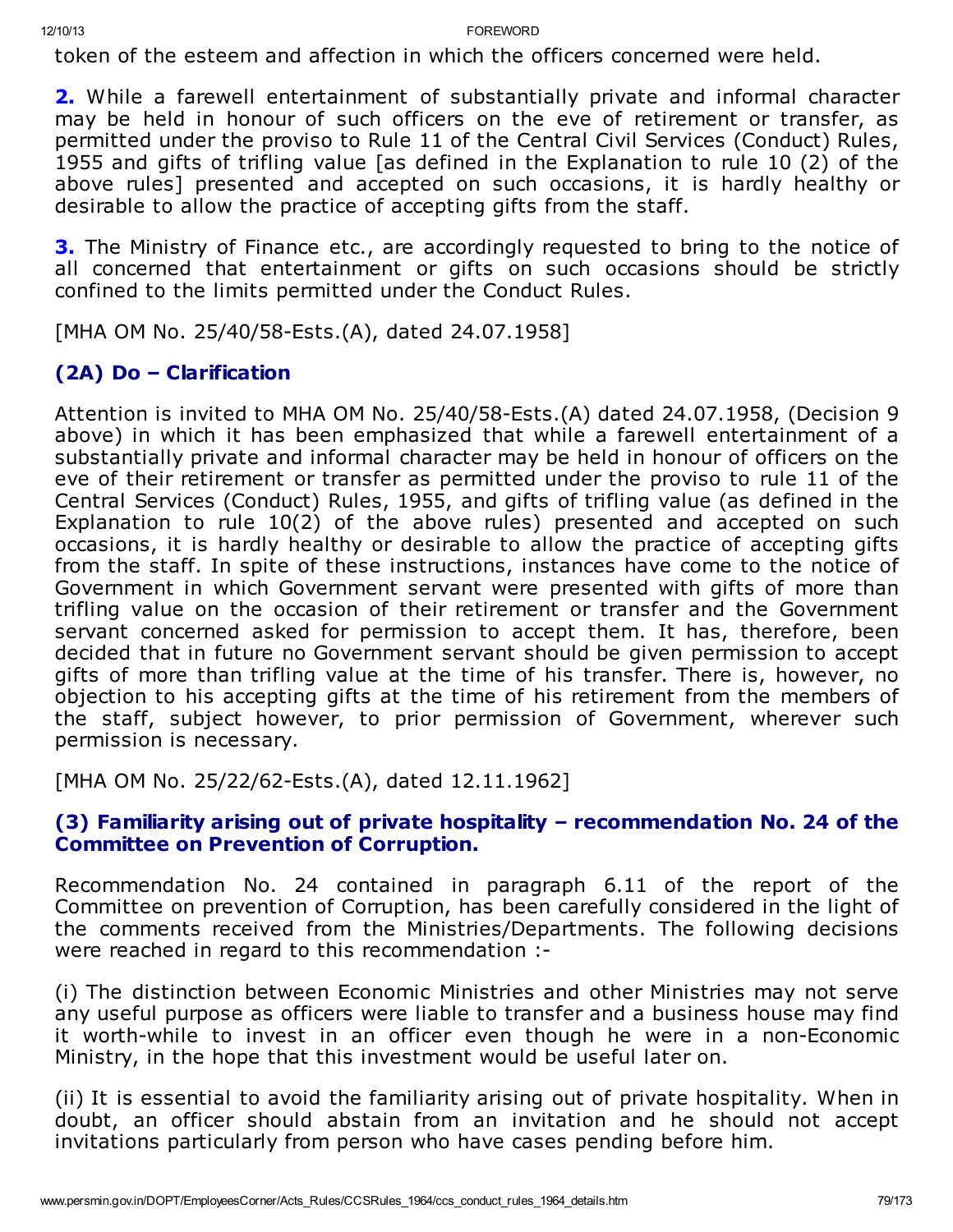token of the esteem and affection in which the officers concerned were held.

**2.** While a farewell entertainment of substantially private and informal character may be held in honour of such officers on the eve of retirement or transfer, as permitted under the proviso to Rule 11 of the Central Civil Services (Conduct) Rules, 1955 and gifts of trifling value [as defined in the Explanation to rule 10 (2) of the above rules] presented and accepted on such occasions, it is hardly healthy or desirable to allow the practice of accepting gifts from the staff.

**3.** The Ministry of Finance etc., are accordingly requested to bring to the notice of all concerned that entertainment or gifts on such occasions should be strictly confined to the limits permitted under the Conduct Rules.

[MHA OM No. 25/40/58-Ests.(A), dated 24.07.1958]

### (2A) Do – Clarification

Attention is invited to MHA OM No. 25/40/58-Ests.(A) dated 24.07.1958, (Decision 9 above) in which it has been emphasized that while a farewell entertainment of a substantially private and informal character may be held in honour of officers on the eve of their retirement or transfer as permitted under the proviso to rule 11 of the Central Services (Conduct) Rules, 1955, and gifts of trifling value (as defined in the Explanation to rule 10(2) of the above rules) presented and accepted on such occasions, it is hardly healthy or desirable to allow the practice of accepting gifts from the staff. In spite of these instructions, instances have come to the notice of Government in which Government servant were presented with gifts of more than trifling value on the occasion of their retirement or transfer and the Government servant concerned asked for permission to accept them. It has, therefore, been decided that in future no Government servant should be given permission to accept gifts of more than trifling value at the time of his transfer. There is, however, no objection to his accepting gifts at the time of his retirement from the members of the staff, subject however, to prior permission of Government, wherever such permission is necessary.

[MHA OM No. 25/22/62-Ests.(A), dated 12.11.1962]

### (3) Familiarity arising out of private hospitality – recommendation No. 24 of the Committee on Prevention of Corruption.

Recommendation No. 24 contained in paragraph 6.11 of the report of the Committee on prevention of Corruption, has been carefully considered in the light of the comments received from the Ministries/Departments. The following decisions were reached in regard to this recommendation :-

(i) The distinction between Economic Ministries and other Ministries may not serve any useful purpose as officers were liable to transfer and a business house may find it worth-while to invest in an officer even though he were in a non-Economic Ministry, in the hope that this investment would be useful later on.

(ii) It is essential to avoid the familiarity arising out of private hospitality. When in doubt, an officer should abstain from an invitation and he should not accept invitations particularly from person who have cases pending before him.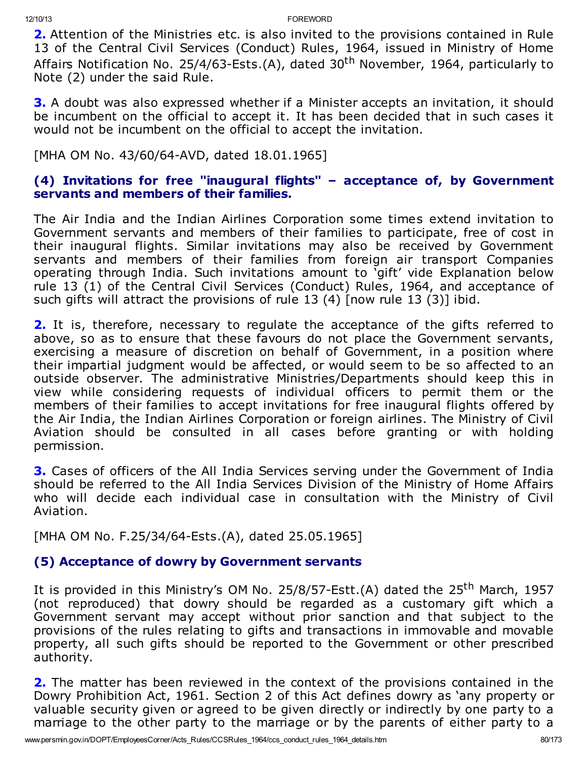**2.** Attention of the Ministries etc. is also invited to the provisions contained in Rule 13 of the Central Civil Services (Conduct) Rules, 1964, issued in Ministry of Home Affairs Notification No. 25/4/63-Ests.(A), dated 30th November, 1964, particularly to Note (2) under the said Rule.

**3.** A doubt was also expressed whether if a Minister accepts an invitation, it should be incumbent on the official to accept it. It has been decided that in such cases it would not be incumbent on the official to accept the invitation.

[MHA OM No. 43/60/64-AVD, dated 18.01.1965]

### (4) Invitations for free "inaugural flights" – acceptance of, by Government servants and members of their families.

The Air India and the Indian Airlines Corporation some times extend invitation to Government servants and members of their families to participate, free of cost in their inaugural flights. Similar invitations may also be received by Government servants and members of their families from foreign air transport Companies operating through India. Such invitations amount to 'gift' vide Explanation below rule 13 (1) of the Central Civil Services (Conduct) Rules, 1964, and acceptance of such gifts will attract the provisions of rule 13 (4) [now rule 13 (3)] ibid.

**2.** It is, therefore, necessary to regulate the acceptance of the gifts referred to above, so as to ensure that these favours do not place the Government servants, exercising a measure of discretion on behalf of Government, in a position where their impartial judgment would be affected, or would seem to be so affected to an outside observer. The administrative Ministries/Departments should keep this in view while considering requests of individual officers to permit them or the members of their families to accept invitations for free inaugural flights offered by the Air India, the Indian Airlines Corporation or foreign airlines. The Ministry of Civil Aviation should be consulted in all cases before granting or with holding permission.

**3.** Cases of officers of the All India Services serving under the Government of India should be referred to the All India Services Division of the Ministry of Home Affairs who will decide each individual case in consultation with the Ministry of Civil Aviation.

[MHA OM No. F.25/34/64-Ests.(A), dated 25.05.1965]

### (5) Acceptance of dowry by Government servants

It is provided in this Ministry's OM No. 25/8/57-Estt.(A) dated the 25th March, 1957 (not reproduced) that dowry should be regarded as a customary gift which a Government servant may accept without prior sanction and that subject to the provisions of the rules relating to gifts and transactions in immovable and movable property, all such gifts should be reported to the Government or other prescribed authority.

**2.** The matter has been reviewed in the context of the provisions contained in the Dowry Prohibition Act, 1961. Section 2 of this Act defines dowry as 'any property or valuable security given or agreed to be given directly or indirectly by one party to a marriage to the other party to the marriage or by the parents of either party to a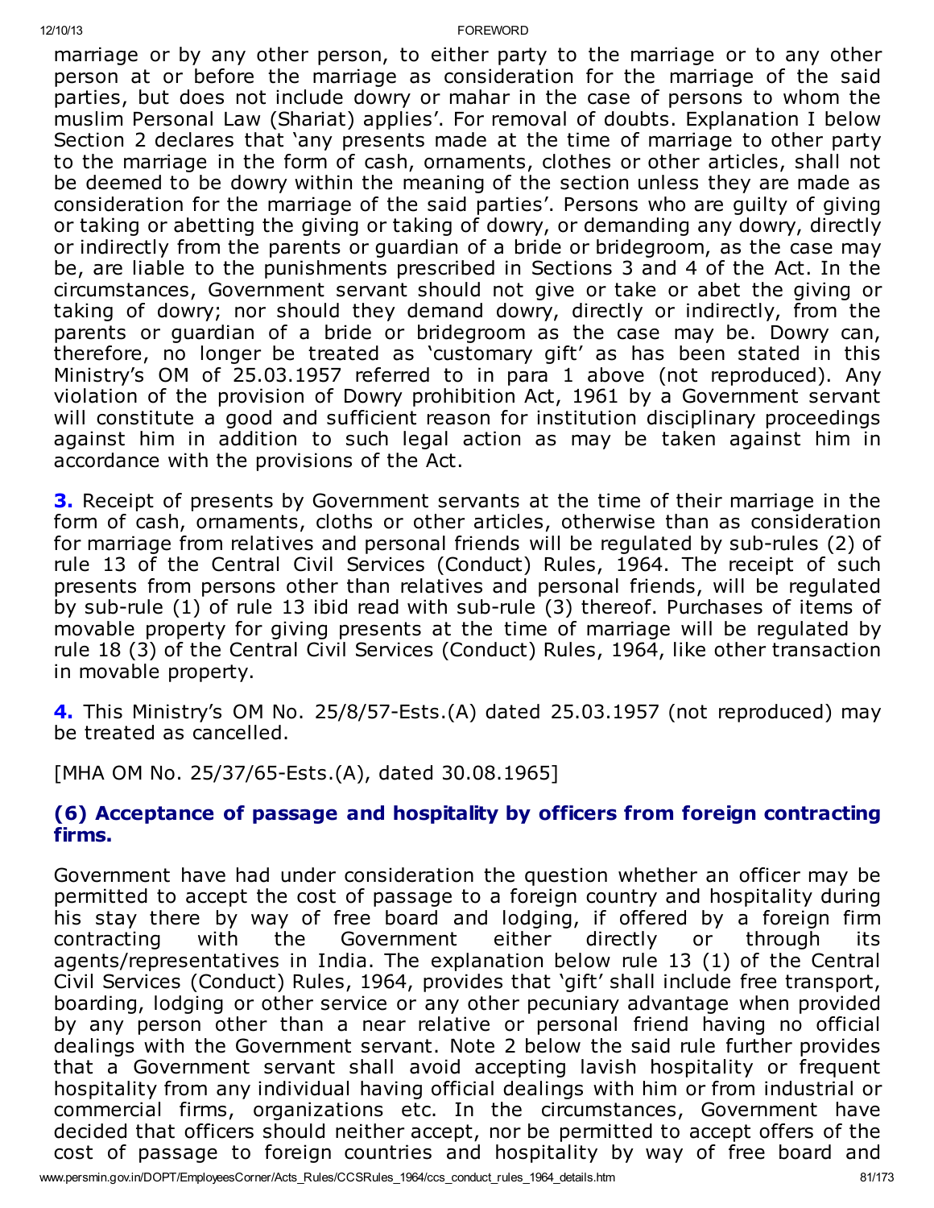marriage or by any other person, to either party to the marriage or to any other person at or before the marriage as consideration for the marriage of the said parties, but does not include dowry or mahar in the case of persons to whom the muslim Personal Law (Shariat) applies'. For removal of doubts. Explanation I below Section 2 declares that 'any presents made at the time of marriage to other party to the marriage in the form of cash, ornaments, clothes or other articles, shall not be deemed to be dowry within the meaning of the section unless they are made as consideration for the marriage of the said parties'. Persons who are guilty of giving or taking or abetting the giving or taking of dowry, or demanding any dowry, directly or indirectly from the parents or guardian of a bride or bridegroom, as the case may be, are liable to the punishments prescribed in Sections 3 and 4 of the Act. In the circumstances, Government servant should not give or take or abet the giving or taking of dowry; nor should they demand dowry, directly or indirectly, from the parents or guardian of a bride or bridegroom as the case may be. Dowry can, therefore, no longer be treated as 'customary gift' as has been stated in this Ministry's OM of 25.03.1957 referred to in para 1 above (not reproduced). Any violation of the provision of Dowry prohibition Act, 1961 by a Government servant will constitute a good and sufficient reason for institution disciplinary proceedings against him in addition to such legal action as may be taken against him in accordance with the provisions of the Act.

**3.** Receipt of presents by Government servants at the time of their marriage in the form of cash, ornaments, cloths or other articles, otherwise than as consideration for marriage from relatives and personal friends will be regulated by sub-rules (2) of rule 13 of the Central Civil Services (Conduct) Rules, 1964. The receipt of such presents from persons other than relatives and personal friends, will be regulated by sub-rule (1) of rule 13 ibid read with sub-rule (3) thereof. Purchases of items of movable property for giving presents at the time of marriage will be regulated by rule 18 (3) of the Central Civil Services (Conduct) Rules, 1964, like other transaction in movable property.

**4.** This Ministry's OM No. 25/8/57-Ests.(A) dated 25.03.1957 (not reproduced) may be treated as cancelled.

[MHA OM No. 25/37/65-Ests.(A), dated 30.08.1965]

### (6) Acceptance of passage and hospitality by officers from foreign contracting firms.

Government have had under consideration the question whether an officer may be permitted to accept the cost of passage to a foreign country and hospitality during his stay there by way of free board and lodging, if offered by a foreign firm contracting with the Government either directly or through its agents/representatives in India. The explanation below rule 13 (1) of the Central Civil Services (Conduct) Rules, 1964, provides that 'gift' shall include free transport, boarding, lodging or other service or any other pecuniary advantage when provided by any person other than a near relative or personal friend having no official dealings with the Government servant. Note 2 below the said rule further provides that a Government servant shall avoid accepting lavish hospitality or frequent hospitality from any individual having official dealings with him or from industrial or commercial firms, organizations etc. In the circumstances, Government have decided that officers should neither accept, nor be permitted to accept offers of the cost of passage to foreign countries and hospitality by way of free board and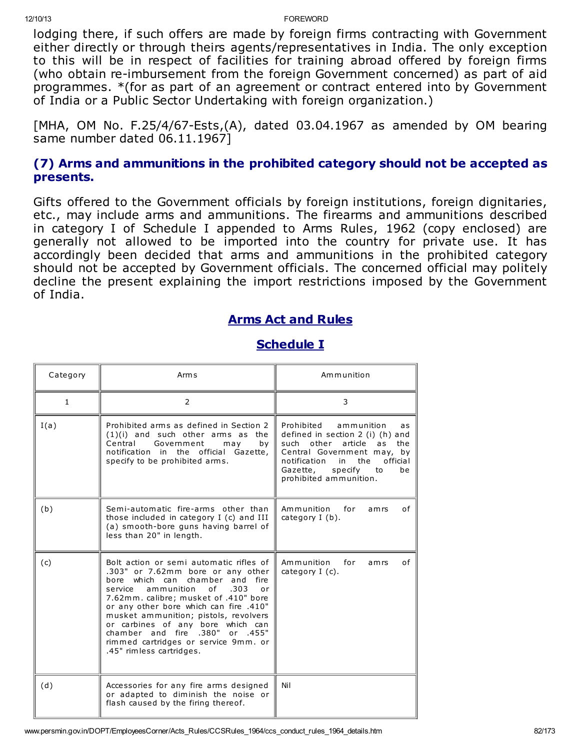lodging there, if such offers are made by foreign firms contracting with Government either directly or through theirs agents/representatives in India. The only exception to this will be in respect of facilities for training abroad offered by foreign firms (who obtain re-imbursement from the foreign Government concerned) as part of aid programmes. *(for as part of an agreement or contract entered into by Government of India or a Public Sector Undertaking with foreign organization.)

[MHA, OM No. F.25/4/67-Ests,(A), dated 03.04.1967 as amended by OM bearing same number dated 06.11.1967]

### (7) Arms and ammunitions in the prohibited category should not be accepted as presents.

Gifts offered to the Government officials by foreign institutions, foreign dignitaries, etc., may include arms and ammunitions. The firearms and ammunitions described in category I of Schedule I appended to Arms Rules, 1962 (copy enclosed) are generally not allowed to be imported into the country for private use. It has accordingly been decided that arms and ammunitions in the prohibited category should not be accepted by Government officials. The concerned official may politely decline the present explaining the import restrictions imposed by the Government of India.

## Arms Act and Rules

## Schedule I

| Category | Arms | Ammunition |
|---|---|---|
| 1 | 2 | 3 |
| I(a) | Prohibited arms as defined in Section 2 (1)(i) and such other arms as the Central Government may by notification in the official Gazette, specify to be prohibited arms. | Prohibited ammunition as defined in section 2 (i) (h) and such other article as the Central Government may, by notification in the official Gazette, specify to be prohibited ammunition. |
| (b) | Semi-automatic fire-arms other than those included in category I (c) and III (a) smooth-bore guns having barrel of less than 20" in length. | Ammunition for amrs of category I (b). |
| (c) | Bolt action or semi automatic rifles of .303" or 7.62mm bore or any other bore which can chamber and fire service ammunition of .303 or 7.62mm. calibre; musket of .410" bore or any other bore which can fire .410" musket ammunition; pistols, revolvers or carbines of any bore which can chamber and fire .380" or .455" rimmed cartridges or service 9mm. or .45" rimless cartridges. | Ammunition for amrs of category I (c). |
| (d) | Accessories for any fire arms designed or adapted to diminish the noise or flash caused by the firing thereof. | Nil |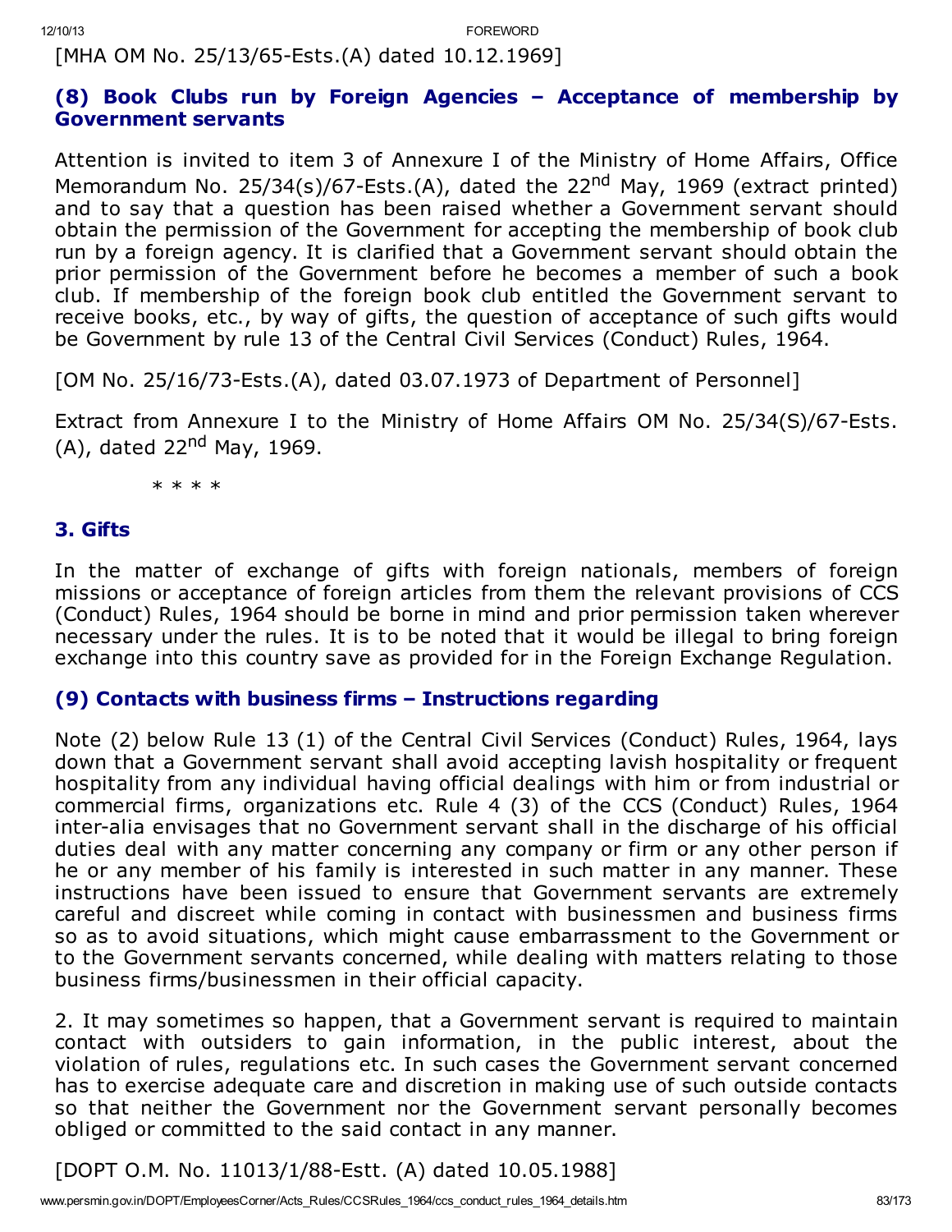[MHA OM No. 25/13/65-Ests.(A) dated 10.12.1969]

### (8) Book Clubs run by Foreign Agencies – Acceptance of membership by Government servants

Attention is invited to item 3 of Annexure I of the Ministry of Home Affairs, Office Memorandum No. 25/34(s)/67-Ests.(A), dated the 22nd May, 1969 (extract printed) and to say that a question has been raised whether a Government servant should obtain the permission of the Government for accepting the membership of book club run by a foreign agency. It is clarified that a Government servant should obtain the prior permission of the Government before he becomes a member of such a book club. If membership of the foreign book club entitled the Government servant to receive books, etc., by way of gifts, the question of acceptance of such gifts would be Government by rule 13 of the Central Civil Services (Conduct) Rules, 1964.

[OM No. 25/16/73-Ests.(A), dated 03.07.1973 of Department of Personnel]

Extract from Annexure I to the Ministry of Home Affairs OM No. 25/34(S)/67-Ests.(A), dated 22nd May, 1969.

* * * *

### 3. Gifts

In the matter of exchange of gifts with foreign nationals, members of foreign missions or acceptance of foreign articles from them the relevant provisions of CCS (Conduct) Rules, 1964 should be borne in mind and prior permission taken wherever necessary under the rules. It is to be noted that it would be illegal to bring foreign exchange into this country save as provided for in the Foreign Exchange Regulation.

### (9) Contacts with business firms – Instructions regarding

Note (2) below Rule 13 (1) of the Central Civil Services (Conduct) Rules, 1964, lays down that a Government servant shall avoid accepting lavish hospitality or frequent hospitality from any individual having official dealings with him or from industrial or commercial firms, organizations etc. Rule 4 (3) of the CCS (Conduct) Rules, 1964 inter-alia envisages that no Government servant shall in the discharge of his official duties deal with any matter concerning any company or firm or any other person if he or any member of his family is interested in such matter in any manner. These instructions have been issued to ensure that Government servants are extremely careful and discreet while coming in contact with businessmen and business firms so as to avoid situations, which might cause embarrassment to the Government or to the Government servants concerned, while dealing with matters relating to those business firms/businessmen in their official capacity.

2. It may sometimes so happen, that a Government servant is required to maintain contact with outsiders to gain information, in the public interest, about the violation of rules, regulations etc. In such cases the Government servant concerned has to exercise adequate care and discretion in making use of such outside contacts so that neither the Government nor the Government servant personally becomes obliged or committed to the said contact in any manner.

[DOPT O.M. No. 11013/1/88-Estt. (A) dated 10.05.1988]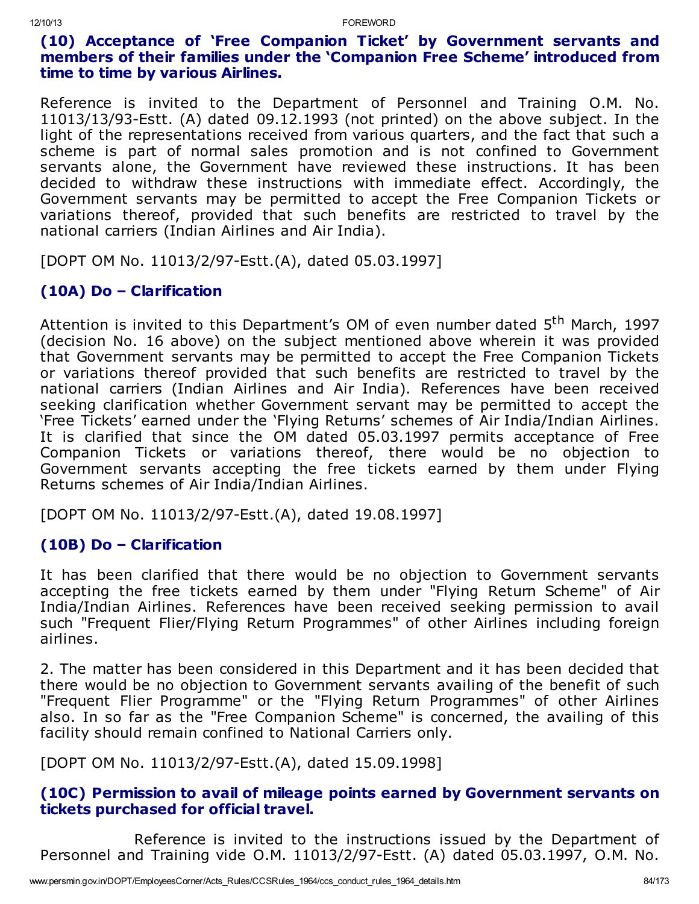### (10) Acceptance of 'Free Companion Ticket' by Government servants and members of their families under the 'Companion Free Scheme' introduced from time to time by various Airlines.

Reference is invited to the Department of Personnel and Training O.M. No. 11013/13/93-Estt. (A) dated 09.12.1993 (not printed) on the above subject. In the light of the representations received from various quarters, and the fact that such a scheme is part of normal sales promotion and is not confined to Government servants alone, the Government have reviewed these instructions. It has been decided to withdraw these instructions with immediate effect. Accordingly, the Government servants may be permitted to accept the Free Companion Tickets or variations thereof, provided that such benefits are restricted to travel by the national carriers (Indian Airlines and Air India).

[DOPT OM No. 11013/2/97-Estt.(A), dated 05.03.1997]

### (10A) Do – Clarification

Attention is invited to this Department's OM of even number dated 5th March, 1997 (decision No. 16 above) on the subject mentioned above wherein it was provided that Government servants may be permitted to accept the Free Companion Tickets or variations thereof provided that such benefits are restricted to travel by the national carriers (Indian Airlines and Air India). References have been received seeking clarification whether Government servant may be permitted to accept the 'Free Tickets' earned under the 'Flying Returns' schemes of Air India/Indian Airlines. It is clarified that since the OM dated 05.03.1997 permits acceptance of Free Companion Tickets or variations thereof, there would be no objection to Government servants accepting the free tickets earned by them under Flying Returns schemes of Air India/Indian Airlines.

[DOPT OM No. 11013/2/97-Estt.(A), dated 19.08.1997]

### (10B) Do – Clarification

It has been clarified that there would be no objection to Government servants accepting the free tickets earned by them under "Flying Return Scheme" of Air India/Indian Airlines. References have been received seeking permission to avail such "Frequent Flier/Flying Return Programmes" of other Airlines including foreign airlines.

2. The matter has been considered in this Department and it has been decided that there would be no objection to Government servants availing of the benefit of such "Frequent Flier Programme" or the "Flying Return Programmes" of other Airlines also. In so far as the "Free Companion Scheme" is concerned, the availing of this facility should remain confined to National Carriers only.

[DOPT OM No. 11013/2/97-Estt.(A), dated 15.09.1998]

### (10C) Permission to avail of mileage points earned by Government servants on tickets purchased for official travel.

Reference is invited to the instructions issued by the Department of Personnel and Training vide O.M. 11013/2/97-Estt. (A) dated 05.03.1997, O.M. No.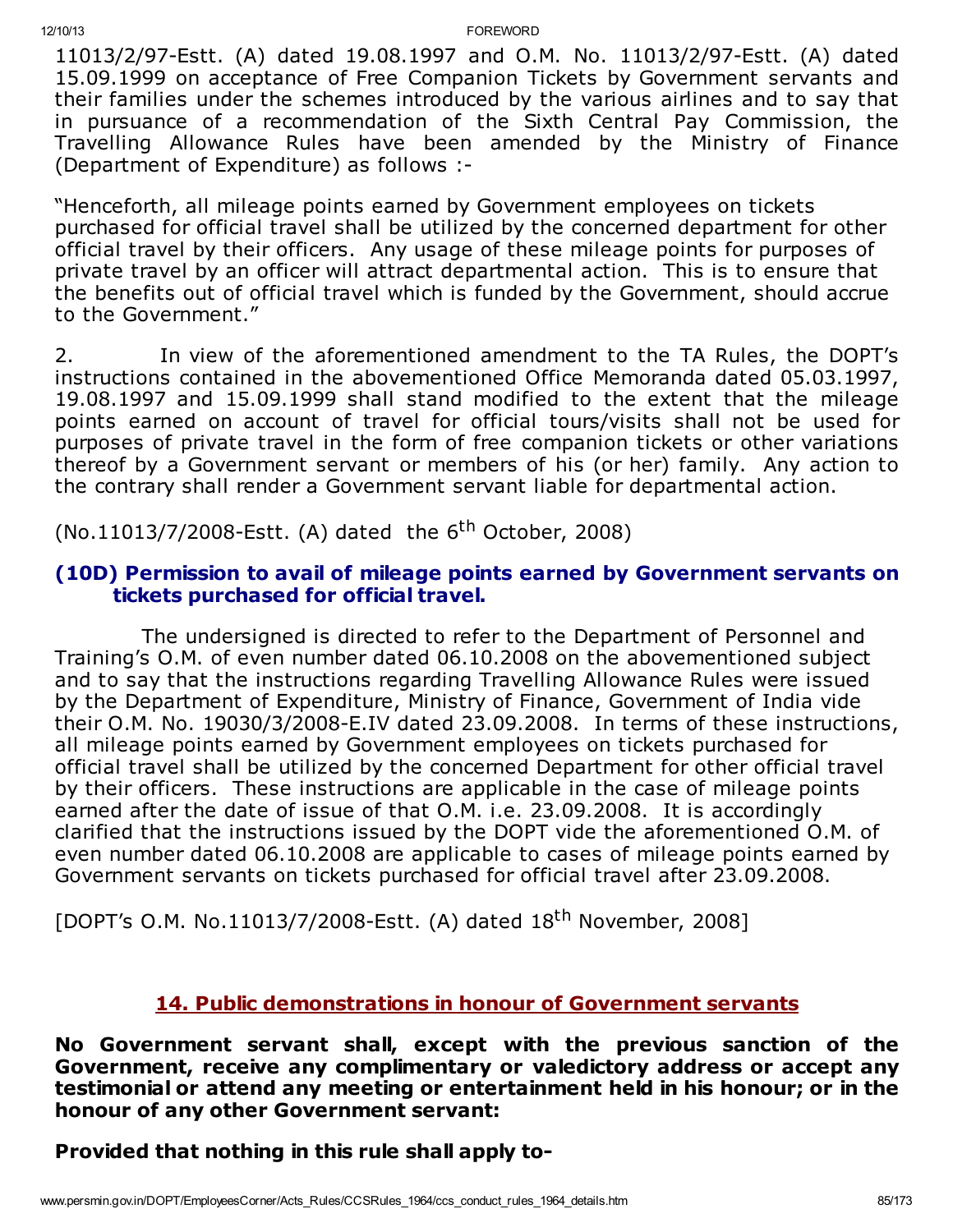11013/2/97-Estt. (A) dated 19.08.1997 and O.M. No. 11013/2/97-Estt. (A) dated 15.09.1999 on acceptance of Free Companion Tickets by Government servants and their families under the schemes introduced by the various airlines and to say that in pursuance of a recommendation of the Sixth Central Pay Commission, the Travelling Allowance Rules have been amended by the Ministry of Finance (Department of Expenditure) as follows :-

"Henceforth, all mileage points earned by Government employees on tickets purchased for official travel shall be utilized by the concerned department for other official travel by their officers. Any usage of these mileage points for purposes of private travel by an officer will attract departmental action. This is to ensure that the benefits out of official travel which is funded by the Government, should accrue to the Government."

2. In view of the aforementioned amendment to the TA Rules, the DOPT's instructions contained in the abovementioned Office Memoranda dated 05.03.1997, 19.08.1997 and 15.09.1999 shall stand modified to the extent that the mileage points earned on account of travel for official tours/visits shall not be used for purposes of private travel in the form of free companion tickets or other variations thereof by a Government servant or members of his (or her) family. Any action to the contrary shall render a Government servant liable for departmental action.

(No.11013/7/2008-Estt. (A) dated the 6th October, 2008)

### (10D) Permission to avail of mileage points earned by Government servants on tickets purchased for official travel.

The undersigned is directed to refer to the Department of Personnel and Training's O.M. of even number dated 06.10.2008 on the abovementioned subject and to say that the instructions regarding Travelling Allowance Rules were issued by the Department of Expenditure, Ministry of Finance, Government of India vide their O.M. No. 19030/3/2008-E.IV dated 23.09.2008. In terms of these instructions, all mileage points earned by Government employees on tickets purchased for official travel shall be utilized by the concerned Department for other official travel by their officers. These instructions are applicable in the case of mileage points earned after the date of issue of that O.M. i.e. 23.09.2008. It is accordingly clarified that the instructions issued by the DOPT vide the aforementioned O.M. of even number dated 06.10.2008 are applicable to cases of mileage points earned by Government servants on tickets purchased for official travel after 23.09.2008.

[DOPT's O.M. No.11013/7/2008-Estt. (A) dated 18th November, 2008]

## 14. Public demonstrations in honour of Government servants

**No Government servant shall, except with the previous sanction of the Government, receive any complimentary or valedictory address or accept any testimonial or attend any meeting or entertainment held in his honour; or in the honour of any other Government servant:**

**Provided that nothing in this rule shall apply to-**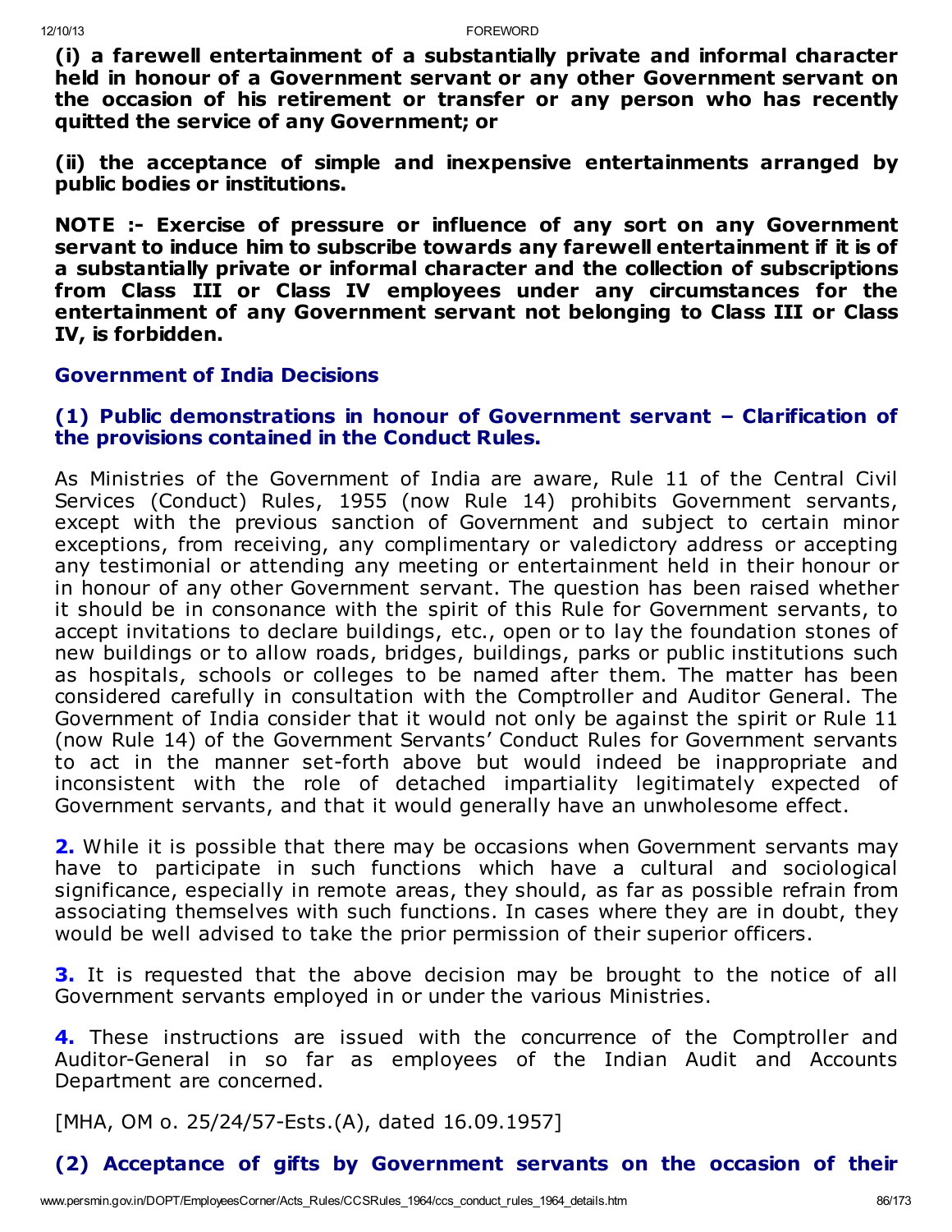**(i) a farewell entertainment of a substantially private and informal character held in honour of a Government servant or any other Government servant on the occasion of his retirement or transfer or any person who has recently quitted the service of any Government; or**

**(ii) the acceptance of simple and inexpensive entertainments arranged by public bodies or institutions.**

**NOTE :- Exercise of pressure or influence of any sort on any Government servant to induce him to subscribe towards any farewell entertainment if it is of a substantially private or informal character and the collection of subscriptions from Class III or Class IV employees under any circumstances for the entertainment of any Government servant not belonging to Class III or Class IV, is forbidden.**

### Government of India Decisions

### (1) Public demonstrations in honour of Government servant – Clarification of the provisions contained in the Conduct Rules.

As Ministries of the Government of India are aware, Rule 11 of the Central Civil Services (Conduct) Rules, 1955 (now Rule 14) prohibits Government servants, except with the previous sanction of Government and subject to certain minor exceptions, from receiving, any complimentary or valedictory address or accepting any testimonial or attending any meeting or entertainment held in their honour or in honour of any other Government servant. The question has been raised whether it should be in consonance with the spirit of this Rule for Government servants, to accept invitations to declare buildings, etc., open or to lay the foundation stones of new buildings or to allow roads, bridges, buildings, parks or public institutions such as hospitals, schools or colleges to be named after them. The matter has been considered carefully in consultation with the Comptroller and Auditor General. The Government of India consider that it would not only be against the spirit or Rule 11 (now Rule 14) of the Government Servants' Conduct Rules for Government servants to act in the manner set-forth above but would indeed be inappropriate and inconsistent with the role of detached impartiality legitimately expected of Government servants, and that it would generally have an unwholesome effect.

**2.** While it is possible that there may be occasions when Government servants may have to participate in such functions which have a cultural and sociological significance, especially in remote areas, they should, as far as possible refrain from associating themselves with such functions. In cases where they are in doubt, they would be well advised to take the prior permission of their superior officers.

**3.** It is requested that the above decision may be brought to the notice of all Government servants employed in or under the various Ministries.

**4.** These instructions are issued with the concurrence of the Comptroller and Auditor-General in so far as employees of the Indian Audit and Accounts Department are concerned.

[MHA, OM o. 25/24/57-Ests.(A), dated 16.09.1957]

### (2) Acceptance of gifts by Government servants on the occasion of their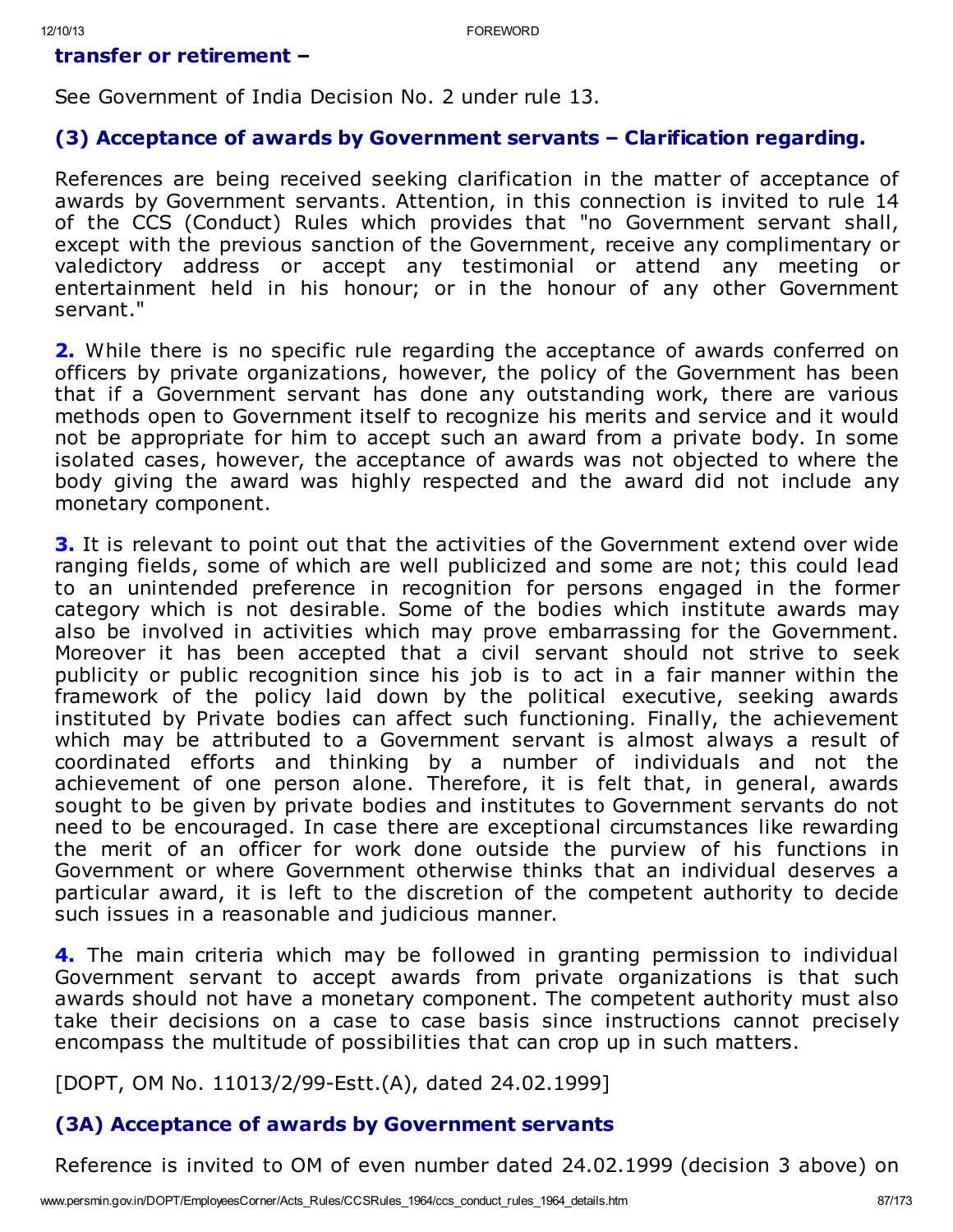**transfer or retirement –**

See Government of India Decision No. 2 under rule 13.

### (3) Acceptance of awards by Government servants – Clarification regarding.

References are being received seeking clarification in the matter of acceptance of awards by Government servants. Attention, in this connection is invited to rule 14 of the CCS (Conduct) Rules which provides that "no Government servant shall, except with the previous sanction of the Government, receive any complimentary or valedictory address or accept any testimonial or attend any meeting or entertainment held in his honour; or in the honour of any other Government servant."

**2.** While there is no specific rule regarding the acceptance of awards conferred on officers by private organizations, however, the policy of the Government has been that if a Government servant has done any outstanding work, there are various methods open to Government itself to recognize his merits and service and it would not be appropriate for him to accept such an award from a private body. In some isolated cases, however, the acceptance of awards was not objected to where the body giving the award was highly respected and the award did not include any monetary component.

**3.** It is relevant to point out that the activities of the Government extend over wide ranging fields, some of which are well publicized and some are not; this could lead to an unintended preference in recognition for persons engaged in the former category which is not desirable. Some of the bodies which institute awards may also be involved in activities which may prove embarrassing for the Government. Moreover it has been accepted that a civil servant should not strive to seek publicity or public recognition since his job is to act in a fair manner within the framework of the policy laid down by the political executive, seeking awards instituted by Private bodies can affect such functioning. Finally, the achievement which may be attributed to a Government servant is almost always a result of coordinated efforts and thinking by a number of individuals and not the achievement of one person alone. Therefore, it is felt that, in general, awards sought to be given by private bodies and institutes to Government servants do not need to be encouraged. In case there are exceptional circumstances like rewarding the merit of an officer for work done outside the purview of his functions in Government or where Government otherwise thinks that an individual deserves a particular award, it is left to the discretion of the competent authority to decide such issues in a reasonable and judicious manner.

**4.** The main criteria which may be followed in granting permission to individual Government servant to accept awards from private organizations is that such awards should not have a monetary component. The competent authority must also take their decisions on a case to case basis since instructions cannot precisely encompass the multitude of possibilities that can crop up in such matters.

[DOPT, OM No. 11013/2/99-Estt.(A), dated 24.02.1999]

### (3A) Acceptance of awards by Government servants

Reference is invited to OM of even number dated 24.02.1999 (decision 3 above) on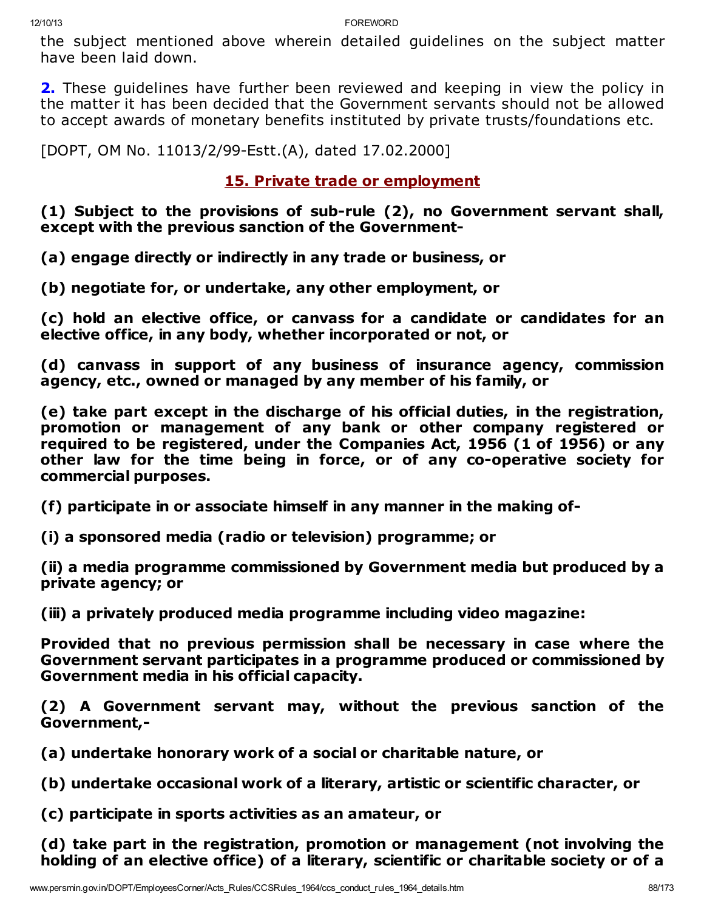the subject mentioned above wherein detailed guidelines on the subject matter have been laid down.

**2.** These guidelines have further been reviewed and keeping in view the policy in the matter it has been decided that the Government servants should not be allowed to accept awards of monetary benefits instituted by private trusts/foundations etc.

[DOPT, OM No. 11013/2/99-Estt.(A), dated 17.02.2000]

## 15. Private trade or employment

**(1) Subject to the provisions of sub-rule (2), no Government servant shall, except with the previous sanction of the Government-**

**(a) engage directly or indirectly in any trade or business, or**

**(b) negotiate for, or undertake, any other employment, or**

**(c) hold an elective office, or canvass for a candidate or candidates for an elective office, in any body, whether incorporated or not, or**

**(d) canvass in support of any business of insurance agency, commission agency, etc., owned or managed by any member of his family, or**

**(e) take part except in the discharge of his official duties, in the registration, promotion or management of any bank or other company registered or required to be registered, under the Companies Act, 1956 (1 of 1956) or any other law for the time being in force, or of any co-operative society for commercial purposes.**

**(f) participate in or associate himself in any manner in the making of-**

**(i) a sponsored media (radio or television) programme; or**

**(ii) a media programme commissioned by Government media but produced by a private agency; or**

**(iii) a privately produced media programme including video magazine:**

**Provided that no previous permission shall be necessary in case where the Government servant participates in a programme produced or commissioned by Government media in his official capacity.**

**(2) A Government servant may, without the previous sanction of the Government,-**

**(a) undertake honorary work of a social or charitable nature, or**

**(b) undertake occasional work of a literary, artistic or scientific character, or**

**(c) participate in sports activities as an amateur, or**

**(d) take part in the registration, promotion or management (not involving the holding of an elective office) of a literary, scientific or charitable society or of a**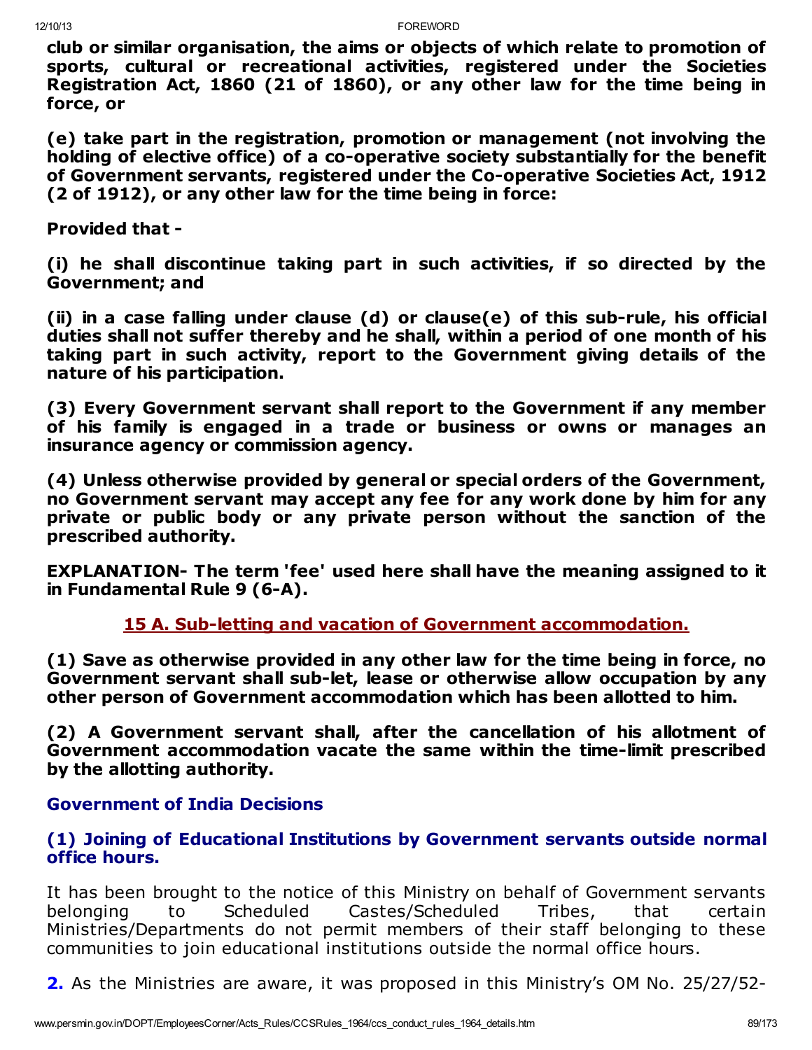**club or similar organisation, the aims or objects of which relate to promotion of sports, cultural or recreational activities, registered under the Societies Registration Act, 1860 (21 of 1860), or any other law for the time being in force, or**

**(e) take part in the registration, promotion or management (not involving the holding of elective office) of a co-operative society substantially for the benefit of Government servants, registered under the Co-operative Societies Act, 1912 (2 of 1912), or any other law for the time being in force:**

**Provided that -**

**(i) he shall discontinue taking part in such activities, if so directed by the Government; and**

**(ii) in a case falling under clause (d) or clause(e) of this sub-rule, his official duties shall not suffer thereby and he shall, within a period of one month of his taking part in such activity, report to the Government giving details of the nature of his participation.**

**(3) Every Government servant shall report to the Government if any member of his family is engaged in a trade or business or owns or manages an insurance agency or commission agency.**

**(4) Unless otherwise provided by general or special orders of the Government, no Government servant may accept any fee for any work done by him for any private or public body or any private person without the sanction of the prescribed authority.**

**EXPLANATION- The term 'fee' used here shall have the meaning assigned to it in Fundamental Rule 9 (6-A).**

## 15 A. Sub-letting and vacation of Government accommodation.

**(1) Save as otherwise provided in any other law for the time being in force, no Government servant shall sub-let, lease or otherwise allow occupation by any other person of Government accommodation which has been allotted to him.**

**(2) A Government servant shall, after the cancellation of his allotment of Government accommodation vacate the same within the time-limit prescribed by the allotting authority.**

### Government of India Decisions

### (1) Joining of Educational Institutions by Government servants outside normal office hours.

It has been brought to the notice of this Ministry on behalf of Government servants belonging to Scheduled Castes/Scheduled Tribes, that certain Ministries/Departments do not permit members of their staff belonging to these communities to join educational institutions outside the normal office hours.

**2.** As the Ministries are aware, it was proposed in this Ministry's OM No. 25/27/52-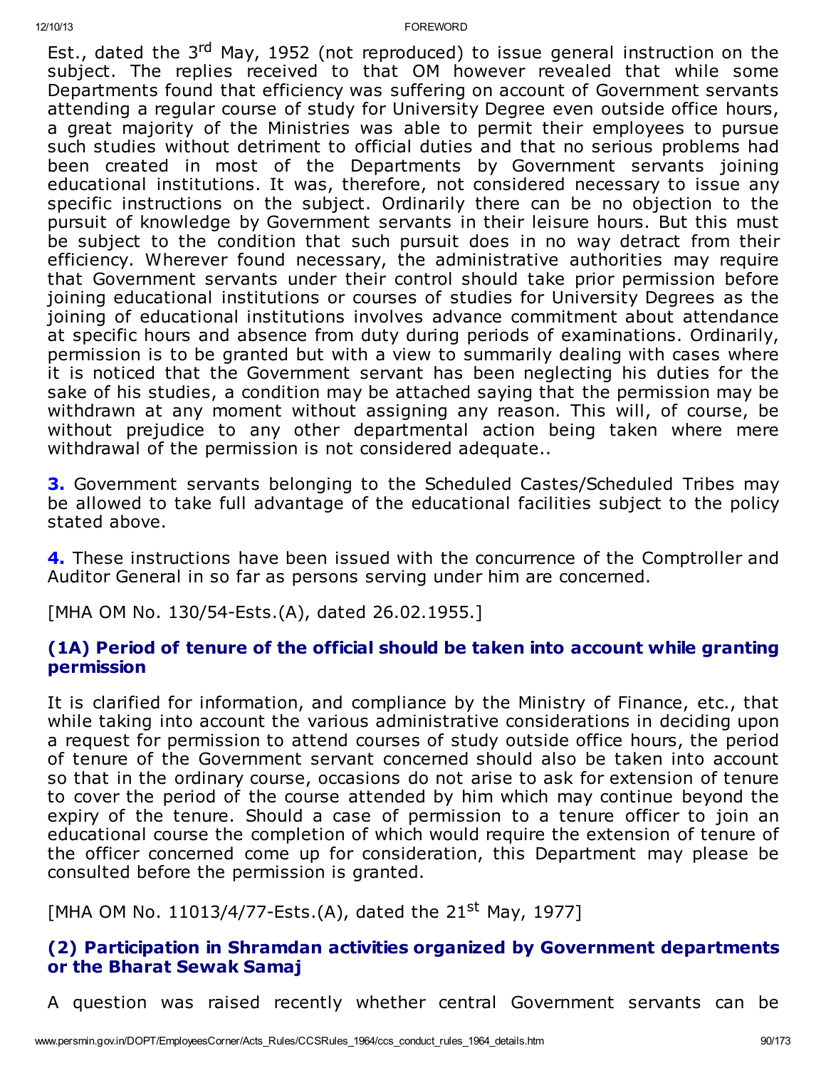Est., dated the 3rd May, 1952 (not reproduced) to issue general instruction on the subject. The replies received to that OM however revealed that while some Departments found that efficiency was suffering on account of Government servants attending a regular course of study for University Degree even outside office hours, a great majority of the Ministries was able to permit their employees to pursue such studies without detriment to official duties and that no serious problems had been created in most of the Departments by Government servants joining educational institutions. It was, therefore, not considered necessary to issue any specific instructions on the subject. Ordinarily there can be no objection to the pursuit of knowledge by Government servants in their leisure hours. But this must be subject to the condition that such pursuit does in no way detract from their efficiency. Wherever found necessary, the administrative authorities may require that Government servants under their control should take prior permission before joining educational institutions or courses of studies for University Degrees as the joining of educational institutions involves advance commitment about attendance at specific hours and absence from duty during periods of examinations. Ordinarily, permission is to be granted but with a view to summarily dealing with cases where it is noticed that the Government servant has been neglecting his duties for the sake of his studies, a condition may be attached saying that the permission may be withdrawn at any moment without assigning any reason. This will, of course, be without prejudice to any other departmental action being taken where mere withdrawal of the permission is not considered adequate..

**3.** Government servants belonging to the Scheduled Castes/Scheduled Tribes may be allowed to take full advantage of the educational facilities subject to the policy stated above.

**4.** These instructions have been issued with the concurrence of the Comptroller and Auditor General in so far as persons serving under him are concerned.

[MHA OM No. 130/54-Ests.(A), dated 26.02.1955.]

### (1A) Period of tenure of the official should be taken into account while granting permission

It is clarified for information, and compliance by the Ministry of Finance, etc., that while taking into account the various administrative considerations in deciding upon a request for permission to attend courses of study outside office hours, the period of tenure of the Government servant concerned should also be taken into account so that in the ordinary course, occasions do not arise to ask for extension of tenure to cover the period of the course attended by him which may continue beyond the expiry of the tenure. Should a case of permission to a tenure officer to join an educational course the completion of which would require the extension of tenure of the officer concerned come up for consideration, this Department may please be consulted before the permission is granted.

[MHA OM No. 11013/4/77-Ests.(A), dated the 21st May, 1977]

### (2) Participation in Shramdan activities organized by Government departments or the Bharat Sewak Samaj

A question was raised recently whether central Government servants can be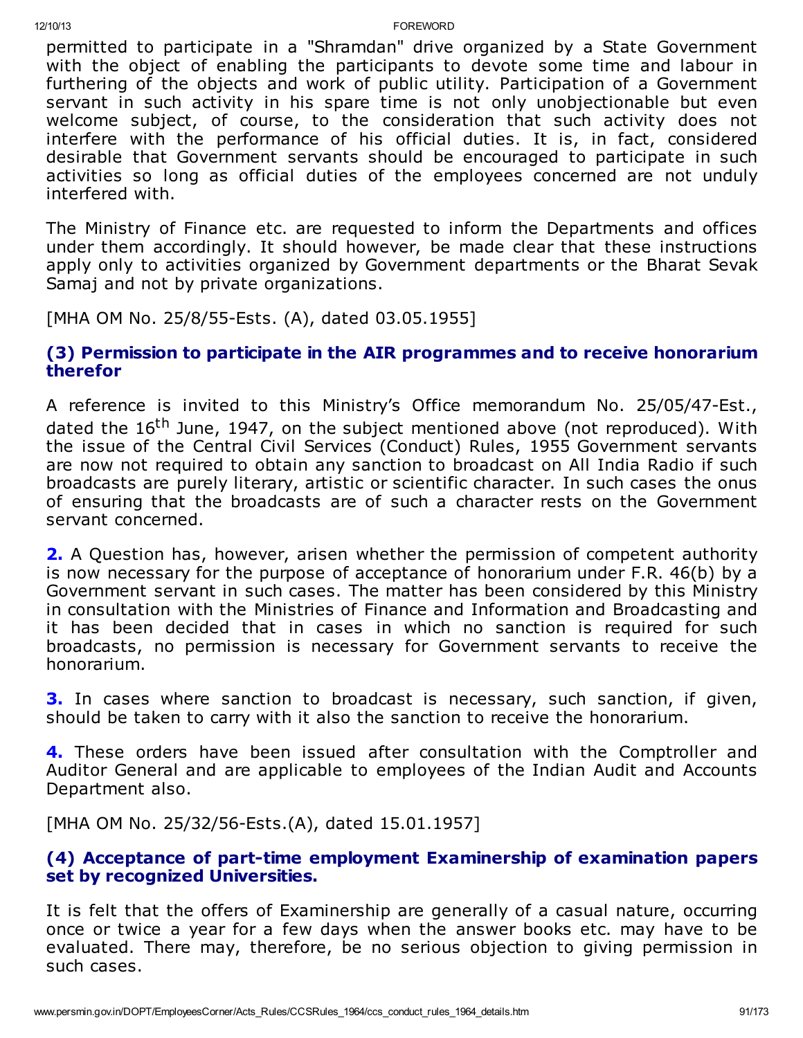permitted to participate in a "Shramdan" drive organized by a State Government with the object of enabling the participants to devote some time and labour in furthering of the objects and work of public utility. Participation of a Government servant in such activity in his spare time is not only unobjectionable but even welcome subject, of course, to the consideration that such activity does not interfere with the performance of his official duties. It is, in fact, considered desirable that Government servants should be encouraged to participate in such activities so long as official duties of the employees concerned are not unduly interfered with.

The Ministry of Finance etc. are requested to inform the Departments and offices under them accordingly. It should however, be made clear that these instructions apply only to activities organized by Government departments or the Bharat Sevak Samaj and not by private organizations.

[MHA OM No. 25/8/55-Ests. (A), dated 03.05.1955]

### (3) Permission to participate in the AIR programmes and to receive honorarium therefor

A reference is invited to this Ministry's Office memorandum No. 25/05/47-Est., dated the 16th June, 1947, on the subject mentioned above (not reproduced). With the issue of the Central Civil Services (Conduct) Rules, 1955 Government servants are now not required to obtain any sanction to broadcast on All India Radio if such broadcasts are purely literary, artistic or scientific character. In such cases the onus of ensuring that the broadcasts are of such a character rests on the Government servant concerned.

**2.** A Question has, however, arisen whether the permission of competent authority is now necessary for the purpose of acceptance of honorarium under F.R. 46(b) by a Government servant in such cases. The matter has been considered by this Ministry in consultation with the Ministries of Finance and Information and Broadcasting and it has been decided that in cases in which no sanction is required for such broadcasts, no permission is necessary for Government servants to receive the honorarium.

**3.** In cases where sanction to broadcast is necessary, such sanction, if given, should be taken to carry with it also the sanction to receive the honorarium.

**4.** These orders have been issued after consultation with the Comptroller and Auditor General and are applicable to employees of the Indian Audit and Accounts Department also.

[MHA OM No. 25/32/56-Ests.(A), dated 15.01.1957]

### (4) Acceptance of part-time employment Examinership of examination papers set by recognized Universities.

It is felt that the offers of Examinership are generally of a casual nature, occurring once or twice a year for a few days when the answer books etc. may have to be evaluated. There may, therefore, be no serious objection to giving permission in such cases.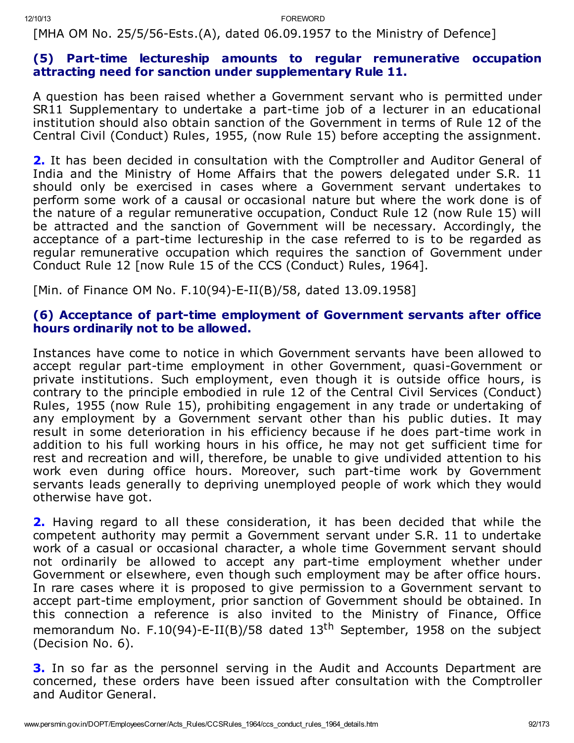[MHA OM No. 25/5/56-Ests.(A), dated 06.09.1957 to the Ministry of Defence]

### (5) Part-time lectureship amounts to regular remunerative occupation attracting need for sanction under supplementary Rule 11.

A question has been raised whether a Government servant who is permitted under SR11 Supplementary to undertake a part-time job of a lecturer in an educational institution should also obtain sanction of the Government in terms of Rule 12 of the Central Civil (Conduct) Rules, 1955, (now Rule 15) before accepting the assignment.

**2.** It has been decided in consultation with the Comptroller and Auditor General of India and the Ministry of Home Affairs that the powers delegated under S.R. 11 should only be exercised in cases where a Government servant undertakes to perform some work of a causal or occasional nature but where the work done is of the nature of a regular remunerative occupation, Conduct Rule 12 (now Rule 15) will be attracted and the sanction of Government will be necessary. Accordingly, the acceptance of a part-time lectureship in the case referred to is to be regarded as regular remunerative occupation which requires the sanction of Government under Conduct Rule 12 [now Rule 15 of the CCS (Conduct) Rules, 1964].

[Min. of Finance OM No. F.10(94)-E-II(B)/58, dated 13.09.1958]

### (6) Acceptance of part-time employment of Government servants after office hours ordinarily not to be allowed.

Instances have come to notice in which Government servants have been allowed to accept regular part-time employment in other Government, quasi-Government or private institutions. Such employment, even though it is outside office hours, is contrary to the principle embodied in rule 12 of the Central Civil Services (Conduct) Rules, 1955 (now Rule 15), prohibiting engagement in any trade or undertaking of any employment by a Government servant other than his public duties. It may result in some deterioration in his efficiency because if he does part-time work in addition to his full working hours in his office, he may not get sufficient time for rest and recreation and will, therefore, be unable to give undivided attention to his work even during office hours. Moreover, such part-time work by Government servants leads generally to depriving unemployed people of work which they would otherwise have got.

**2.** Having regard to all these consideration, it has been decided that while the competent authority may permit a Government servant under S.R. 11 to undertake work of a casual or occasional character, a whole time Government servant should not ordinarily be allowed to accept any part-time employment whether under Government or elsewhere, even though such employment may be after office hours. In rare cases where it is proposed to give permission to a Government servant to accept part-time employment, prior sanction of Government should be obtained. In this connection a reference is also invited to the Ministry of Finance, Office memorandum No. F.10(94)-E-II(B)/58 dated 13th September, 1958 on the subject (Decision No. 6).

**3.** In so far as the personnel serving in the Audit and Accounts Department are concerned, these orders have been issued after consultation with the Comptroller and Auditor General.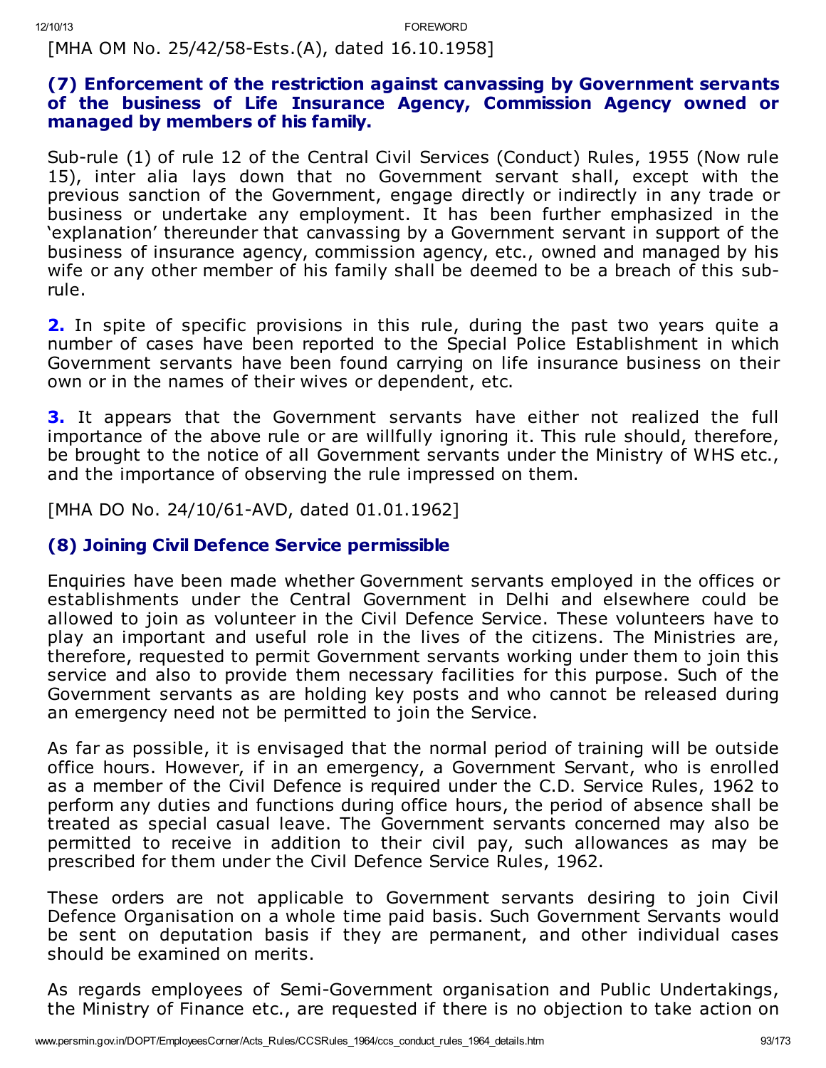[MHA OM No. 25/42/58-Ests.(A), dated 16.10.1958]

### (7) Enforcement of the restriction against canvassing by Government servants of the business of Life Insurance Agency, Commission Agency owned or managed by members of his family.

Sub-rule (1) of rule 12 of the Central Civil Services (Conduct) Rules, 1955 (Now rule 15), inter alia lays down that no Government servant shall, except with the previous sanction of the Government, engage directly or indirectly in any trade or business or undertake any employment. It has been further emphasized in the 'explanation' thereunder that canvassing by a Government servant in support of the business of insurance agency, commission agency, etc., owned and managed by his wife or any other member of his family shall be deemed to be a breach of this sub-rule.

**2.** In spite of specific provisions in this rule, during the past two years quite a number of cases have been reported to the Special Police Establishment in which Government servants have been found carrying on life insurance business on their own or in the names of their wives or dependent, etc.

**3.** It appears that the Government servants have either not realized the full importance of the above rule or are willfully ignoring it. This rule should, therefore, be brought to the notice of all Government servants under the Ministry of WHS etc., and the importance of observing the rule impressed on them.

[MHA DO No. 24/10/61-AVD, dated 01.01.1962]

### (8) Joining Civil Defence Service permissible

Enquiries have been made whether Government servants employed in the offices or establishments under the Central Government in Delhi and elsewhere could be allowed to join as volunteer in the Civil Defence Service. These volunteers have to play an important and useful role in the lives of the citizens. The Ministries are, therefore, requested to permit Government servants working under them to join this service and also to provide them necessary facilities for this purpose. Such of the Government servants as are holding key posts and who cannot be released during an emergency need not be permitted to join the Service.

As far as possible, it is envisaged that the normal period of training will be outside office hours. However, if in an emergency, a Government Servant, who is enrolled as a member of the Civil Defence is required under the C.D. Service Rules, 1962 to perform any duties and functions during office hours, the period of absence shall be treated as special casual leave. The Government servants concerned may also be permitted to receive in addition to their civil pay, such allowances as may be prescribed for them under the Civil Defence Service Rules, 1962.

These orders are not applicable to Government servants desiring to join Civil Defence Organisation on a whole time paid basis. Such Government Servants would be sent on deputation basis if they are permanent, and other individual cases should be examined on merits.

As regards employees of Semi-Government organisation and Public Undertakings, the Ministry of Finance etc., are requested if there is no objection to take action on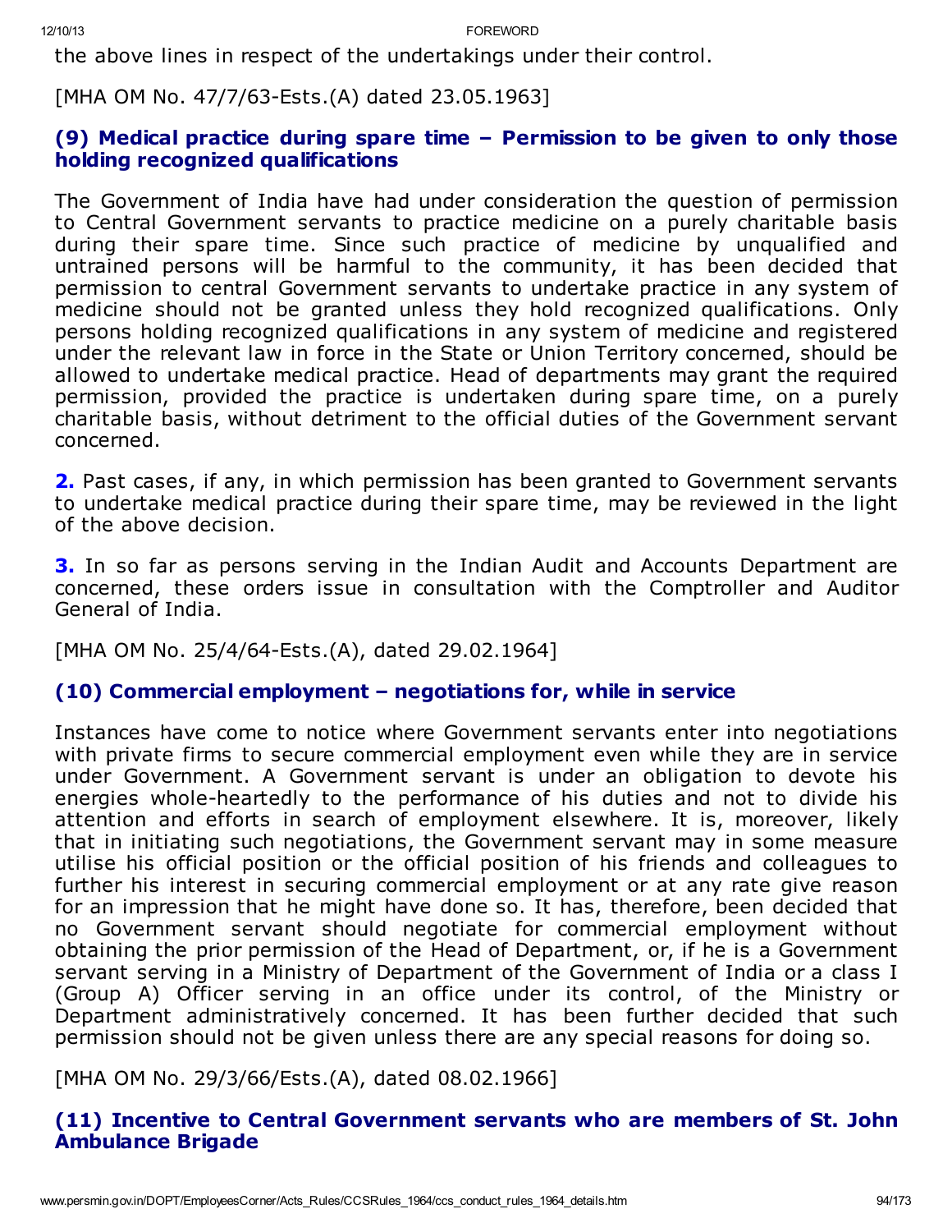the above lines in respect of the undertakings under their control.

[MHA OM No. 47/7/63-Ests.(A) dated 23.05.1963]

### (9) Medical practice during spare time – Permission to be given to only those holding recognized qualifications

The Government of India have had under consideration the question of permission to Central Government servants to practice medicine on a purely charitable basis during their spare time. Since such practice of medicine by unqualified and untrained persons will be harmful to the community, it has been decided that permission to central Government servants to undertake practice in any system of medicine should not be granted unless they hold recognized qualifications. Only persons holding recognized qualifications in any system of medicine and registered under the relevant law in force in the State or Union Territory concerned, should be allowed to undertake medical practice. Head of departments may grant the required permission, provided the practice is undertaken during spare time, on a purely charitable basis, without detriment to the official duties of the Government servant concerned.

**2.** Past cases, if any, in which permission has been granted to Government servants to undertake medical practice during their spare time, may be reviewed in the light of the above decision.

**3.** In so far as persons serving in the Indian Audit and Accounts Department are concerned, these orders issue in consultation with the Comptroller and Auditor General of India.

[MHA OM No. 25/4/64-Ests.(A), dated 29.02.1964]

### (10) Commercial employment – negotiations for, while in service

Instances have come to notice where Government servants enter into negotiations with private firms to secure commercial employment even while they are in service under Government. A Government servant is under an obligation to devote his energies whole-heartedly to the performance of his duties and not to divide his attention and efforts in search of employment elsewhere. It is, moreover, likely that in initiating such negotiations, the Government servant may in some measure utilise his official position or the official position of his friends and colleagues to further his interest in securing commercial employment or at any rate give reason for an impression that he might have done so. It has, therefore, been decided that no Government servant should negotiate for commercial employment without obtaining the prior permission of the Head of Department, or, if he is a Government servant serving in a Ministry of Department of the Government of India or a class I (Group A) Officer serving in an office under its control, of the Ministry or Department administratively concerned. It has been further decided that such permission should not be given unless there are any special reasons for doing so.

[MHA OM No. 29/3/66/Ests.(A), dated 08.02.1966]

### (11) Incentive to Central Government servants who are members of St. John Ambulance Brigade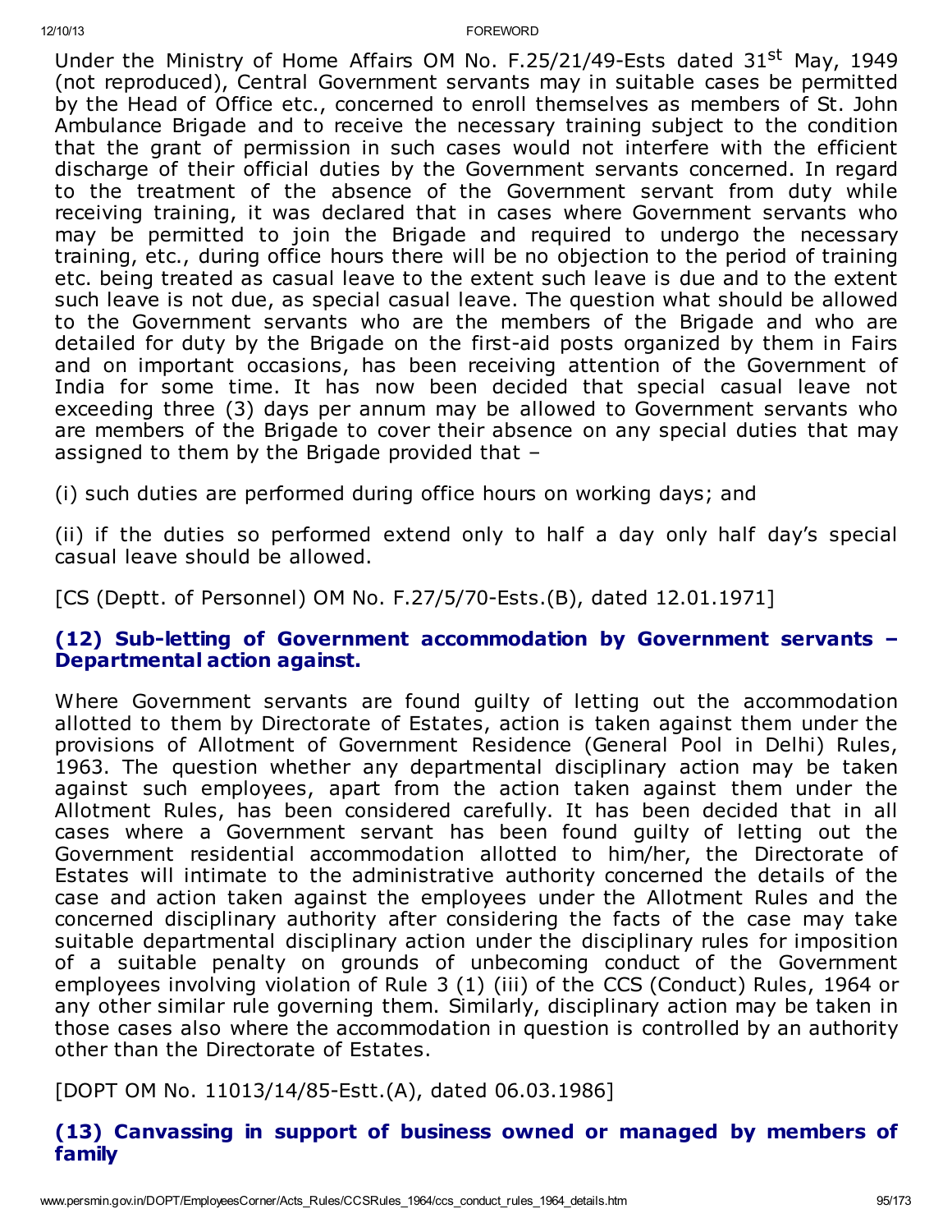Under the Ministry of Home Affairs OM No. F.25/21/49-Ests dated 31st May, 1949 (not reproduced), Central Government servants may in suitable cases be permitted by the Head of Office etc., concerned to enroll themselves as members of St. John Ambulance Brigade and to receive the necessary training subject to the condition that the grant of permission in such cases would not interfere with the efficient discharge of their official duties by the Government servants concerned. In regard to the treatment of the absence of the Government servant from duty while receiving training, it was declared that in cases where Government servants who may be permitted to join the Brigade and required to undergo the necessary training, etc., during office hours there will be no objection to the period of training etc. being treated as casual leave to the extent such leave is due and to the extent such leave is not due, as special casual leave. The question what should be allowed to the Government servants who are the members of the Brigade and who are detailed for duty by the Brigade on the first-aid posts organized by them in Fairs and on important occasions, has been receiving attention of the Government of India for some time. It has now been decided that special casual leave not exceeding three (3) days per annum may be allowed to Government servants who are members of the Brigade to cover their absence on any special duties that may assigned to them by the Brigade provided that –

(i) such duties are performed during office hours on working days; and

(ii) if the duties so performed extend only to half a day only half day's special casual leave should be allowed.

[CS (Deptt. of Personnel) OM No. F.27/5/70-Ests.(B), dated 12.01.1971]

### (12) Sub-letting of Government accommodation by Government servants – Departmental action against.

Where Government servants are found guilty of letting out the accommodation allotted to them by Directorate of Estates, action is taken against them under the provisions of Allotment of Government Residence (General Pool in Delhi) Rules, 1963. The question whether any departmental disciplinary action may be taken against such employees, apart from the action taken against them under the Allotment Rules, has been considered carefully. It has been decided that in all cases where a Government servant has been found guilty of letting out the Government residential accommodation allotted to him/her, the Directorate of Estates will intimate to the administrative authority concerned the details of the case and action taken against the employees under the Allotment Rules and the concerned disciplinary authority after considering the facts of the case may take suitable departmental disciplinary action under the disciplinary rules for imposition of a suitable penalty on grounds of unbecoming conduct of the Government employees involving violation of Rule 3 (1) (iii) of the CCS (Conduct) Rules, 1964 or any other similar rule governing them. Similarly, disciplinary action may be taken in those cases also where the accommodation in question is controlled by an authority other than the Directorate of Estates.

[DOPT OM No. 11013/14/85-Estt.(A), dated 06.03.1986]

### (13) Canvassing in support of business owned or managed by members of family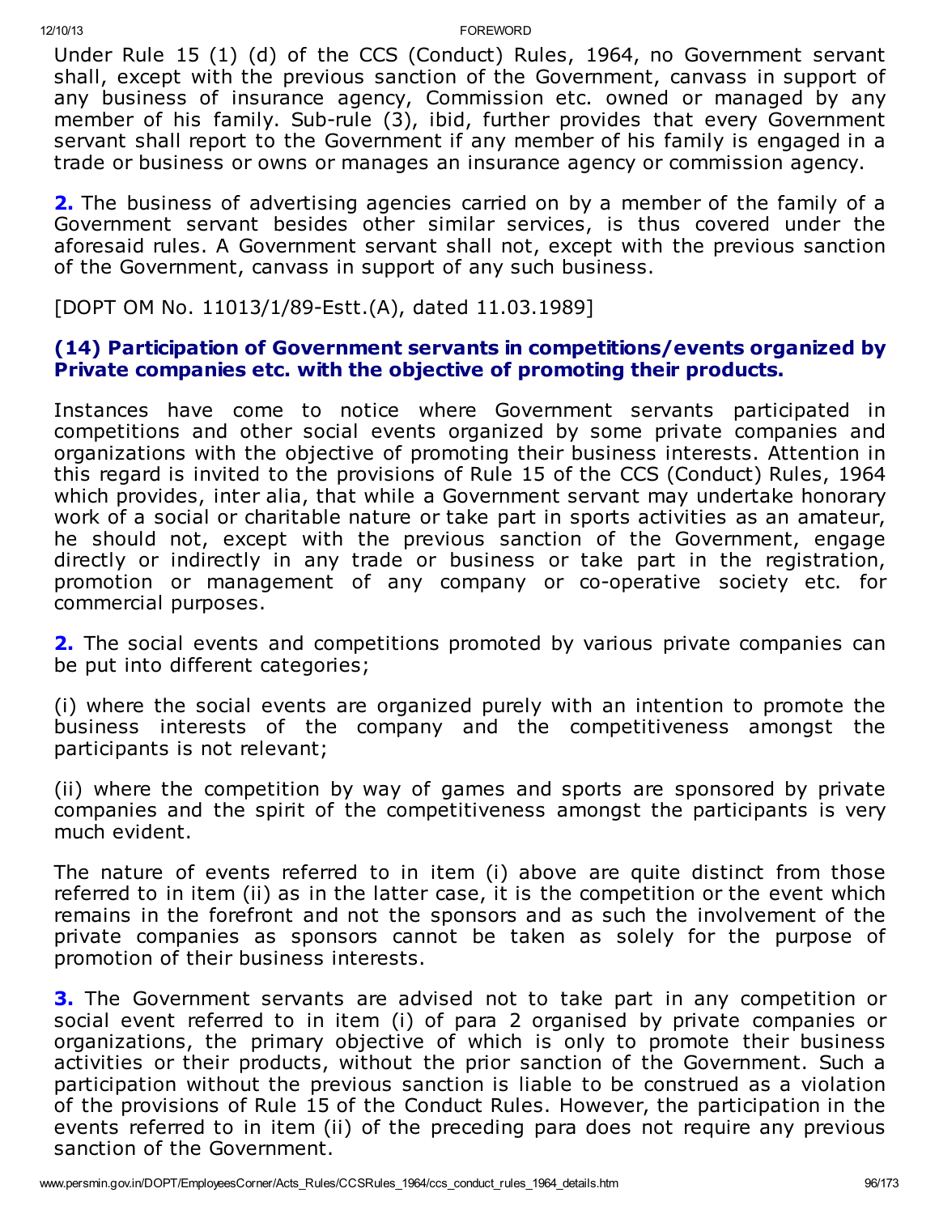Under Rule 15 (1) (d) of the CCS (Conduct) Rules, 1964, no Government servant shall, except with the previous sanction of the Government, canvass in support of any business of insurance agency, Commission etc. owned or managed by any member of his family. Sub-rule (3), ibid, further provides that every Government servant shall report to the Government if any member of his family is engaged in a trade or business or owns or manages an insurance agency or commission agency.

**2.** The business of advertising agencies carried on by a member of the family of a Government servant besides other similar services, is thus covered under the aforesaid rules. A Government servant shall not, except with the previous sanction of the Government, canvass in support of any such business.

[DOPT OM No. 11013/1/89-Estt.(A), dated 11.03.1989]

### (14) Participation of Government servants in competitions/events organized by Private companies etc. with the objective of promoting their products.

Instances have come to notice where Government servants participated in competitions and other social events organized by some private companies and organizations with the objective of promoting their business interests. Attention in this regard is invited to the provisions of Rule 15 of the CCS (Conduct) Rules, 1964 which provides, inter alia, that while a Government servant may undertake honorary work of a social or charitable nature or take part in sports activities as an amateur, he should not, except with the previous sanction of the Government, engage directly or indirectly in any trade or business or take part in the registration, promotion or management of any company or co-operative society etc. for commercial purposes.

**2.** The social events and competitions promoted by various private companies can be put into different categories;

(i) where the social events are organized purely with an intention to promote the business interests of the company and the competitiveness amongst the participants is not relevant;

(ii) where the competition by way of games and sports are sponsored by private companies and the spirit of the competitiveness amongst the participants is very much evident.

The nature of events referred to in item (i) above are quite distinct from those referred to in item (ii) as in the latter case, it is the competition or the event which remains in the forefront and not the sponsors and as such the involvement of the private companies as sponsors cannot be taken as solely for the purpose of promotion of their business interests.

**3.** The Government servants are advised not to take part in any competition or social event referred to in item (i) of para 2 organised by private companies or organizations, the primary objective of which is only to promote their business activities or their products, without the prior sanction of the Government. Such a participation without the previous sanction is liable to be construed as a violation of the provisions of Rule 15 of the Conduct Rules. However, the participation in the events referred to in item (ii) of the preceding para does not require any previous sanction of the Government.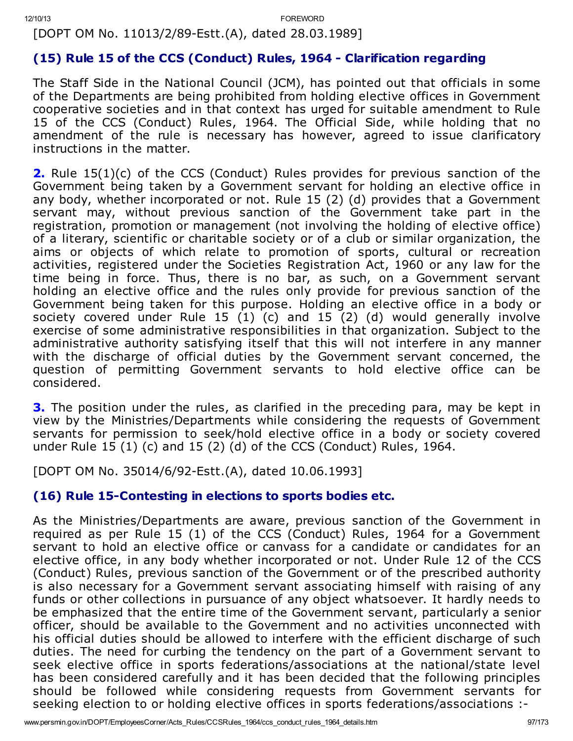[DOPT OM No. 11013/2/89-Estt.(A), dated 28.03.1989]

### (15) Rule 15 of the CCS (Conduct) Rules, 1964 - Clarification regarding

The Staff Side in the National Council (JCM), has pointed out that officials in some of the Departments are being prohibited from holding elective offices in Government cooperative societies and in that context has urged for suitable amendment to Rule 15 of the CCS (Conduct) Rules, 1964. The Official Side, while holding that no amendment of the rule is necessary has however, agreed to issue clarificatory instructions in the matter.

**2.** Rule 15(1)(c) of the CCS (Conduct) Rules provides for previous sanction of the Government being taken by a Government servant for holding an elective office in any body, whether incorporated or not. Rule 15 (2) (d) provides that a Government servant may, without previous sanction of the Government take part in the registration, promotion or management (not involving the holding of elective office) of a literary, scientific or charitable society or of a club or similar organization, the aims or objects of which relate to promotion of sports, cultural or recreation activities, registered under the Societies Registration Act, 1960 or any law for the time being in force. Thus, there is no bar, as such, on a Government servant holding an elective office and the rules only provide for previous sanction of the Government being taken for this purpose. Holding an elective office in a body or society covered under Rule 15 (1) (c) and 15 (2) (d) would generally involve exercise of some administrative responsibilities in that organization. Subject to the administrative authority satisfying itself that this will not interfere in any manner with the discharge of official duties by the Government servant concerned, the question of permitting Government servants to hold elective office can be considered.

**3.** The position under the rules, as clarified in the preceding para, may be kept in view by the Ministries/Departments while considering the requests of Government servants for permission to seek/hold elective office in a body or society covered under Rule 15 (1) (c) and 15 (2) (d) of the CCS (Conduct) Rules, 1964.

[DOPT OM No. 35014/6/92-Estt.(A), dated 10.06.1993]

### (16) Rule 15-Contesting in elections to sports bodies etc.

As the Ministries/Departments are aware, previous sanction of the Government in required as per Rule 15 (1) of the CCS (Conduct) Rules, 1964 for a Government servant to hold an elective office or canvass for a candidate or candidates for an elective office, in any body whether incorporated or not. Under Rule 12 of the CCS (Conduct) Rules, previous sanction of the Government or of the prescribed authority is also necessary for a Government servant associating himself with raising of any funds or other collections in pursuance of any object whatsoever. It hardly needs to be emphasized that the entire time of the Government servant, particularly a senior officer, should be available to the Government and no activities unconnected with his official duties should be allowed to interfere with the efficient discharge of such duties. The need for curbing the tendency on the part of a Government servant to seek elective office in sports federations/associations at the national/state level has been considered carefully and it has been decided that the following principles should be followed while considering requests from Government servants for seeking election to or holding elective offices in sports federations/associations :-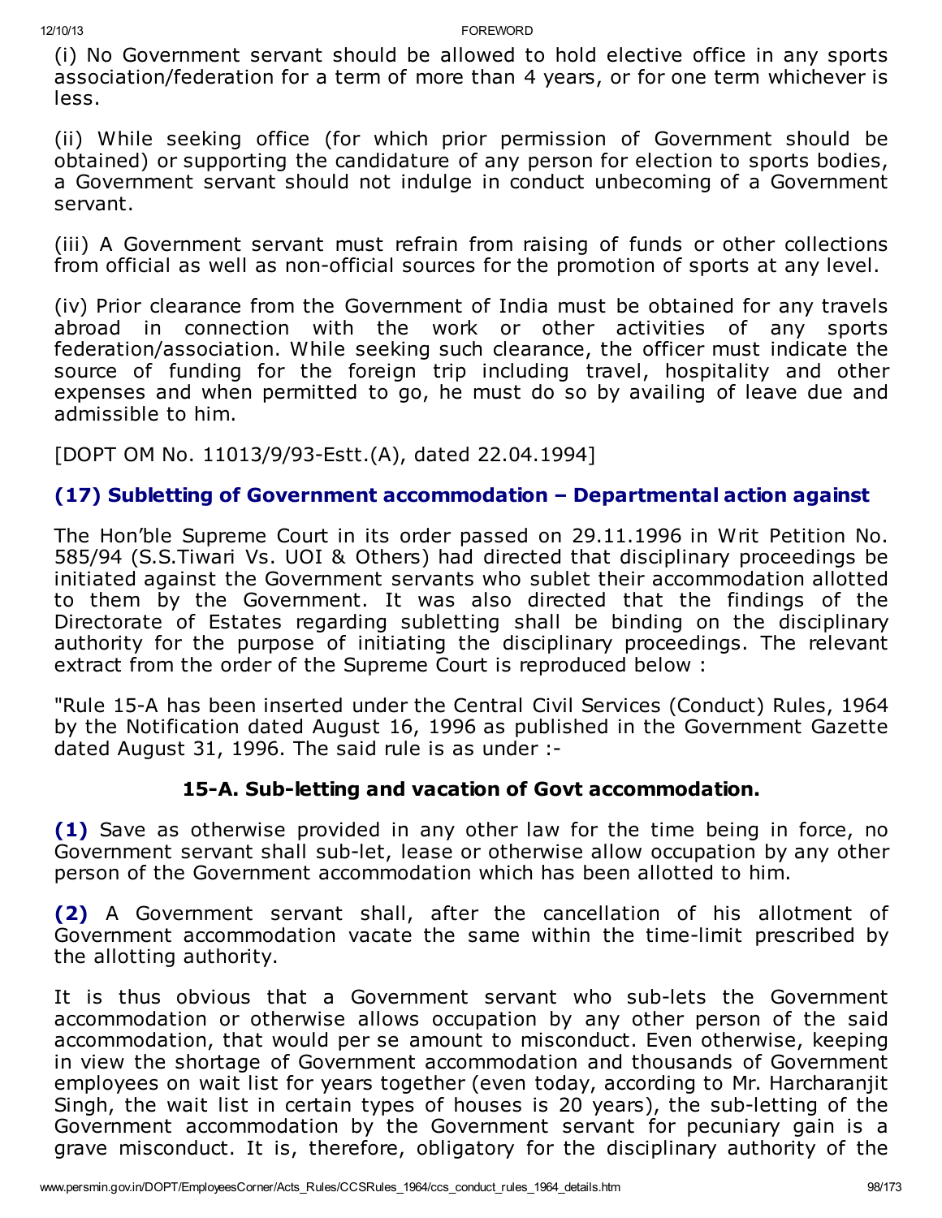(i) No Government servant should be allowed to hold elective office in any sports association/federation for a term of more than 4 years, or for one term whichever is less.

(ii) While seeking office (for which prior permission of Government should be obtained) or supporting the candidature of any person for election to sports bodies, a Government servant should not indulge in conduct unbecoming of a Government servant.

(iii) A Government servant must refrain from raising of funds or other collections from official as well as non-official sources for the promotion of sports at any level.

(iv) Prior clearance from the Government of India must be obtained for any travels abroad in connection with the work or other activities of any sports federation/association. While seeking such clearance, the officer must indicate the source of funding for the foreign trip including travel, hospitality and other expenses and when permitted to go, he must do so by availing of leave due and admissible to him.

[DOPT OM No. 11013/9/93-Estt.(A), dated 22.04.1994]

### (17) Subletting of Government accommodation – Departmental action against

The Hon'ble Supreme Court in its order passed on 29.11.1996 in Writ Petition No. 585/94 (S.S.Tiwari Vs. UOI & Others) had directed that disciplinary proceedings be initiated against the Government servants who sublet their accommodation allotted to them by the Government. It was also directed that the findings of the Directorate of Estates regarding subletting shall be binding on the disciplinary authority for the purpose of initiating the disciplinary proceedings. The relevant extract from the order of the Supreme Court is reproduced below :

"Rule 15-A has been inserted under the Central Civil Services (Conduct) Rules, 1964 by the Notification dated August 16, 1996 as published in the Government Gazette dated August 31, 1996. The said rule is as under :-

**15-A. Sub-letting and vacation of Govt accommodation.**

**(1)** Save as otherwise provided in any other law for the time being in force, no Government servant shall sub-let, lease or otherwise allow occupation by any other person of the Government accommodation which has been allotted to him.

**(2)** A Government servant shall, after the cancellation of his allotment of Government accommodation vacate the same within the time-limit prescribed by the allotting authority.

It is thus obvious that a Government servant who sub-lets the Government accommodation or otherwise allows occupation by any other person of the said accommodation, that would per se amount to misconduct. Even otherwise, keeping in view the shortage of Government accommodation and thousands of Government employees on wait list for years together (even today, according to Mr. Harcharanjit Singh, the wait list in certain types of houses is 20 years), the sub-letting of the Government accommodation by the Government servant for pecuniary gain is a grave misconduct. It is, therefore, obligatory for the disciplinary authority of the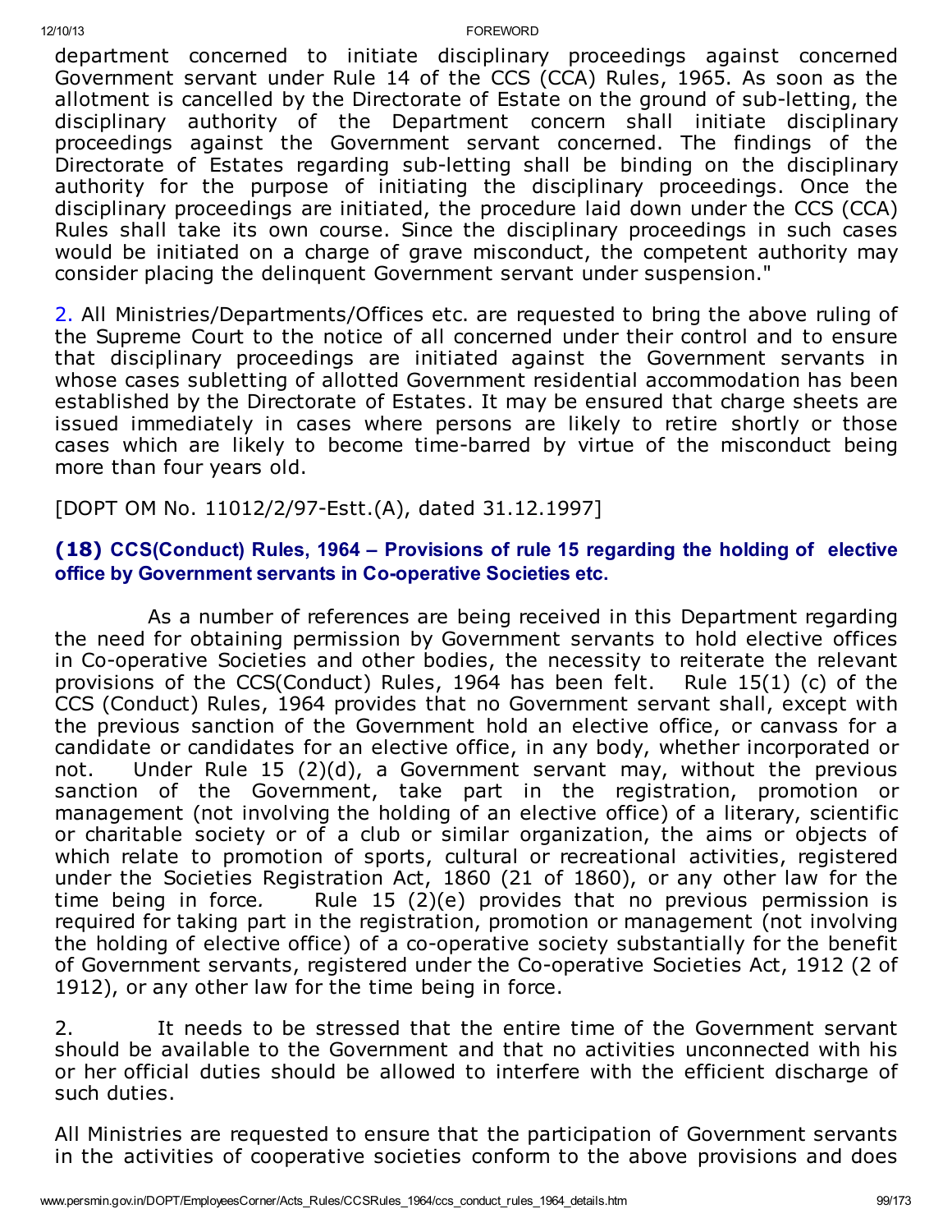department concerned to initiate disciplinary proceedings against concerned Government servant under Rule 14 of the CCS (CCA) Rules, 1965. As soon as the allotment is cancelled by the Directorate of Estate on the ground of sub-letting, the disciplinary authority of the Department concern shall initiate disciplinary proceedings against the Government servant concerned. The findings of the Directorate of Estates regarding sub-letting shall be binding on the disciplinary authority for the purpose of initiating the disciplinary proceedings. Once the disciplinary proceedings are initiated, the procedure laid down under the CCS (CCA) Rules shall take its own course. Since the disciplinary proceedings in such cases would be initiated on a charge of grave misconduct, the competent authority may consider placing the delinquent Government servant under suspension."

2. All Ministries/Departments/Offices etc. are requested to bring the above ruling of the Supreme Court to the notice of all concerned under their control and to ensure that disciplinary proceedings are initiated against the Government servants in whose cases subletting of allotted Government residential accommodation has been established by the Directorate of Estates. It may be ensured that charge sheets are issued immediately in cases where persons are likely to retire shortly or those cases which are likely to become time-barred by virtue of the misconduct being more than four years old.

[DOPT OM No. 11012/2/97-Estt.(A), dated 31.12.1997]

### (18) CCS(Conduct) Rules, 1964 – Provisions of rule 15 regarding the holding of elective office by Government servants in Co-operative Societies etc.

As a number of references are being received in this Department regarding the need for obtaining permission by Government servants to hold elective offices in Co-operative Societies and other bodies, the necessity to reiterate the relevant provisions of the CCS(Conduct) Rules, 1964 has been felt. Rule 15(1) (c) of the CCS (Conduct) Rules, 1964 provides that no Government servant shall, except with the previous sanction of the Government hold an elective office, or canvass for a candidate or candidates for an elective office, in any body, whether incorporated or not. Under Rule 15 (2)(d), a Government servant may, without the previous sanction of the Government, take part in the registration, promotion or management (not involving the holding of an elective office) of a literary, scientific or charitable society or of a club or similar organization, the aims or objects of which relate to promotion of sports, cultural or recreational activities, registered under the Societies Registration Act, 1860 (21 of 1860), or any other law for the time being in force. Rule 15 (2)(e) provides that no previous permission is required for taking part in the registration, promotion or management (not involving the holding of elective office) of a co-operative society substantially for the benefit of Government servants, registered under the Co-operative Societies Act, 1912 (2 of 1912), or any other law for the time being in force.

2. It needs to be stressed that the entire time of the Government servant should be available to the Government and that no activities unconnected with his or her official duties should be allowed to interfere with the efficient discharge of such duties.

All Ministries are requested to ensure that the participation of Government servants in the activities of cooperative societies conform to the above provisions and does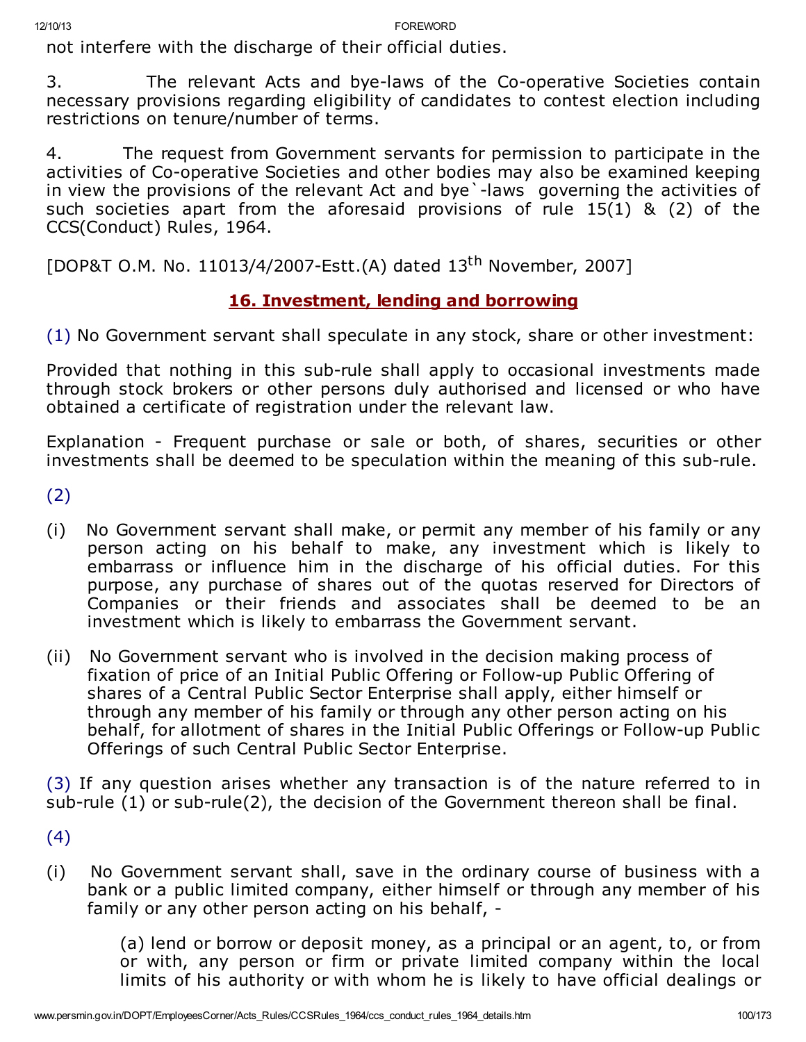not interfere with the discharge of their official duties.

3. The relevant Acts and bye-laws of the Co-operative Societies contain necessary provisions regarding eligibility of candidates to contest election including restrictions on tenure/number of terms.

4. The request from Government servants for permission to participate in the activities of Co-operative Societies and other bodies may also be examined keeping in view the provisions of the relevant Act and bye`-laws governing the activities of such societies apart from the aforesaid provisions of rule 15(1) & (2) of the CCS(Conduct) Rules, 1964.

[DOP&T O.M. No. 11013/4/2007-Estt.(A) dated 13th November, 2007]

## 16. Investment, lending and borrowing

(1) No Government servant shall speculate in any stock, share or other investment:

Provided that nothing in this sub-rule shall apply to occasional investments made through stock brokers or other persons duly authorised and licensed or who have obtained a certificate of registration under the relevant law.

Explanation - Frequent purchase or sale or both, of shares, securities or other investments shall be deemed to be speculation within the meaning of this sub-rule.

(2)

(i) No Government servant shall make, or permit any member of his family or any person acting on his behalf to make, any investment which is likely to embarrass or influence him in the discharge of his official duties. For this purpose, any purchase of shares out of the quotas reserved for Directors of Companies or their friends and associates shall be deemed to be an investment which is likely to embarrass the Government servant.

(ii) No Government servant who is involved in the decision making process of fixation of price of an Initial Public Offering or Follow-up Public Offering of shares of a Central Public Sector Enterprise shall apply, either himself or through any member of his family or through any other person acting on his behalf, for allotment of shares in the Initial Public Offerings or Follow-up Public Offerings of such Central Public Sector Enterprise.

(3) If any question arises whether any transaction is of the nature referred to in sub-rule (1) or sub-rule(2), the decision of the Government thereon shall be final.

(4)

(i) No Government servant shall, save in the ordinary course of business with a bank or a public limited company, either himself or through any member of his family or any other person acting on his behalf, -

(a) lend or borrow or deposit money, as a principal or an agent, to, or from or with, any person or firm or private limited company within the local limits of his authority or with whom he is likely to have official dealings or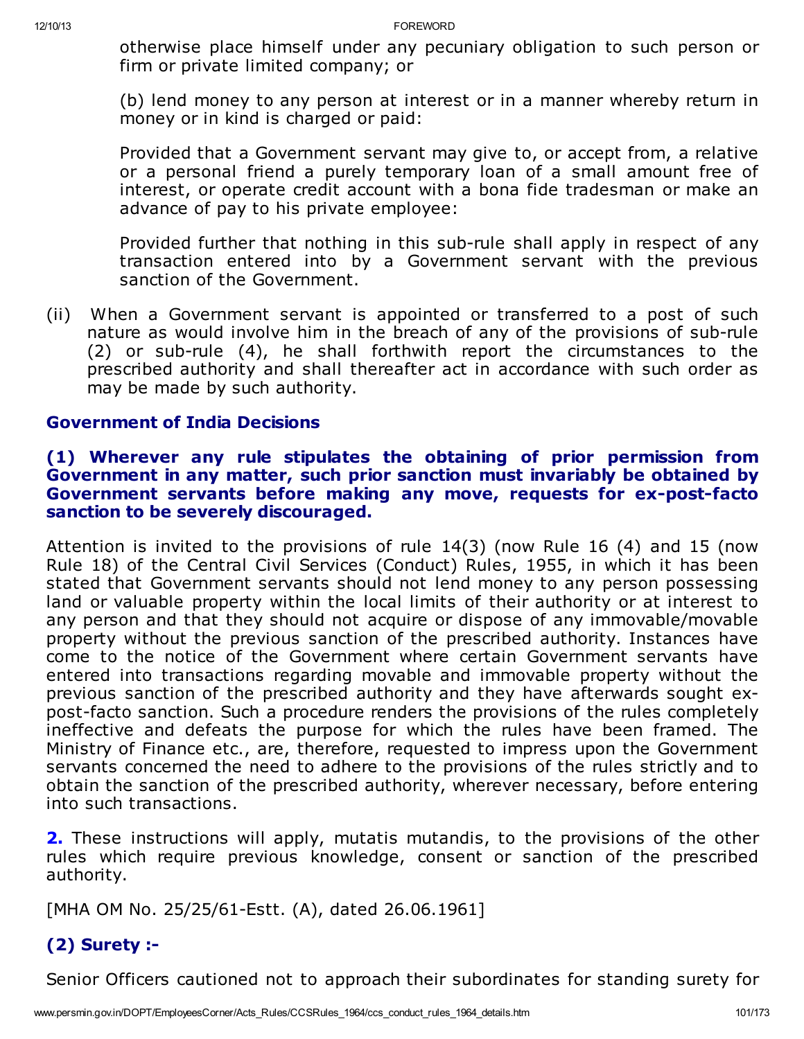otherwise place himself under any pecuniary obligation to such person or firm or private limited company; or

(b) lend money to any person at interest or in a manner whereby return in money or in kind is charged or paid:

Provided that a Government servant may give to, or accept from, a relative or a personal friend a purely temporary loan of a small amount free of interest, or operate credit account with a bona fide tradesman or make an advance of pay to his private employee:

Provided further that nothing in this sub-rule shall apply in respect of any transaction entered into by a Government servant with the previous sanction of the Government.

(ii) When a Government servant is appointed or transferred to a post of such nature as would involve him in the breach of any of the provisions of sub-rule (2) or sub-rule (4), he shall forthwith report the circumstances to the prescribed authority and shall thereafter act in accordance with such order as may be made by such authority.

### Government of India Decisions

#### (1) Wherever any rule stipulates the obtaining of prior permission from Government in any matter, such prior sanction must invariably be obtained by Government servants before making any move, requests for ex-post-facto sanction to be severely discouraged.

Attention is invited to the provisions of rule 14(3) (now Rule 16 (4) and 15 (now Rule 18) of the Central Civil Services (Conduct) Rules, 1955, in which it has been stated that Government servants should not lend money to any person possessing land or valuable property within the local limits of their authority or at interest to any person and that they should not acquire or dispose of any immovable/movable property without the previous sanction of the prescribed authority. Instances have come to the notice of the Government where certain Government servants have entered into transactions regarding movable and immovable property without the previous sanction of the prescribed authority and they have afterwards sought ex-post-facto sanction. Such a procedure renders the provisions of the rules completely ineffective and defeats the purpose for which the rules have been framed. The Ministry of Finance etc., are, therefore, requested to impress upon the Government servants concerned the need to adhere to the provisions of the rules strictly and to obtain the sanction of the prescribed authority, wherever necessary, before entering into such transactions.

**2.** These instructions will apply, mutatis mutandis, to the provisions of the other rules which require previous knowledge, consent or sanction of the prescribed authority.

[MHA OM No. 25/25/61-Estt. (A), dated 26.06.1961]

### (2) Surety :-

Senior Officers cautioned not to approach their subordinates for standing surety for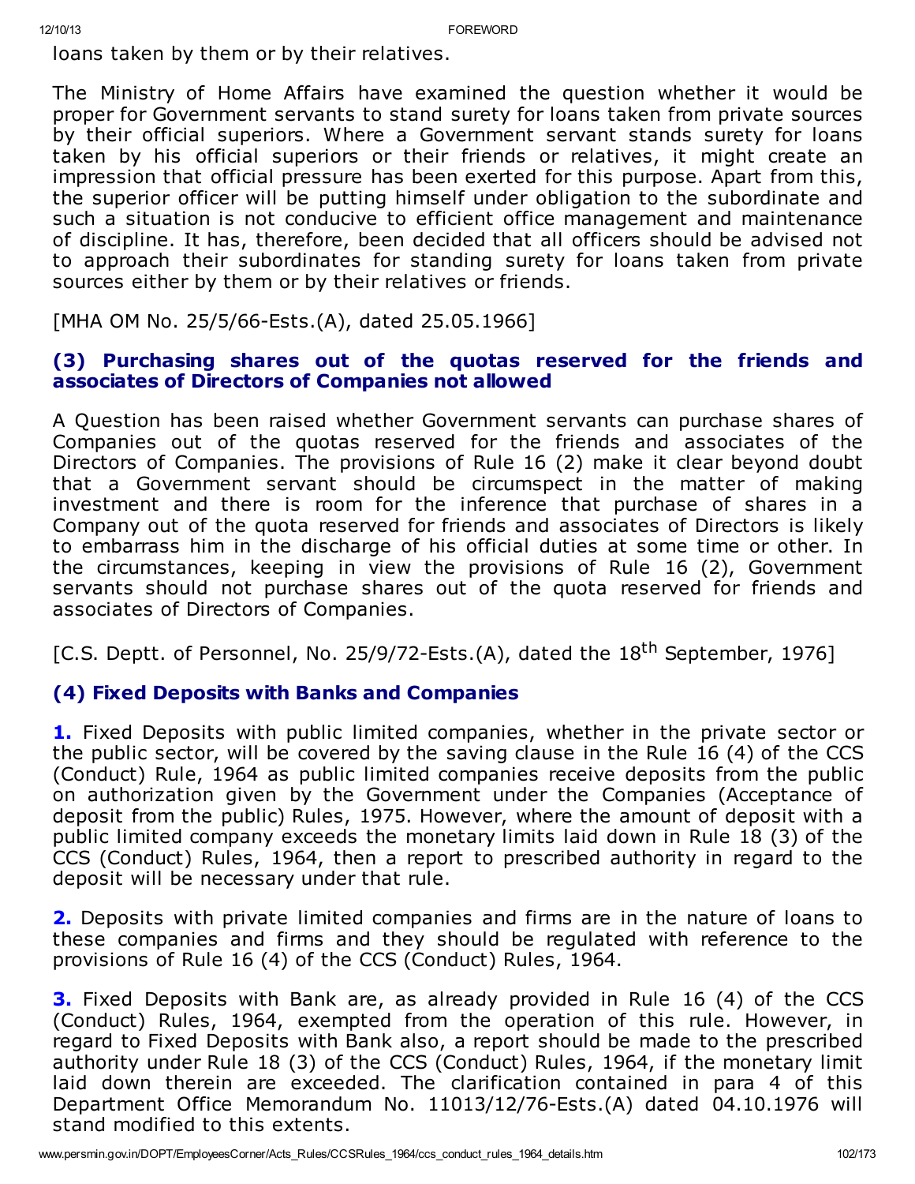loans taken by them or by their relatives.

The Ministry of Home Affairs have examined the question whether it would be proper for Government servants to stand surety for loans taken from private sources by their official superiors. Where a Government servant stands surety for loans taken by his official superiors or their friends or relatives, it might create an impression that official pressure has been exerted for this purpose. Apart from this, the superior officer will be putting himself under obligation to the subordinate and such a situation is not conducive to efficient office management and maintenance of discipline. It has, therefore, been decided that all officers should be advised not to approach their subordinates for standing surety for loans taken from private sources either by them or by their relatives or friends.

[MHA OM No. 25/5/66-Ests.(A), dated 25.05.1966]

### (3) Purchasing shares out of the quotas reserved for the friends and associates of Directors of Companies not allowed

A Question has been raised whether Government servants can purchase shares of Companies out of the quotas reserved for the friends and associates of the Directors of Companies. The provisions of Rule 16 (2) make it clear beyond doubt that a Government servant should be circumspect in the matter of making investment and there is room for the inference that purchase of shares in a Company out of the quota reserved for friends and associates of Directors is likely to embarrass him in the discharge of his official duties at some time or other. In the circumstances, keeping in view the provisions of Rule 16 (2), Government servants should not purchase shares out of the quota reserved for friends and associates of Directors of Companies.

[C.S. Deptt. of Personnel, No. 25/9/72-Ests.(A), dated the 18th September, 1976]

### (4) Fixed Deposits with Banks and Companies

**1.** Fixed Deposits with public limited companies, whether in the private sector or the public sector, will be covered by the saving clause in the Rule 16 (4) of the CCS (Conduct) Rule, 1964 as public limited companies receive deposits from the public on authorization given by the Government under the Companies (Acceptance of deposit from the public) Rules, 1975. However, where the amount of deposit with a public limited company exceeds the monetary limits laid down in Rule 18 (3) of the CCS (Conduct) Rules, 1964, then a report to prescribed authority in regard to the deposit will be necessary under that rule.

**2.** Deposits with private limited companies and firms are in the nature of loans to these companies and firms and they should be regulated with reference to the provisions of Rule 16 (4) of the CCS (Conduct) Rules, 1964.

**3.** Fixed Deposits with Bank are, as already provided in Rule 16 (4) of the CCS (Conduct) Rules, 1964, exempted from the operation of this rule. However, in regard to Fixed Deposits with Bank also, a report should be made to the prescribed authority under Rule 18 (3) of the CCS (Conduct) Rules, 1964, if the monetary limit laid down therein are exceeded. The clarification contained in para 4 of this Department Office Memorandum No. 11013/12/76-Ests.(A) dated 04.10.1976 will stand modified to this extents.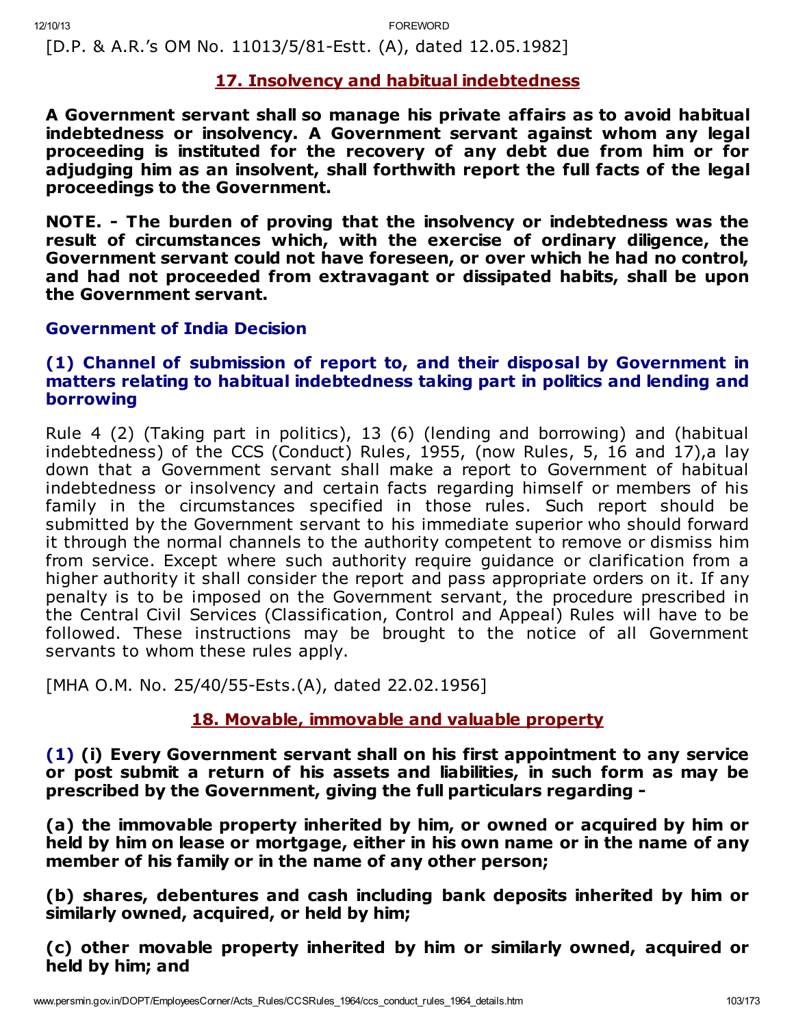[D.P. & A.R.'s OM No. 11013/5/81-Estt. (A), dated 12.05.1982]

## 17. Insolvency and habitual indebtedness

**A Government servant shall so manage his private affairs as to avoid habitual indebtedness or insolvency. A Government servant against whom any legal proceeding is instituted for the recovery of any debt due from him or for adjudging him as an insolvent, shall forthwith report the full facts of the legal proceedings to the Government.**

**NOTE. - The burden of proving that the insolvency or indebtedness was the result of circumstances which, with the exercise of ordinary diligence, the Government servant could not have foreseen, or over which he had no control, and had not proceeded from extravagant or dissipated habits, shall be upon the Government servant.**

### Government of India Decision

### (1) Channel of submission of report to, and their disposal by Government in matters relating to habitual indebtedness taking part in politics and lending and borrowing

Rule 4 (2) (Taking part in politics), 13 (6) (lending and borrowing) and (habitual indebtedness) of the CCS (Conduct) Rules, 1955, (now Rules, 5, 16 and 17),a lay down that a Government servant shall make a report to Government of habitual indebtedness or insolvency and certain facts regarding himself or members of his family in the circumstances specified in those rules. Such report should be submitted by the Government servant to his immediate superior who should forward it through the normal channels to the authority competent to remove or dismiss him from service. Except where such authority require guidance or clarification from a higher authority it shall consider the report and pass appropriate orders on it. If any penalty is to be imposed on the Government servant, the procedure prescribed in the Central Civil Services (Classification, Control and Appeal) Rules will have to be followed. These instructions may be brought to the notice of all Government servants to whom these rules apply.

[MHA O.M. No. 25/40/55-Ests.(A), dated 22.02.1956]

## 18. Movable, immovable and valuable property

**(1) (i) Every Government servant shall on his first appointment to any service or post submit a return of his assets and liabilities, in such form as may be prescribed by the Government, giving the full particulars regarding -**

**(a) the immovable property inherited by him, or owned or acquired by him or held by him on lease or mortgage, either in his own name or in the name of any member of his family or in the name of any other person;**

**(b) shares, debentures and cash including bank deposits inherited by him or similarly owned, acquired, or held by him;**

**(c) other movable property inherited by him or similarly owned, acquired or held by him; and**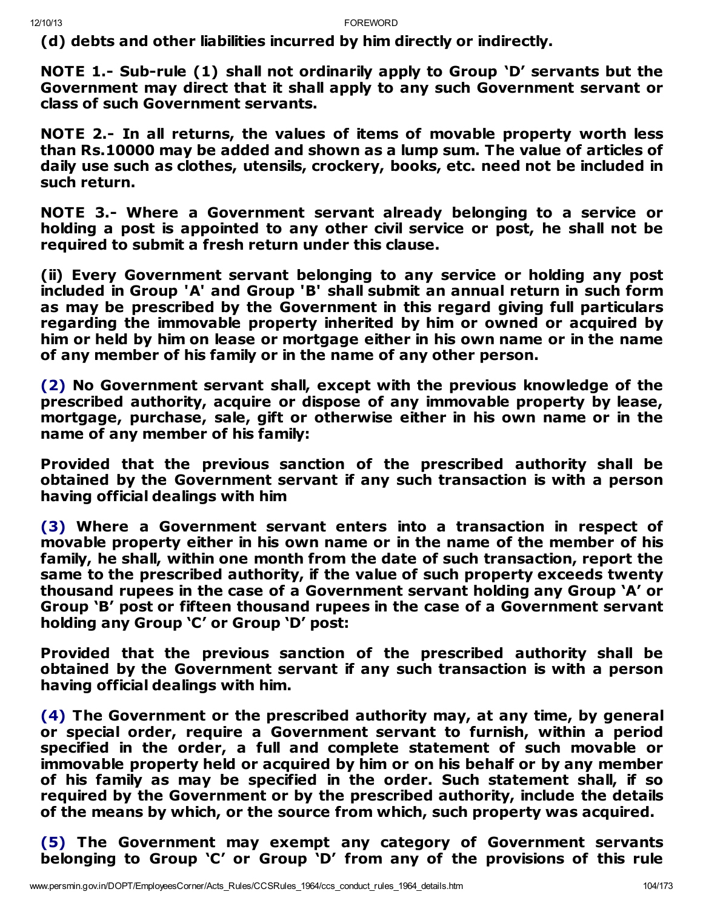**(d) debts and other liabilities incurred by him directly or indirectly.**

**NOTE 1.- Sub-rule (1) shall not ordinarily apply to Group 'D' servants but the Government may direct that it shall apply to any such Government servant or class of such Government servants.**

**NOTE 2.- In all returns, the values of items of movable property worth less than Rs.10000 may be added and shown as a lump sum. The value of articles of daily use such as clothes, utensils, crockery, books, etc. need not be included in such return.**

**NOTE 3.- Where a Government servant already belonging to a service or holding a post is appointed to any other civil service or post, he shall not be required to submit a fresh return under this clause.**

**(ii) Every Government servant belonging to any service or holding any post included in Group 'A' and Group 'B' shall submit an annual return in such form as may be prescribed by the Government in this regard giving full particulars regarding the immovable property inherited by him or owned or acquired by him or held by him on lease or mortgage either in his own name or in the name of any member of his family or in the name of any other person.**

**(2) No Government servant shall, except with the previous knowledge of the prescribed authority, acquire or dispose of any immovable property by lease, mortgage, purchase, sale, gift or otherwise either in his own name or in the name of any member of his family:**

**Provided that the previous sanction of the prescribed authority shall be obtained by the Government servant if any such transaction is with a person having official dealings with him**

**(3) Where a Government servant enters into a transaction in respect of movable property either in his own name or in the name of the member of his family, he shall, within one month from the date of such transaction, report the same to the prescribed authority, if the value of such property exceeds twenty thousand rupees in the case of a Government servant holding any Group 'A' or Group 'B' post or fifteen thousand rupees in the case of a Government servant holding any Group 'C' or Group 'D' post:**

**Provided that the previous sanction of the prescribed authority shall be obtained by the Government servant if any such transaction is with a person having official dealings with him.**

**(4) The Government or the prescribed authority may, at any time, by general or special order, require a Government servant to furnish, within a period specified in the order, a full and complete statement of such movable or immovable property held or acquired by him or on his behalf or by any member of his family as may be specified in the order. Such statement shall, if so required by the Government or by the prescribed authority, include the details of the means by which, or the source from which, such property was acquired.**

**(5) The Government may exempt any category of Government servants belonging to Group 'C' or Group 'D' from any of the provisions of this rule**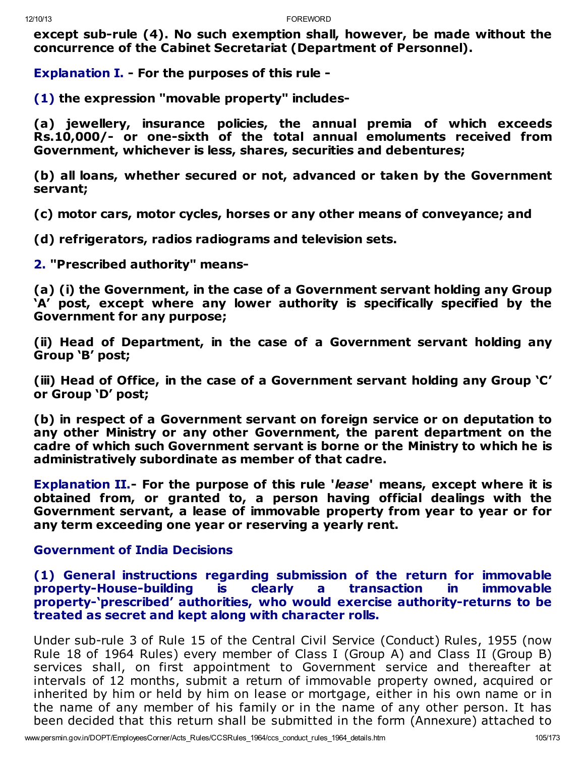**except sub-rule (4). No such exemption shall, however, be made without the concurrence of the Cabinet Secretariat (Department of Personnel).**

**Explanation I. - For the purposes of this rule -**

**(1) the expression "movable property" includes-**

**(a) jewellery, insurance policies, the annual premia of which exceeds Rs.10,000/- or one-sixth of the total annual emoluments received from Government, whichever is less, shares, securities and debentures;**

**(b) all loans, whether secured or not, advanced or taken by the Government servant;**

**(c) motor cars, motor cycles, horses or any other means of conveyance; and**

**(d) refrigerators, radios radiograms and television sets.**

**2. "Prescribed authority" means-**

**(a) (i) the Government, in the case of a Government servant holding any Group 'A' post, except where any lower authority is specifically specified by the Government for any purpose;**

**(ii) Head of Department, in the case of a Government servant holding any Group 'B' post;**

**(iii) Head of Office, in the case of a Government servant holding any Group 'C' or Group 'D' post;**

**(b) in respect of a Government servant on foreign service or on deputation to any other Ministry or any other Government, the parent department on the cadre of which such Government servant is borne or the Ministry to which he is administratively subordinate as member of that cadre.**

**Explanation II.- For the purpose of this rule '*lease*' means, except where it is obtained from, or granted to, a person having official dealings with the Government servant, a lease of immovable property from year to year or for any term exceeding one year or reserving a yearly rent.**

### Government of India Decisions

#### (1) General instructions regarding submission of the return for immovable property-House-building is clearly a transaction in immovable property-'prescribed' authorities, who would exercise authority-returns to be treated as secret and kept along with character rolls.

Under sub-rule 3 of Rule 15 of the Central Civil Service (Conduct) Rules, 1955 (now Rule 18 of 1964 Rules) every member of Class I (Group A) and Class II (Group B) services shall, on first appointment to Government service and thereafter at intervals of 12 months, submit a return of immovable property owned, acquired or inherited by him or held by him on lease or mortgage, either in his own name or in the name of any member of his family or in the name of any other person. It has been decided that this return shall be submitted in the form (Annexure) attached to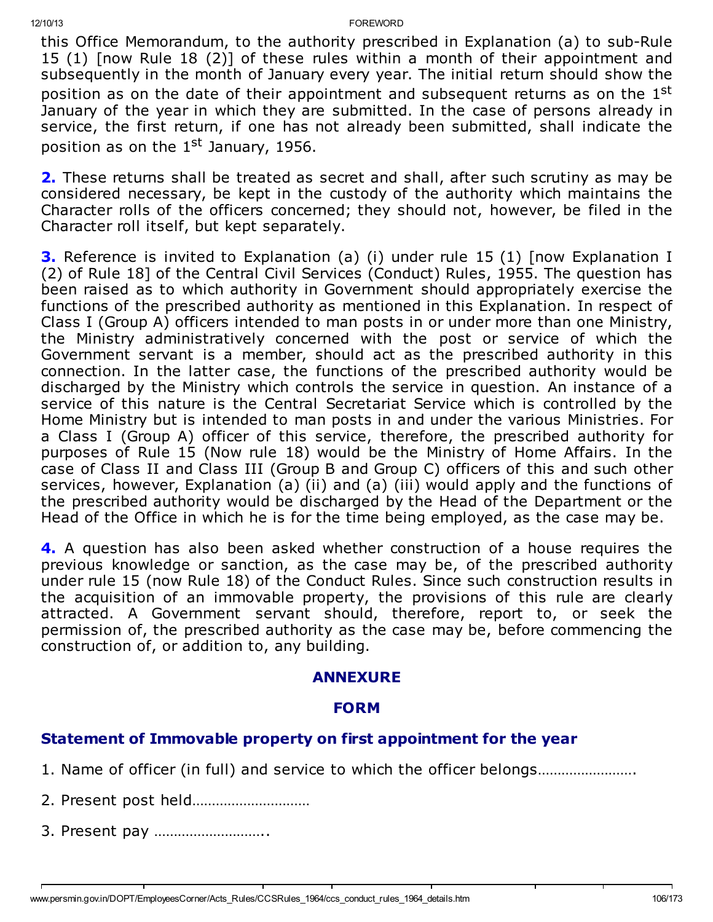this Office Memorandum, to the authority prescribed in Explanation (a) to sub-Rule 15 (1) [now Rule 18 (2)] of these rules within a month of their appointment and subsequently in the month of January every year. The initial return should show the position as on the date of their appointment and subsequent returns as on the 1st January of the year in which they are submitted. In the case of persons already in service, the first return, if one has not already been submitted, shall indicate the position as on the 1st January, 1956.

**2.** These returns shall be treated as secret and shall, after such scrutiny as may be considered necessary, be kept in the custody of the authority which maintains the Character rolls of the officers concerned; they should not, however, be filed in the Character roll itself, but kept separately.

**3.** Reference is invited to Explanation (a) (i) under rule 15 (1) [now Explanation I (2) of Rule 18] of the Central Civil Services (Conduct) Rules, 1955. The question has been raised as to which authority in Government should appropriately exercise the functions of the prescribed authority as mentioned in this Explanation. In respect of Class I (Group A) officers intended to man posts in or under more than one Ministry, the Ministry administratively concerned with the post or service of which the Government servant is a member, should act as the prescribed authority in this connection. In the latter case, the functions of the prescribed authority would be discharged by the Ministry which controls the service in question. An instance of a service of this nature is the Central Secretariat Service which is controlled by the Home Ministry but is intended to man posts in and under the various Ministries. For a Class I (Group A) officer of this service, therefore, the prescribed authority for purposes of Rule 15 (Now rule 18) would be the Ministry of Home Affairs. In the case of Class II and Class III (Group B and Group C) officers of this and such other services, however, Explanation (a) (ii) and (a) (iii) would apply and the functions of the prescribed authority would be discharged by the Head of the Department or the Head of the Office in which he is for the time being employed, as the case may be.

**4.** A question has also been asked whether construction of a house requires the previous knowledge or sanction, as the case may be, of the prescribed authority under rule 15 (now Rule 18) of the Conduct Rules. Since such construction results in the acquisition of an immovable property, the provisions of this rule are clearly attracted. A Government servant should, therefore, report to, or seek the permission of, the prescribed authority as the case may be, before commencing the construction of, or addition to, any building.

## ANNEXURE

## FORM

### Statement of Immovable property on first appointment for the year

1. Name of officer (in full) and service to which the officer belongs……………………

2. Present post held…………………………

3. Present pay ………………………..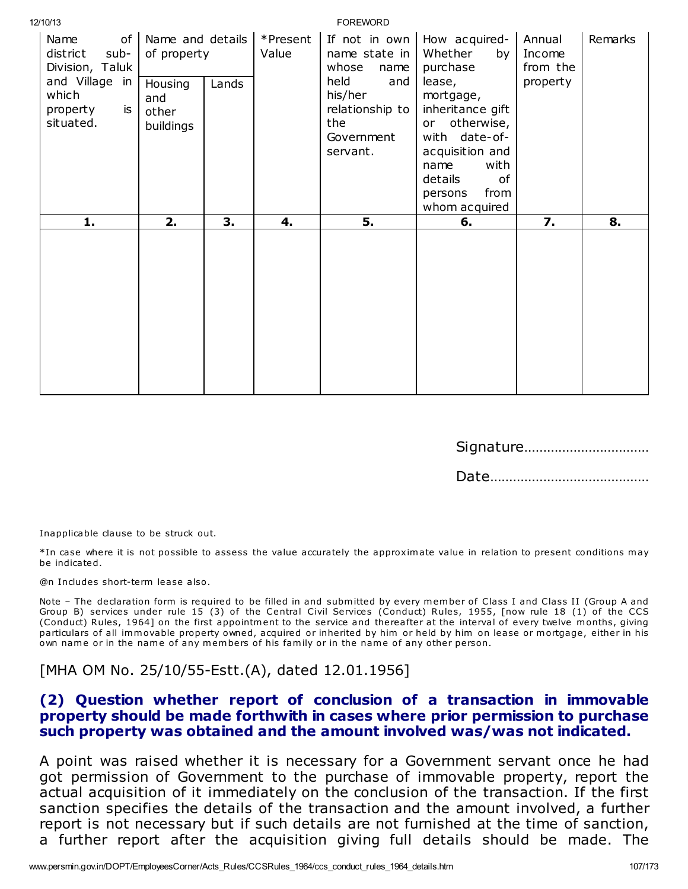| Name of district sub-Division, Taluk and Village in which property is situated. | Name and details of property | | *Present Value | If not in own name state in whose name held and his/her relationship to the Government servant. | How acquired- Whether by purchase lease, mortgage, inheritance gift or otherwise, with date-of-acquisition and name with details of persons from whom acquired | Annual Income from the property | Remarks |
|---|---|---|---|---|---|---|---|
| | Housing and other buildings | Lands | | | | | |
| **1.** | **2.** | **3.** | **4.** | **5.** | **6.** | **7.** | **8.** |
| | | | | | | | |

Signature................................

Date.........................................

Inapplicable clause to be struck out.

*In case where it is not possible to assess the value accurately the approximate value in relation to present conditions may be indicated.

@n Includes short-term lease also.

Note – The declaration form is required to be filled in and submitted by every member of Class I and Class II (Group A and Group B) services under rule 15 (3) of the Central Civil Services (Conduct) Rules, 1955, [now rule 18 (1) of the CCS (Conduct) Rules, 1964] on the first appointment to the service and thereafter at the interval of every twelve months, giving particulars of all immovable property owned, acquired or inherited by him or held by him on lease or mortgage, either in his own name or in the name of any members of his family or in the name of any other person.

[MHA OM No. 25/10/55-Estt.(A), dated 12.01.1956]

### (2) Question whether report of conclusion of a transaction in immovable property should be made forthwith in cases where prior permission to purchase such property was obtained and the amount involved was/was not indicated.

A point was raised whether it is necessary for a Government servant once he had got permission of Government to the purchase of immovable property, report the actual acquisition of it immediately on the conclusion of the transaction. If the first sanction specifies the details of the transaction and the amount involved, a further report is not necessary but if such details are not furnished at the time of sanction, a further report after the acquisition giving full details should be made. The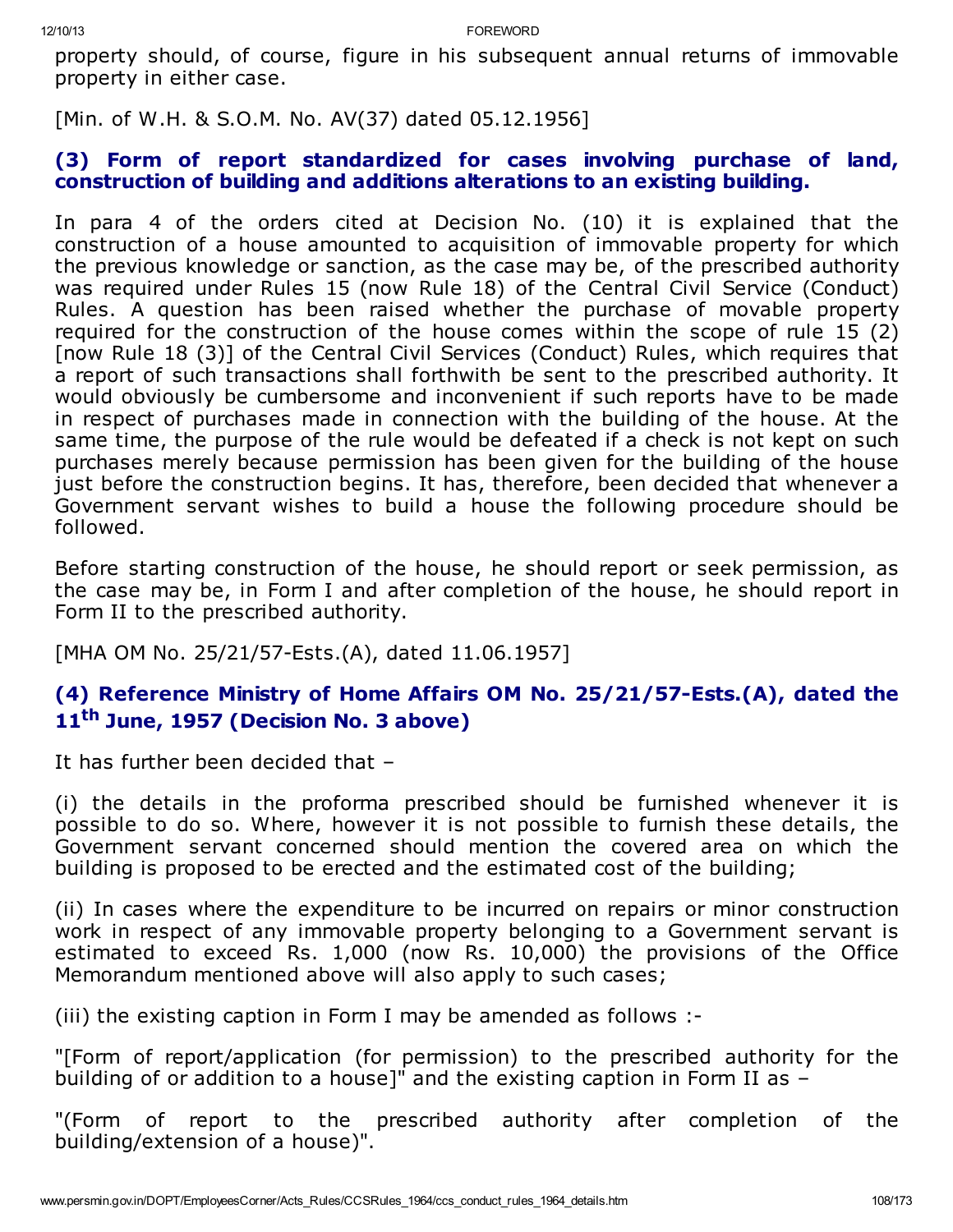property should, of course, figure in his subsequent annual returns of immovable property in either case.

[Min. of W.H. & S.O.M. No. AV(37) dated 05.12.1956]

### (3) Form of report standardized for cases involving purchase of land, construction of building and additions alterations to an existing building.

In para 4 of the orders cited at Decision No. (10) it is explained that the construction of a house amounted to acquisition of immovable property for which the previous knowledge or sanction, as the case may be, of the prescribed authority was required under Rules 15 (now Rule 18) of the Central Civil Service (Conduct) Rules. A question has been raised whether the purchase of movable property required for the construction of the house comes within the scope of rule 15 (2) [now Rule 18 (3)] of the Central Civil Services (Conduct) Rules, which requires that a report of such transactions shall forthwith be sent to the prescribed authority. It would obviously be cumbersome and inconvenient if such reports have to be made in respect of purchases made in connection with the building of the house. At the same time, the purpose of the rule would be defeated if a check is not kept on such purchases merely because permission has been given for the building of the house just before the construction begins. It has, therefore, been decided that whenever a Government servant wishes to build a house the following procedure should be followed.

Before starting construction of the house, he should report or seek permission, as the case may be, in Form I and after completion of the house, he should report in Form II to the prescribed authority.

[MHA OM No. 25/21/57-Ests.(A), dated 11.06.1957]

### (4) Reference Ministry of Home Affairs OM No. 25/21/57-Ests.(A), dated the 11th June, 1957 (Decision No. 3 above)

It has further been decided that –

(i) the details in the proforma prescribed should be furnished whenever it is possible to do so. Where, however it is not possible to furnish these details, the Government servant concerned should mention the covered area on which the building is proposed to be erected and the estimated cost of the building;

(ii) In cases where the expenditure to be incurred on repairs or minor construction work in respect of any immovable property belonging to a Government servant is estimated to exceed Rs. 1,000 (now Rs. 10,000) the provisions of the Office Memorandum mentioned above will also apply to such cases;

(iii) the existing caption in Form I may be amended as follows :-

"[Form of report/application (for permission) to the prescribed authority for the building of or addition to a house]" and the existing caption in Form II as –

"(Form of report to the prescribed authority after completion of the building/extension of a house)".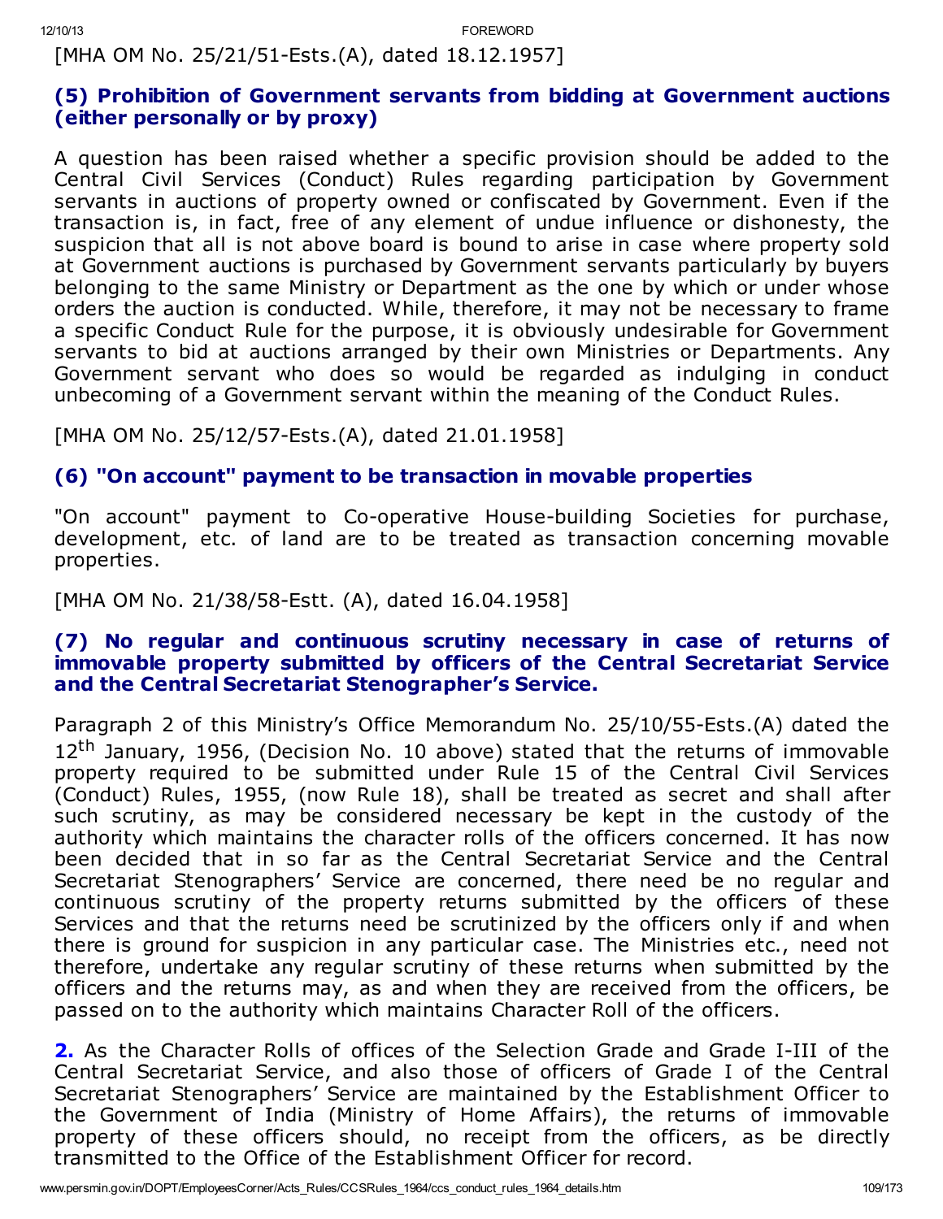[MHA OM No. 25/21/51-Ests.(A), dated 18.12.1957]

### (5) Prohibition of Government servants from bidding at Government auctions (either personally or by proxy)

A question has been raised whether a specific provision should be added to the Central Civil Services (Conduct) Rules regarding participation by Government servants in auctions of property owned or confiscated by Government. Even if the transaction is, in fact, free of any element of undue influence or dishonesty, the suspicion that all is not above board is bound to arise in case where property sold at Government auctions is purchased by Government servants particularly by buyers belonging to the same Ministry or Department as the one by which or under whose orders the auction is conducted. While, therefore, it may not be necessary to frame a specific Conduct Rule for the purpose, it is obviously undesirable for Government servants to bid at auctions arranged by their own Ministries or Departments. Any Government servant who does so would be regarded as indulging in conduct unbecoming of a Government servant within the meaning of the Conduct Rules.

[MHA OM No. 25/12/57-Ests.(A), dated 21.01.1958]

### (6) "On account" payment to be transaction in movable properties

"On account" payment to Co-operative House-building Societies for purchase, development, etc. of land are to be treated as transaction concerning movable properties.

[MHA OM No. 21/38/58-Estt. (A), dated 16.04.1958]

### (7) No regular and continuous scrutiny necessary in case of returns of immovable property submitted by officers of the Central Secretariat Service and the Central Secretariat Stenographer's Service.

Paragraph 2 of this Ministry's Office Memorandum No. 25/10/55-Ests.(A) dated the 12th January, 1956, (Decision No. 10 above) stated that the returns of immovable property required to be submitted under Rule 15 of the Central Civil Services (Conduct) Rules, 1955, (now Rule 18), shall be treated as secret and shall after such scrutiny, as may be considered necessary be kept in the custody of the authority which maintains the character rolls of the officers concerned. It has now been decided that in so far as the Central Secretariat Service and the Central Secretariat Stenographers' Service are concerned, there need be no regular and continuous scrutiny of the property returns submitted by the officers of these Services and that the returns need be scrutinized by the officers only if and when there is ground for suspicion in any particular case. The Ministries etc., need not therefore, undertake any regular scrutiny of these returns when submitted by the officers and the returns may, as and when they are received from the officers, be passed on to the authority which maintains Character Roll of the officers.

**2.** As the Character Rolls of offices of the Selection Grade and Grade I-III of the Central Secretariat Service, and also those of officers of Grade I of the Central Secretariat Stenographers' Service are maintained by the Establishment Officer to the Government of India (Ministry of Home Affairs), the returns of immovable property of these officers should, no receipt from the officers, as be directly transmitted to the Office of the Establishment Officer for record.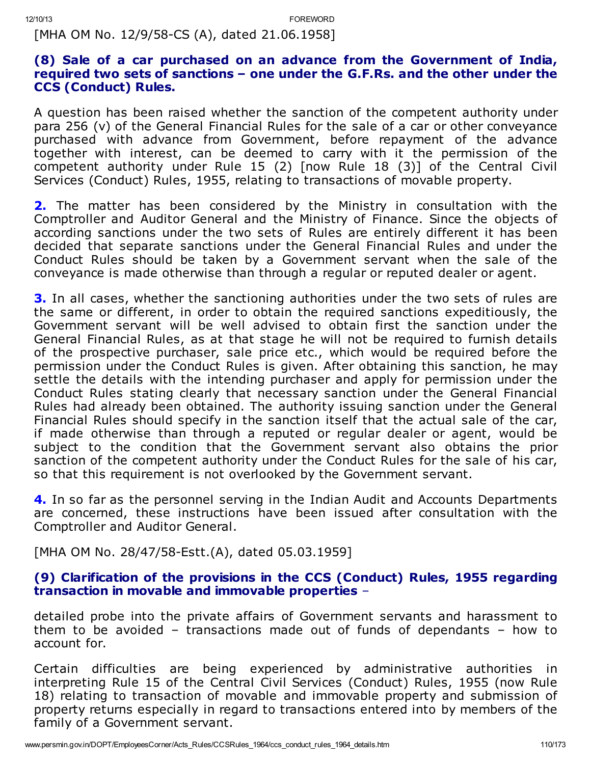[MHA OM No. 12/9/58-CS (A), dated 21.06.1958]

### (8) Sale of a car purchased on an advance from the Government of India, required two sets of sanctions – one under the G.F.Rs. and the other under the CCS (Conduct) Rules.

A question has been raised whether the sanction of the competent authority under para 256 (v) of the General Financial Rules for the sale of a car or other conveyance purchased with advance from Government, before repayment of the advance together with interest, can be deemed to carry with it the permission of the competent authority under Rule 15 (2) [now Rule 18 (3)] of the Central Civil Services (Conduct) Rules, 1955, relating to transactions of movable property.

**2.** The matter has been considered by the Ministry in consultation with the Comptroller and Auditor General and the Ministry of Finance. Since the objects of according sanctions under the two sets of Rules are entirely different it has been decided that separate sanctions under the General Financial Rules and under the Conduct Rules should be taken by a Government servant when the sale of the conveyance is made otherwise than through a regular or reputed dealer or agent.

**3.** In all cases, whether the sanctioning authorities under the two sets of rules are the same or different, in order to obtain the required sanctions expeditiously, the Government servant will be well advised to obtain first the sanction under the General Financial Rules, as at that stage he will not be required to furnish details of the prospective purchaser, sale price etc., which would be required before the permission under the Conduct Rules is given. After obtaining this sanction, he may settle the details with the intending purchaser and apply for permission under the Conduct Rules stating clearly that necessary sanction under the General Financial Rules had already been obtained. The authority issuing sanction under the General Financial Rules should specify in the sanction itself that the actual sale of the car, if made otherwise than through a reputed or regular dealer or agent, would be subject to the condition that the Government servant also obtains the prior sanction of the competent authority under the Conduct Rules for the sale of his car, so that this requirement is not overlooked by the Government servant.

**4.** In so far as the personnel serving in the Indian Audit and Accounts Departments are concerned, these instructions have been issued after consultation with the Comptroller and Auditor General.

[MHA OM No. 28/47/58-Estt.(A), dated 05.03.1959]

### (9) Clarification of the provisions in the CCS (Conduct) Rules, 1955 regarding transaction in movable and immovable properties –

detailed probe into the private affairs of Government servants and harassment to them to be avoided – transactions made out of funds of dependants – how to account for.

Certain difficulties are being experienced by administrative authorities in interpreting Rule 15 of the Central Civil Services (Conduct) Rules, 1955 (now Rule 18) relating to transaction of movable and immovable property and submission of property returns especially in regard to transactions entered into by members of the family of a Government servant.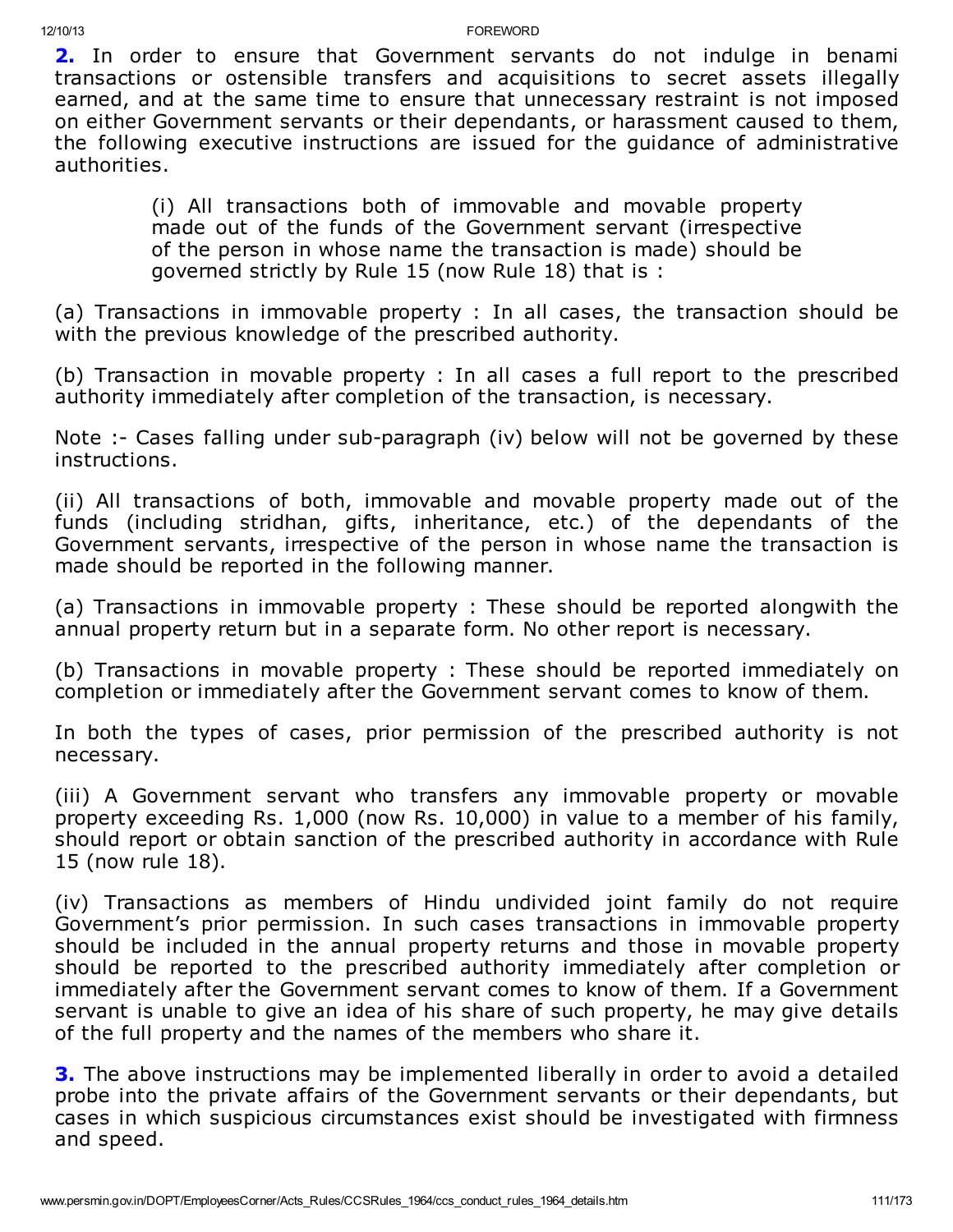**2.** In order to ensure that Government servants do not indulge in benami transactions or ostensible transfers and acquisitions to secret assets illegally earned, and at the same time to ensure that unnecessary restraint is not imposed on either Government servants or their dependants, or harassment caused to them, the following executive instructions are issued for the guidance of administrative authorities.

> (i) All transactions both of immovable and movable property made out of the funds of the Government servant (irrespective of the person in whose name the transaction is made) should be governed strictly by Rule 15 (now Rule 18) that is :

(a) Transactions in immovable property : In all cases, the transaction should be with the previous knowledge of the prescribed authority.

(b) Transaction in movable property : In all cases a full report to the prescribed authority immediately after completion of the transaction, is necessary.

Note :- Cases falling under sub-paragraph (iv) below will not be governed by these instructions.

(ii) All transactions of both, immovable and movable property made out of the funds (including stridhan, gifts, inheritance, etc.) of the dependants of the Government servants, irrespective of the person in whose name the transaction is made should be reported in the following manner.

(a) Transactions in immovable property : These should be reported alongwith the annual property return but in a separate form. No other report is necessary.

(b) Transactions in movable property : These should be reported immediately on completion or immediately after the Government servant comes to know of them.

In both the types of cases, prior permission of the prescribed authority is not necessary.

(iii) A Government servant who transfers any immovable property or movable property exceeding Rs. 1,000 (now Rs. 10,000) in value to a member of his family, should report or obtain sanction of the prescribed authority in accordance with Rule 15 (now rule 18).

(iv) Transactions as members of Hindu undivided joint family do not require Government's prior permission. In such cases transactions in immovable property should be included in the annual property returns and those in movable property should be reported to the prescribed authority immediately after completion or immediately after the Government servant comes to know of them. If a Government servant is unable to give an idea of his share of such property, he may give details of the full property and the names of the members who share it.

**3.** The above instructions may be implemented liberally in order to avoid a detailed probe into the private affairs of the Government servants or their dependants, but cases in which suspicious circumstances exist should be investigated with firmness and speed.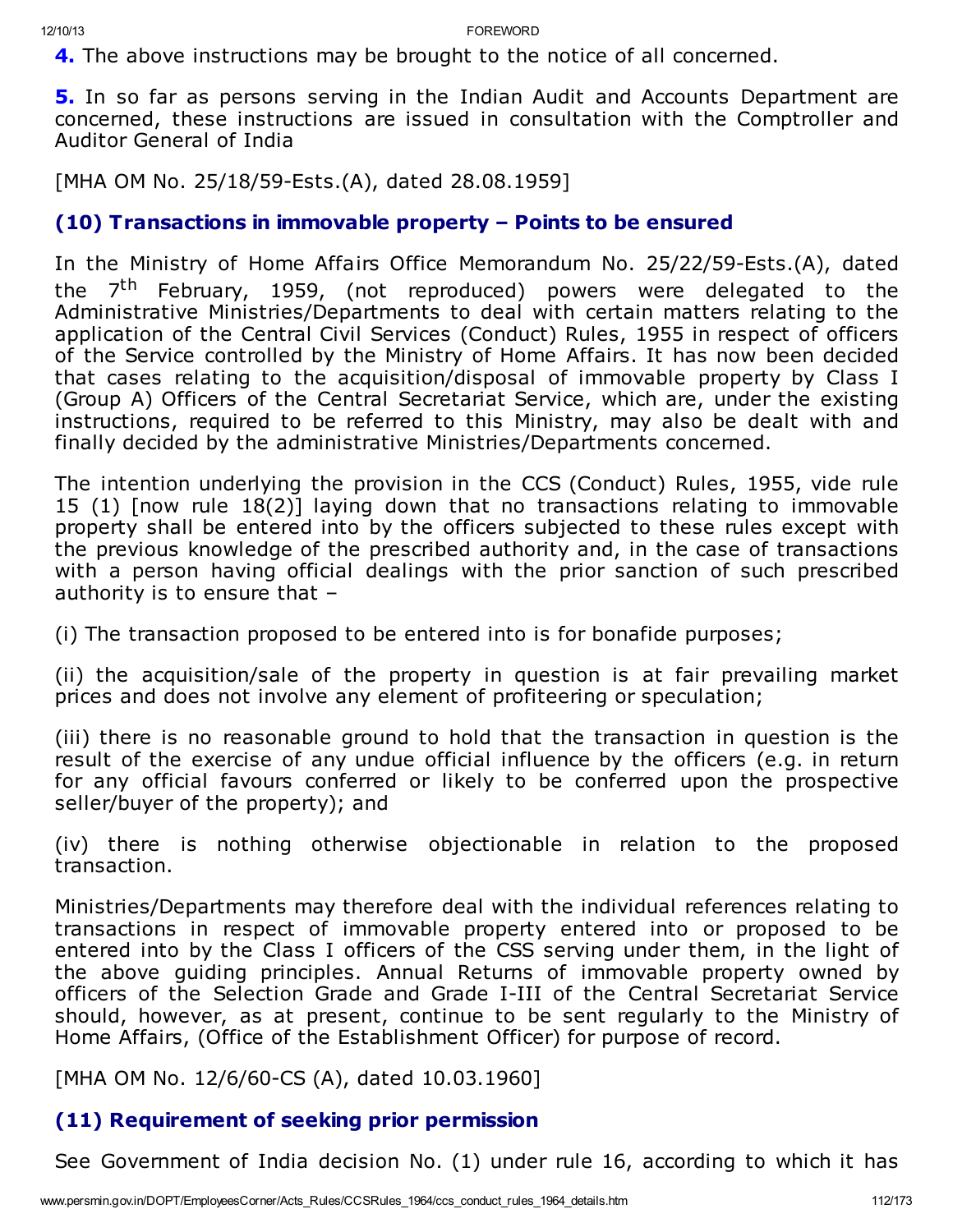**4.** The above instructions may be brought to the notice of all concerned.

**5.** In so far as persons serving in the Indian Audit and Accounts Department are concerned, these instructions are issued in consultation with the Comptroller and Auditor General of India

[MHA OM No. 25/18/59-Ests.(A), dated 28.08.1959]

### (10) Transactions in immovable property – Points to be ensured

In the Ministry of Home Affairs Office Memorandum No. 25/22/59-Ests.(A), dated the 7th February, 1959, (not reproduced) powers were delegated to the Administrative Ministries/Departments to deal with certain matters relating to the application of the Central Civil Services (Conduct) Rules, 1955 in respect of officers of the Service controlled by the Ministry of Home Affairs. It has now been decided that cases relating to the acquisition/disposal of immovable property by Class I (Group A) Officers of the Central Secretariat Service, which are, under the existing instructions, required to be referred to this Ministry, may also be dealt with and finally decided by the administrative Ministries/Departments concerned.

The intention underlying the provision in the CCS (Conduct) Rules, 1955, vide rule 15 (1) [now rule 18(2)] laying down that no transactions relating to immovable property shall be entered into by the officers subjected to these rules except with the previous knowledge of the prescribed authority and, in the case of transactions with a person having official dealings with the prior sanction of such prescribed authority is to ensure that –

(i) The transaction proposed to be entered into is for bonafide purposes;

(ii) the acquisition/sale of the property in question is at fair prevailing market prices and does not involve any element of profiteering or speculation;

(iii) there is no reasonable ground to hold that the transaction in question is the result of the exercise of any undue official influence by the officers (e.g. in return for any official favours conferred or likely to be conferred upon the prospective seller/buyer of the property); and

(iv) there is nothing otherwise objectionable in relation to the proposed transaction.

Ministries/Departments may therefore deal with the individual references relating to transactions in respect of immovable property entered into or proposed to be entered into by the Class I officers of the CSS serving under them, in the light of the above guiding principles. Annual Returns of immovable property owned by officers of the Selection Grade and Grade I-III of the Central Secretariat Service should, however, as at present, continue to be sent regularly to the Ministry of Home Affairs, (Office of the Establishment Officer) for purpose of record.

[MHA OM No. 12/6/60-CS (A), dated 10.03.1960]

### (11) Requirement of seeking prior permission

See Government of India decision No. (1) under rule 16, according to which it has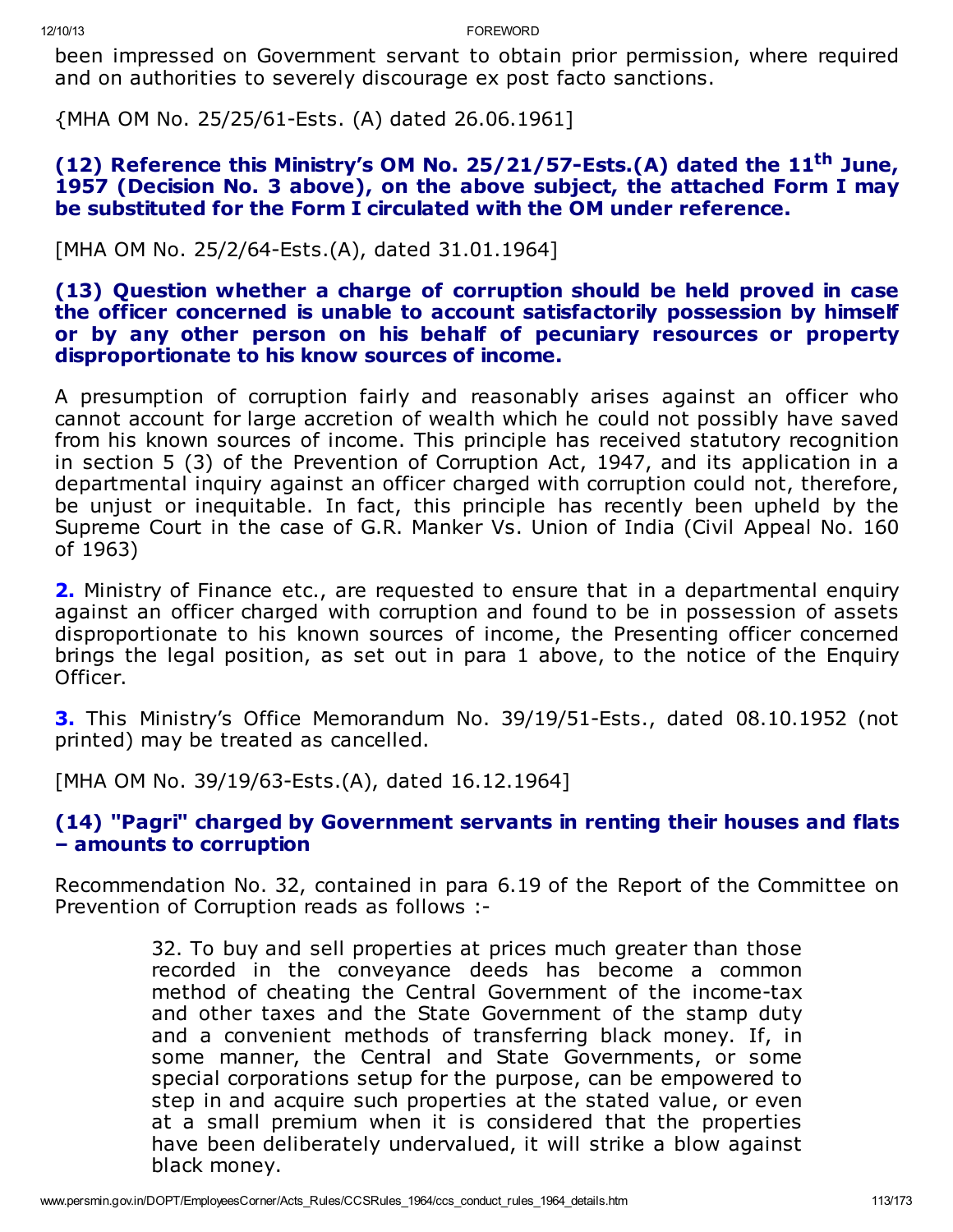been impressed on Government servant to obtain prior permission, where required and on authorities to severely discourage ex post facto sanctions.

{MHA OM No. 25/25/61-Ests. (A) dated 26.06.1961]

### (12) Reference this Ministry's OM No. 25/21/57-Ests.(A) dated the 11th June, 1957 (Decision No. 3 above), on the above subject, the attached Form I may be substituted for the Form I circulated with the OM under reference.

[MHA OM No. 25/2/64-Ests.(A), dated 31.01.1964]

### (13) Question whether a charge of corruption should be held proved in case the officer concerned is unable to account satisfactorily possession by himself or by any other person on his behalf of pecuniary resources or property disproportionate to his know sources of income.

A presumption of corruption fairly and reasonably arises against an officer who cannot account for large accretion of wealth which he could not possibly have saved from his known sources of income. This principle has received statutory recognition in section 5 (3) of the Prevention of Corruption Act, 1947, and its application in a departmental inquiry against an officer charged with corruption could not, therefore, be unjust or inequitable. In fact, this principle has recently been upheld by the Supreme Court in the case of G.R. Manker Vs. Union of India (Civil Appeal No. 160 of 1963)

**2.** Ministry of Finance etc., are requested to ensure that in a departmental enquiry against an officer charged with corruption and found to be in possession of assets disproportionate to his known sources of income, the Presenting officer concerned brings the legal position, as set out in para 1 above, to the notice of the Enquiry Officer.

**3.** This Ministry's Office Memorandum No. 39/19/51-Ests., dated 08.10.1952 (not printed) may be treated as cancelled.

[MHA OM No. 39/19/63-Ests.(A), dated 16.12.1964]

### (14) "Pagri" charged by Government servants in renting their houses and flats – amounts to corruption

Recommendation No. 32, contained in para 6.19 of the Report of the Committee on Prevention of Corruption reads as follows :-

> 32. To buy and sell properties at prices much greater than those recorded in the conveyance deeds has become a common method of cheating the Central Government of the income-tax and other taxes and the State Government of the stamp duty and a convenient methods of transferring black money. If, in some manner, the Central and State Governments, or some special corporations setup for the purpose, can be empowered to step in and acquire such properties at the stated value, or even at a small premium when it is considered that the properties have been deliberately undervalued, it will strike a blow against black money.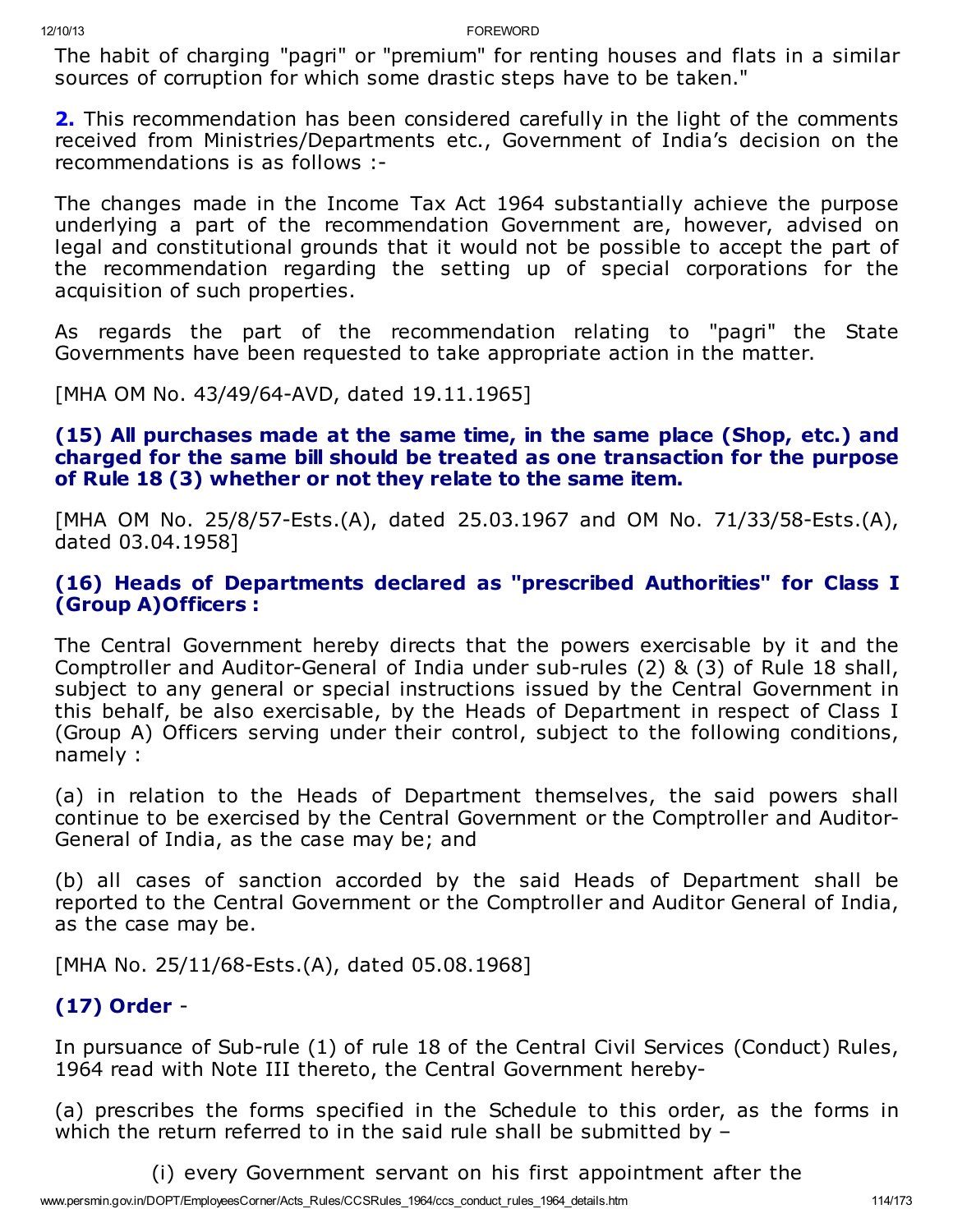The habit of charging "pagri" or "premium" for renting houses and flats in a similar sources of corruption for which some drastic steps have to be taken."

**2.** This recommendation has been considered carefully in the light of the comments received from Ministries/Departments etc., Government of India's decision on the recommendations is as follows :-

The changes made in the Income Tax Act 1964 substantially achieve the purpose underlying a part of the recommendation Government are, however, advised on legal and constitutional grounds that it would not be possible to accept the part of the recommendation regarding the setting up of special corporations for the acquisition of such properties.

As regards the part of the recommendation relating to "pagri" the State Governments have been requested to take appropriate action in the matter.

[MHA OM No. 43/49/64-AVD, dated 19.11.1965]

### (15) All purchases made at the same time, in the same place (Shop, etc.) and charged for the same bill should be treated as one transaction for the purpose of Rule 18 (3) whether or not they relate to the same item.

[MHA OM No. 25/8/57-Ests.(A), dated 25.03.1967 and OM No. 71/33/58-Ests.(A), dated 03.04.1958]

### (16) Heads of Departments declared as "prescribed Authorities" for Class I (Group A)Officers :

The Central Government hereby directs that the powers exercisable by it and the Comptroller and Auditor-General of India under sub-rules (2) & (3) of Rule 18 shall, subject to any general or special instructions issued by the Central Government in this behalf, be also exercisable, by the Heads of Department in respect of Class I (Group A) Officers serving under their control, subject to the following conditions, namely :

(a) in relation to the Heads of Department themselves, the said powers shall continue to be exercised by the Central Government or the Comptroller and Auditor-General of India, as the case may be; and

(b) all cases of sanction accorded by the said Heads of Department shall be reported to the Central Government or the Comptroller and Auditor General of India, as the case may be.

[MHA No. 25/11/68-Ests.(A), dated 05.08.1968]

### (17) Order -

In pursuance of Sub-rule (1) of rule 18 of the Central Civil Services (Conduct) Rules, 1964 read with Note III thereto, the Central Government hereby-

(a) prescribes the forms specified in the Schedule to this order, as the forms in which the return referred to in the said rule shall be submitted by –

(i) every Government servant on his first appointment after the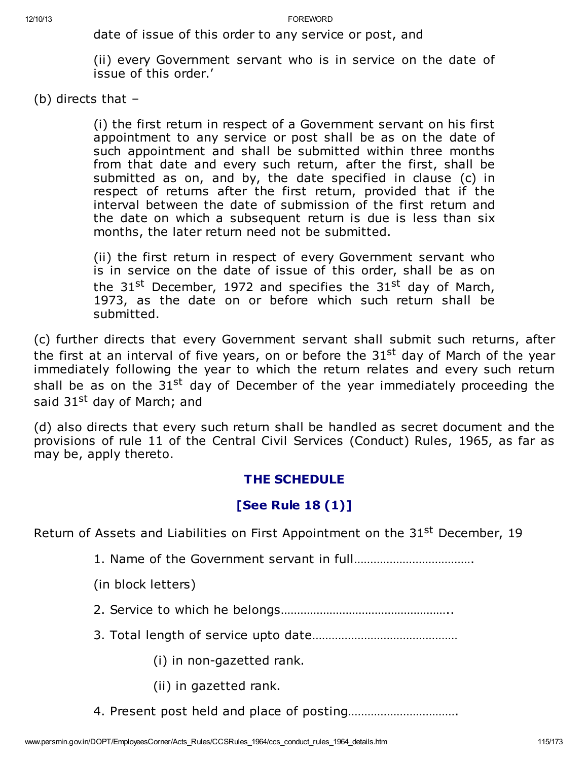date of issue of this order to any service or post, and

(ii) every Government servant who is in service on the date of issue of this order.'

(b) directs that –

(i) the first return in respect of a Government servant on his first appointment to any service or post shall be as on the date of such appointment and shall be submitted within three months from that date and every such return, after the first, shall be submitted as on, and by, the date specified in clause (c) in respect of returns after the first return, provided that if the interval between the date of submission of the first return and the date on which a subsequent return is due is less than six months, the later return need not be submitted.

(ii) the first return in respect of every Government servant who is in service on the date of issue of this order, shall be as on the 31st December, 1972 and specifies the 31st day of March, 1973, as the date on or before which such return shall be submitted.

(c) further directs that every Government servant shall submit such returns, after the first at an interval of five years, on or before the 31st day of March of the year immediately following the year to which the return relates and every such return shall be as on the 31st day of December of the year immediately proceeding the said 31st day of March; and

(d) also directs that every such return shall be handled as secret document and the provisions of rule 11 of the Central Civil Services (Conduct) Rules, 1965, as far as may be, apply thereto.

## THE SCHEDULE

## [See Rule 18 (1)]

Return of Assets and Liabilities on First Appointment on the 31st December, 19

1. Name of the Government servant in full……………………………….

(in block letters)

2. Service to which he belongs……………………………………………..

3. Total length of service upto date………………………………………

(i) in non-gazetted rank.

(ii) in gazetted rank.

4. Present post held and place of posting…………………………….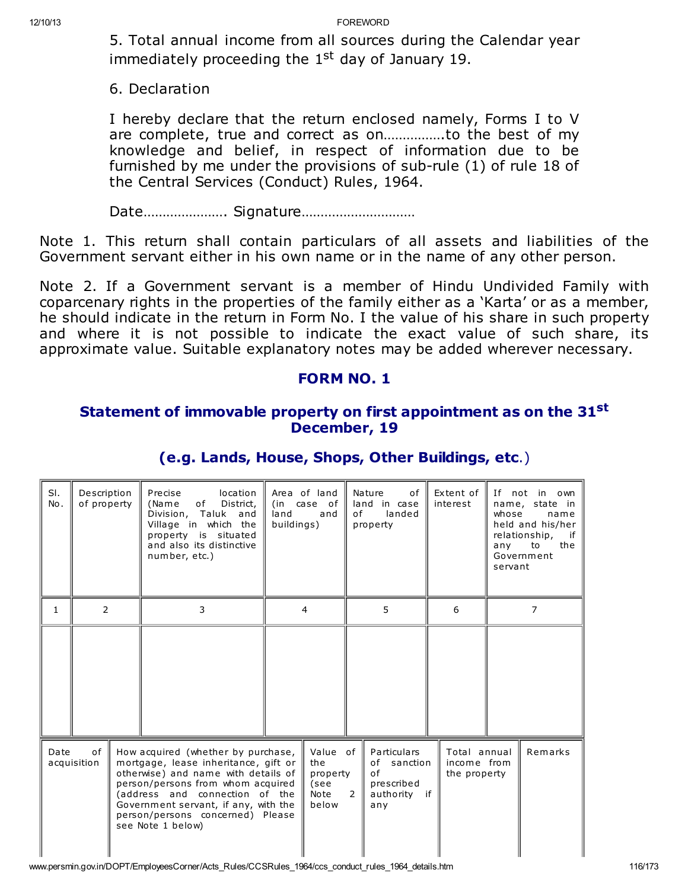5. Total annual income from all sources during the Calendar year immediately proceeding the 1st day of January 19.

6. Declaration

I hereby declare that the return enclosed namely, Forms I to V are complete, true and correct as on……………to the best of my knowledge and belief, in respect of information due to be furnished by me under the provisions of sub-rule (1) of rule 18 of the Central Services (Conduct) Rules, 1964.

Date…………………. Signature…………………………

Note 1. This return shall contain particulars of all assets and liabilities of the Government servant either in his own name or in the name of any other person.

Note 2. If a Government servant is a member of Hindu Undivided Family with coparcenary rights in the properties of the family either as a 'Karta' or as a member, he should indicate in the return in Form No. I the value of his share in such property and where it is not possible to indicate the exact value of such share, its approximate value. Suitable explanatory notes may be added wherever necessary.

## FORM NO. 1

### Statement of immovable property on first appointment as on the 31st December, 19

### (e.g. Lands, House, Shops, Other Buildings, etc.)

| Sl. No. | Description of property | Precise location (Name of District, Division, Taluk and Village in which the property is situated and also its distinctive number, etc.) | Area of land (in case of land and buildings) | Nature of land in case of landed property | Extent of interest | If not in own name, state in whose name held and his/her relationship, if any to the Government servant |
|---|---|---|---|---|---|---|
| 1 | 2 | 3 | 4 | 5 | 6 | 7 |
| | | | | | | |

| Date of acquisition | How acquired (whether by purchase, mortgage, lease inheritance, gift or otherwise) and name with details of person/persons from whom acquired (address and connection of the Government servant, if any, with the person/persons concerned) Please see Note 1 below) | Value of the property (see Note 2 below | Particulars of sanction of prescribed authority if any | Total annual income from the property | Remarks |
|---|---|---|---|---|---|
| | | | | | |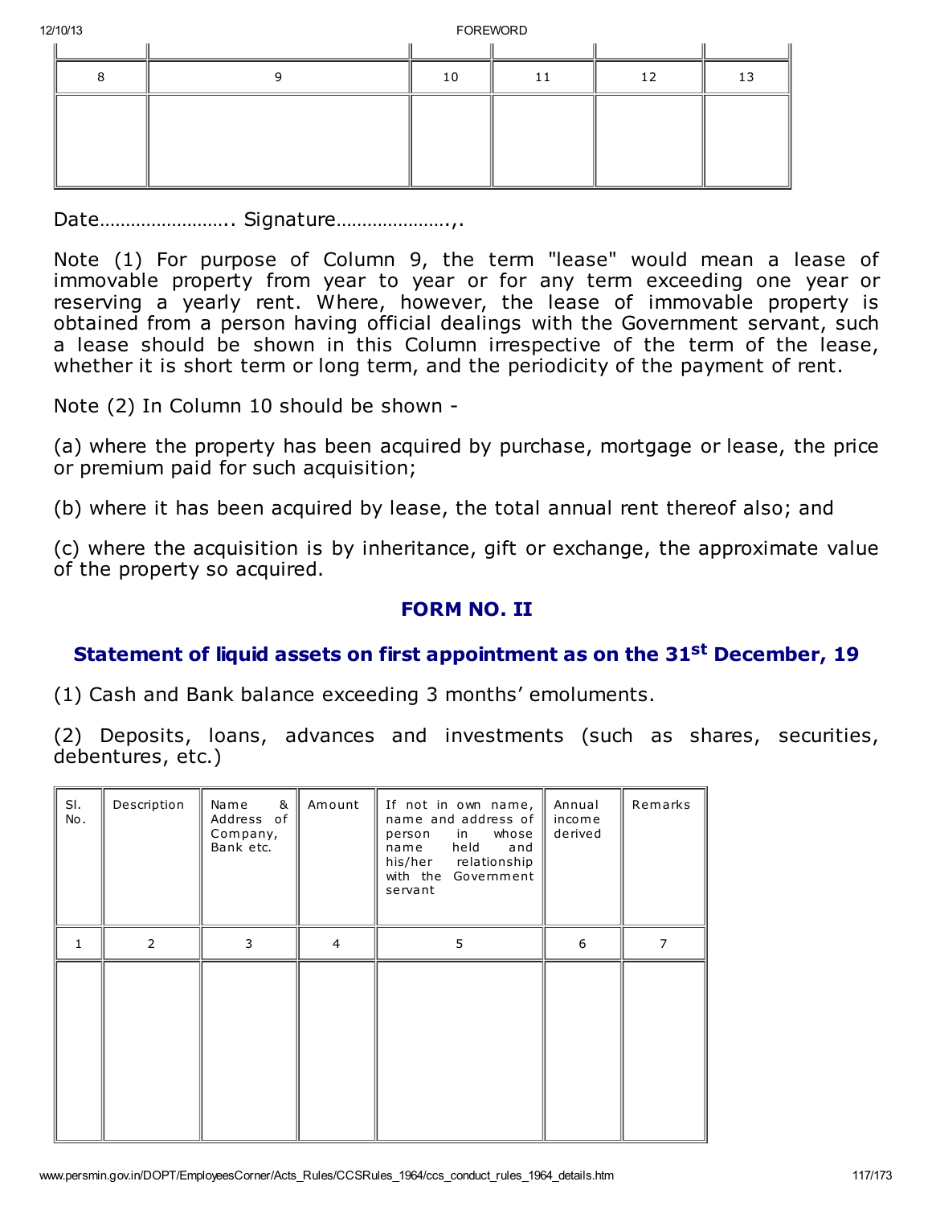| 8 | 9 | 10 | 11 | 12 | 13 |
|---|---|---|---|---|---|
| | | | | | |

Date…………………….. Signature…………………..,.

Note (1) For purpose of Column 9, the term "lease" would mean a lease of immovable property from year to year or for any term exceeding one year or reserving a yearly rent. Where, however, the lease of immovable property is obtained from a person having official dealings with the Government servant, such a lease should be shown in this Column irrespective of the term of the lease, whether it is short term or long term, and the periodicity of the payment of rent.

Note (2) In Column 10 should be shown -

(a) where the property has been acquired by purchase, mortgage or lease, the price or premium paid for such acquisition;

(b) where it has been acquired by lease, the total annual rent thereof also; and

(c) where the acquisition is by inheritance, gift or exchange, the approximate value of the property so acquired.

## FORM NO. II

## Statement of liquid assets on first appointment as on the 31st December, 19

(1) Cash and Bank balance exceeding 3 months' emoluments.

(2) Deposits, loans, advances and investments (such as shares, securities, debentures, etc.)

| Sl. No. | Description | Name & Address of Company, Bank etc. | Amount | If not in own name, name and address of person in whose name held and his/her relationship with the Government servant | Annual income derived | Remarks |
|---|---|---|---|---|---|---|
| 1 | 2 | 3 | 4 | 5 | 6 | 7 |
| | | | | | | |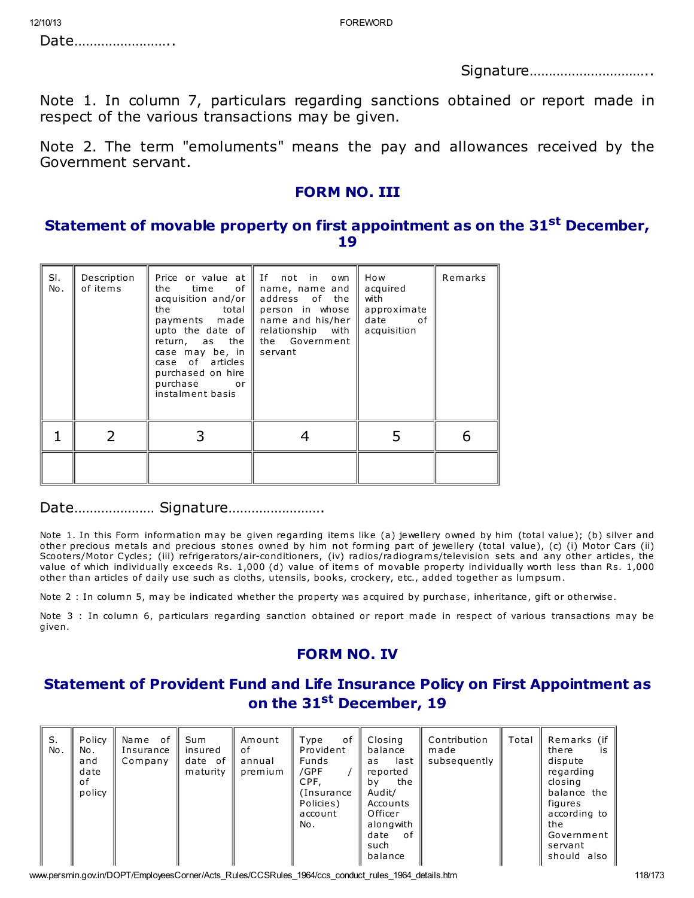Date……………………..

Signature…………………………..

Note 1. In column 7, particulars regarding sanctions obtained or report made in respect of the various transactions may be given.

Note 2. The term "emoluments" means the pay and allowances received by the Government servant.

## FORM NO. III

## Statement of movable property on first appointment as on the 31st December, 19

| Sl. No. | Description of items | Price or value at the time of acquisition and/or the total payments made upto the date of return, as the case may be, in case of articles purchased on hire purchase or instalment basis | If not in own name, name and address of the person in whose name and his/her relationship with the Government servant | How acquired with approximate date of acquisition | Remarks |
|---|---|---|---|---|---|
| 1 | 2 | 3 | 4 | 5 | 6 |
| | | | | | |

Date………………… Signature…………………….

Note 1. In this Form information may be given regarding items like (a) jewellery owned by him (total value); (b) silver and other precious metals and precious stones owned by him not forming part of jewellery (total value), (c) (i) Motor Cars (ii) Scooters/Motor Cycles; (iii) refrigerators/air-conditioners, (iv) radios/radiograms/television sets and any other articles, the value of which individually exceeds Rs. 1,000 (d) value of items of movable property individually worth less than Rs. 1,000 other than articles of daily use such as cloths, utensils, books, crockery, etc., added together as lumpsum.

Note 2 : In column 5, may be indicated whether the property was acquired by purchase, inheritance, gift or otherwise.

Note 3 : In column 6, particulars regarding sanction obtained or report made in respect of various transactions may be given.

## FORM NO. IV

## Statement of Provident Fund and Life Insurance Policy on First Appointment as on the 31st December, 19

| S. No. | Policy No. and date of policy | Name of Insurance Company | Sum insured date of maturity | Amount of annual premium | Type of Provident Funds /GPF / CPF, (Insurance Policies) account No. | Closing balance as last reported by the Audit/ Accounts Officer alongwith date of such balance | Contribution made subsequently | Total | Remarks (if there is dispute regarding closing balance the figures according to the Government servant should also |
|---|---|---|---|---|---|---|---|---|---|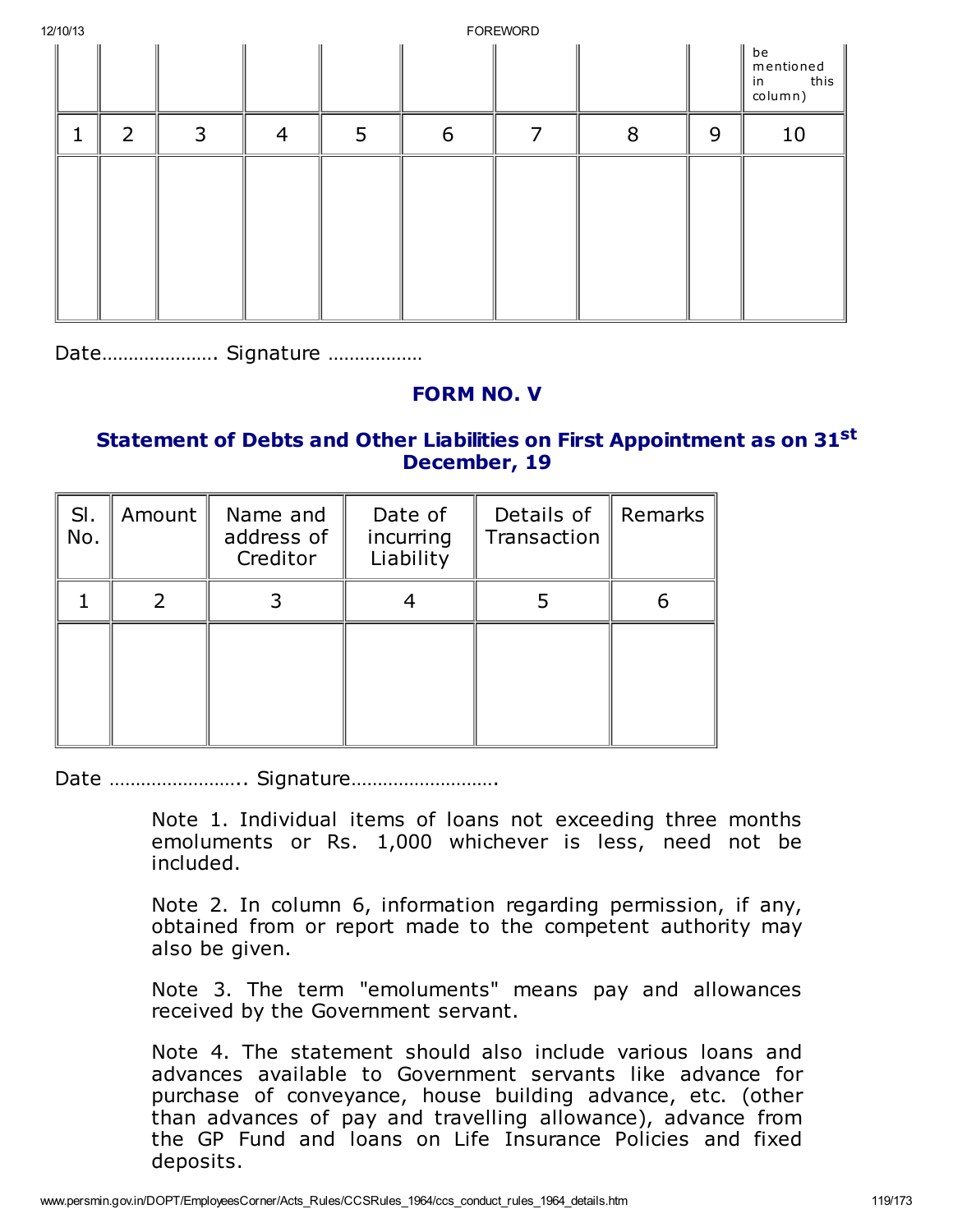| | | | | | | | | | be mentioned in this column) |
|---|---|---|---|---|---|---|---|---|---|
| 1 | 2 | 3 | 4 | 5 | 6 | 7 | 8 | 9 | 10 |
| | | | | | | | | | |

Date…………………. Signature ………………

## FORM NO. V

### Statement of Debts and Other Liabilities on First Appointment as on 31st December, 19

| Sl. No. | Amount | Name and address of Creditor | Date of incurring Liability | Details of Transaction | Remarks |
|---|---|---|---|---|---|
| 1 | 2 | 3 | 4 | 5 | 6 |
| | | | | | |

Date …………………….. Signature……………………….

Note 1. Individual items of loans not exceeding three months emoluments or Rs. 1,000 whichever is less, need not be included.

Note 2. In column 6, information regarding permission, if any, obtained from or report made to the competent authority may also be given.

Note 3. The term "emoluments" means pay and allowances received by the Government servant.

Note 4. The statement should also include various loans and advances available to Government servants like advance for purchase of conveyance, house building advance, etc. (other than advances of pay and travelling allowance), advance from the GP Fund and loans on Life Insurance Policies and fixed deposits.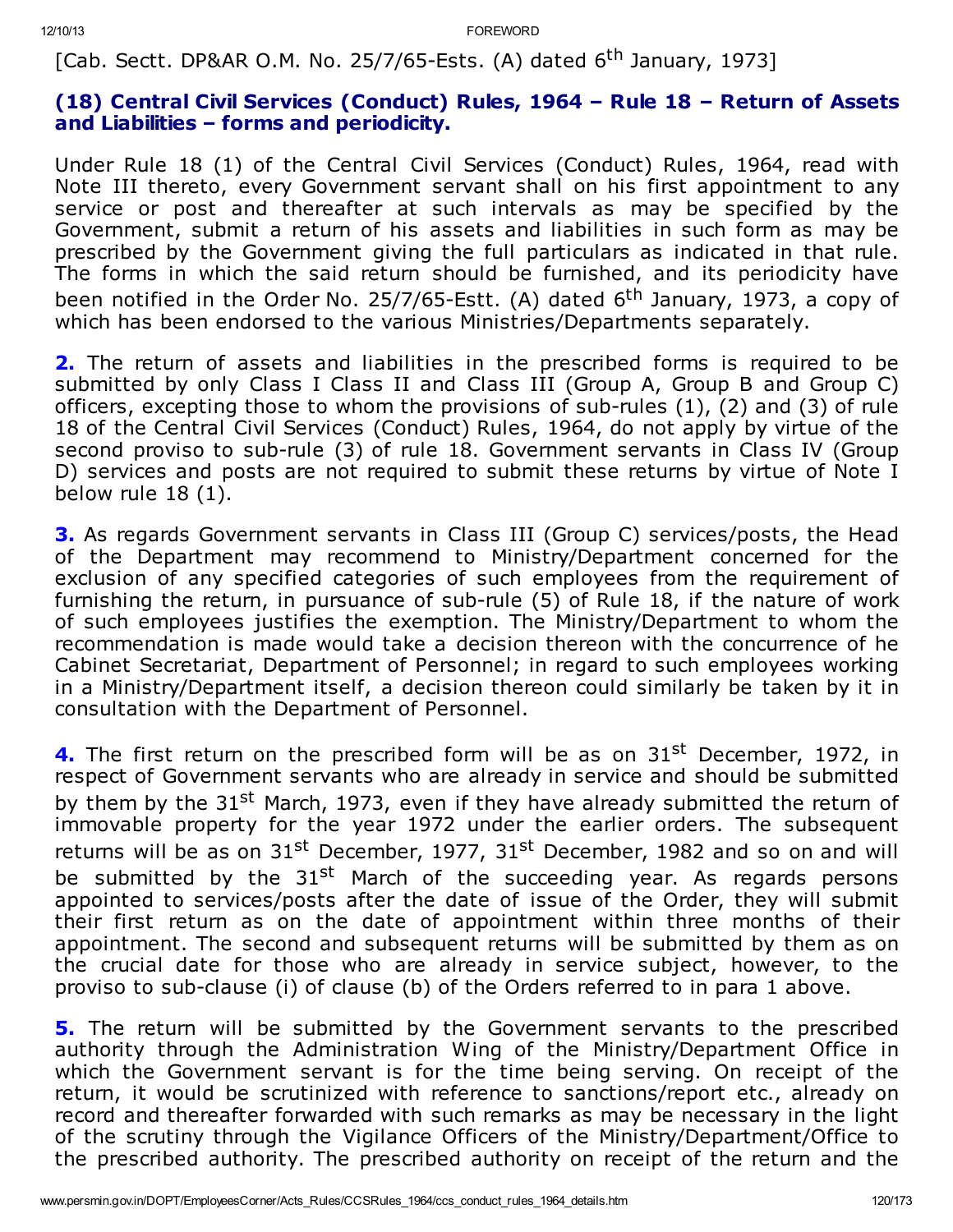[Cab. Sectt. DP&AR O.M. No. 25/7/65-Ests. (A) dated 6th January, 1973]

### (18) Central Civil Services (Conduct) Rules, 1964 – Rule 18 – Return of Assets and Liabilities – forms and periodicity.

Under Rule 18 (1) of the Central Civil Services (Conduct) Rules, 1964, read with Note III thereto, every Government servant shall on his first appointment to any service or post and thereafter at such intervals as may be specified by the Government, submit a return of his assets and liabilities in such form as may be prescribed by the Government giving the full particulars as indicated in that rule. The forms in which the said return should be furnished, and its periodicity have been notified in the Order No. 25/7/65-Estt. (A) dated 6th January, 1973, a copy of which has been endorsed to the various Ministries/Departments separately.

**2.** The return of assets and liabilities in the prescribed forms is required to be submitted by only Class I Class II and Class III (Group A, Group B and Group C) officers, excepting those to whom the provisions of sub-rules (1), (2) and (3) of rule 18 of the Central Civil Services (Conduct) Rules, 1964, do not apply by virtue of the second proviso to sub-rule (3) of rule 18. Government servants in Class IV (Group D) services and posts are not required to submit these returns by virtue of Note I below rule 18 (1).

**3.** As regards Government servants in Class III (Group C) services/posts, the Head of the Department may recommend to Ministry/Department concerned for the exclusion of any specified categories of such employees from the requirement of furnishing the return, in pursuance of sub-rule (5) of Rule 18, if the nature of work of such employees justifies the exemption. The Ministry/Department to whom the recommendation is made would take a decision thereon with the concurrence of he Cabinet Secretariat, Department of Personnel; in regard to such employees working in a Ministry/Department itself, a decision thereon could similarly be taken by it in consultation with the Department of Personnel.

**4.** The first return on the prescribed form will be as on 31st December, 1972, in respect of Government servants who are already in service and should be submitted by them by the 31st March, 1973, even if they have already submitted the return of immovable property for the year 1972 under the earlier orders. The subsequent returns will be as on 31st December, 1977, 31st December, 1982 and so on and will be submitted by the 31st March of the succeeding year. As regards persons appointed to services/posts after the date of issue of the Order, they will submit their first return as on the date of appointment within three months of their appointment. The second and subsequent returns will be submitted by them as on the crucial date for those who are already in service subject, however, to the proviso to sub-clause (i) of clause (b) of the Orders referred to in para 1 above.

**5.** The return will be submitted by the Government servants to the prescribed authority through the Administration Wing of the Ministry/Department Office in which the Government servant is for the time being serving. On receipt of the return, it would be scrutinized with reference to sanctions/report etc., already on record and thereafter forwarded with such remarks as may be necessary in the light of the scrutiny through the Vigilance Officers of the Ministry/Department/Office to the prescribed authority. The prescribed authority on receipt of the return and the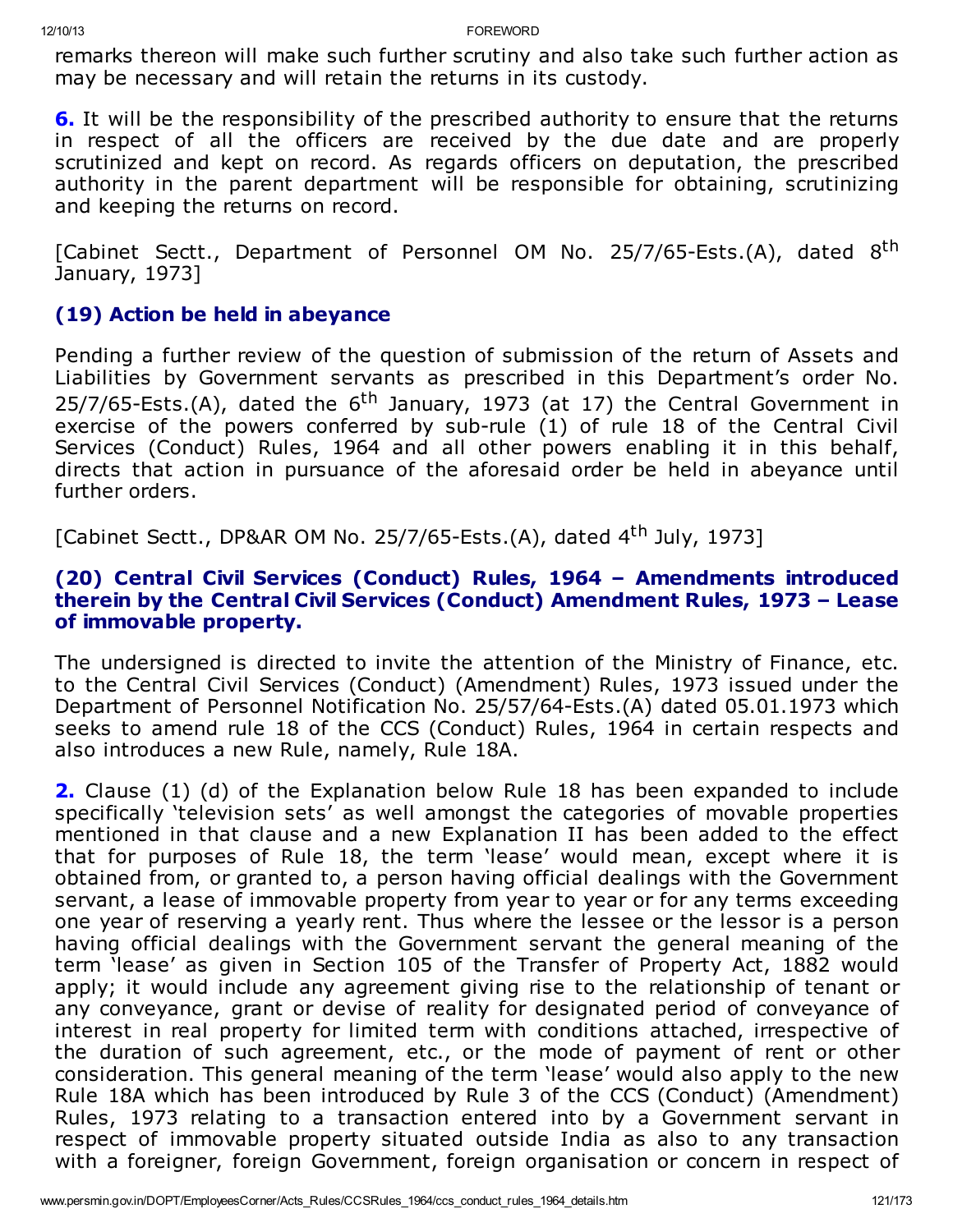remarks thereon will make such further scrutiny and also take such further action as may be necessary and will retain the returns in its custody.

**6.** It will be the responsibility of the prescribed authority to ensure that the returns in respect of all the officers are received by the due date and are properly scrutinized and kept on record. As regards officers on deputation, the prescribed authority in the parent department will be responsible for obtaining, scrutinizing and keeping the returns on record.

[Cabinet Sectt., Department of Personnel OM No. 25/7/65-Ests.(A), dated 8th January, 1973]

### (19) Action be held in abeyance

Pending a further review of the question of submission of the return of Assets and Liabilities by Government servants as prescribed in this Department's order No. 25/7/65-Ests.(A), dated the 6th January, 1973 (at 17) the Central Government in exercise of the powers conferred by sub-rule (1) of rule 18 of the Central Civil Services (Conduct) Rules, 1964 and all other powers enabling it in this behalf, directs that action in pursuance of the aforesaid order be held in abeyance until further orders.

[Cabinet Sectt., DP&AR OM No. 25/7/65-Ests.(A), dated 4th July, 1973]

### (20) Central Civil Services (Conduct) Rules, 1964 – Amendments introduced therein by the Central Civil Services (Conduct) Amendment Rules, 1973 – Lease of immovable property.

The undersigned is directed to invite the attention of the Ministry of Finance, etc. to the Central Civil Services (Conduct) (Amendment) Rules, 1973 issued under the Department of Personnel Notification No. 25/57/64-Ests.(A) dated 05.01.1973 which seeks to amend rule 18 of the CCS (Conduct) Rules, 1964 in certain respects and also introduces a new Rule, namely, Rule 18A.

**2.** Clause (1) (d) of the Explanation below Rule 18 has been expanded to include specifically 'television sets' as well amongst the categories of movable properties mentioned in that clause and a new Explanation II has been added to the effect that for purposes of Rule 18, the term 'lease' would mean, except where it is obtained from, or granted to, a person having official dealings with the Government servant, a lease of immovable property from year to year or for any terms exceeding one year of reserving a yearly rent. Thus where the lessee or the lessor is a person having official dealings with the Government servant the general meaning of the term 'lease' as given in Section 105 of the Transfer of Property Act, 1882 would apply; it would include any agreement giving rise to the relationship of tenant or any conveyance, grant or devise of reality for designated period of conveyance of interest in real property for limited term with conditions attached, irrespective of the duration of such agreement, etc., or the mode of payment of rent or other consideration. This general meaning of the term 'lease' would also apply to the new Rule 18A which has been introduced by Rule 3 of the CCS (Conduct) (Amendment) Rules, 1973 relating to a transaction entered into by a Government servant in respect of immovable property situated outside India as also to any transaction with a foreigner, foreign Government, foreign organisation or concern in respect of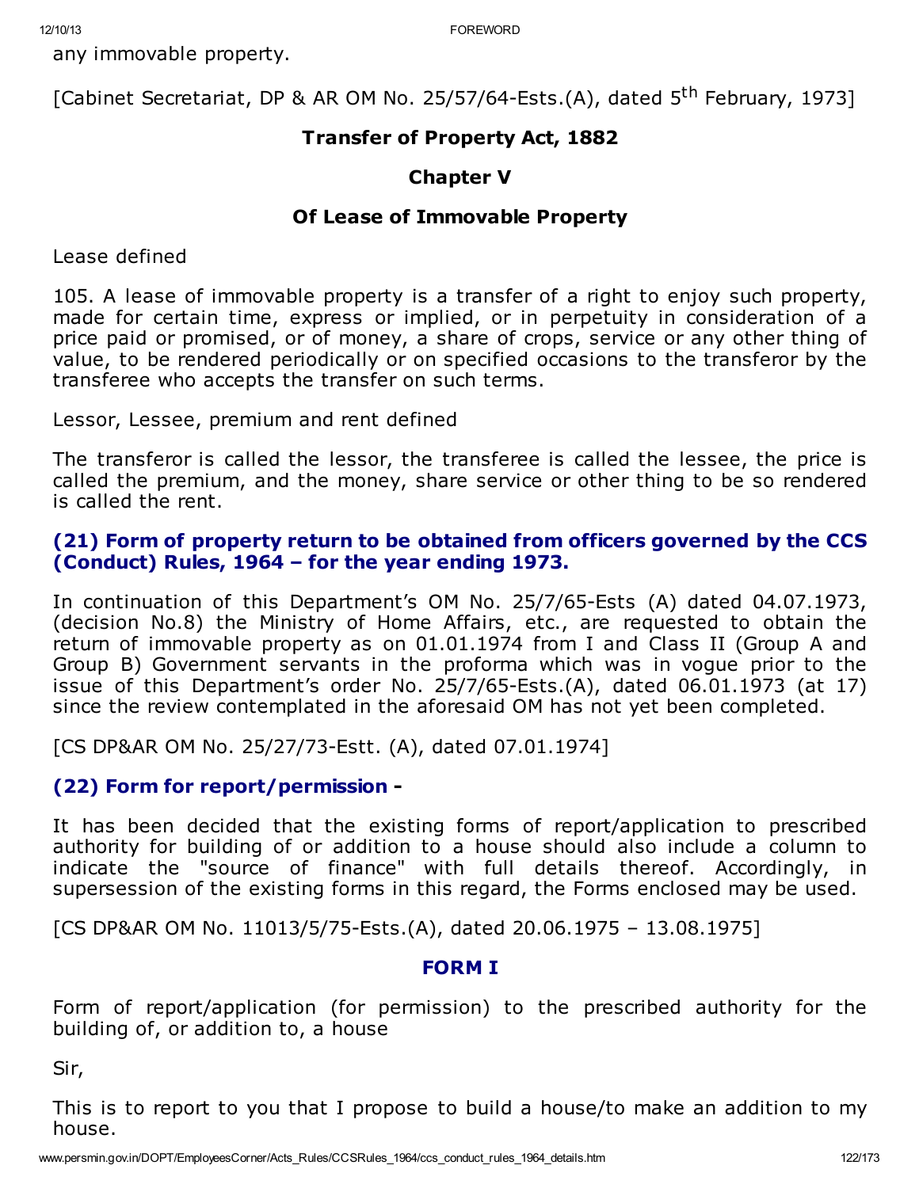any immovable property.

[Cabinet Secretariat, DP & AR OM No. 25/57/64-Ests.(A), dated 5th February, 1973]

**Transfer of Property Act, 1882**

**Chapter V**

**Of Lease of Immovable Property**

Lease defined

105. A lease of immovable property is a transfer of a right to enjoy such property, made for certain time, express or implied, or in perpetuity in consideration of a price paid or promised, or of money, a share of crops, service or any other thing of value, to be rendered periodically or on specified occasions to the transferor by the transferee who accepts the transfer on such terms.

Lessor, Lessee, premium and rent defined

The transferor is called the lessor, the transferee is called the lessee, the price is called the premium, and the money, share service or other thing to be so rendered is called the rent.

### (21) Form of property return to be obtained from officers governed by the CCS (Conduct) Rules, 1964 – for the year ending 1973.

In continuation of this Department's OM No. 25/7/65-Ests (A) dated 04.07.1973, (decision No.8) the Ministry of Home Affairs, etc., are requested to obtain the return of immovable property as on 01.01.1974 from I and Class II (Group A and Group B) Government servants in the proforma which was in vogue prior to the issue of this Department's order No. 25/7/65-Ests.(A), dated 06.01.1973 (at 17) since the review contemplated in the aforesaid OM has not yet been completed.

[CS DP&AR OM No. 25/27/73-Estt. (A), dated 07.01.1974]

### (22) Form for report/permission -

It has been decided that the existing forms of report/application to prescribed authority for building of or addition to a house should also include a column to indicate the "source of finance" with full details thereof. Accordingly, in supersession of the existing forms in this regard, the Forms enclosed may be used.

[CS DP&AR OM No. 11013/5/75-Ests.(A), dated 20.06.1975 – 13.08.1975]

### FORM I

Form of report/application (for permission) to the prescribed authority for the building of, or addition to, a house

Sir,

This is to report to you that I propose to build a house/to make an addition to my house.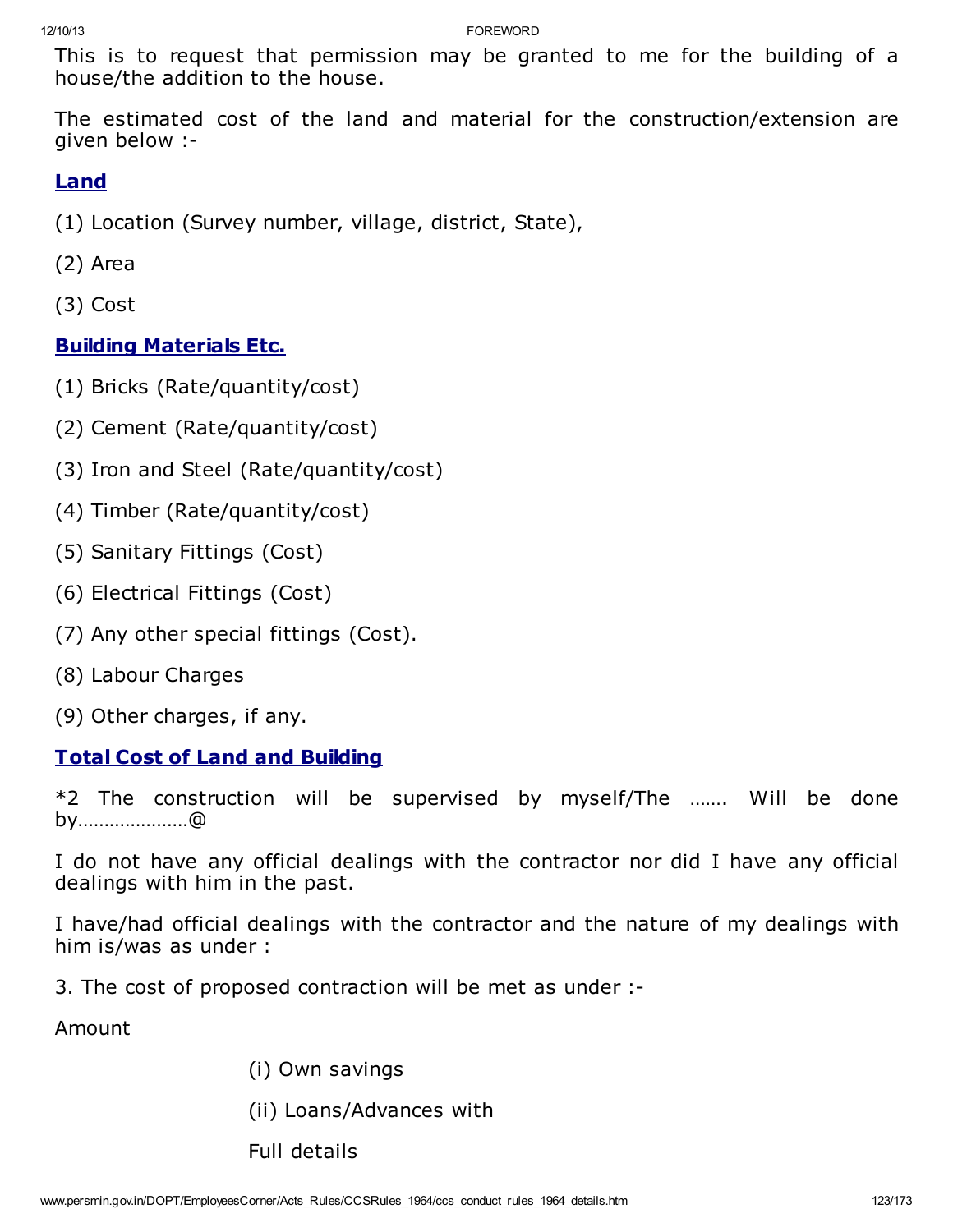This is to request that permission may be granted to me for the building of a house/the addition to the house.

The estimated cost of the land and material for the construction/extension are given below :-

**Land**

(1) Location (Survey number, village, district, State),

(2) Area

(3) Cost

**Building Materials Etc.**

(1) Bricks (Rate/quantity/cost)

(2) Cement (Rate/quantity/cost)

(3) Iron and Steel (Rate/quantity/cost)

(4) Timber (Rate/quantity/cost)

(5) Sanitary Fittings (Cost)

(6) Electrical Fittings (Cost)

(7) Any other special fittings (Cost).

(8) Labour Charges

(9) Other charges, if any.

**Total Cost of Land and Building**

*2 The construction will be supervised by myself/The ……. Will be done by…………………@

I do not have any official dealings with the contractor nor did I have any official dealings with him in the past.

I have/had official dealings with the contractor and the nature of my dealings with him is/was as under :

3. The cost of proposed contraction will be met as under :-

Amount

(i) Own savings

(ii) Loans/Advances with

Full details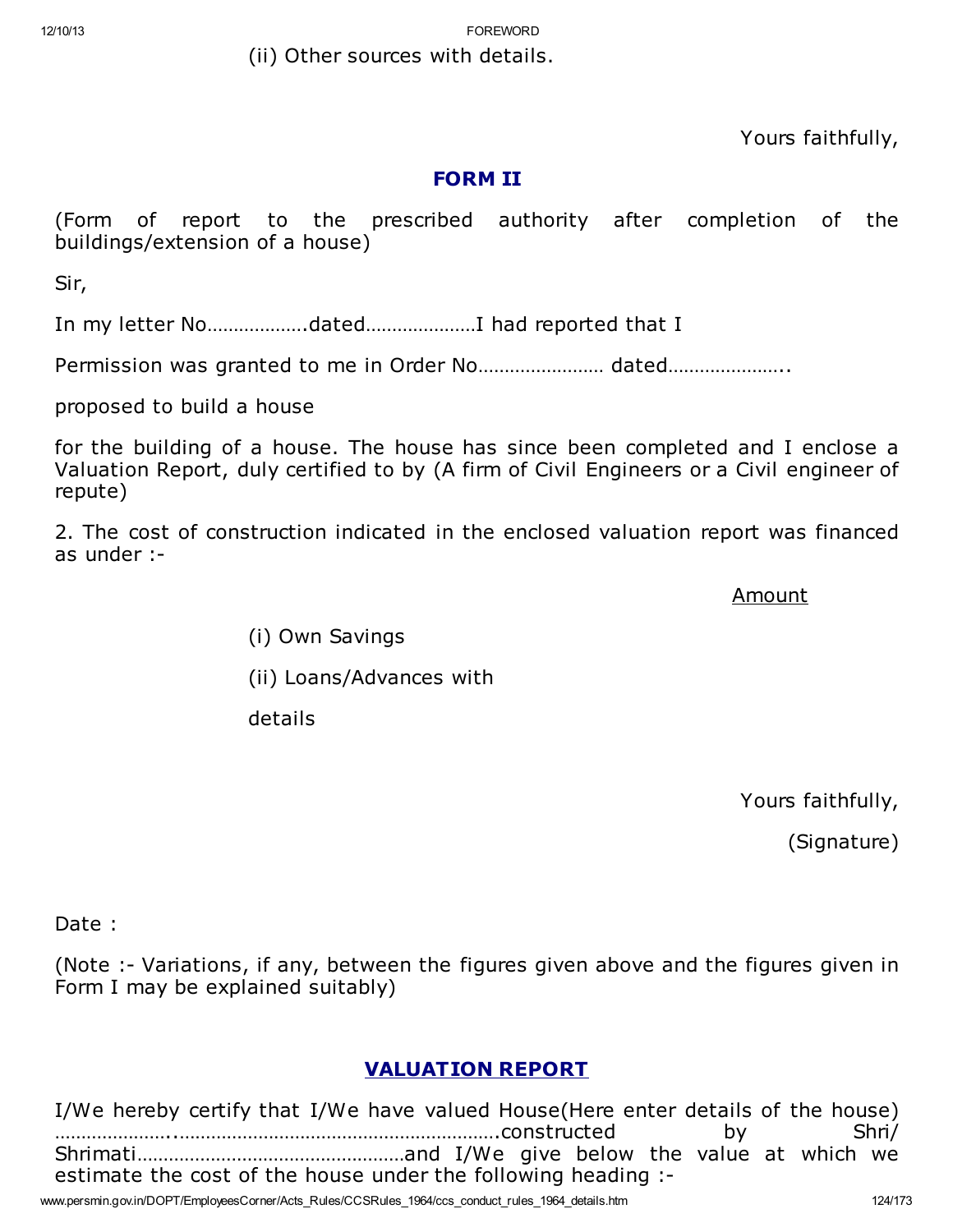(ii) Other sources with details.

Yours faithfully,

## FORM II

(Form of report to the prescribed authority after completion of the buildings/extension of a house)

Sir,

In my letter No……………….dated…………………I had reported that I

Permission was granted to me in Order No…………………… dated…………………..

proposed to build a house

for the building of a house. The house has since been completed and I enclose a Valuation Report, duly certified to by (A firm of Civil Engineers or a Civil engineer of repute)

2. The cost of construction indicated in the enclosed valuation report was financed as under :-

Amount

(i) Own Savings

(ii) Loans/Advances with

details

Yours faithfully,

(Signature)

Date :

(Note :- Variations, if any, between the figures given above and the figures given in Form I may be explained suitably)

## VALUATION REPORT

I/We hereby certify that I/We have valued House(Here enter details of the house) …………………..……………………………………………………….constructed by Shri/ Shrimati……………………………………………and I/We give below the value at which we estimate the cost of the house under the following heading :-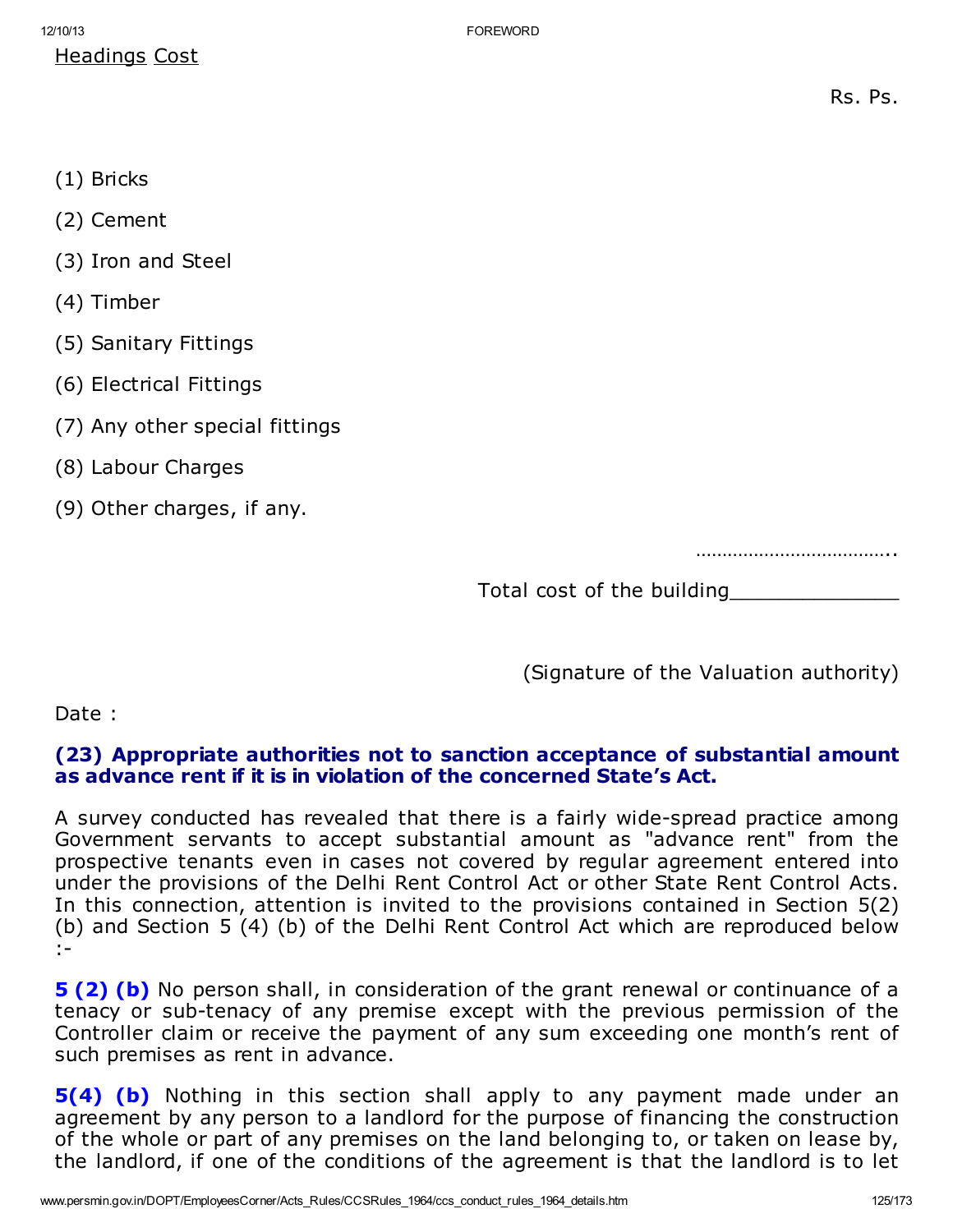<u>Headings</u> <u>Cost</u>

Rs. Ps.

(1) Bricks

(2) Cement

(3) Iron and Steel

(4) Timber

(5) Sanitary Fittings

(6) Electrical Fittings

(7) Any other special fittings

(8) Labour Charges

(9) Other charges, if any.

………………………………..

Total cost of the building______________

(Signature of the Valuation authority)

Date :

### (23) Appropriate authorities not to sanction acceptance of substantial amount as advance rent if it is in violation of the concerned State's Act.

A survey conducted has revealed that there is a fairly wide-spread practice among Government servants to accept substantial amount as "advance rent" from the prospective tenants even in cases not covered by regular agreement entered into under the provisions of the Delhi Rent Control Act or other State Rent Control Acts. In this connection, attention is invited to the provisions contained in Section 5(2) (b) and Section 5 (4) (b) of the Delhi Rent Control Act which are reproduced below :-

**5 (2) (b)** No person shall, in consideration of the grant renewal or continuance of a tenacy or sub-tenacy of any premise except with the previous permission of the Controller claim or receive the payment of any sum exceeding one month's rent of such premises as rent in advance.

**5(4) (b)** Nothing in this section shall apply to any payment made under an agreement by any person to a landlord for the purpose of financing the construction of the whole or part of any premises on the land belonging to, or taken on lease by, the landlord, if one of the conditions of the agreement is that the landlord is to let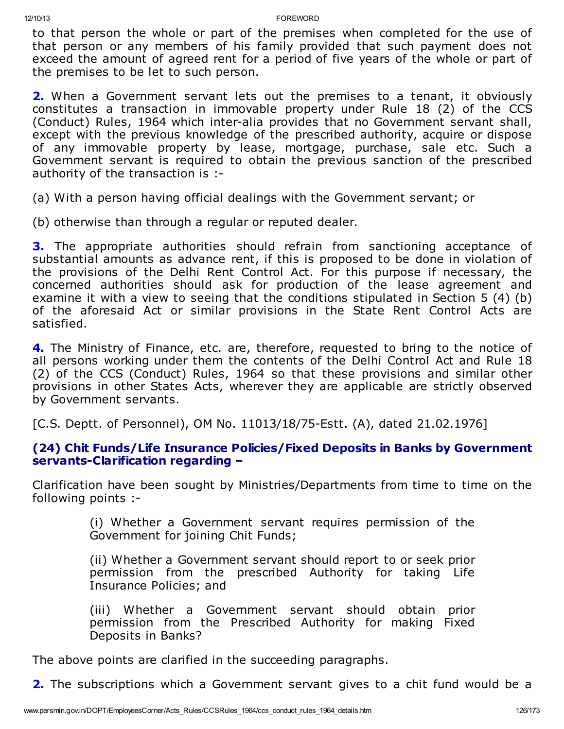to that person the whole or part of the premises when completed for the use of that person or any members of his family provided that such payment does not exceed the amount of agreed rent for a period of five years of the whole or part of the premises to be let to such person.

**2.** When a Government servant lets out the premises to a tenant, it obviously constitutes a transaction in immovable property under Rule 18 (2) of the CCS (Conduct) Rules, 1964 which inter-alia provides that no Government servant shall, except with the previous knowledge of the prescribed authority, acquire or dispose of any immovable property by lease, mortgage, purchase, sale etc. Such a Government servant is required to obtain the previous sanction of the prescribed authority of the transaction is :-

(a) With a person having official dealings with the Government servant; or

(b) otherwise than through a regular or reputed dealer.

**3.** The appropriate authorities should refrain from sanctioning acceptance of substantial amounts as advance rent, if this is proposed to be done in violation of the provisions of the Delhi Rent Control Act. For this purpose if necessary, the concerned authorities should ask for production of the lease agreement and examine it with a view to seeing that the conditions stipulated in Section 5 (4) (b) of the aforesaid Act or similar provisions in the State Rent Control Acts are satisfied.

**4.** The Ministry of Finance, etc. are, therefore, requested to bring to the notice of all persons working under them the contents of the Delhi Control Act and Rule 18 (2) of the CCS (Conduct) Rules, 1964 so that these provisions and similar other provisions in other States Acts, wherever they are applicable are strictly observed by Government servants.

[C.S. Deptt. of Personnel), OM No. 11013/18/75-Estt. (A), dated 21.02.1976]

### (24) Chit Funds/Life Insurance Policies/Fixed Deposits in Banks by Government servants-Clarification regarding –

Clarification have been sought by Ministries/Departments from time to time on the following points :-

> (i) Whether a Government servant requires permission of the Government for joining Chit Funds;
>
> (ii) Whether a Government servant should report to or seek prior permission from the prescribed Authority for taking Life Insurance Policies; and
>
> (iii) Whether a Government servant should obtain prior permission from the Prescribed Authority for making Fixed Deposits in Banks?

The above points are clarified in the succeeding paragraphs.

**2.** The subscriptions which a Government servant gives to a chit fund would be a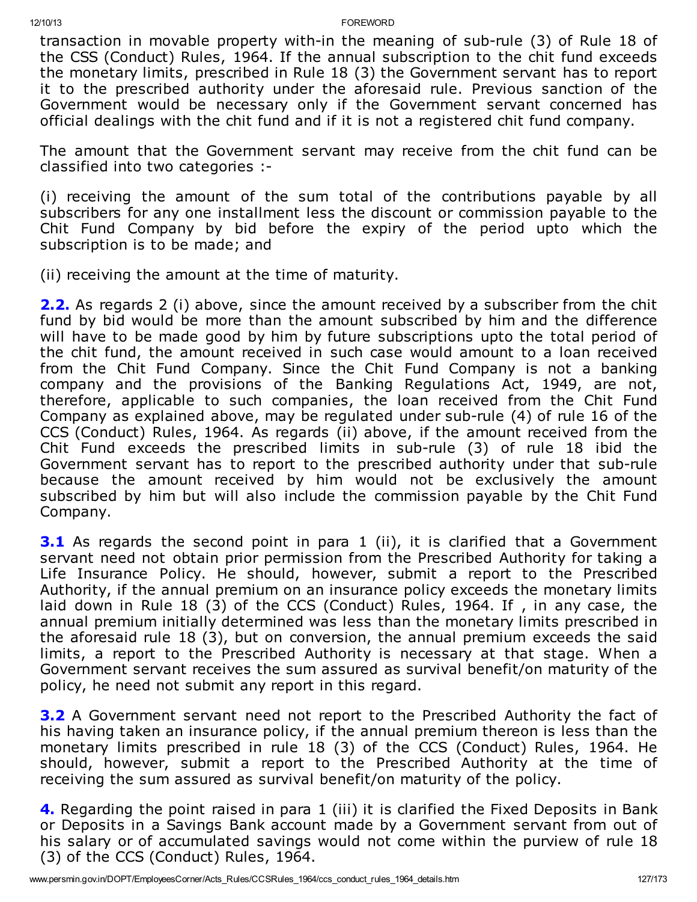transaction in movable property with-in the meaning of sub-rule (3) of Rule 18 of the CSS (Conduct) Rules, 1964. If the annual subscription to the chit fund exceeds the monetary limits, prescribed in Rule 18 (3) the Government servant has to report it to the prescribed authority under the aforesaid rule. Previous sanction of the Government would be necessary only if the Government servant concerned has official dealings with the chit fund and if it is not a registered chit fund company.

The amount that the Government servant may receive from the chit fund can be classified into two categories :-

(i) receiving the amount of the sum total of the contributions payable by all subscribers for any one installment less the discount or commission payable to the Chit Fund Company by bid before the expiry of the period upto which the subscription is to be made; and

(ii) receiving the amount at the time of maturity.

**2.2.** As regards 2 (i) above, since the amount received by a subscriber from the chit fund by bid would be more than the amount subscribed by him and the difference will have to be made good by him by future subscriptions upto the total period of the chit fund, the amount received in such case would amount to a loan received from the Chit Fund Company. Since the Chit Fund Company is not a banking company and the provisions of the Banking Regulations Act, 1949, are not, therefore, applicable to such companies, the loan received from the Chit Fund Company as explained above, may be regulated under sub-rule (4) of rule 16 of the CCS (Conduct) Rules, 1964. As regards (ii) above, if the amount received from the Chit Fund exceeds the prescribed limits in sub-rule (3) of rule 18 ibid the Government servant has to report to the prescribed authority under that sub-rule because the amount received by him would not be exclusively the amount subscribed by him but will also include the commission payable by the Chit Fund Company.

**3.1** As regards the second point in para 1 (ii), it is clarified that a Government servant need not obtain prior permission from the Prescribed Authority for taking a Life Insurance Policy. He should, however, submit a report to the Prescribed Authority, if the annual premium on an insurance policy exceeds the monetary limits laid down in Rule 18 (3) of the CCS (Conduct) Rules, 1964. If , in any case, the annual premium initially determined was less than the monetary limits prescribed in the aforesaid rule 18 (3), but on conversion, the annual premium exceeds the said limits, a report to the Prescribed Authority is necessary at that stage. When a Government servant receives the sum assured as survival benefit/on maturity of the policy, he need not submit any report in this regard.

**3.2** A Government servant need not report to the Prescribed Authority the fact of his having taken an insurance policy, if the annual premium thereon is less than the monetary limits prescribed in rule 18 (3) of the CCS (Conduct) Rules, 1964. He should, however, submit a report to the Prescribed Authority at the time of receiving the sum assured as survival benefit/on maturity of the policy.

**4.** Regarding the point raised in para 1 (iii) it is clarified the Fixed Deposits in Bank or Deposits in a Savings Bank account made by a Government servant from out of his salary or of accumulated savings would not come within the purview of rule 18 (3) of the CCS (Conduct) Rules, 1964.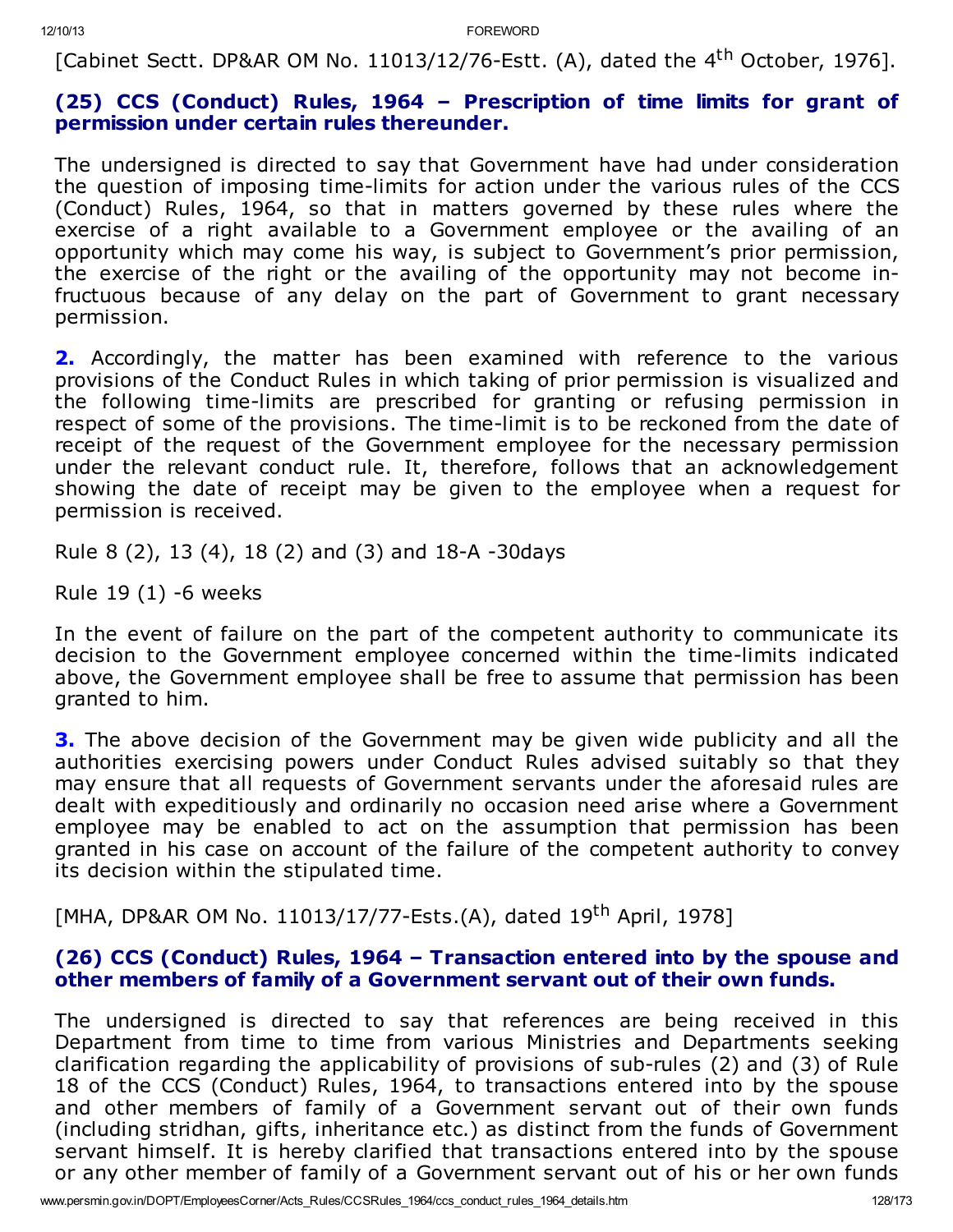[Cabinet Sectt. DP&AR OM No. 11013/12/76-Estt. (A), dated the 4th October, 1976].

### (25) CCS (Conduct) Rules, 1964 – Prescription of time limits for grant of permission under certain rules thereunder.

The undersigned is directed to say that Government have had under consideration the question of imposing time-limits for action under the various rules of the CCS (Conduct) Rules, 1964, so that in matters governed by these rules where the exercise of a right available to a Government employee or the availing of an opportunity which may come his way, is subject to Government's prior permission, the exercise of the right or the availing of the opportunity may not become in-fructuous because of any delay on the part of Government to grant necessary permission.

**2.** Accordingly, the matter has been examined with reference to the various provisions of the Conduct Rules in which taking of prior permission is visualized and the following time-limits are prescribed for granting or refusing permission in respect of some of the provisions. The time-limit is to be reckoned from the date of receipt of the request of the Government employee for the necessary permission under the relevant conduct rule. It, therefore, follows that an acknowledgement showing the date of receipt may be given to the employee when a request for permission is received.

Rule 8 (2), 13 (4), 18 (2) and (3) and 18-A -30days

Rule 19 (1) -6 weeks

In the event of failure on the part of the competent authority to communicate its decision to the Government employee concerned within the time-limits indicated above, the Government employee shall be free to assume that permission has been granted to him.

**3.** The above decision of the Government may be given wide publicity and all the authorities exercising powers under Conduct Rules advised suitably so that they may ensure that all requests of Government servants under the aforesaid rules are dealt with expeditiously and ordinarily no occasion need arise where a Government employee may be enabled to act on the assumption that permission has been granted in his case on account of the failure of the competent authority to convey its decision within the stipulated time.

[MHA, DP&AR OM No. 11013/17/77-Ests.(A), dated 19th April, 1978]

### (26) CCS (Conduct) Rules, 1964 – Transaction entered into by the spouse and other members of family of a Government servant out of their own funds.

The undersigned is directed to say that references are being received in this Department from time to time from various Ministries and Departments seeking clarification regarding the applicability of provisions of sub-rules (2) and (3) of Rule 18 of the CCS (Conduct) Rules, 1964, to transactions entered into by the spouse and other members of family of a Government servant out of their own funds (including stridhan, gifts, inheritance etc.) as distinct from the funds of Government servant himself. It is hereby clarified that transactions entered into by the spouse or any other member of family of a Government servant out of his or her own funds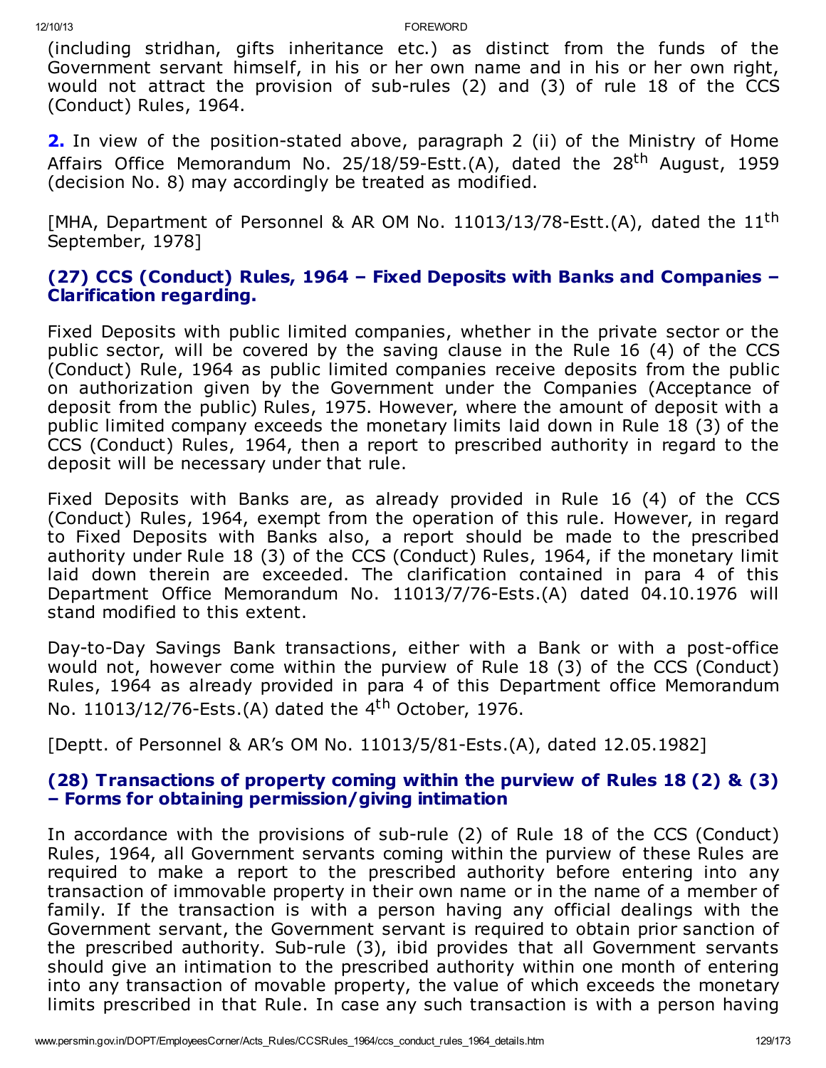(including stridhan, gifts inheritance etc.) as distinct from the funds of the Government servant himself, in his or her own name and in his or her own right, would not attract the provision of sub-rules (2) and (3) of rule 18 of the CCS (Conduct) Rules, 1964.

**2.** In view of the position-stated above, paragraph 2 (ii) of the Ministry of Home Affairs Office Memorandum No. 25/18/59-Estt.(A), dated the 28th August, 1959 (decision No. 8) may accordingly be treated as modified.

[MHA, Department of Personnel & AR OM No. 11013/13/78-Estt.(A), dated the 11th September, 1978]

### (27) CCS (Conduct) Rules, 1964 – Fixed Deposits with Banks and Companies – Clarification regarding.

Fixed Deposits with public limited companies, whether in the private sector or the public sector, will be covered by the saving clause in the Rule 16 (4) of the CCS (Conduct) Rule, 1964 as public limited companies receive deposits from the public on authorization given by the Government under the Companies (Acceptance of deposit from the public) Rules, 1975. However, where the amount of deposit with a public limited company exceeds the monetary limits laid down in Rule 18 (3) of the CCS (Conduct) Rules, 1964, then a report to prescribed authority in regard to the deposit will be necessary under that rule.

Fixed Deposits with Banks are, as already provided in Rule 16 (4) of the CCS (Conduct) Rules, 1964, exempt from the operation of this rule. However, in regard to Fixed Deposits with Banks also, a report should be made to the prescribed authority under Rule 18 (3) of the CCS (Conduct) Rules, 1964, if the monetary limit laid down therein are exceeded. The clarification contained in para 4 of this Department Office Memorandum No. 11013/7/76-Ests.(A) dated 04.10.1976 will stand modified to this extent.

Day-to-Day Savings Bank transactions, either with a Bank or with a post-office would not, however come within the purview of Rule 18 (3) of the CCS (Conduct) Rules, 1964 as already provided in para 4 of this Department office Memorandum No. 11013/12/76-Ests.(A) dated the 4th October, 1976.

[Deptt. of Personnel & AR's OM No. 11013/5/81-Ests.(A), dated 12.05.1982]

### (28) Transactions of property coming within the purview of Rules 18 (2) & (3) – Forms for obtaining permission/giving intimation

In accordance with the provisions of sub-rule (2) of Rule 18 of the CCS (Conduct) Rules, 1964, all Government servants coming within the purview of these Rules are required to make a report to the prescribed authority before entering into any transaction of immovable property in their own name or in the name of a member of family. If the transaction is with a person having any official dealings with the Government servant, the Government servant is required to obtain prior sanction of the prescribed authority. Sub-rule (3), ibid provides that all Government servants should give an intimation to the prescribed authority within one month of entering into any transaction of movable property, the value of which exceeds the monetary limits prescribed in that Rule. In case any such transaction is with a person having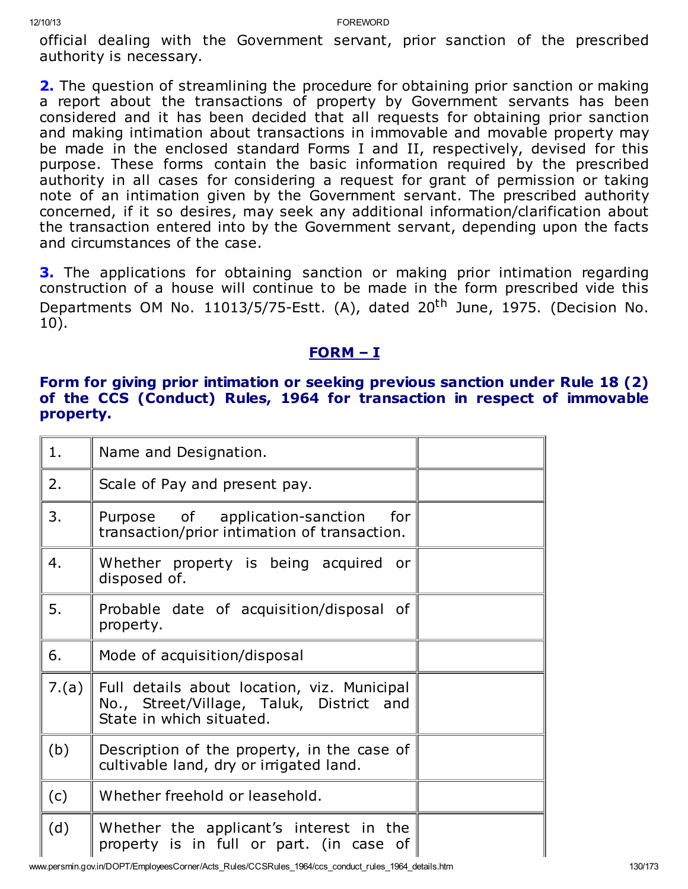official dealing with the Government servant, prior sanction of the prescribed authority is necessary.

**2.** The question of streamlining the procedure for obtaining prior sanction or making a report about the transactions of property by Government servants has been considered and it has been decided that all requests for obtaining prior sanction and making intimation about transactions in immovable and movable property may be made in the enclosed standard Forms I and II, respectively, devised for this purpose. These forms contain the basic information required by the prescribed authority in all cases for considering a request for grant of permission or taking note of an intimation given by the Government servant. The prescribed authority concerned, if it so desires, may seek any additional information/clarification about the transaction entered into by the Government servant, depending upon the facts and circumstances of the case.

**3.** The applications for obtaining sanction or making prior intimation regarding construction of a house will continue to be made in the form prescribed vide this Departments OM No. 11013/5/75-Estt. (A), dated 20th June, 1975. (Decision No. 10).

## FORM – I

### Form for giving prior intimation or seeking previous sanction under Rule 18 (2) of the CCS (Conduct) Rules, 1964 for transaction in respect of immovable property.

| | | |
|---|---|---|
| 1. | Name and Designation. | |
| 2. | Scale of Pay and present pay. | |
| 3. | Purpose of application-sanction for transaction/prior intimation of transaction. | |
| 4. | Whether property is being acquired or disposed of. | |
| 5. | Probable date of acquisition/disposal of property. | |
| 6. | Mode of acquisition/disposal | |
| 7.(a) | Full details about location, viz. Municipal No., Street/Village, Taluk, District and State in which situated. | |
| (b) | Description of the property, in the case of cultivable land, dry or irrigated land. | |
| (c) | Whether freehold or leasehold. | |
| (d) | Whether the applicant's interest in the property is in full or part. (in case of | |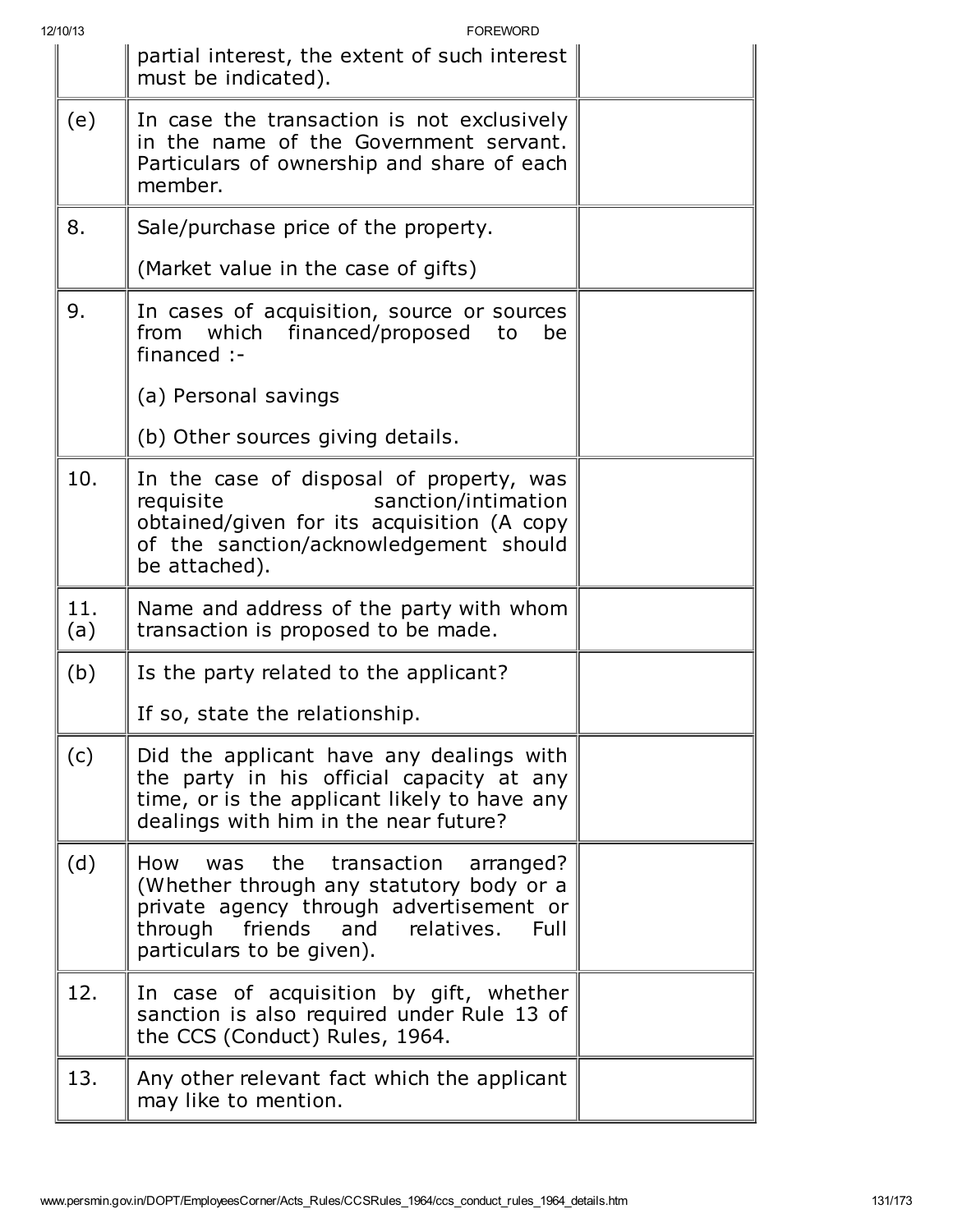| | | |
|---|---|---|
| | partial interest, the extent of such interest must be indicated). | |
| (e) | In case the transaction is not exclusively in the name of the Government servant. Particulars of ownership and share of each member. | |
| 8. | Sale/purchase price of the property.<br><br>(Market value in the case of gifts) | |
| 9. | In cases of acquisition, source or sources from which financed/proposed to be financed :-<br><br>(a) Personal savings<br><br>(b) Other sources giving details. | |
| 10. | In the case of disposal of property, was requisite sanction/intimation obtained/given for its acquisition (A copy of the sanction/acknowledgement should be attached). | |
| 11. (a) | Name and address of the party with whom transaction is proposed to be made. | |
| (b) | Is the party related to the applicant?<br><br>If so, state the relationship. | |
| (c) | Did the applicant have any dealings with the party in his official capacity at any time, or is the applicant likely to have any dealings with him in the near future? | |
| (d) | How was the transaction arranged? (Whether through any statutory body or a private agency through advertisement or through friends and relatives. Full particulars to be given). | |
| 12. | In case of acquisition by gift, whether sanction is also required under Rule 13 of the CCS (Conduct) Rules, 1964. | |
| 13. | Any other relevant fact which the applicant may like to mention. | |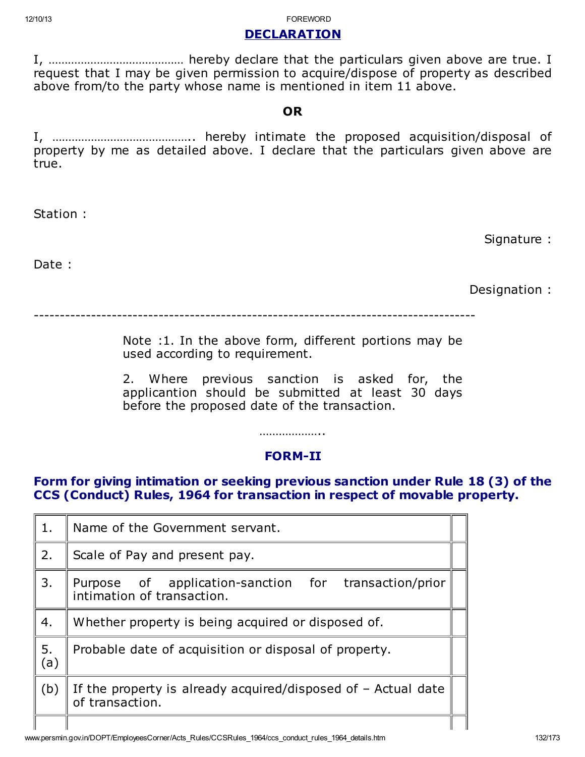## DECLARATION

I, …………………………………… hereby declare that the particulars given above are true. I request that I may be given permission to acquire/dispose of property as described above from/to the party whose name is mentioned in item 11 above.

**OR**

I, ……………………………………. hereby intimate the proposed acquisition/disposal of property by me as detailed above. I declare that the particulars given above are true.

Station :

Signature :

Date :

Designation :

---

Note :1. In the above form, different portions may be used according to requirement.

2. Where previous sanction is asked for, the applicantion should be submitted at least 30 days before the proposed date of the transaction.

………………..

## FORM-II

### Form for giving intimation or seeking previous sanction under Rule 18 (3) of the CCS (Conduct) Rules, 1964 for transaction in respect of movable property.

| | | |
|---|---|---|
| 1. | Name of the Government servant. | |
| 2. | Scale of Pay and present pay. | |
| 3. | Purpose of application-sanction for transaction/prior intimation of transaction. | |
| 4. | Whether property is being acquired or disposed of. | |
| 5. (a) | Probable date of acquisition or disposal of property. | |
| (b) | If the property is already acquired/disposed of – Actual date of transaction. | |
| | | |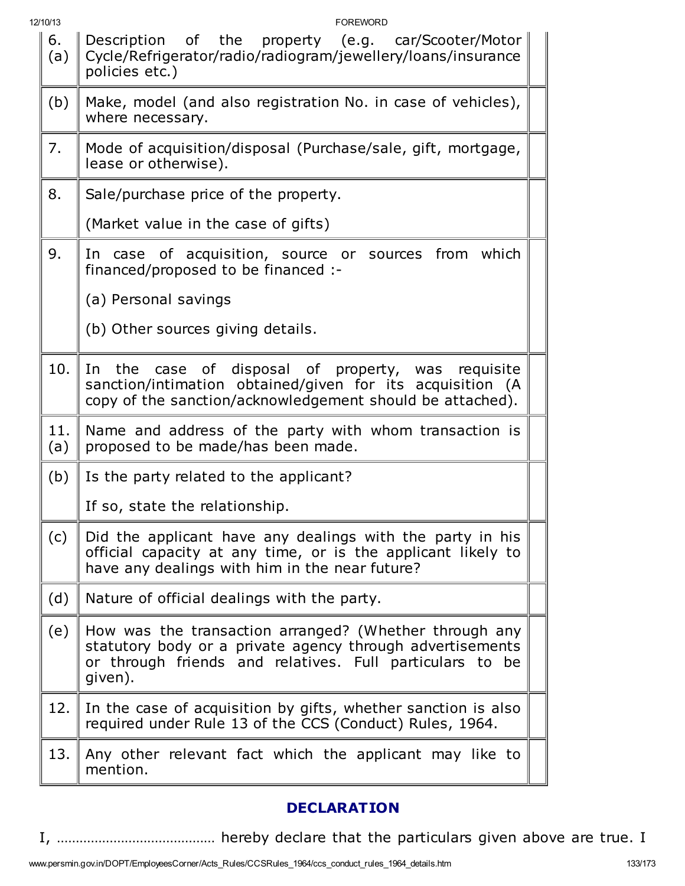| | | |
|---|---|---|
| 6. (a) | Description of the property (e.g. car/Scooter/Motor Cycle/Refrigerator/radio/radiogram/jewellery/loans/insurance policies etc.) | |
| (b) | Make, model (and also registration No. in case of vehicles), where necessary. | |
| 7. | Mode of acquisition/disposal (Purchase/sale, gift, mortgage, lease or otherwise). | |
| 8. | Sale/purchase price of the property.<br><br>(Market value in the case of gifts) | |
| 9. | In case of acquisition, source or sources from which financed/proposed to be financed :-<br><br>(a) Personal savings<br><br>(b) Other sources giving details. | |
| 10. | In the case of disposal of property, was requisite sanction/intimation obtained/given for its acquisition (A copy of the sanction/acknowledgement should be attached). | |
| 11. (a) | Name and address of the party with whom transaction is proposed to be made/has been made. | |
| (b) | Is the party related to the applicant?<br><br>If so, state the relationship. | |
| (c) | Did the applicant have any dealings with the party in his official capacity at any time, or is the applicant likely to have any dealings with him in the near future? | |
| (d) | Nature of official dealings with the party. | |
| (e) | How was the transaction arranged? (Whether through any statutory body or a private agency through advertisements or through friends and relatives. Full particulars to be given). | |
| 12. | In the case of acquisition by gifts, whether sanction is also required under Rule 13 of the CCS (Conduct) Rules, 1964. | |
| 13. | Any other relevant fact which the applicant may like to mention. | |

## DECLARATION

I, …………………………………… hereby declare that the particulars given above are true. I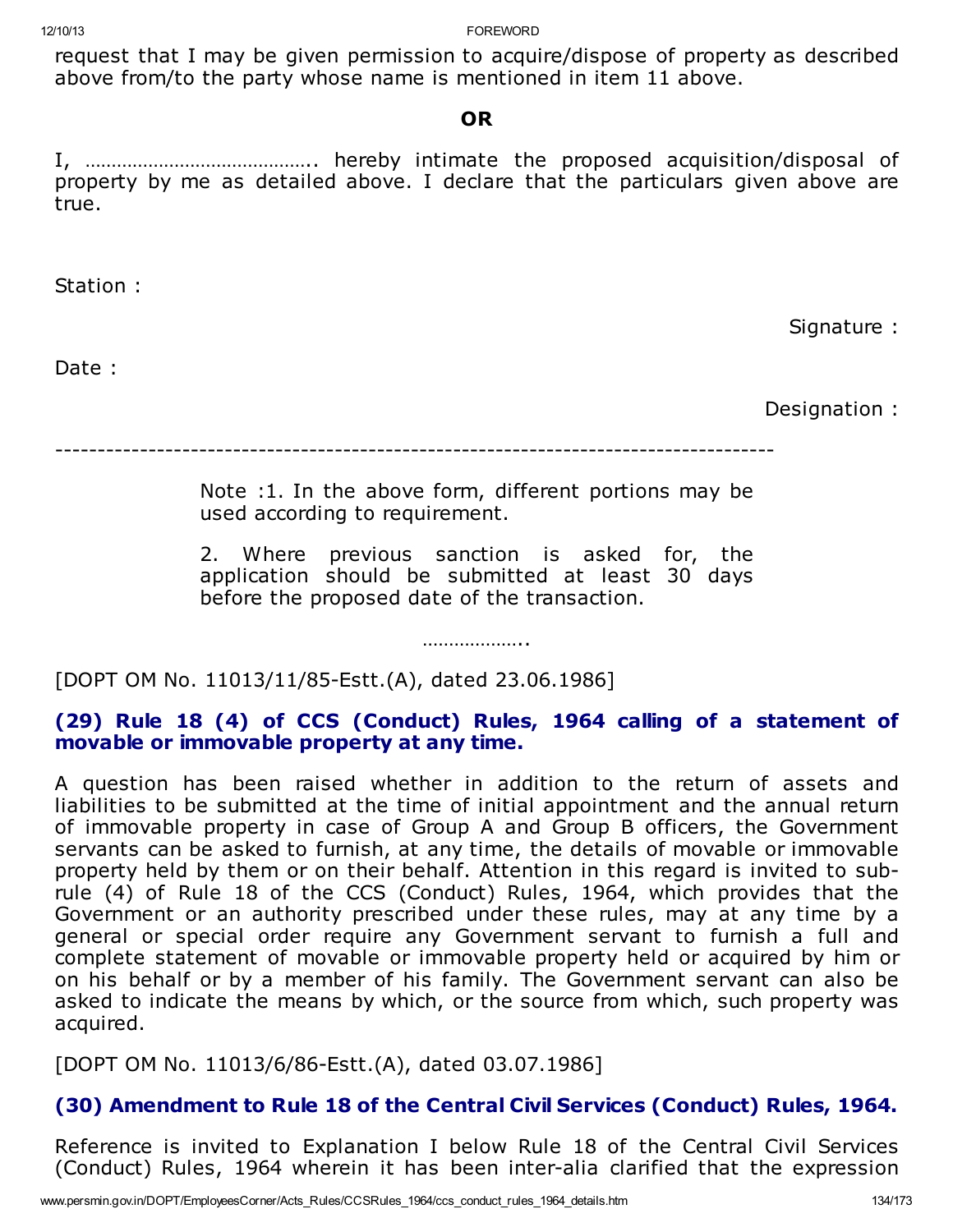request that I may be given permission to acquire/dispose of property as described above from/to the party whose name is mentioned in item 11 above.

**OR**

I, …………………………………….. hereby intimate the proposed acquisition/disposal of property by me as detailed above. I declare that the particulars given above are true.

Station :

Signature :

Date :

Designation :

---

Note :1. In the above form, different portions may be used according to requirement.

2. Where previous sanction is asked for, the application should be submitted at least 30 days before the proposed date of the transaction.

………………..

[DOPT OM No. 11013/11/85-Estt.(A), dated 23.06.1986]

### (29) Rule 18 (4) of CCS (Conduct) Rules, 1964 calling of a statement of movable or immovable property at any time.

A question has been raised whether in addition to the return of assets and liabilities to be submitted at the time of initial appointment and the annual return of immovable property in case of Group A and Group B officers, the Government servants can be asked to furnish, at any time, the details of movable or immovable property held by them or on their behalf. Attention in this regard is invited to sub-rule (4) of Rule 18 of the CCS (Conduct) Rules, 1964, which provides that the Government or an authority prescribed under these rules, may at any time by a general or special order require any Government servant to furnish a full and complete statement of movable or immovable property held or acquired by him or on his behalf or by a member of his family. The Government servant can also be asked to indicate the means by which, or the source from which, such property was acquired.

[DOPT OM No. 11013/6/86-Estt.(A), dated 03.07.1986]

### (30) Amendment to Rule 18 of the Central Civil Services (Conduct) Rules, 1964.

Reference is invited to Explanation I below Rule 18 of the Central Civil Services (Conduct) Rules, 1964 wherein it has been inter-alia clarified that the expression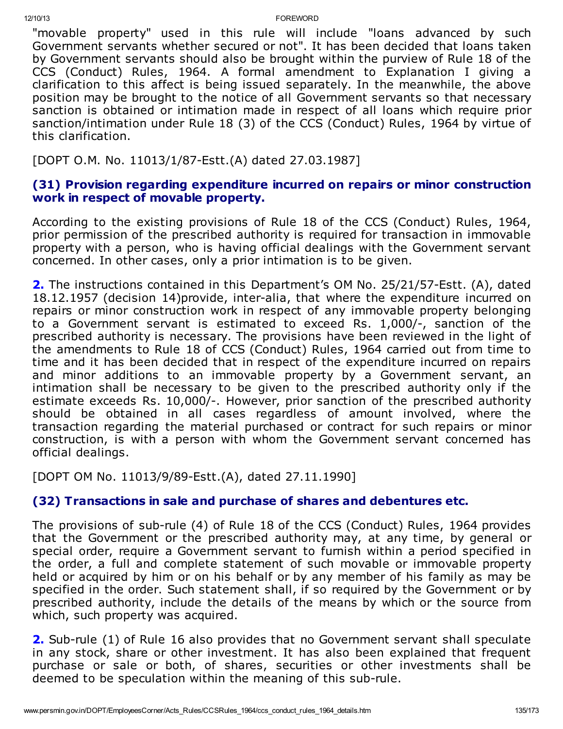"movable property" used in this rule will include "loans advanced by such Government servants whether secured or not". It has been decided that loans taken by Government servants should also be brought within the purview of Rule 18 of the CCS (Conduct) Rules, 1964. A formal amendment to Explanation I giving a clarification to this affect is being issued separately. In the meanwhile, the above position may be brought to the notice of all Government servants so that necessary sanction is obtained or intimation made in respect of all loans which require prior sanction/intimation under Rule 18 (3) of the CCS (Conduct) Rules, 1964 by virtue of this clarification.

[DOPT O.M. No. 11013/1/87-Estt.(A) dated 27.03.1987]

### (31) Provision regarding expenditure incurred on repairs or minor construction work in respect of movable property.

According to the existing provisions of Rule 18 of the CCS (Conduct) Rules, 1964, prior permission of the prescribed authority is required for transaction in immovable property with a person, who is having official dealings with the Government servant concerned. In other cases, only a prior intimation is to be given.

**2.** The instructions contained in this Department's OM No. 25/21/57-Estt. (A), dated 18.12.1957 (decision 14)provide, inter-alia, that where the expenditure incurred on repairs or minor construction work in respect of any immovable property belonging to a Government servant is estimated to exceed Rs. 1,000/-, sanction of the prescribed authority is necessary. The provisions have been reviewed in the light of the amendments to Rule 18 of CCS (Conduct) Rules, 1964 carried out from time to time and it has been decided that in respect of the expenditure incurred on repairs and minor additions to an immovable property by a Government servant, an intimation shall be necessary to be given to the prescribed authority only if the estimate exceeds Rs. 10,000/-. However, prior sanction of the prescribed authority should be obtained in all cases regardless of amount involved, where the transaction regarding the material purchased or contract for such repairs or minor construction, is with a person with whom the Government servant concerned has official dealings.

[DOPT OM No. 11013/9/89-Estt.(A), dated 27.11.1990]

### (32) Transactions in sale and purchase of shares and debentures etc.

The provisions of sub-rule (4) of Rule 18 of the CCS (Conduct) Rules, 1964 provides that the Government or the prescribed authority may, at any time, by general or special order, require a Government servant to furnish within a period specified in the order, a full and complete statement of such movable or immovable property held or acquired by him or on his behalf or by any member of his family as may be specified in the order. Such statement shall, if so required by the Government or by prescribed authority, include the details of the means by which or the source from which, such property was acquired.

**2.** Sub-rule (1) of Rule 16 also provides that no Government servant shall speculate in any stock, share or other investment. It has also been explained that frequent purchase or sale or both, of shares, securities or other investments shall be deemed to be speculation within the meaning of this sub-rule.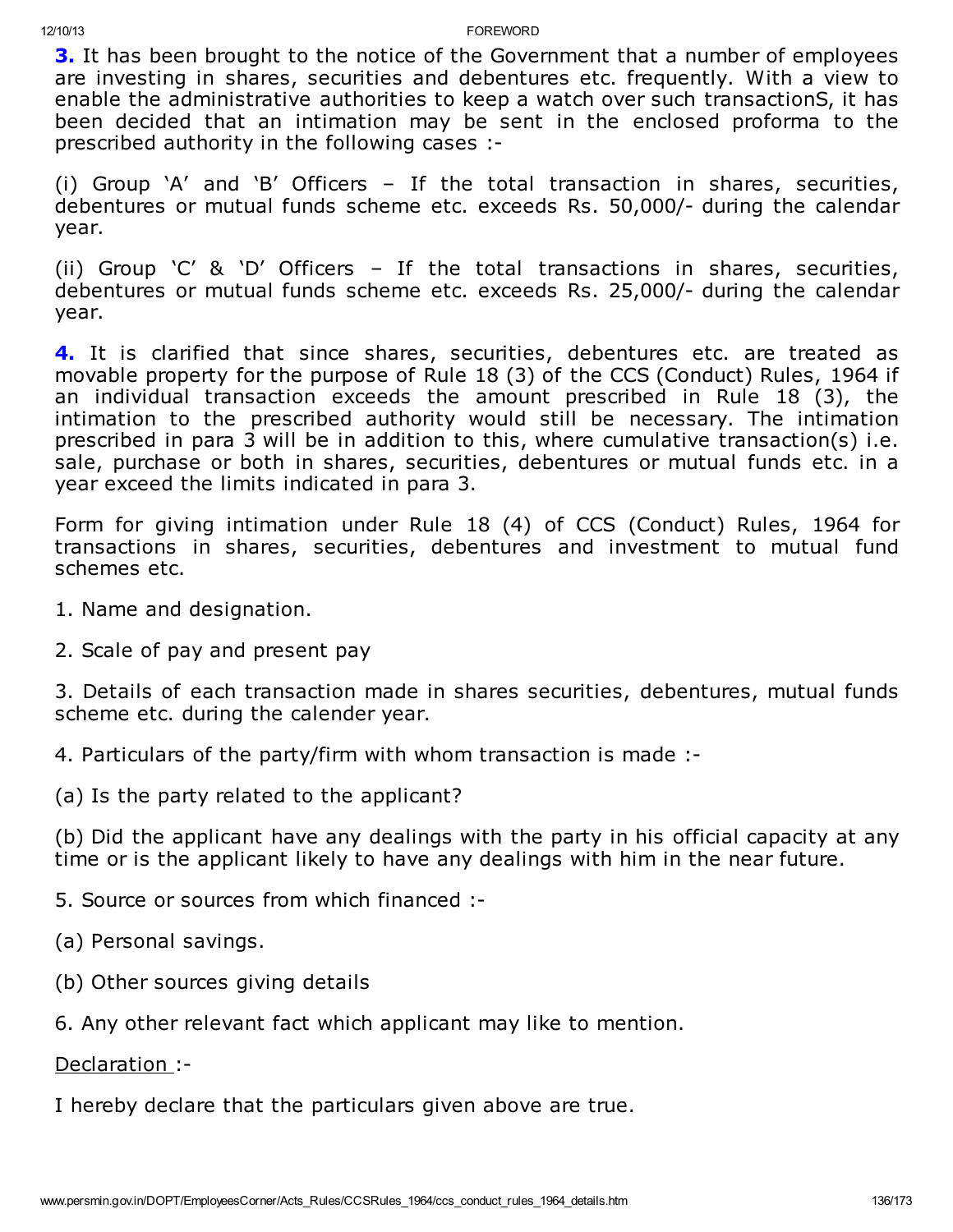**3.** It has been brought to the notice of the Government that a number of employees are investing in shares, securities and debentures etc. frequently. With a view to enable the administrative authorities to keep a watch over such transactionS, it has been decided that an intimation may be sent in the enclosed proforma to the prescribed authority in the following cases :-

(i) Group 'A' and 'B' Officers – If the total transaction in shares, securities, debentures or mutual funds scheme etc. exceeds Rs. 50,000/- during the calendar year.

(ii) Group 'C' & 'D' Officers – If the total transactions in shares, securities, debentures or mutual funds scheme etc. exceeds Rs. 25,000/- during the calendar year.

**4.** It is clarified that since shares, securities, debentures etc. are treated as movable property for the purpose of Rule 18 (3) of the CCS (Conduct) Rules, 1964 if an individual transaction exceeds the amount prescribed in Rule 18 (3), the intimation to the prescribed authority would still be necessary. The intimation prescribed in para 3 will be in addition to this, where cumulative transaction(s) i.e. sale, purchase or both in shares, securities, debentures or mutual funds etc. in a year exceed the limits indicated in para 3.

Form for giving intimation under Rule 18 (4) of CCS (Conduct) Rules, 1964 for transactions in shares, securities, debentures and investment to mutual fund schemes etc.

1. Name and designation.

2. Scale of pay and present pay

3. Details of each transaction made in shares securities, debentures, mutual funds scheme etc. during the calender year.

4. Particulars of the party/firm with whom transaction is made :-

(a) Is the party related to the applicant?

(b) Did the applicant have any dealings with the party in his official capacity at any time or is the applicant likely to have any dealings with him in the near future.

5. Source or sources from which financed :-

(a) Personal savings.

(b) Other sources giving details

6. Any other relevant fact which applicant may like to mention.

Declaration :-

I hereby declare that the particulars given above are true.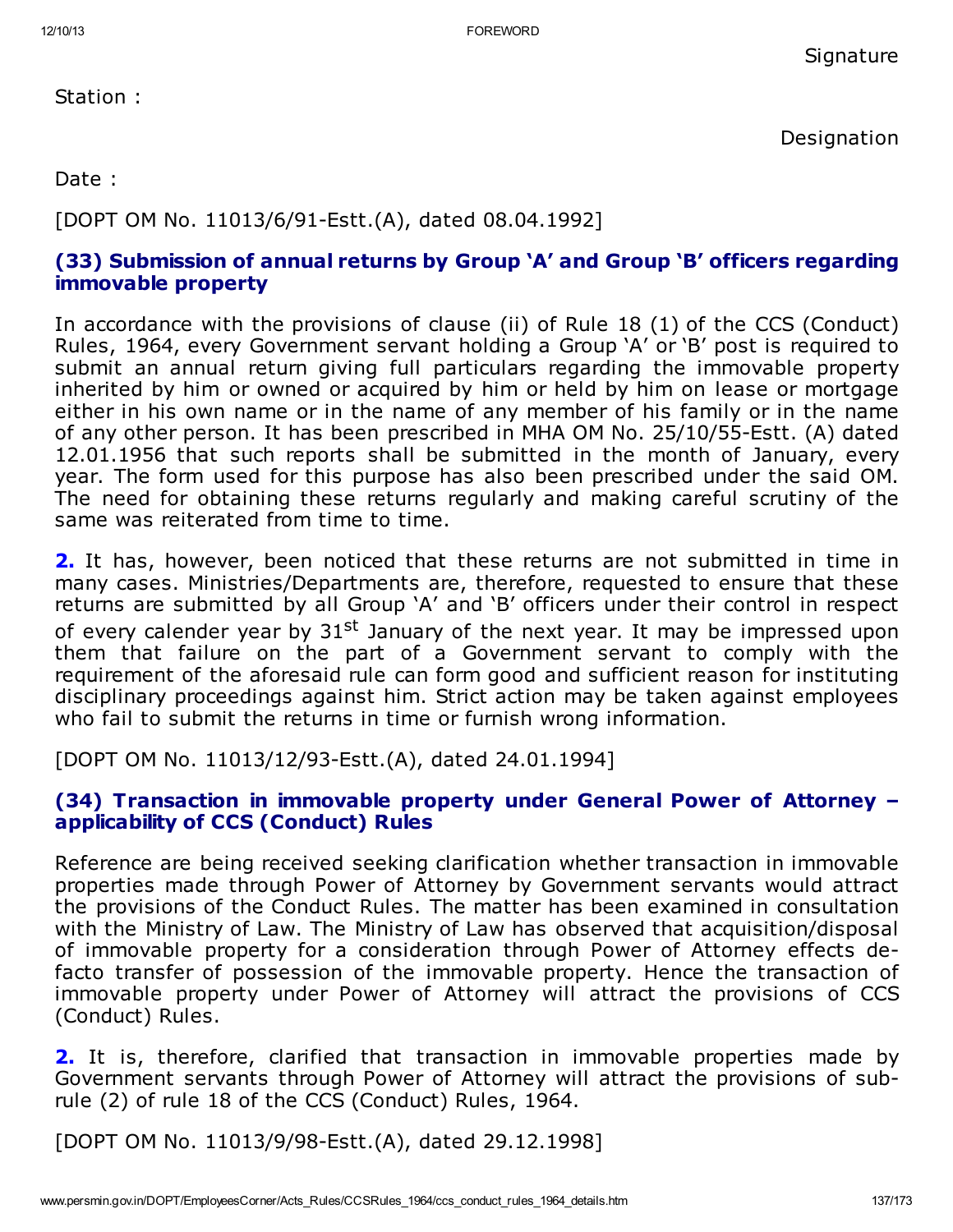Signature

Station :

Designation

Date :

[DOPT OM No. 11013/6/91-Estt.(A), dated 08.04.1992]

### (33) Submission of annual returns by Group 'A' and Group 'B' officers regarding immovable property

In accordance with the provisions of clause (ii) of Rule 18 (1) of the CCS (Conduct) Rules, 1964, every Government servant holding a Group 'A' or 'B' post is required to submit an annual return giving full particulars regarding the immovable property inherited by him or owned or acquired by him or held by him on lease or mortgage either in his own name or in the name of any member of his family or in the name of any other person. It has been prescribed in MHA OM No. 25/10/55-Estt. (A) dated 12.01.1956 that such reports shall be submitted in the month of January, every year. The form used for this purpose has also been prescribed under the said OM. The need for obtaining these returns regularly and making careful scrutiny of the same was reiterated from time to time.

**2.** It has, however, been noticed that these returns are not submitted in time in many cases. Ministries/Departments are, therefore, requested to ensure that these returns are submitted by all Group 'A' and 'B' officers under their control in respect of every calender year by 31st January of the next year. It may be impressed upon them that failure on the part of a Government servant to comply with the requirement of the aforesaid rule can form good and sufficient reason for instituting disciplinary proceedings against him. Strict action may be taken against employees who fail to submit the returns in time or furnish wrong information.

[DOPT OM No. 11013/12/93-Estt.(A), dated 24.01.1994]

### (34) Transaction in immovable property under General Power of Attorney – applicability of CCS (Conduct) Rules

Reference are being received seeking clarification whether transaction in immovable properties made through Power of Attorney by Government servants would attract the provisions of the Conduct Rules. The matter has been examined in consultation with the Ministry of Law. The Ministry of Law has observed that acquisition/disposal of immovable property for a consideration through Power of Attorney effects de-facto transfer of possession of the immovable property. Hence the transaction of immovable property under Power of Attorney will attract the provisions of CCS (Conduct) Rules.

**2.** It is, therefore, clarified that transaction in immovable properties made by Government servants through Power of Attorney will attract the provisions of sub-rule (2) of rule 18 of the CCS (Conduct) Rules, 1964.

[DOPT OM No. 11013/9/98-Estt.(A), dated 29.12.1998]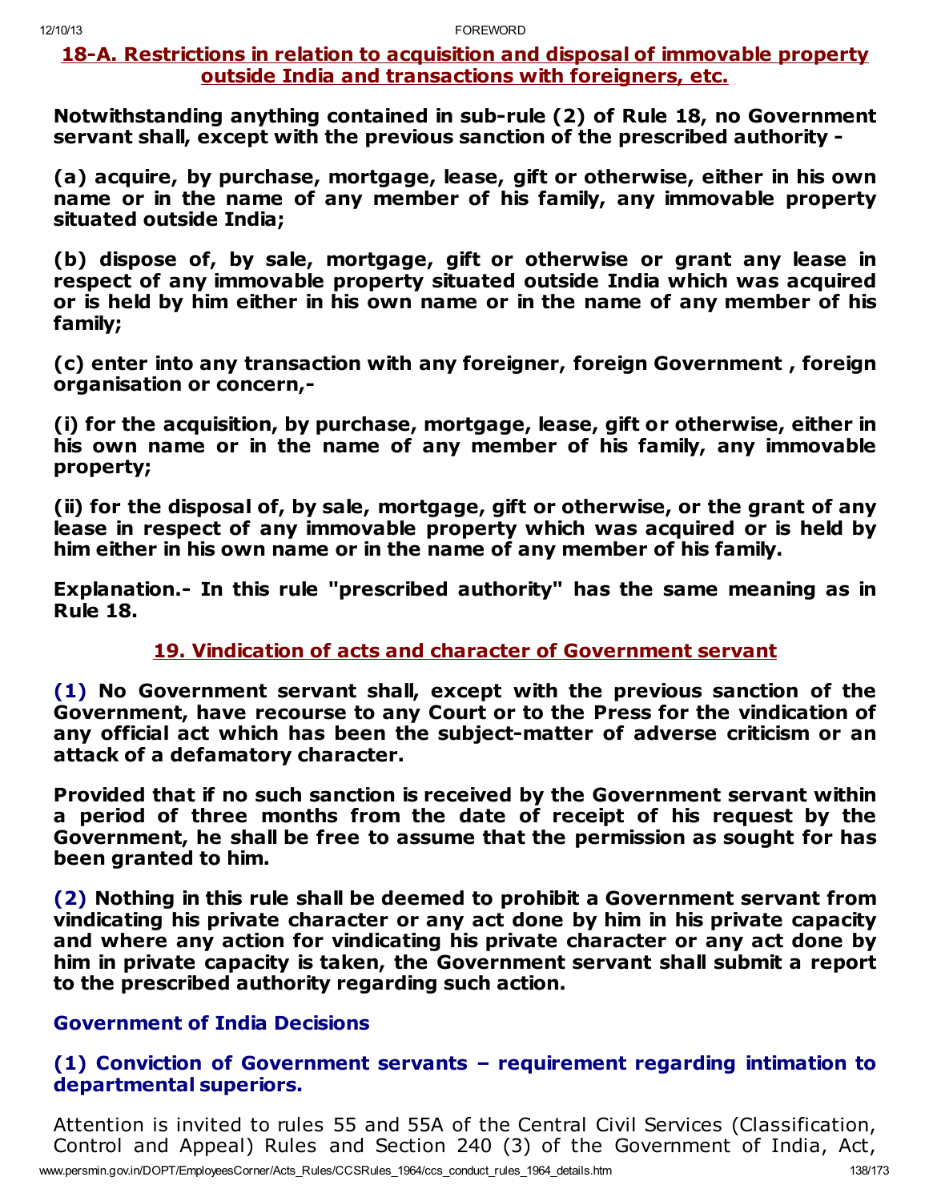## 18-A. Restrictions in relation to acquisition and disposal of immovable property outside India and transactions with foreigners, etc.

**Notwithstanding anything contained in sub-rule (2) of Rule 18, no Government servant shall, except with the previous sanction of the prescribed authority -**

**(a) acquire, by purchase, mortgage, lease, gift or otherwise, either in his own name or in the name of any member of his family, any immovable property situated outside India;**

**(b) dispose of, by sale, mortgage, gift or otherwise or grant any lease in respect of any immovable property situated outside India which was acquired or is held by him either in his own name or in the name of any member of his family;**

**(c) enter into any transaction with any foreigner, foreign Government , foreign organisation or concern,-**

**(i) for the acquisition, by purchase, mortgage, lease, gift or otherwise, either in his own name or in the name of any member of his family, any immovable property;**

**(ii) for the disposal of, by sale, mortgage, gift or otherwise, or the grant of any lease in respect of any immovable property which was acquired or is held by him either in his own name or in the name of any member of his family.**

**Explanation.- In this rule "prescribed authority" has the same meaning as in Rule 18.**

## 19. Vindication of acts and character of Government servant

**(1) No Government servant shall, except with the previous sanction of the Government, have recourse to any Court or to the Press for the vindication of any official act which has been the subject-matter of adverse criticism or an attack of a defamatory character.**

**Provided that if no such sanction is received by the Government servant within a period of three months from the date of receipt of his request by the Government, he shall be free to assume that the permission as sought for has been granted to him.**

**(2) Nothing in this rule shall be deemed to prohibit a Government servant from vindicating his private character or any act done by him in his private capacity and where any action for vindicating his private character or any act done by him in private capacity is taken, the Government servant shall submit a report to the prescribed authority regarding such action.**

### Government of India Decisions

### (1) Conviction of Government servants – requirement regarding intimation to departmental superiors.

Attention is invited to rules 55 and 55A of the Central Civil Services (Classification, Control and Appeal) Rules and Section 240 (3) of the Government of India, Act,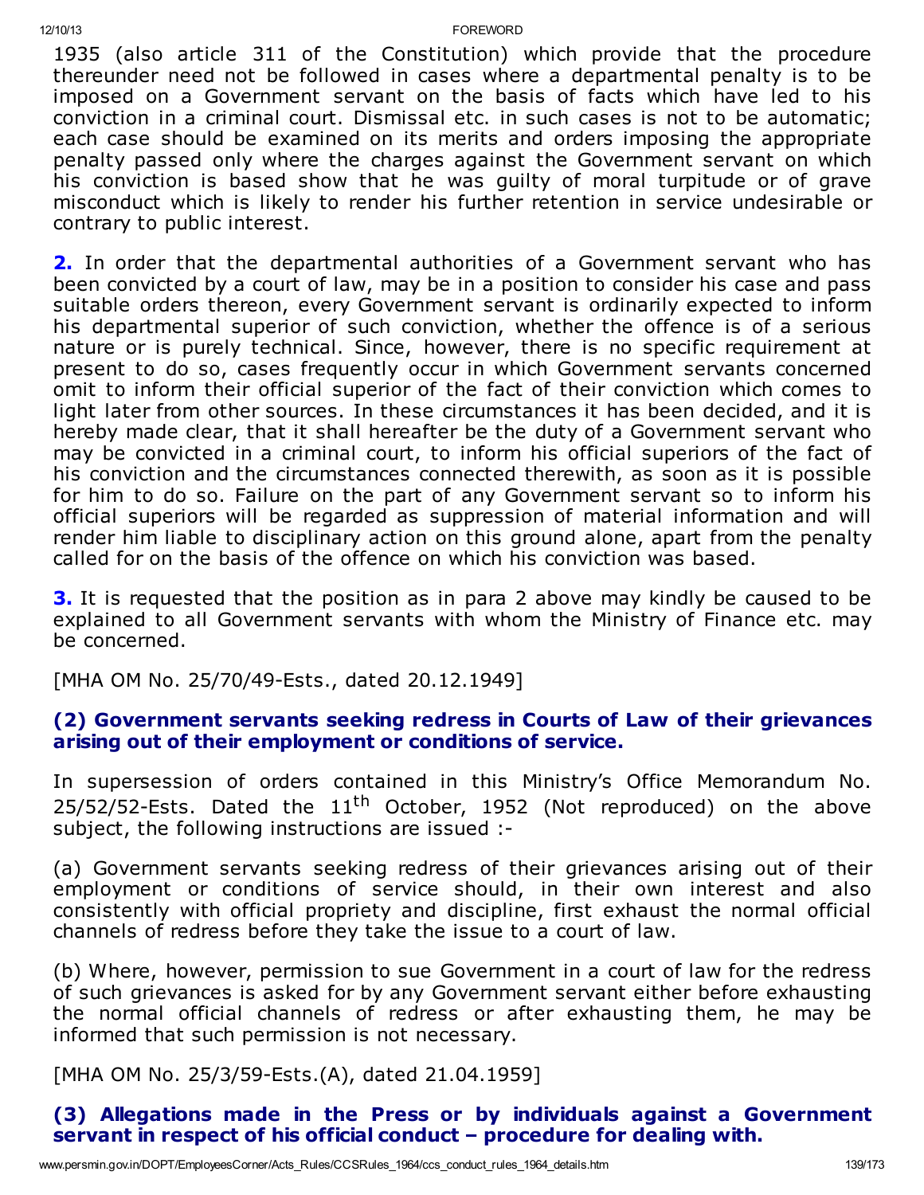1935 (also article 311 of the Constitution) which provide that the procedure thereunder need not be followed in cases where a departmental penalty is to be imposed on a Government servant on the basis of facts which have led to his conviction in a criminal court. Dismissal etc. in such cases is not to be automatic; each case should be examined on its merits and orders imposing the appropriate penalty passed only where the charges against the Government servant on which his conviction is based show that he was guilty of moral turpitude or of grave misconduct which is likely to render his further retention in service undesirable or contrary to public interest.

**2.** In order that the departmental authorities of a Government servant who has been convicted by a court of law, may be in a position to consider his case and pass suitable orders thereon, every Government servant is ordinarily expected to inform his departmental superior of such conviction, whether the offence is of a serious nature or is purely technical. Since, however, there is no specific requirement at present to do so, cases frequently occur in which Government servants concerned omit to inform their official superior of the fact of their conviction which comes to light later from other sources. In these circumstances it has been decided, and it is hereby made clear, that it shall hereafter be the duty of a Government servant who may be convicted in a criminal court, to inform his official superiors of the fact of his conviction and the circumstances connected therewith, as soon as it is possible for him to do so. Failure on the part of any Government servant so to inform his official superiors will be regarded as suppression of material information and will render him liable to disciplinary action on this ground alone, apart from the penalty called for on the basis of the offence on which his conviction was based.

**3.** It is requested that the position as in para 2 above may kindly be caused to be explained to all Government servants with whom the Ministry of Finance etc. may be concerned.

[MHA OM No. 25/70/49-Ests., dated 20.12.1949]

### (2) Government servants seeking redress in Courts of Law of their grievances arising out of their employment or conditions of service.

In supersession of orders contained in this Ministry's Office Memorandum No. 25/52/52-Ests. Dated the 11th October, 1952 (Not reproduced) on the above subject, the following instructions are issued :-

(a) Government servants seeking redress of their grievances arising out of their employment or conditions of service should, in their own interest and also consistently with official propriety and discipline, first exhaust the normal official channels of redress before they take the issue to a court of law.

(b) Where, however, permission to sue Government in a court of law for the redress of such grievances is asked for by any Government servant either before exhausting the normal official channels of redress or after exhausting them, he may be informed that such permission is not necessary.

[MHA OM No. 25/3/59-Ests.(A), dated 21.04.1959]

### (3) Allegations made in the Press or by individuals against a Government servant in respect of his official conduct – procedure for dealing with.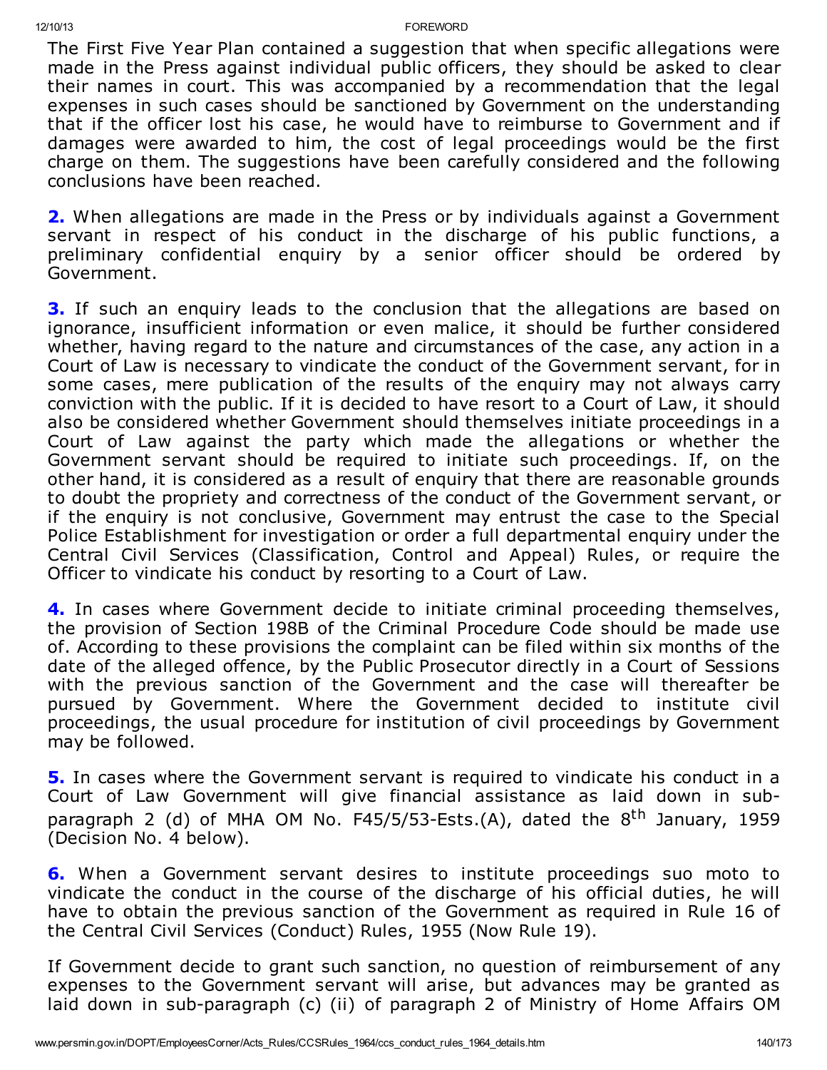The First Five Year Plan contained a suggestion that when specific allegations were made in the Press against individual public officers, they should be asked to clear their names in court. This was accompanied by a recommendation that the legal expenses in such cases should be sanctioned by Government on the understanding that if the officer lost his case, he would have to reimburse to Government and if damages were awarded to him, the cost of legal proceedings would be the first charge on them. The suggestions have been carefully considered and the following conclusions have been reached.

**2.** When allegations are made in the Press or by individuals against a Government servant in respect of his conduct in the discharge of his public functions, a preliminary confidential enquiry by a senior officer should be ordered by Government.

**3.** If such an enquiry leads to the conclusion that the allegations are based on ignorance, insufficient information or even malice, it should be further considered whether, having regard to the nature and circumstances of the case, any action in a Court of Law is necessary to vindicate the conduct of the Government servant, for in some cases, mere publication of the results of the enquiry may not always carry conviction with the public. If it is decided to have resort to a Court of Law, it should also be considered whether Government should themselves initiate proceedings in a Court of Law against the party which made the allegations or whether the Government servant should be required to initiate such proceedings. If, on the other hand, it is considered as a result of enquiry that there are reasonable grounds to doubt the propriety and correctness of the conduct of the Government servant, or if the enquiry is not conclusive, Government may entrust the case to the Special Police Establishment for investigation or order a full departmental enquiry under the Central Civil Services (Classification, Control and Appeal) Rules, or require the Officer to vindicate his conduct by resorting to a Court of Law.

**4.** In cases where Government decide to initiate criminal proceeding themselves, the provision of Section 198B of the Criminal Procedure Code should be made use of. According to these provisions the complaint can be filed within six months of the date of the alleged offence, by the Public Prosecutor directly in a Court of Sessions with the previous sanction of the Government and the case will thereafter be pursued by Government. Where the Government decided to institute civil proceedings, the usual procedure for institution of civil proceedings by Government may be followed.

**5.** In cases where the Government servant is required to vindicate his conduct in a Court of Law Government will give financial assistance as laid down in sub-paragraph 2 (d) of MHA OM No. F45/5/53-Ests.(A), dated the 8th January, 1959 (Decision No. 4 below).

**6.** When a Government servant desires to institute proceedings suo moto to vindicate the conduct in the course of the discharge of his official duties, he will have to obtain the previous sanction of the Government as required in Rule 16 of the Central Civil Services (Conduct) Rules, 1955 (Now Rule 19).

If Government decide to grant such sanction, no question of reimbursement of any expenses to the Government servant will arise, but advances may be granted as laid down in sub-paragraph (c) (ii) of paragraph 2 of Ministry of Home Affairs OM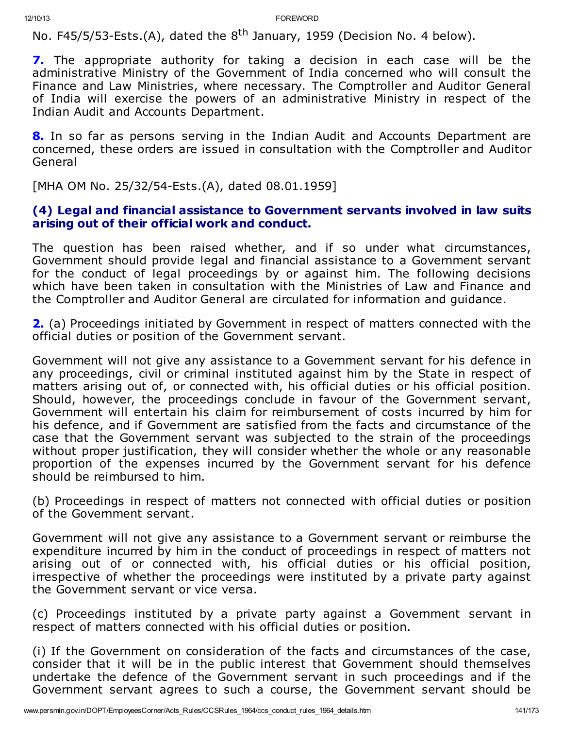No. F45/5/53-Ests.(A), dated the 8th January, 1959 (Decision No. 4 below).

**7.** The appropriate authority for taking a decision in each case will be the administrative Ministry of the Government of India concerned who will consult the Finance and Law Ministries, where necessary. The Comptroller and Auditor General of India will exercise the powers of an administrative Ministry in respect of the Indian Audit and Accounts Department.

**8.** In so far as persons serving in the Indian Audit and Accounts Department are concerned, these orders are issued in consultation with the Comptroller and Auditor General

[MHA OM No. 25/32/54-Ests.(A), dated 08.01.1959]

### (4) Legal and financial assistance to Government servants involved in law suits arising out of their official work and conduct.

The question has been raised whether, and if so under what circumstances, Government should provide legal and financial assistance to a Government servant for the conduct of legal proceedings by or against him. The following decisions which have been taken in consultation with the Ministries of Law and Finance and the Comptroller and Auditor General are circulated for information and guidance.

**2.** (a) Proceedings initiated by Government in respect of matters connected with the official duties or position of the Government servant.

Government will not give any assistance to a Government servant for his defence in any proceedings, civil or criminal instituted against him by the State in respect of matters arising out of, or connected with, his official duties or his official position. Should, however, the proceedings conclude in favour of the Government servant, Government will entertain his claim for reimbursement of costs incurred by him for his defence, and if Government are satisfied from the facts and circumstance of the case that the Government servant was subjected to the strain of the proceedings without proper justification, they will consider whether the whole or any reasonable proportion of the expenses incurred by the Government servant for his defence should be reimbursed to him.

(b) Proceedings in respect of matters not connected with official duties or position of the Government servant.

Government will not give any assistance to a Government servant or reimburse the expenditure incurred by him in the conduct of proceedings in respect of matters not arising out of or connected with, his official duties or his official position, irrespective of whether the proceedings were instituted by a private party against the Government servant or vice versa.

(c) Proceedings instituted by a private party against a Government servant in respect of matters connected with his official duties or position.

(i) If the Government on consideration of the facts and circumstances of the case, consider that it will be in the public interest that Government should themselves undertake the defence of the Government servant in such proceedings and if the Government servant agrees to such a course, the Government servant should be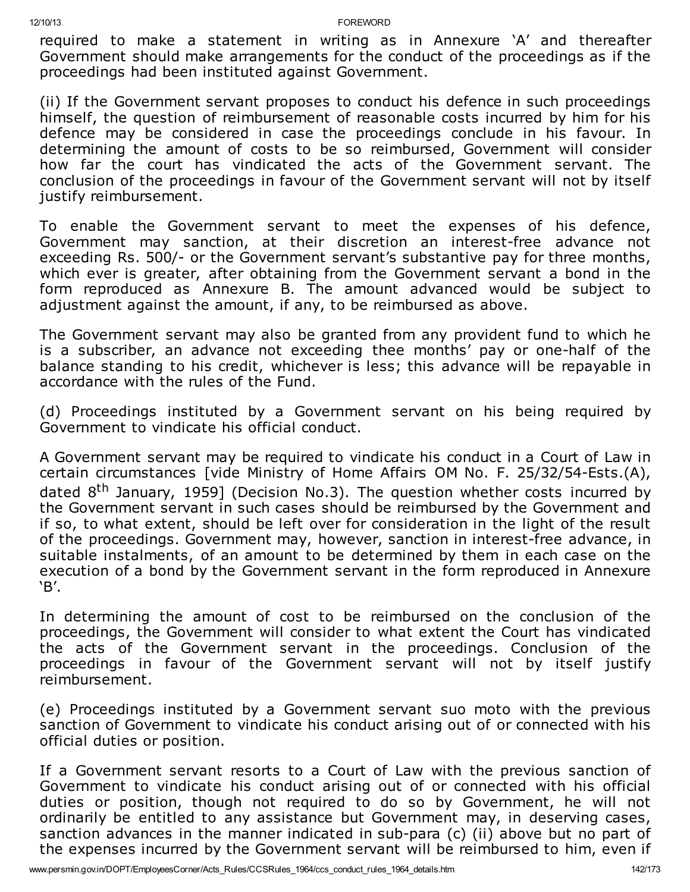required to make a statement in writing as in Annexure 'A' and thereafter Government should make arrangements for the conduct of the proceedings as if the proceedings had been instituted against Government.

(ii) If the Government servant proposes to conduct his defence in such proceedings himself, the question of reimbursement of reasonable costs incurred by him for his defence may be considered in case the proceedings conclude in his favour. In determining the amount of costs to be so reimbursed, Government will consider how far the court has vindicated the acts of the Government servant. The conclusion of the proceedings in favour of the Government servant will not by itself justify reimbursement.

To enable the Government servant to meet the expenses of his defence, Government may sanction, at their discretion an interest-free advance not exceeding Rs. 500/- or the Government servant's substantive pay for three months, which ever is greater, after obtaining from the Government servant a bond in the form reproduced as Annexure B. The amount advanced would be subject to adjustment against the amount, if any, to be reimbursed as above.

The Government servant may also be granted from any provident fund to which he is a subscriber, an advance not exceeding thee months' pay or one-half of the balance standing to his credit, whichever is less; this advance will be repayable in accordance with the rules of the Fund.

(d) Proceedings instituted by a Government servant on his being required by Government to vindicate his official conduct.

A Government servant may be required to vindicate his conduct in a Court of Law in certain circumstances [vide Ministry of Home Affairs OM No. F. 25/32/54-Ests.(A), dated 8th January, 1959] (Decision No.3). The question whether costs incurred by the Government servant in such cases should be reimbursed by the Government and if so, to what extent, should be left over for consideration in the light of the result of the proceedings. Government may, however, sanction in interest-free advance, in suitable instalments, of an amount to be determined by them in each case on the execution of a bond by the Government servant in the form reproduced in Annexure 'B'.

In determining the amount of cost to be reimbursed on the conclusion of the proceedings, the Government will consider to what extent the Court has vindicated the acts of the Government servant in the proceedings. Conclusion of the proceedings in favour of the Government servant will not by itself justify reimbursement.

(e) Proceedings instituted by a Government servant suo moto with the previous sanction of Government to vindicate his conduct arising out of or connected with his official duties or position.

If a Government servant resorts to a Court of Law with the previous sanction of Government to vindicate his conduct arising out of or connected with his official duties or position, though not required to do so by Government, he will not ordinarily be entitled to any assistance but Government may, in deserving cases, sanction advances in the manner indicated in sub-para (c) (ii) above but no part of the expenses incurred by the Government servant will be reimbursed to him, even if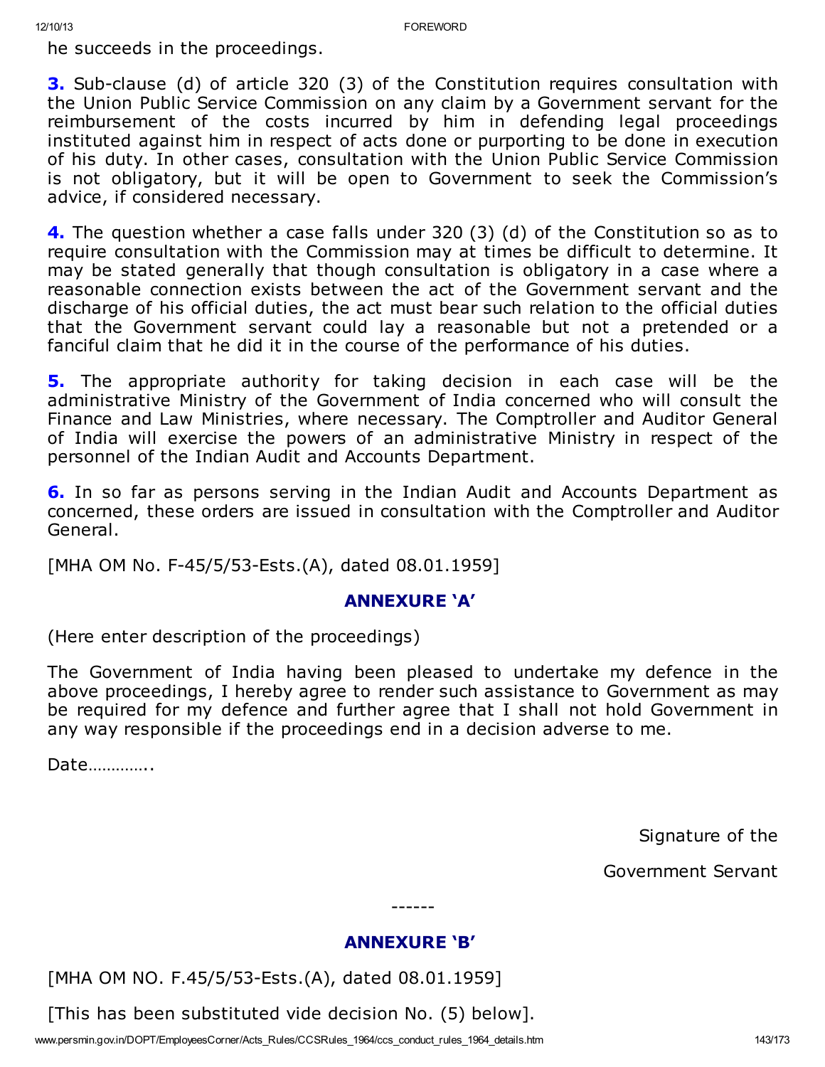he succeeds in the proceedings.

**3.** Sub-clause (d) of article 320 (3) of the Constitution requires consultation with the Union Public Service Commission on any claim by a Government servant for the reimbursement of the costs incurred by him in defending legal proceedings instituted against him in respect of acts done or purporting to be done in execution of his duty. In other cases, consultation with the Union Public Service Commission is not obligatory, but it will be open to Government to seek the Commission's advice, if considered necessary.

**4.** The question whether a case falls under 320 (3) (d) of the Constitution so as to require consultation with the Commission may at times be difficult to determine. It may be stated generally that though consultation is obligatory in a case where a reasonable connection exists between the act of the Government servant and the discharge of his official duties, the act must bear such relation to the official duties that the Government servant could lay a reasonable but not a pretended or a fanciful claim that he did it in the course of the performance of his duties.

**5.** The appropriate authority for taking decision in each case will be the administrative Ministry of the Government of India concerned who will consult the Finance and Law Ministries, where necessary. The Comptroller and Auditor General of India will exercise the powers of an administrative Ministry in respect of the personnel of the Indian Audit and Accounts Department.

**6.** In so far as persons serving in the Indian Audit and Accounts Department as concerned, these orders are issued in consultation with the Comptroller and Auditor General.

[MHA OM No. F-45/5/53-Ests.(A), dated 08.01.1959]

## ANNEXURE 'A'

(Here enter description of the proceedings)

The Government of India having been pleased to undertake my defence in the above proceedings, I hereby agree to render such assistance to Government as may be required for my defence and further agree that I shall not hold Government in any way responsible if the proceedings end in a decision adverse to me.

Date…………..

Signature of the

Government Servant

------

## ANNEXURE 'B'

[MHA OM NO. F.45/5/53-Ests.(A), dated 08.01.1959]

[This has been substituted vide decision No. (5) below].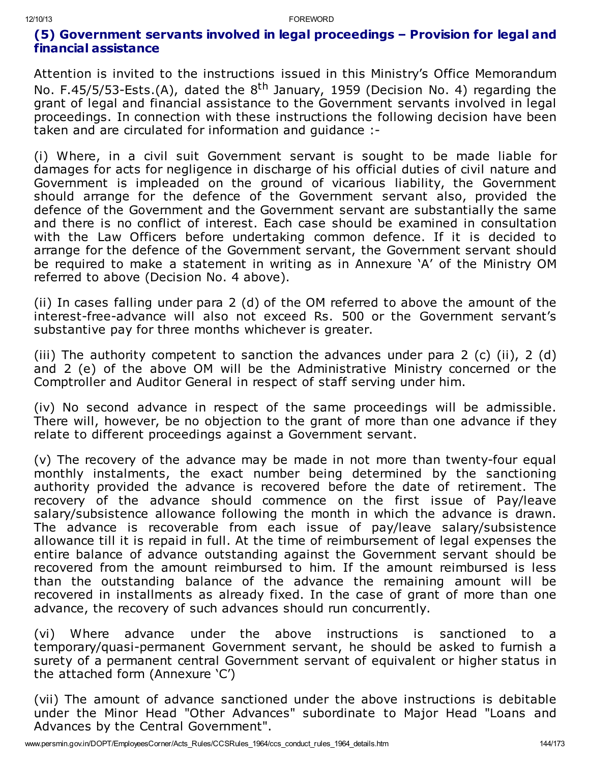### (5) Government servants involved in legal proceedings – Provision for legal and financial assistance

Attention is invited to the instructions issued in this Ministry's Office Memorandum No. F.45/5/53-Ests.(A), dated the 8th January, 1959 (Decision No. 4) regarding the grant of legal and financial assistance to the Government servants involved in legal proceedings. In connection with these instructions the following decision have been taken and are circulated for information and guidance :-

(i) Where, in a civil suit Government servant is sought to be made liable for damages for acts for negligence in discharge of his official duties of civil nature and Government is impleaded on the ground of vicarious liability, the Government should arrange for the defence of the Government servant also, provided the defence of the Government and the Government servant are substantially the same and there is no conflict of interest. Each case should be examined in consultation with the Law Officers before undertaking common defence. If it is decided to arrange for the defence of the Government servant, the Government servant should be required to make a statement in writing as in Annexure 'A' of the Ministry OM referred to above (Decision No. 4 above).

(ii) In cases falling under para 2 (d) of the OM referred to above the amount of the interest-free-advance will also not exceed Rs. 500 or the Government servant's substantive pay for three months whichever is greater.

(iii) The authority competent to sanction the advances under para 2 (c) (ii), 2 (d) and 2 (e) of the above OM will be the Administrative Ministry concerned or the Comptroller and Auditor General in respect of staff serving under him.

(iv) No second advance in respect of the same proceedings will be admissible. There will, however, be no objection to the grant of more than one advance if they relate to different proceedings against a Government servant.

(v) The recovery of the advance may be made in not more than twenty-four equal monthly instalments, the exact number being determined by the sanctioning authority provided the advance is recovered before the date of retirement. The recovery of the advance should commence on the first issue of Pay/leave salary/subsistence allowance following the month in which the advance is drawn. The advance is recoverable from each issue of pay/leave salary/subsistence allowance till it is repaid in full. At the time of reimbursement of legal expenses the entire balance of advance outstanding against the Government servant should be recovered from the amount reimbursed to him. If the amount reimbursed is less than the outstanding balance of the advance the remaining amount will be recovered in installments as already fixed. In the case of grant of more than one advance, the recovery of such advances should run concurrently.

(vi) Where advance under the above instructions is sanctioned to a temporary/quasi-permanent Government servant, he should be asked to furnish a surety of a permanent central Government servant of equivalent or higher status in the attached form (Annexure 'C')

(vii) The amount of advance sanctioned under the above instructions is debitable under the Minor Head "Other Advances" subordinate to Major Head "Loans and Advances by the Central Government".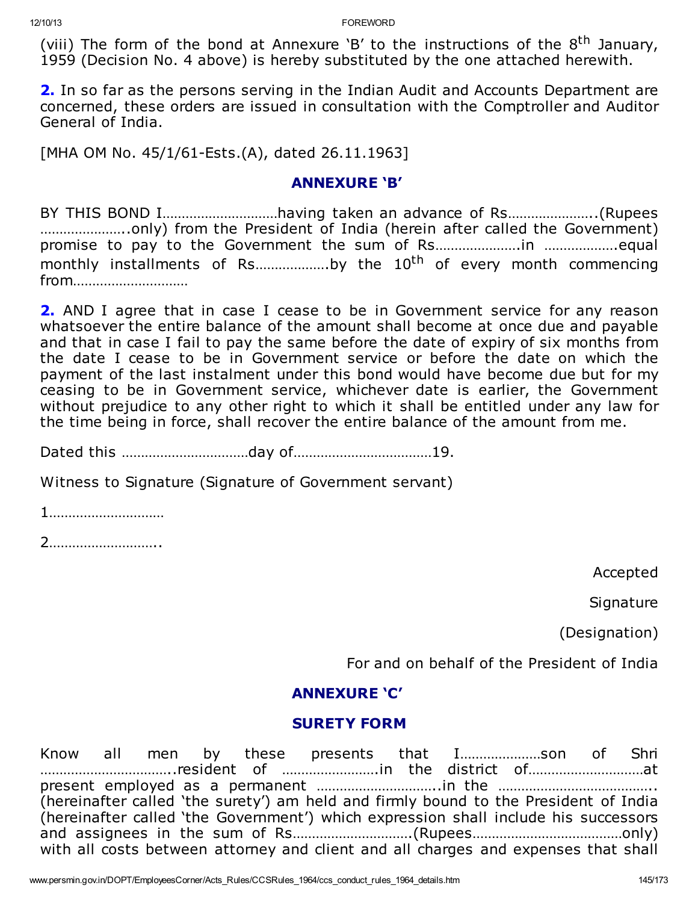(viii) The form of the bond at Annexure 'B' to the instructions of the 8th January, 1959 (Decision No. 4 above) is hereby substituted by the one attached herewith.

**2.** In so far as the persons serving in the Indian Audit and Accounts Department are concerned, these orders are issued in consultation with the Comptroller and Auditor General of India.

[MHA OM No. 45/1/61-Ests.(A), dated 26.11.1963]

## ANNEXURE 'B'

BY THIS BOND I…………………………having taken an advance of Rs…………………..(Rupees …………………..only) from the President of India (herein after called the Government) promise to pay to the Government the sum of Rs………………….in ……………….equal monthly installments of Rs……………….by the 10th of every month commencing from…………………………

**2.** AND I agree that in case I cease to be in Government service for any reason whatsoever the entire balance of the amount shall become at once due and payable and that in case I fail to pay the same before the date of expiry of six months from the date I cease to be in Government service or before the date on which the payment of the last instalment under this bond would have become due but for my ceasing to be in Government service, whichever date is earlier, the Government without prejudice to any other right to which it shall be entitled under any law for the time being in force, shall recover the entire balance of the amount from me.

Dated this ……………………………day of………………………………19.

Witness to Signature (Signature of Government servant)

1…………………………

2………………………..

Accepted

Signature

(Designation)

For and on behalf of the President of India

## ANNEXURE 'C'

## SURETY FORM

Know all men by these presents that I…………………son of Shri ……………………………..resident of …………………….in the district of…………………………at present employed as a permanent …………………………..in the ………………………………….. (hereinafter called 'the surety') am held and firmly bound to the President of India (hereinafter called 'the Government') which expression shall include his successors and assignees in the sum of Rs………………………….(Rupees…………………………………only) with all costs between attorney and client and all charges and expenses that shall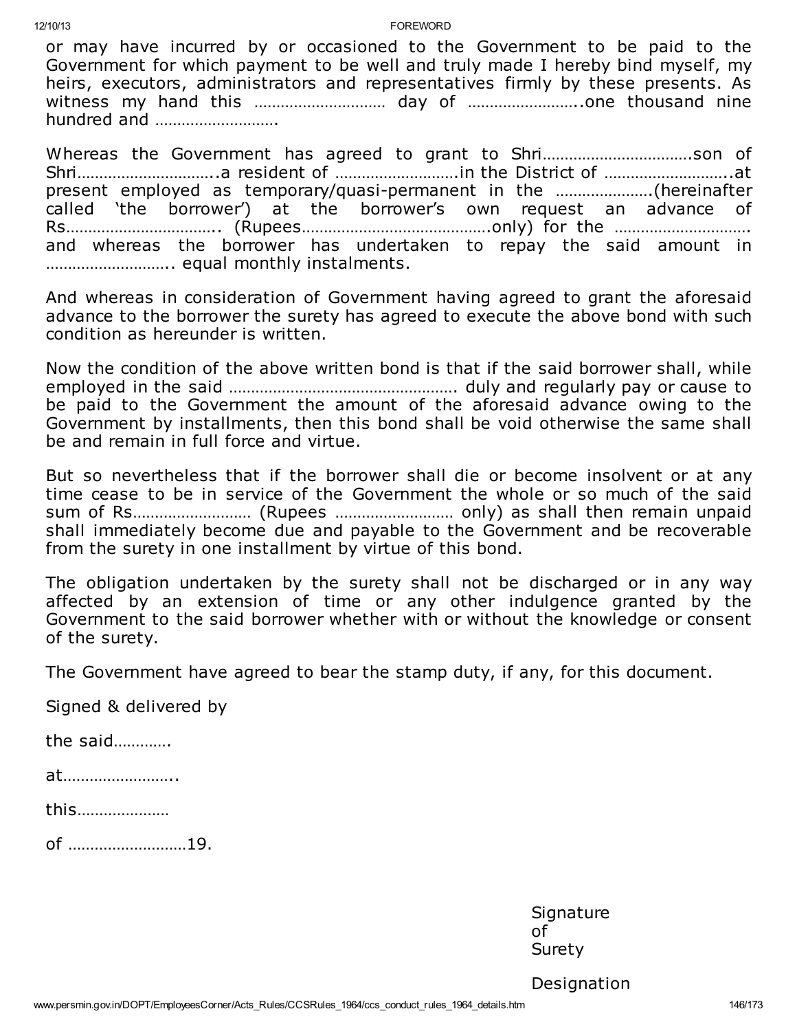or may have incurred by or occasioned to the Government to be paid to the Government for which payment to be well and truly made I hereby bind myself, my heirs, executors, administrators and representatives firmly by these presents. As witness my hand this ………………………… day of ……………………..one thousand nine hundred and ……………………….

Whereas the Government has agreed to grant to Shri…………………………….son of Shri…………………………..a resident of ………………………in the District of ………………………..at present employed as temporary/quasi-permanent in the ………………….(hereinafter called 'the borrower') at the borrower's own request an advance of Rs…………………………….. (Rupees…………………………………….only) for the …………………………. and whereas the borrower has undertaken to repay the said amount in ……………………….. equal monthly instalments.

And whereas in consideration of Government having agreed to grant the aforesaid advance to the borrower the surety has agreed to execute the above bond with such condition as hereunder is written.

Now the condition of the above written bond is that if the said borrower shall, while employed in the said ……………………………………………. duly and regularly pay or cause to be paid to the Government the amount of the aforesaid advance owing to the Government by installments, then this bond shall be void otherwise the same shall be and remain in full force and virtue.

But so nevertheless that if the borrower shall die or become insolvent or at any time cease to be in service of the Government the whole or so much of the said sum of Rs……………………… (Rupees ……………………… only) as shall then remain unpaid shall immediately become due and payable to the Government and be recoverable from the surety in one installment by virtue of this bond.

The obligation undertaken by the surety shall not be discharged or in any way affected by an extension of time or any other indulgence granted by the Government to the said borrower whether with or without the knowledge or consent of the surety.

The Government have agreed to bear the stamp duty, if any, for this document.

Signed & delivered by

the said………….

at……………………..

this…………………

of ………………………19.

Signature of Surety

Designation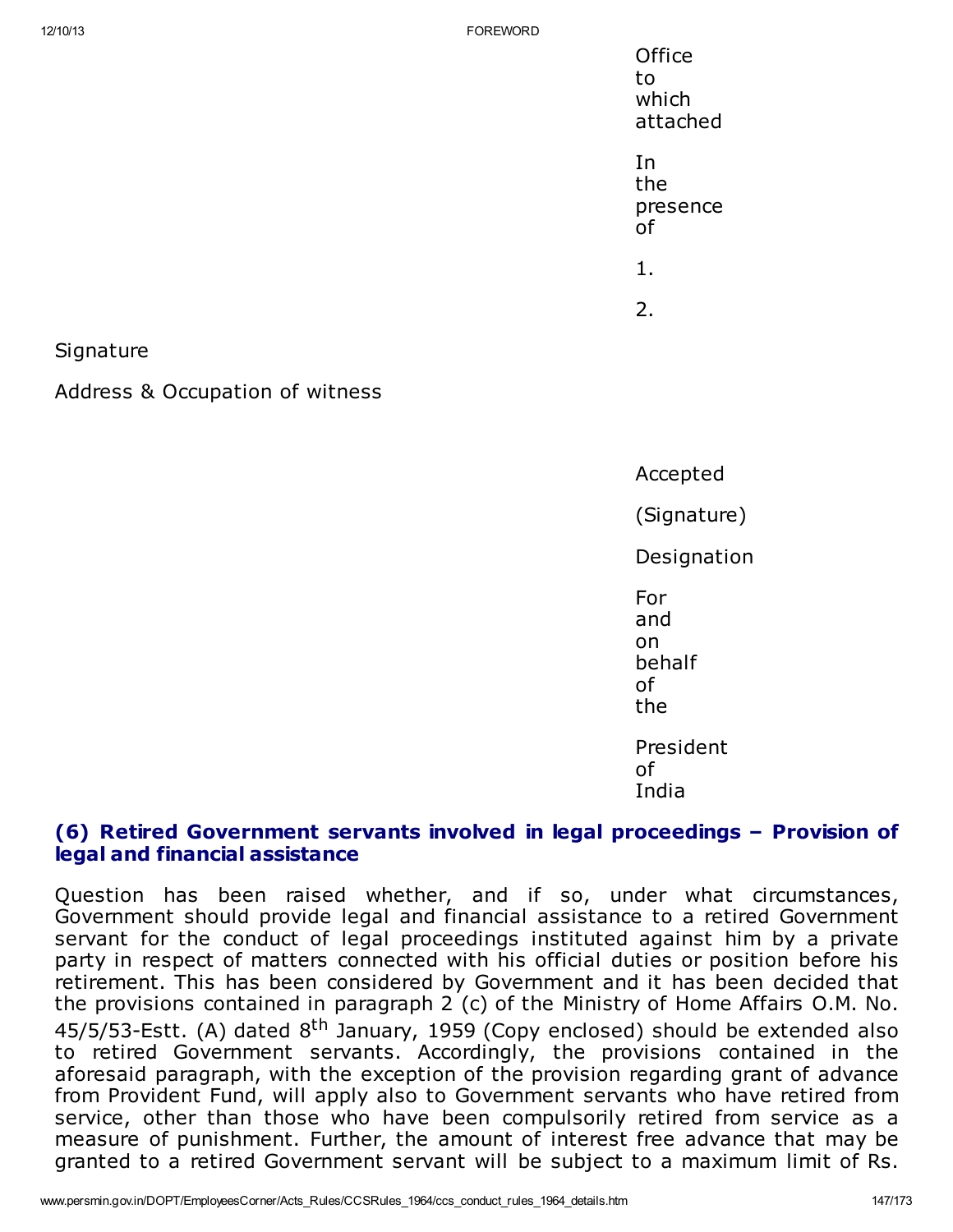Office to which attached

In the presence of

1.

2.

Signature

Address & Occupation of witness

Accepted

(Signature)

Designation

For and on behalf of the

President of India

### (6) Retired Government servants involved in legal proceedings – Provision of legal and financial assistance

Question has been raised whether, and if so, under what circumstances, Government should provide legal and financial assistance to a retired Government servant for the conduct of legal proceedings instituted against him by a private party in respect of matters connected with his official duties or position before his retirement. This has been considered by Government and it has been decided that the provisions contained in paragraph 2 (c) of the Ministry of Home Affairs O.M. No. 45/5/53-Estt. (A) dated 8th January, 1959 (Copy enclosed) should be extended also to retired Government servants. Accordingly, the provisions contained in the aforesaid paragraph, with the exception of the provision regarding grant of advance from Provident Fund, will apply also to Government servants who have retired from service, other than those who have been compulsorily retired from service as a measure of punishment. Further, the amount of interest free advance that may be granted to a retired Government servant will be subject to a maximum limit of Rs.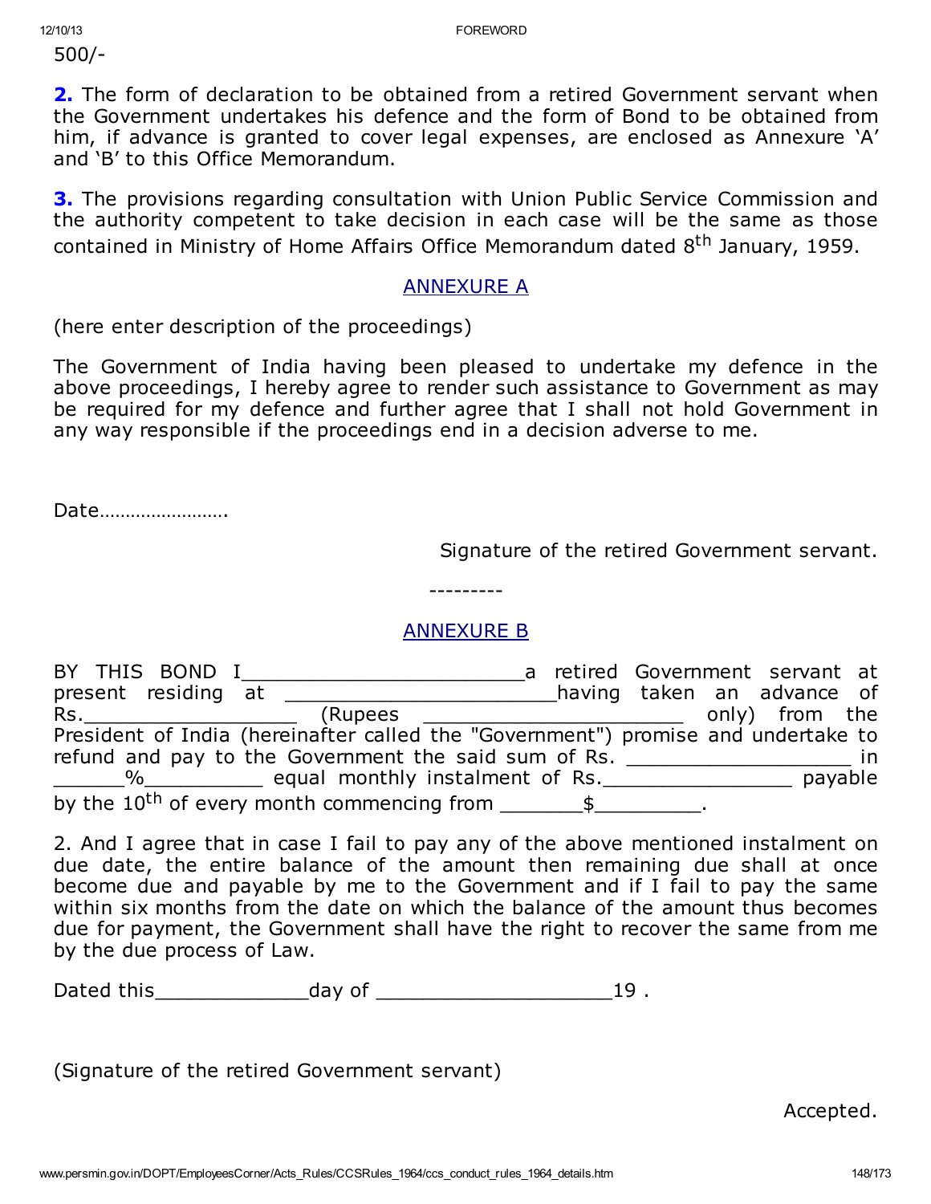500/-

**2.** The form of declaration to be obtained from a retired Government servant when the Government undertakes his defence and the form of Bond to be obtained from him, if advance is granted to cover legal expenses, are enclosed as Annexure 'A' and 'B' to this Office Memorandum.

**3.** The provisions regarding consultation with Union Public Service Commission and the authority competent to take decision in each case will be the same as those contained in Ministry of Home Affairs Office Memorandum dated 8th January, 1959.

## ANNEXURE A

(here enter description of the proceedings)

The Government of India having been pleased to undertake my defence in the above proceedings, I hereby agree to render such assistance to Government as may be required for my defence and further agree that I shall not hold Government in any way responsible if the proceedings end in a decision adverse to me.

Date…………………….

Signature of the retired Government servant.

---------

## ANNEXURE B

BY THIS BOND I________________________a retired Government servant at present residing at ______________________having taken an advance of Rs.________________ (Rupees _____________________ only) from the President of India (hereinafter called the "Government") promise and undertake to refund and pay to the Government the said sum of Rs. __________________ in ______%__________ equal monthly instalment of Rs._______________ payable by the 10th of every month commencing from _______$_________.

2. And I agree that in case I fail to pay any of the above mentioned instalment on due date, the entire balance of the amount then remaining due shall at once become due and payable by me to the Government and if I fail to pay the same within six months from the date on which the balance of the amount thus becomes due for payment, the Government shall have the right to recover the same from me by the due process of Law.

Dated this_____________day of ___________________19 .

(Signature of the retired Government servant)

Accepted.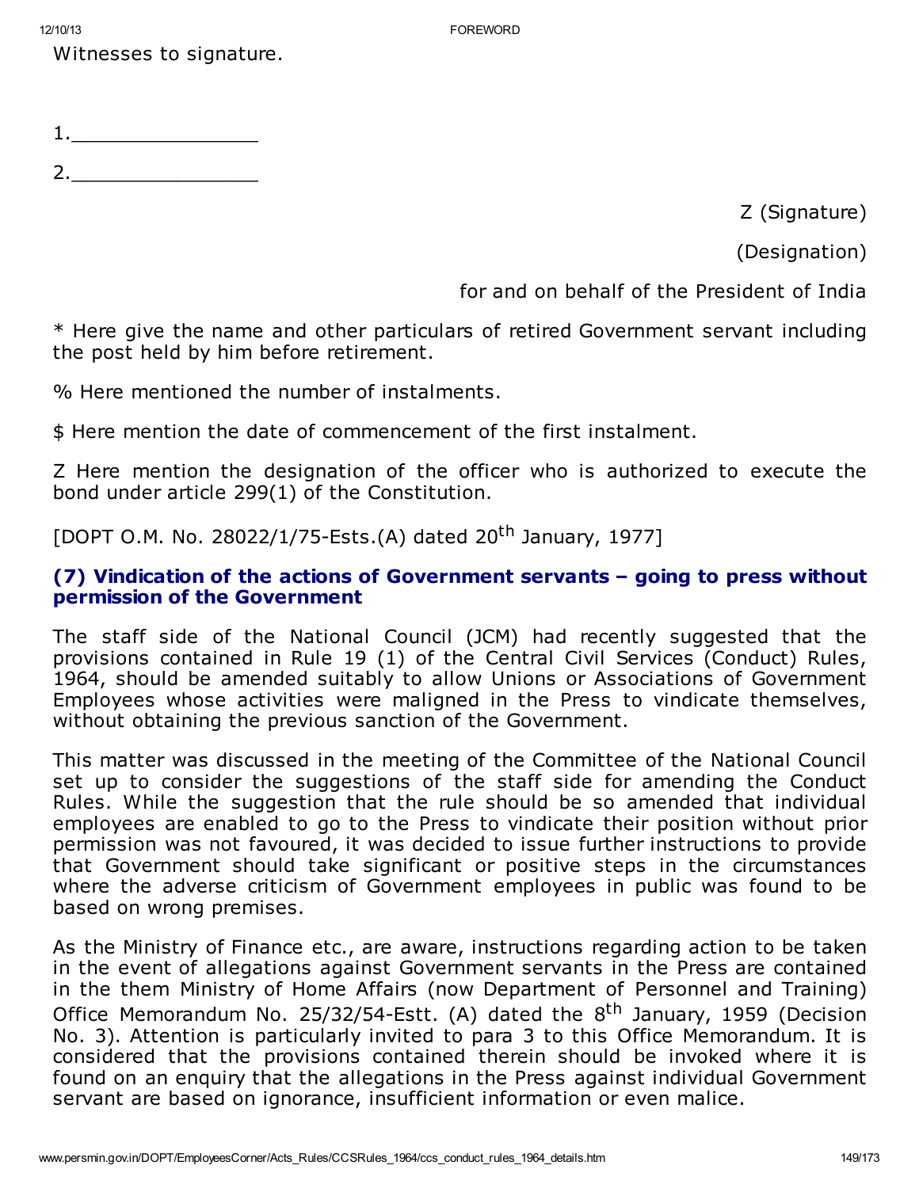Witnesses to signature.

1.________________

2.________________

Z (Signature)

(Designation)

for and on behalf of the President of India

* Here give the name and other particulars of retired Government servant including the post held by him before retirement.

% Here mentioned the number of instalments.

$ Here mention the date of commencement of the first instalment.

Z Here mention the designation of the officer who is authorized to execute the bond under article 299(1) of the Constitution.

[DOPT O.M. No. 28022/1/75-Ests.(A) dated 20th January, 1977]

### (7) Vindication of the actions of Government servants – going to press without permission of the Government

The staff side of the National Council (JCM) had recently suggested that the provisions contained in Rule 19 (1) of the Central Civil Services (Conduct) Rules, 1964, should be amended suitably to allow Unions or Associations of Government Employees whose activities were maligned in the Press to vindicate themselves, without obtaining the previous sanction of the Government.

This matter was discussed in the meeting of the Committee of the National Council set up to consider the suggestions of the staff side for amending the Conduct Rules. While the suggestion that the rule should be so amended that individual employees are enabled to go to the Press to vindicate their position without prior permission was not favoured, it was decided to issue further instructions to provide that Government should take significant or positive steps in the circumstances where the adverse criticism of Government employees in public was found to be based on wrong premises.

As the Ministry of Finance etc., are aware, instructions regarding action to be taken in the event of allegations against Government servants in the Press are contained in the them Ministry of Home Affairs (now Department of Personnel and Training) Office Memorandum No. 25/32/54-Estt. (A) dated the 8th January, 1959 (Decision No. 3). Attention is particularly invited to para 3 to this Office Memorandum. It is considered that the provisions contained therein should be invoked where it is found on an enquiry that the allegations in the Press against individual Government servant are based on ignorance, insufficient information or even malice.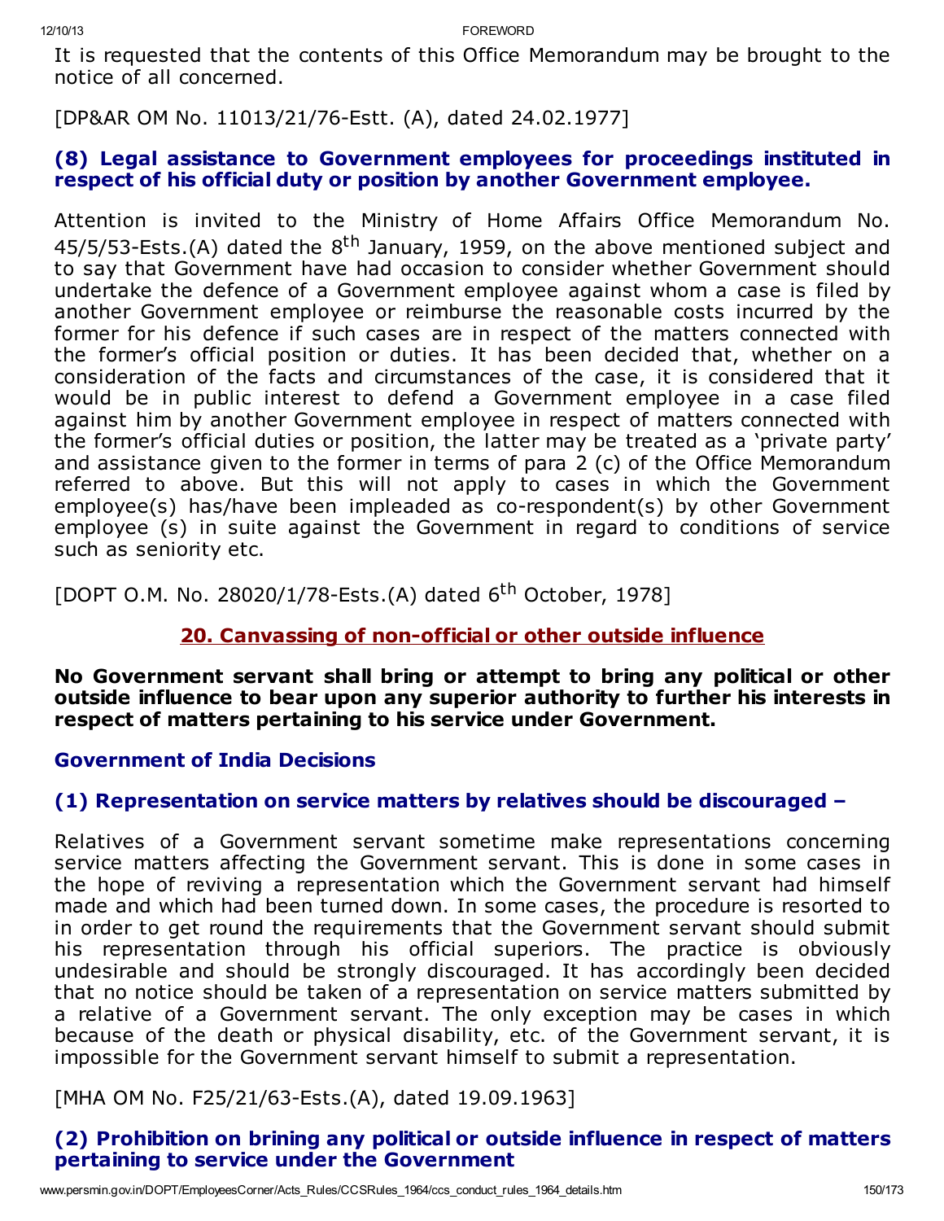It is requested that the contents of this Office Memorandum may be brought to the notice of all concerned.

[DP&AR OM No. 11013/21/76-Estt. (A), dated 24.02.1977]

### (8) Legal assistance to Government employees for proceedings instituted in respect of his official duty or position by another Government employee.

Attention is invited to the Ministry of Home Affairs Office Memorandum No. 45/5/53-Ests.(A) dated the 8th January, 1959, on the above mentioned subject and to say that Government have had occasion to consider whether Government should undertake the defence of a Government employee against whom a case is filed by another Government employee or reimburse the reasonable costs incurred by the former for his defence if such cases are in respect of the matters connected with the former's official position or duties. It has been decided that, whether on a consideration of the facts and circumstances of the case, it is considered that it would be in public interest to defend a Government employee in a case filed against him by another Government employee in respect of matters connected with the former's official duties or position, the latter may be treated as a 'private party' and assistance given to the former in terms of para 2 (c) of the Office Memorandum referred to above. But this will not apply to cases in which the Government employee(s) has/have been impleaded as co-respondent(s) by other Government employee (s) in suite against the Government in regard to conditions of service such as seniority etc.

[DOPT O.M. No. 28020/1/78-Ests.(A) dated 6th October, 1978]

## 20. Canvassing of non-official or other outside influence

**No Government servant shall bring or attempt to bring any political or other outside influence to bear upon any superior authority to further his interests in respect of matters pertaining to his service under Government.**

### Government of India Decisions

### (1) Representation on service matters by relatives should be discouraged –

Relatives of a Government servant sometime make representations concerning service matters affecting the Government servant. This is done in some cases in the hope of reviving a representation which the Government servant had himself made and which had been turned down. In some cases, the procedure is resorted to in order to get round the requirements that the Government servant should submit his representation through his official superiors. The practice is obviously undesirable and should be strongly discouraged. It has accordingly been decided that no notice should be taken of a representation on service matters submitted by a relative of a Government servant. The only exception may be cases in which because of the death or physical disability, etc. of the Government servant, it is impossible for the Government servant himself to submit a representation.

[MHA OM No. F25/21/63-Ests.(A), dated 19.09.1963]

### (2) Prohibition on brining any political or outside influence in respect of matters pertaining to service under the Government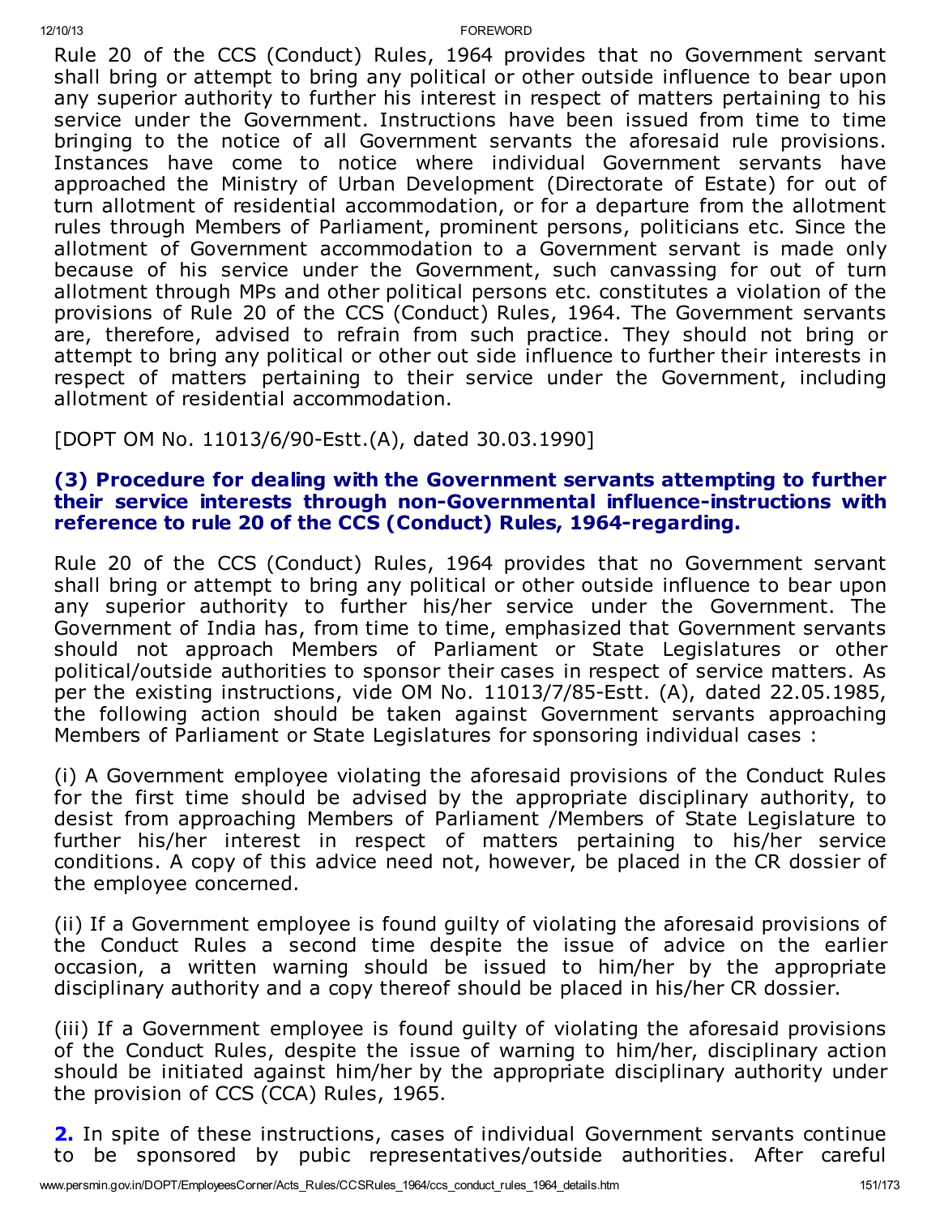Rule 20 of the CCS (Conduct) Rules, 1964 provides that no Government servant shall bring or attempt to bring any political or other outside influence to bear upon any superior authority to further his interest in respect of matters pertaining to his service under the Government. Instructions have been issued from time to time bringing to the notice of all Government servants the aforesaid rule provisions. Instances have come to notice where individual Government servants have approached the Ministry of Urban Development (Directorate of Estate) for out of turn allotment of residential accommodation, or for a departure from the allotment rules through Members of Parliament, prominent persons, politicians etc. Since the allotment of Government accommodation to a Government servant is made only because of his service under the Government, such canvassing for out of turn allotment through MPs and other political persons etc. constitutes a violation of the provisions of Rule 20 of the CCS (Conduct) Rules, 1964. The Government servants are, therefore, advised to refrain from such practice. They should not bring or attempt to bring any political or other out side influence to further their interests in respect of matters pertaining to their service under the Government, including allotment of residential accommodation.

[DOPT OM No. 11013/6/90-Estt.(A), dated 30.03.1990]

### (3) Procedure for dealing with the Government servants attempting to further their service interests through non-Governmental influence-instructions with reference to rule 20 of the CCS (Conduct) Rules, 1964-regarding.

Rule 20 of the CCS (Conduct) Rules, 1964 provides that no Government servant shall bring or attempt to bring any political or other outside influence to bear upon any superior authority to further his/her service under the Government. The Government of India has, from time to time, emphasized that Government servants should not approach Members of Parliament or State Legislatures or other political/outside authorities to sponsor their cases in respect of service matters. As per the existing instructions, vide OM No. 11013/7/85-Estt. (A), dated 22.05.1985, the following action should be taken against Government servants approaching Members of Parliament or State Legislatures for sponsoring individual cases :

(i) A Government employee violating the aforesaid provisions of the Conduct Rules for the first time should be advised by the appropriate disciplinary authority, to desist from approaching Members of Parliament /Members of State Legislature to further his/her interest in respect of matters pertaining to his/her service conditions. A copy of this advice need not, however, be placed in the CR dossier of the employee concerned.

(ii) If a Government employee is found guilty of violating the aforesaid provisions of the Conduct Rules a second time despite the issue of advice on the earlier occasion, a written warning should be issued to him/her by the appropriate disciplinary authority and a copy thereof should be placed in his/her CR dossier.

(iii) If a Government employee is found guilty of violating the aforesaid provisions of the Conduct Rules, despite the issue of warning to him/her, disciplinary action should be initiated against him/her by the appropriate disciplinary authority under the provision of CCS (CCA) Rules, 1965.

**2.** In spite of these instructions, cases of individual Government servants continue to be sponsored by pubic representatives/outside authorities. After careful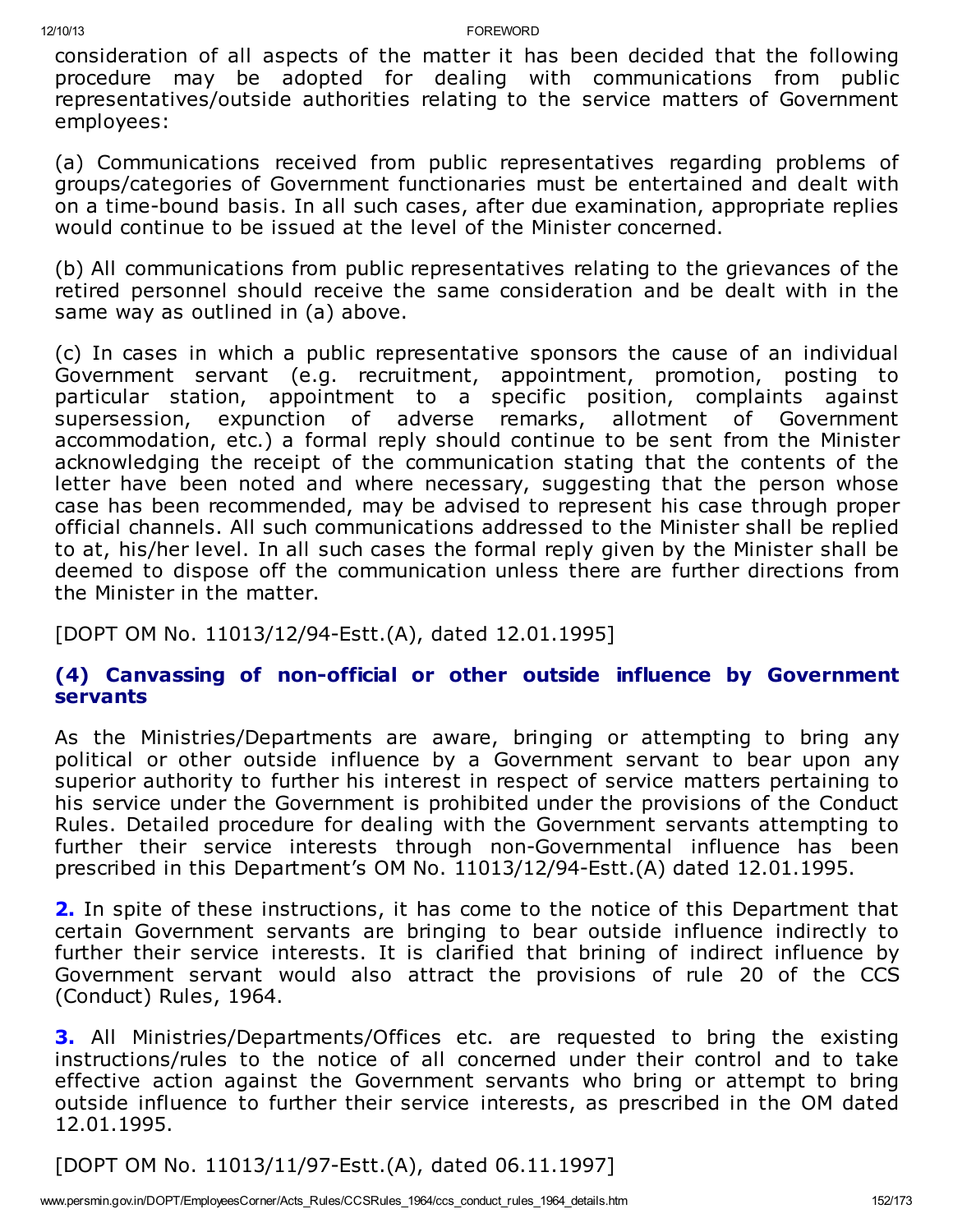consideration of all aspects of the matter it has been decided that the following procedure may be adopted for dealing with communications from public representatives/outside authorities relating to the service matters of Government employees:

(a) Communications received from public representatives regarding problems of groups/categories of Government functionaries must be entertained and dealt with on a time-bound basis. In all such cases, after due examination, appropriate replies would continue to be issued at the level of the Minister concerned.

(b) All communications from public representatives relating to the grievances of the retired personnel should receive the same consideration and be dealt with in the same way as outlined in (a) above.

(c) In cases in which a public representative sponsors the cause of an individual Government servant (e.g. recruitment, appointment, promotion, posting to particular station, appointment to a specific position, complaints against supersession, expunction of adverse remarks, allotment of Government accommodation, etc.) a formal reply should continue to be sent from the Minister acknowledging the receipt of the communication stating that the contents of the letter have been noted and where necessary, suggesting that the person whose case has been recommended, may be advised to represent his case through proper official channels. All such communications addressed to the Minister shall be replied to at, his/her level. In all such cases the formal reply given by the Minister shall be deemed to dispose off the communication unless there are further directions from the Minister in the matter.

[DOPT OM No. 11013/12/94-Estt.(A), dated 12.01.1995]

### (4) Canvassing of non-official or other outside influence by Government servants

As the Ministries/Departments are aware, bringing or attempting to bring any political or other outside influence by a Government servant to bear upon any superior authority to further his interest in respect of service matters pertaining to his service under the Government is prohibited under the provisions of the Conduct Rules. Detailed procedure for dealing with the Government servants attempting to further their service interests through non-Governmental influence has been prescribed in this Department's OM No. 11013/12/94-Estt.(A) dated 12.01.1995.

**2.** In spite of these instructions, it has come to the notice of this Department that certain Government servants are bringing to bear outside influence indirectly to further their service interests. It is clarified that brining of indirect influence by Government servant would also attract the provisions of rule 20 of the CCS (Conduct) Rules, 1964.

**3.** All Ministries/Departments/Offices etc. are requested to bring the existing instructions/rules to the notice of all concerned under their control and to take effective action against the Government servants who bring or attempt to bring outside influence to further their service interests, as prescribed in the OM dated 12.01.1995.

[DOPT OM No. 11013/11/97-Estt.(A), dated 06.11.1997]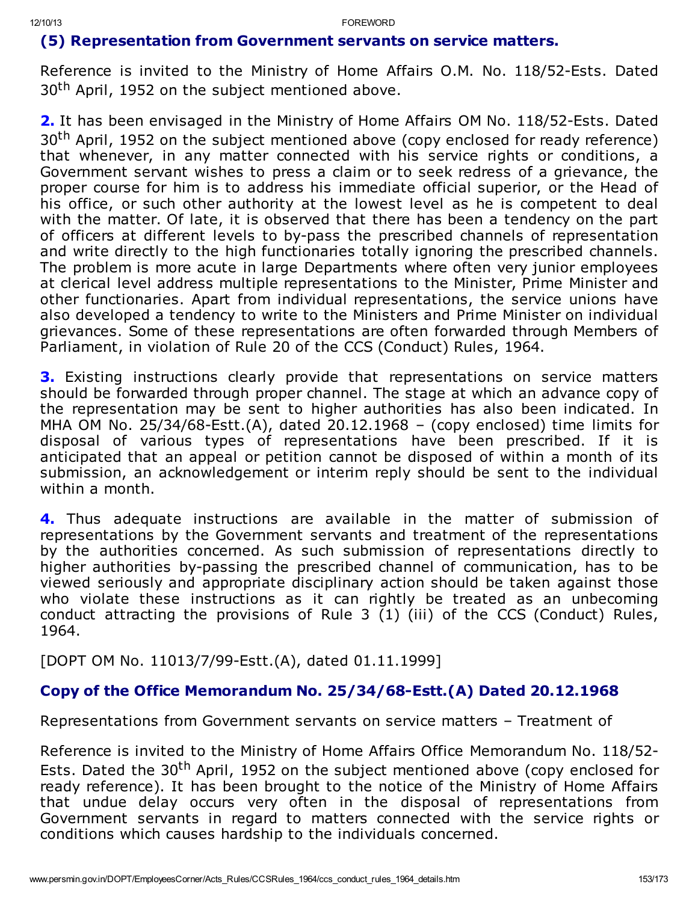## (5) Representation from Government servants on service matters.

Reference is invited to the Ministry of Home Affairs O.M. No. 118/52-Ests. Dated 30th April, 1952 on the subject mentioned above.

**2.** It has been envisaged in the Ministry of Home Affairs OM No. 118/52-Ests. Dated 30th April, 1952 on the subject mentioned above (copy enclosed for ready reference) that whenever, in any matter connected with his service rights or conditions, a Government servant wishes to press a claim or to seek redress of a grievance, the proper course for him is to address his immediate official superior, or the Head of his office, or such other authority at the lowest level as he is competent to deal with the matter. Of late, it is observed that there has been a tendency on the part of officers at different levels to by-pass the prescribed channels of representation and write directly to the high functionaries totally ignoring the prescribed channels. The problem is more acute in large Departments where often very junior employees at clerical level address multiple representations to the Minister, Prime Minister and other functionaries. Apart from individual representations, the service unions have also developed a tendency to write to the Ministers and Prime Minister on individual grievances. Some of these representations are often forwarded through Members of Parliament, in violation of Rule 20 of the CCS (Conduct) Rules, 1964.

**3.** Existing instructions clearly provide that representations on service matters should be forwarded through proper channel. The stage at which an advance copy of the representation may be sent to higher authorities has also been indicated. In MHA OM No. 25/34/68-Estt.(A), dated 20.12.1968 – (copy enclosed) time limits for disposal of various types of representations have been prescribed. If it is anticipated that an appeal or petition cannot be disposed of within a month of its submission, an acknowledgement or interim reply should be sent to the individual within a month.

**4.** Thus adequate instructions are available in the matter of submission of representations by the Government servants and treatment of the representations by the authorities concerned. As such submission of representations directly to higher authorities by-passing the prescribed channel of communication, has to be viewed seriously and appropriate disciplinary action should be taken against those who violate these instructions as it can rightly be treated as an unbecoming conduct attracting the provisions of Rule 3 (1) (iii) of the CCS (Conduct) Rules, 1964.

[DOPT OM No. 11013/7/99-Estt.(A), dated 01.11.1999]

## Copy of the Office Memorandum No. 25/34/68-Estt.(A) Dated 20.12.1968

Representations from Government servants on service matters – Treatment of

Reference is invited to the Ministry of Home Affairs Office Memorandum No. 118/52-Ests. Dated the 30th April, 1952 on the subject mentioned above (copy enclosed for ready reference). It has been brought to the notice of the Ministry of Home Affairs that undue delay occurs very often in the disposal of representations from Government servants in regard to matters connected with the service rights or conditions which causes hardship to the individuals concerned.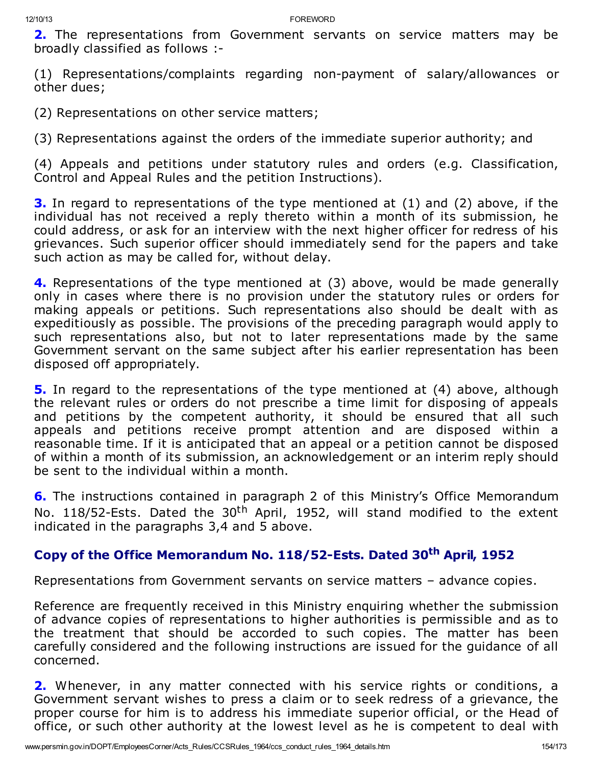**2.** The representations from Government servants on service matters may be broadly classified as follows :-

(1) Representations/complaints regarding non-payment of salary/allowances or other dues;

(2) Representations on other service matters;

(3) Representations against the orders of the immediate superior authority; and

(4) Appeals and petitions under statutory rules and orders (e.g. Classification, Control and Appeal Rules and the petition Instructions).

**3.** In regard to representations of the type mentioned at (1) and (2) above, if the individual has not received a reply thereto within a month of its submission, he could address, or ask for an interview with the next higher officer for redress of his grievances. Such superior officer should immediately send for the papers and take such action as may be called for, without delay.

**4.** Representations of the type mentioned at (3) above, would be made generally only in cases where there is no provision under the statutory rules or orders for making appeals or petitions. Such representations also should be dealt with as expeditiously as possible. The provisions of the preceding paragraph would apply to such representations also, but not to later representations made by the same Government servant on the same subject after his earlier representation has been disposed off appropriately.

**5.** In regard to the representations of the type mentioned at (4) above, although the relevant rules or orders do not prescribe a time limit for disposing of appeals and petitions by the competent authority, it should be ensured that all such appeals and petitions receive prompt attention and are disposed within a reasonable time. If it is anticipated that an appeal or a petition cannot be disposed of within a month of its submission, an acknowledgement or an interim reply should be sent to the individual within a month.

**6.** The instructions contained in paragraph 2 of this Ministry's Office Memorandum No. 118/52-Ests. Dated the 30th April, 1952, will stand modified to the extent indicated in the paragraphs 3,4 and 5 above.

## Copy of the Office Memorandum No. 118/52-Ests. Dated 30th April, 1952

Representations from Government servants on service matters – advance copies.

Reference are frequently received in this Ministry enquiring whether the submission of advance copies of representations to higher authorities is permissible and as to the treatment that should be accorded to such copies. The matter has been carefully considered and the following instructions are issued for the guidance of all concerned.

**2.** Whenever, in any matter connected with his service rights or conditions, a Government servant wishes to press a claim or to seek redress of a grievance, the proper course for him is to address his immediate superior official, or the Head of office, or such other authority at the lowest level as he is competent to deal with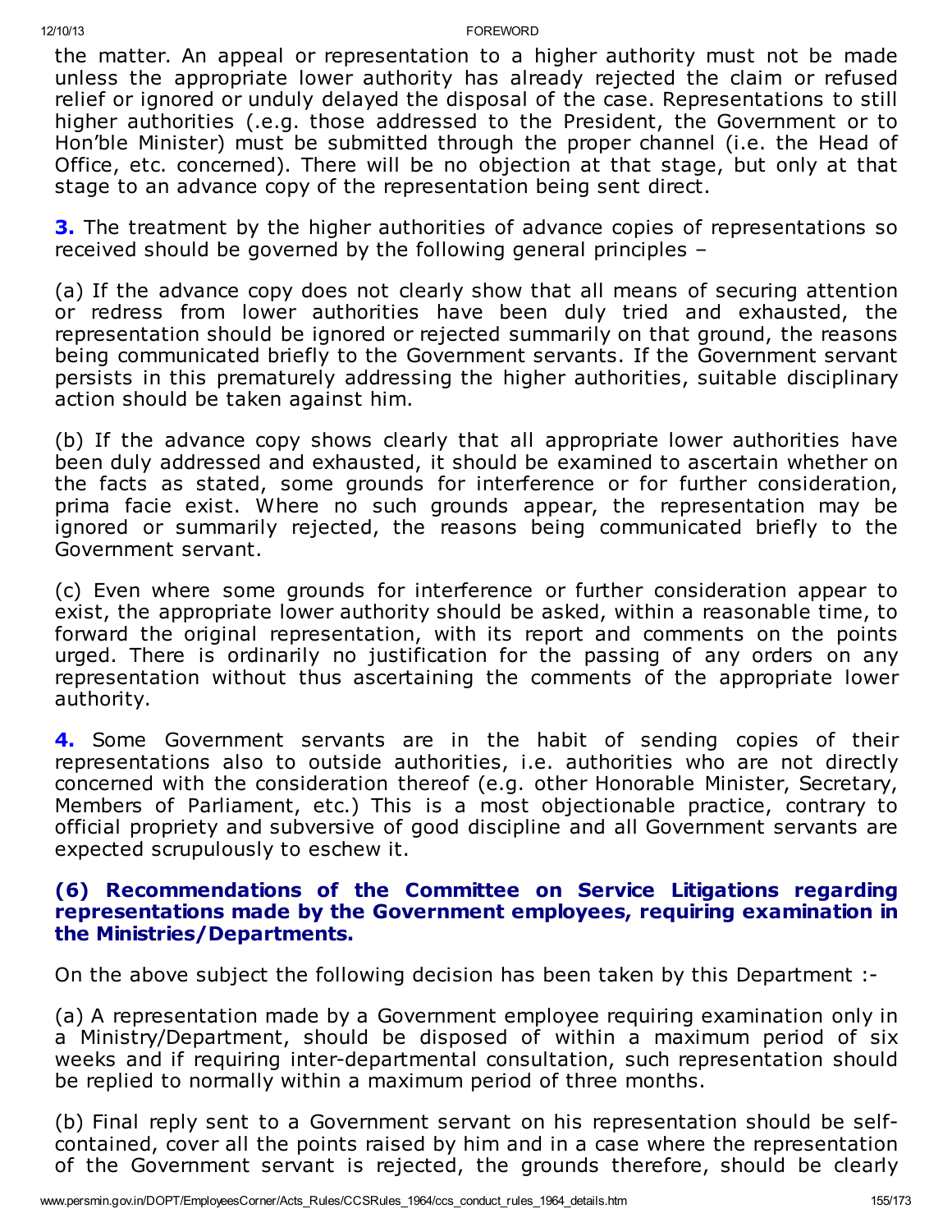the matter. An appeal or representation to a higher authority must not be made unless the appropriate lower authority has already rejected the claim or refused relief or ignored or unduly delayed the disposal of the case. Representations to still higher authorities (.e.g. those addressed to the President, the Government or to Hon'ble Minister) must be submitted through the proper channel (i.e. the Head of Office, etc. concerned). There will be no objection at that stage, but only at that stage to an advance copy of the representation being sent direct.

**3.** The treatment by the higher authorities of advance copies of representations so received should be governed by the following general principles –

(a) If the advance copy does not clearly show that all means of securing attention or redress from lower authorities have been duly tried and exhausted, the representation should be ignored or rejected summarily on that ground, the reasons being communicated briefly to the Government servants. If the Government servant persists in this prematurely addressing the higher authorities, suitable disciplinary action should be taken against him.

(b) If the advance copy shows clearly that all appropriate lower authorities have been duly addressed and exhausted, it should be examined to ascertain whether on the facts as stated, some grounds for interference or for further consideration, prima facie exist. Where no such grounds appear, the representation may be ignored or summarily rejected, the reasons being communicated briefly to the Government servant.

(c) Even where some grounds for interference or further consideration appear to exist, the appropriate lower authority should be asked, within a reasonable time, to forward the original representation, with its report and comments on the points urged. There is ordinarily no justification for the passing of any orders on any representation without thus ascertaining the comments of the appropriate lower authority.

**4.** Some Government servants are in the habit of sending copies of their representations also to outside authorities, i.e. authorities who are not directly concerned with the consideration thereof (e.g. other Honorable Minister, Secretary, Members of Parliament, etc.) This is a most objectionable practice, contrary to official propriety and subversive of good discipline and all Government servants are expected scrupulously to eschew it.

### (6) Recommendations of the Committee on Service Litigations regarding representations made by the Government employees, requiring examination in the Ministries/Departments.

On the above subject the following decision has been taken by this Department :-

(a) A representation made by a Government employee requiring examination only in a Ministry/Department, should be disposed of within a maximum period of six weeks and if requiring inter-departmental consultation, such representation should be replied to normally within a maximum period of three months.

(b) Final reply sent to a Government servant on his representation should be self-contained, cover all the points raised by him and in a case where the representation of the Government servant is rejected, the grounds therefore, should be clearly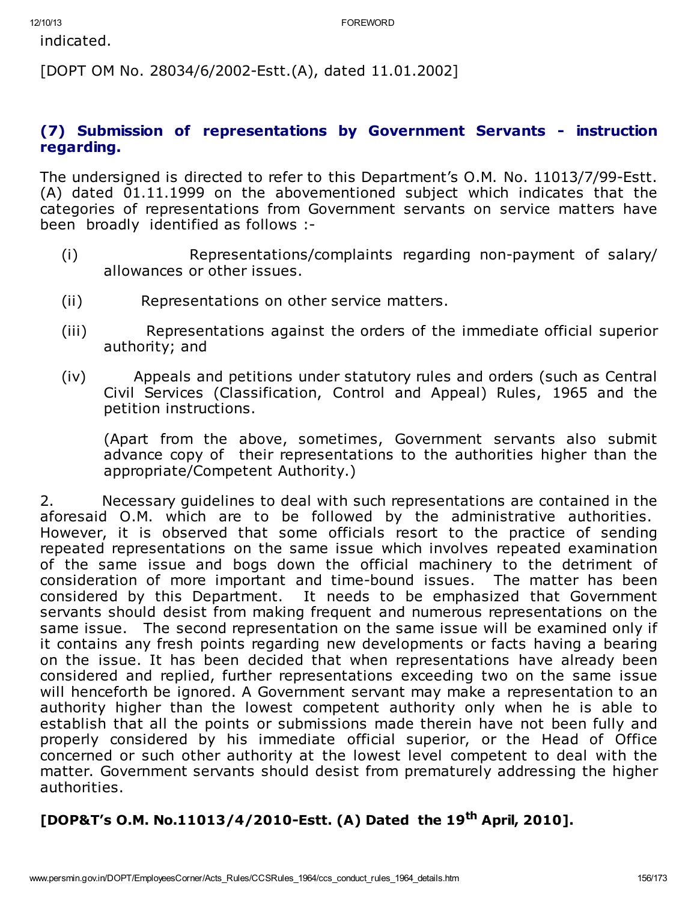indicated.

[DOPT OM No. 28034/6/2002-Estt.(A), dated 11.01.2002]

### (7) Submission of representations by Government Servants - instruction regarding.

The undersigned is directed to refer to this Department's O.M. No. 11013/7/99-Estt. (A) dated 01.11.1999 on the abovementioned subject which indicates that the categories of representations from Government servants on service matters have been broadly identified as follows :-

(i) Representations/complaints regarding non-payment of salary/ allowances or other issues.

(ii) Representations on other service matters.

(iii) Representations against the orders of the immediate official superior authority; and

(iv) Appeals and petitions under statutory rules and orders (such as Central Civil Services (Classification, Control and Appeal) Rules, 1965 and the petition instructions.

(Apart from the above, sometimes, Government servants also submit advance copy of their representations to the authorities higher than the appropriate/Competent Authority.)

2. Necessary guidelines to deal with such representations are contained in the aforesaid O.M. which are to be followed by the administrative authorities. However, it is observed that some officials resort to the practice of sending repeated representations on the same issue which involves repeated examination of the same issue and bogs down the official machinery to the detriment of consideration of more important and time-bound issues. The matter has been considered by this Department. It needs to be emphasized that Government servants should desist from making frequent and numerous representations on the same issue. The second representation on the same issue will be examined only if it contains any fresh points regarding new developments or facts having a bearing on the issue. It has been decided that when representations have already been considered and replied, further representations exceeding two on the same issue will henceforth be ignored. A Government servant may make a representation to an authority higher than the lowest competent authority only when he is able to establish that all the points or submissions made therein have not been fully and properly considered by his immediate official superior, or the Head of Office concerned or such other authority at the lowest level competent to deal with the matter. Government servants should desist from prematurely addressing the higher authorities.

**[DOP&T's O.M. No.11013/4/2010-Estt. (A) Dated the 19th April, 2010].**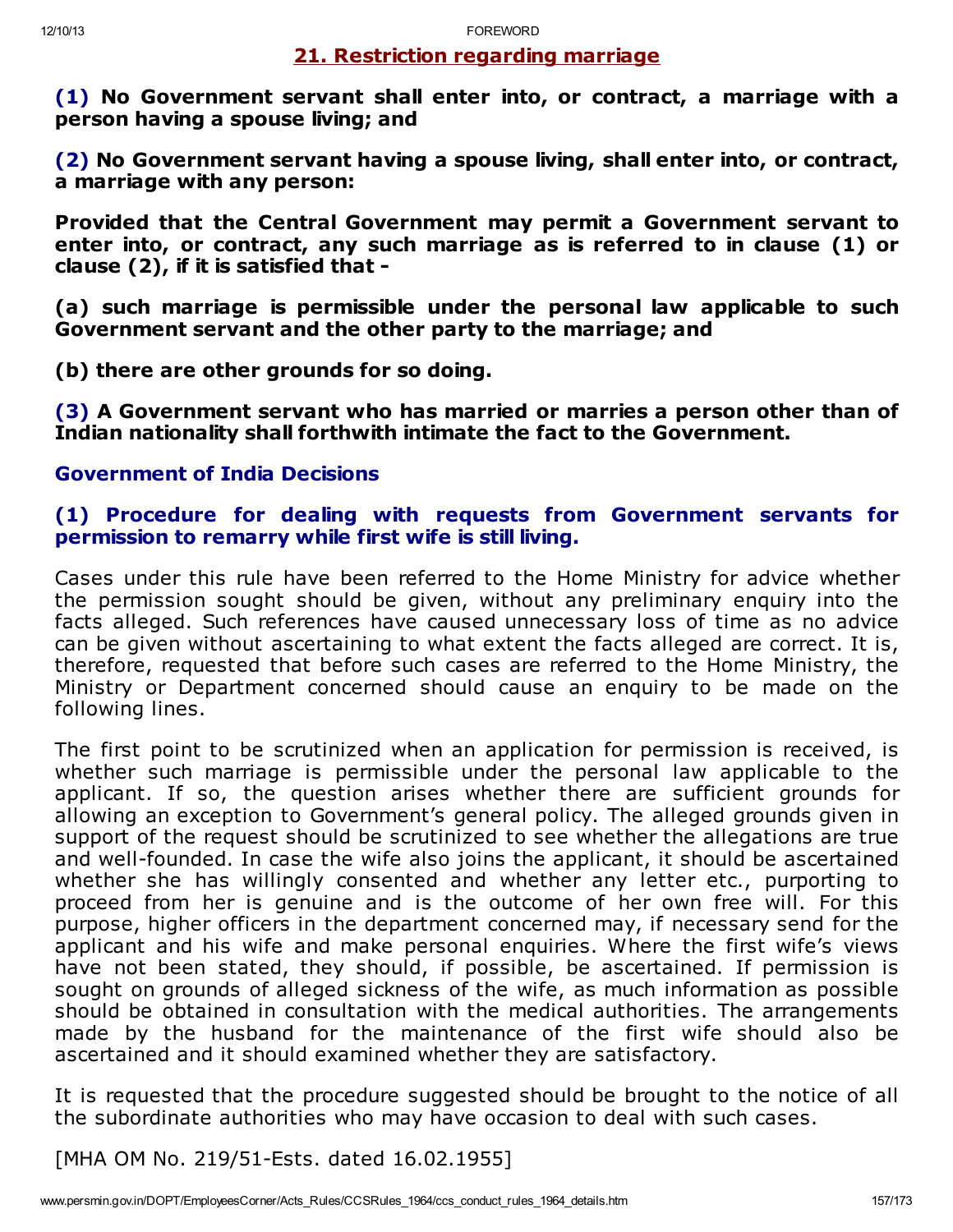## 21. Restriction regarding marriage

**(1) No Government servant shall enter into, or contract, a marriage with a person having a spouse living; and**

**(2) No Government servant having a spouse living, shall enter into, or contract, a marriage with any person:**

**Provided that the Central Government may permit a Government servant to enter into, or contract, any such marriage as is referred to in clause (1) or clause (2), if it is satisfied that -**

**(a) such marriage is permissible under the personal law applicable to such Government servant and the other party to the marriage; and**

**(b) there are other grounds for so doing.**

**(3) A Government servant who has married or marries a person other than of Indian nationality shall forthwith intimate the fact to the Government.**

### Government of India Decisions

#### (1) Procedure for dealing with requests from Government servants for permission to remarry while first wife is still living.

Cases under this rule have been referred to the Home Ministry for advice whether the permission sought should be given, without any preliminary enquiry into the facts alleged. Such references have caused unnecessary loss of time as no advice can be given without ascertaining to what extent the facts alleged are correct. It is, therefore, requested that before such cases are referred to the Home Ministry, the Ministry or Department concerned should cause an enquiry to be made on the following lines.

The first point to be scrutinized when an application for permission is received, is whether such marriage is permissible under the personal law applicable to the applicant. If so, the question arises whether there are sufficient grounds for allowing an exception to Government's general policy. The alleged grounds given in support of the request should be scrutinized to see whether the allegations are true and well-founded. In case the wife also joins the applicant, it should be ascertained whether she has willingly consented and whether any letter etc., purporting to proceed from her is genuine and is the outcome of her own free will. For this purpose, higher officers in the department concerned may, if necessary send for the applicant and his wife and make personal enquiries. Where the first wife's views have not been stated, they should, if possible, be ascertained. If permission is sought on grounds of alleged sickness of the wife, as much information as possible should be obtained in consultation with the medical authorities. The arrangements made by the husband for the maintenance of the first wife should also be ascertained and it should examined whether they are satisfactory.

It is requested that the procedure suggested should be brought to the notice of all the subordinate authorities who may have occasion to deal with such cases.

[MHA OM No. 219/51-Ests. dated 16.02.1955]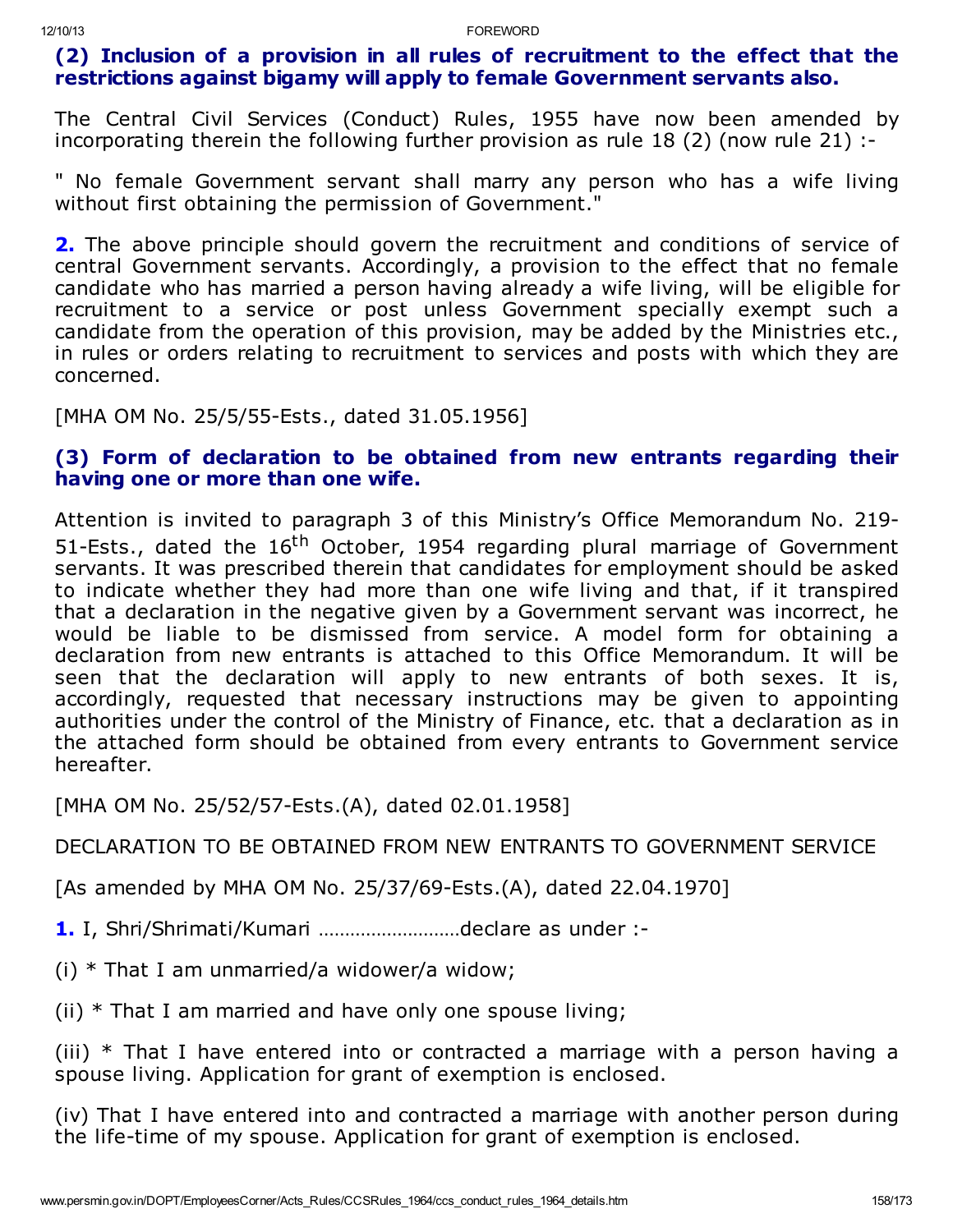### (2) Inclusion of a provision in all rules of recruitment to the effect that the restrictions against bigamy will apply to female Government servants also.

The Central Civil Services (Conduct) Rules, 1955 have now been amended by incorporating therein the following further provision as rule 18 (2) (now rule 21) :-

" No female Government servant shall marry any person who has a wife living without first obtaining the permission of Government."

**2.** The above principle should govern the recruitment and conditions of service of central Government servants. Accordingly, a provision to the effect that no female candidate who has married a person having already a wife living, will be eligible for recruitment to a service or post unless Government specially exempt such a candidate from the operation of this provision, may be added by the Ministries etc., in rules or orders relating to recruitment to services and posts with which they are concerned.

[MHA OM No. 25/5/55-Ests., dated 31.05.1956]

### (3) Form of declaration to be obtained from new entrants regarding their having one or more than one wife.

Attention is invited to paragraph 3 of this Ministry's Office Memorandum No. 219-51-Ests., dated the 16th October, 1954 regarding plural marriage of Government servants. It was prescribed therein that candidates for employment should be asked to indicate whether they had more than one wife living and that, if it transpired that a declaration in the negative given by a Government servant was incorrect, he would be liable to be dismissed from service. A model form for obtaining a declaration from new entrants is attached to this Office Memorandum. It will be seen that the declaration will apply to new entrants of both sexes. It is, accordingly, requested that necessary instructions may be given to appointing authorities under the control of the Ministry of Finance, etc. that a declaration as in the attached form should be obtained from every entrants to Government service hereafter.

[MHA OM No. 25/52/57-Ests.(A), dated 02.01.1958]

DECLARATION TO BE OBTAINED FROM NEW ENTRANTS TO GOVERNMENT SERVICE

[As amended by MHA OM No. 25/37/69-Ests.(A), dated 22.04.1970]

**1.** I, Shri/Shrimati/Kumari ……………………… declare as under :-

(i) * That I am unmarried/a widower/a widow;

(ii) * That I am married and have only one spouse living;

(iii) * That I have entered into or contracted a marriage with a person having a spouse living. Application for grant of exemption is enclosed.

(iv) That I have entered into and contracted a marriage with another person during the life-time of my spouse. Application for grant of exemption is enclosed.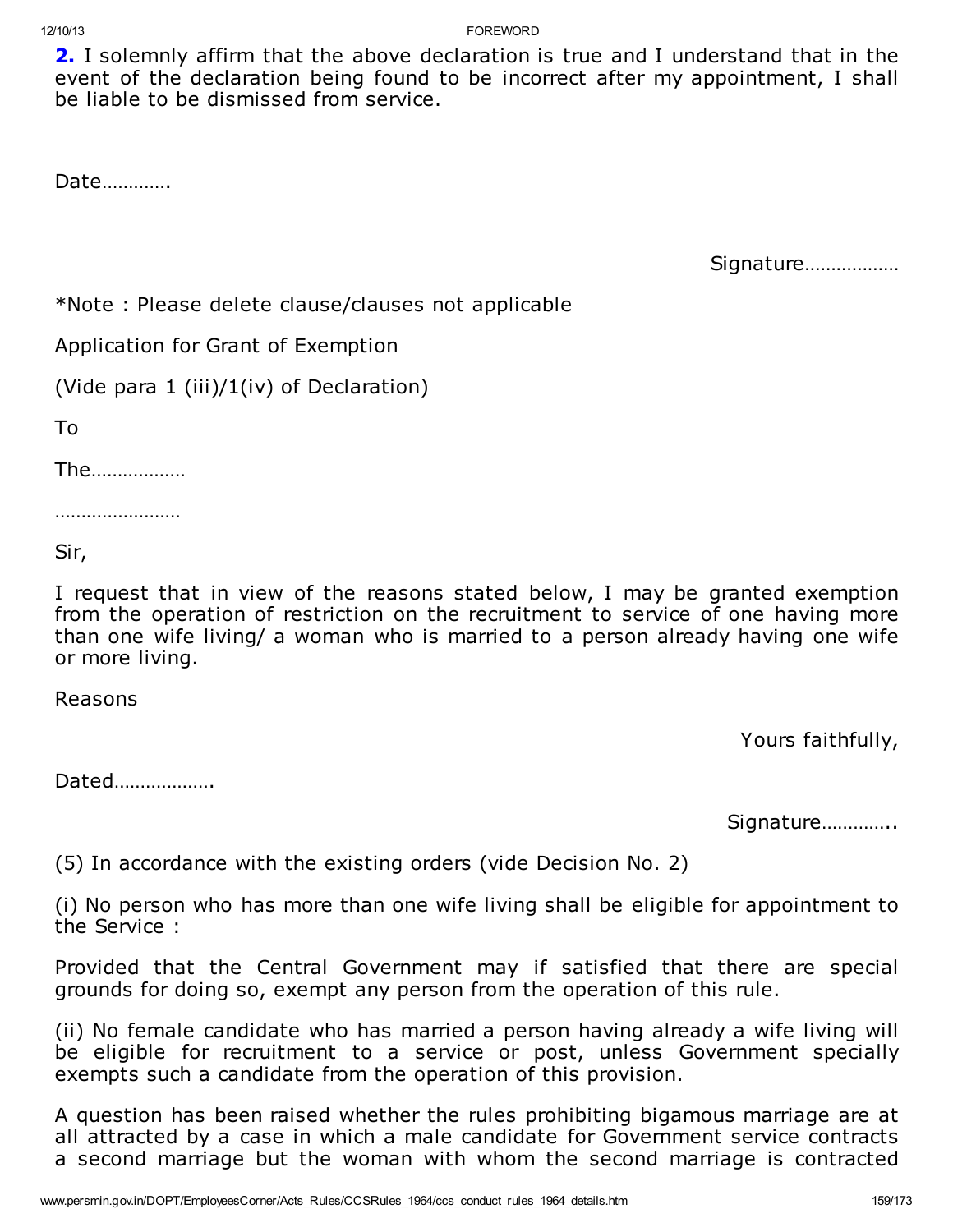**2.** I solemnly affirm that the above declaration is true and I understand that in the event of the declaration being found to be incorrect after my appointment, I shall be liable to be dismissed from service.

Date………….

Signature………………

*Note : Please delete clause/clauses not applicable

Application for Grant of Exemption

(Vide para 1 (iii)/1(iv) of Declaration)

To

The………………

……………………

Sir,

I request that in view of the reasons stated below, I may be granted exemption from the operation of restriction on the recruitment to service of one having more than one wife living/ a woman who is married to a person already having one wife or more living.

Reasons

Yours faithfully,

Dated……………….

Signature…………..

(5) In accordance with the existing orders (vide Decision No. 2)

(i) No person who has more than one wife living shall be eligible for appointment to the Service :

Provided that the Central Government may if satisfied that there are special grounds for doing so, exempt any person from the operation of this rule.

(ii) No female candidate who has married a person having already a wife living will be eligible for recruitment to a service or post, unless Government specially exempts such a candidate from the operation of this provision.

A question has been raised whether the rules prohibiting bigamous marriage are at all attracted by a case in which a male candidate for Government service contracts a second marriage but the woman with whom the second marriage is contracted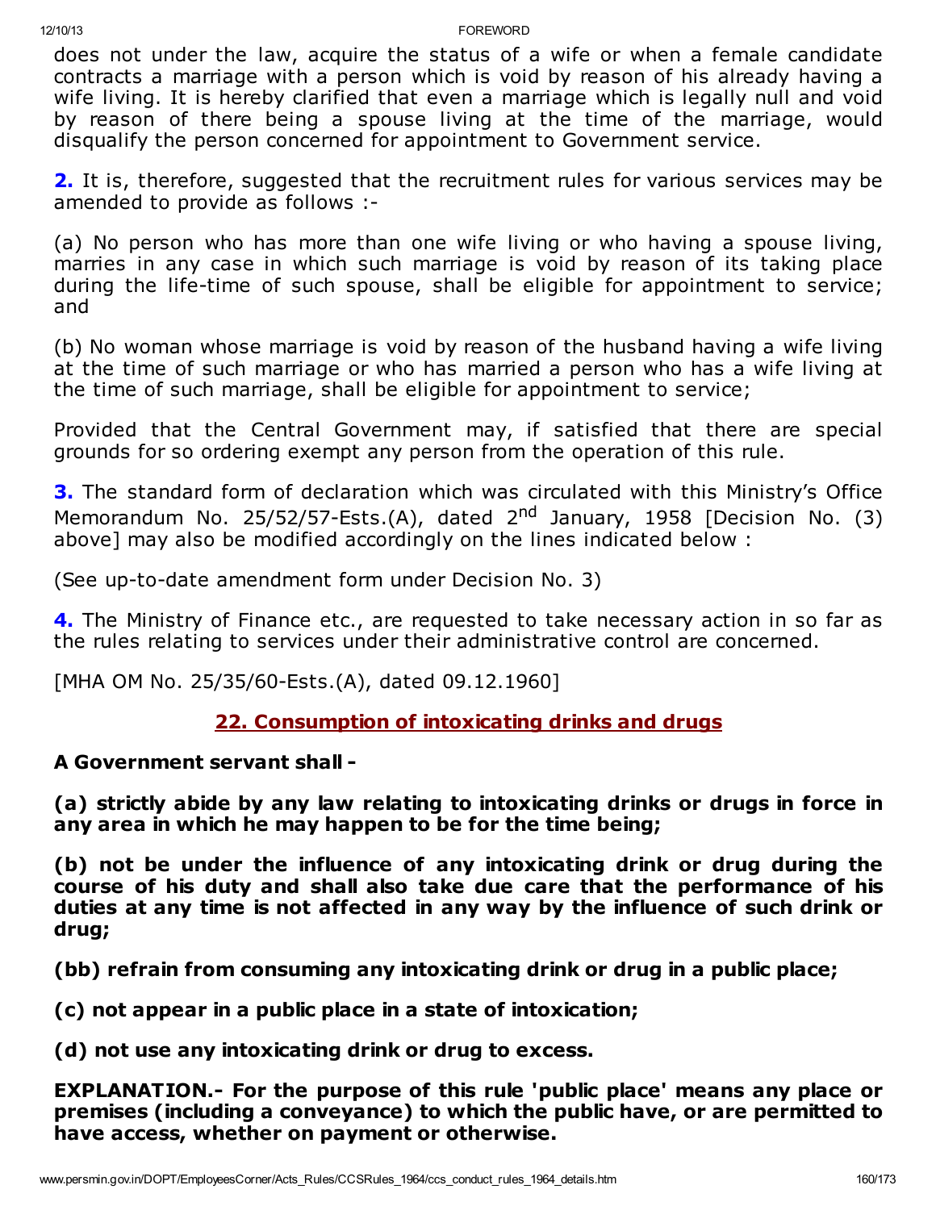does not under the law, acquire the status of a wife or when a female candidate contracts a marriage with a person which is void by reason of his already having a wife living. It is hereby clarified that even a marriage which is legally null and void by reason of there being a spouse living at the time of the marriage, would disqualify the person concerned for appointment to Government service.

**2.** It is, therefore, suggested that the recruitment rules for various services may be amended to provide as follows :-

(a) No person who has more than one wife living or who having a spouse living, marries in any case in which such marriage is void by reason of its taking place during the life-time of such spouse, shall be eligible for appointment to service; and

(b) No woman whose marriage is void by reason of the husband having a wife living at the time of such marriage or who has married a person who has a wife living at the time of such marriage, shall be eligible for appointment to service;

Provided that the Central Government may, if satisfied that there are special grounds for so ordering exempt any person from the operation of this rule.

**3.** The standard form of declaration which was circulated with this Ministry's Office Memorandum No. 25/52/57-Ests.(A), dated 2nd January, 1958 [Decision No. (3) above] may also be modified accordingly on the lines indicated below :

(See up-to-date amendment form under Decision No. 3)

**4.** The Ministry of Finance etc., are requested to take necessary action in so far as the rules relating to services under their administrative control are concerned.

[MHA OM No. 25/35/60-Ests.(A), dated 09.12.1960]

## 22. Consumption of intoxicating drinks and drugs

**A Government servant shall -**

**(a) strictly abide by any law relating to intoxicating drinks or drugs in force in any area in which he may happen to be for the time being;**

**(b) not be under the influence of any intoxicating drink or drug during the course of his duty and shall also take due care that the performance of his duties at any time is not affected in any way by the influence of such drink or drug;**

**(bb) refrain from consuming any intoxicating drink or drug in a public place;**

**(c) not appear in a public place in a state of intoxication;**

**(d) not use any intoxicating drink or drug to excess.**

**EXPLANATION.- For the purpose of this rule 'public place' means any place or premises (including a conveyance) to which the public have, or are permitted to have access, whether on payment or otherwise.**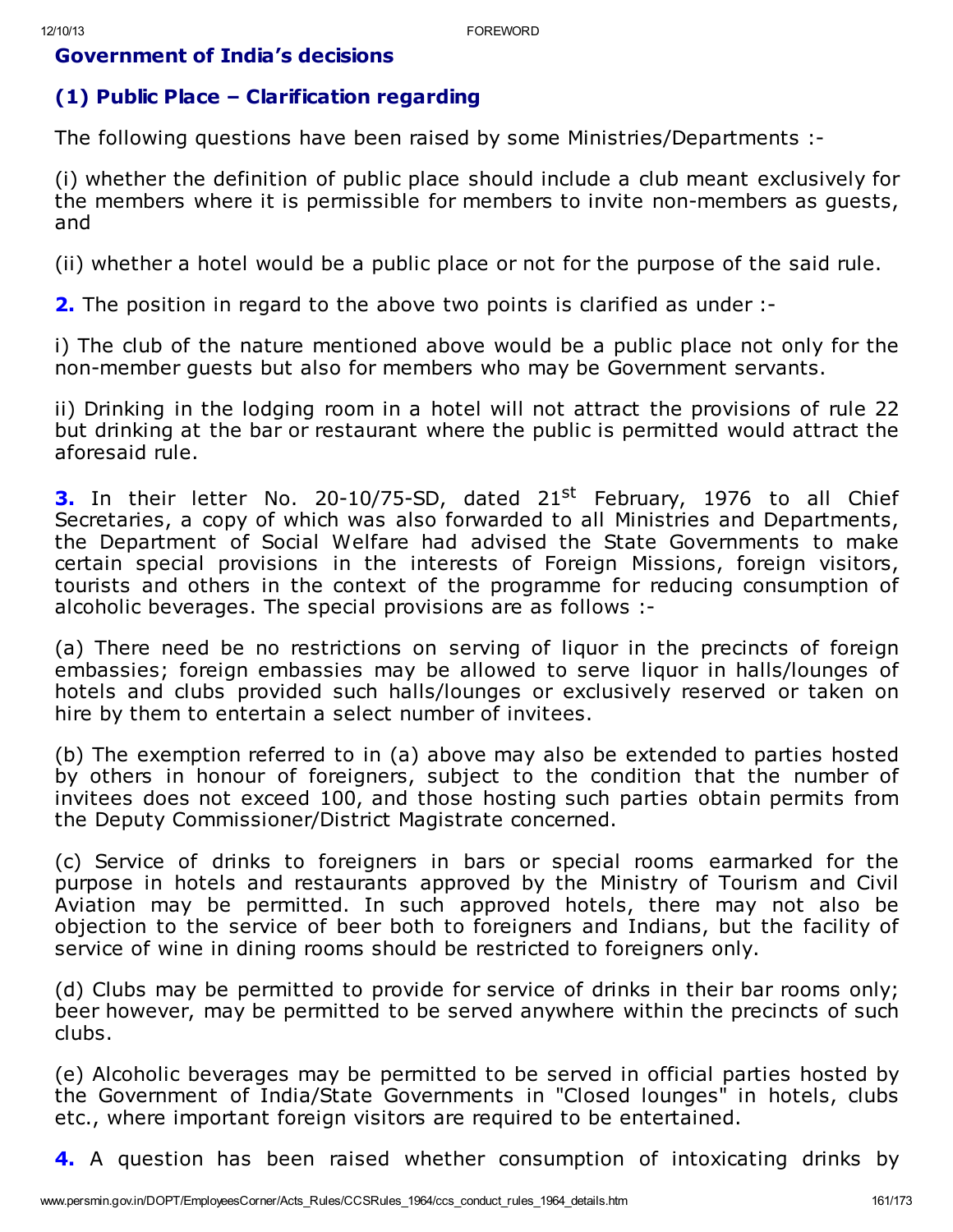## Government of India's decisions

### (1) Public Place – Clarification regarding

The following questions have been raised by some Ministries/Departments :-

(i) whether the definition of public place should include a club meant exclusively for the members where it is permissible for members to invite non-members as guests, and

(ii) whether a hotel would be a public place or not for the purpose of the said rule.

**2.** The position in regard to the above two points is clarified as under :-

i) The club of the nature mentioned above would be a public place not only for the non-member guests but also for members who may be Government servants.

ii) Drinking in the lodging room in a hotel will not attract the provisions of rule 22 but drinking at the bar or restaurant where the public is permitted would attract the aforesaid rule.

**3.** In their letter No. 20-10/75-SD, dated 21st February, 1976 to all Chief Secretaries, a copy of which was also forwarded to all Ministries and Departments, the Department of Social Welfare had advised the State Governments to make certain special provisions in the interests of Foreign Missions, foreign visitors, tourists and others in the context of the programme for reducing consumption of alcoholic beverages. The special provisions are as follows :-

(a) There need be no restrictions on serving of liquor in the precincts of foreign embassies; foreign embassies may be allowed to serve liquor in halls/lounges of hotels and clubs provided such halls/lounges or exclusively reserved or taken on hire by them to entertain a select number of invitees.

(b) The exemption referred to in (a) above may also be extended to parties hosted by others in honour of foreigners, subject to the condition that the number of invitees does not exceed 100, and those hosting such parties obtain permits from the Deputy Commissioner/District Magistrate concerned.

(c) Service of drinks to foreigners in bars or special rooms earmarked for the purpose in hotels and restaurants approved by the Ministry of Tourism and Civil Aviation may be permitted. In such approved hotels, there may not also be objection to the service of beer both to foreigners and Indians, but the facility of service of wine in dining rooms should be restricted to foreigners only.

(d) Clubs may be permitted to provide for service of drinks in their bar rooms only; beer however, may be permitted to be served anywhere within the precincts of such clubs.

(e) Alcoholic beverages may be permitted to be served in official parties hosted by the Government of India/State Governments in "Closed lounges" in hotels, clubs etc., where important foreign visitors are required to be entertained.

**4.** A question has been raised whether consumption of intoxicating drinks by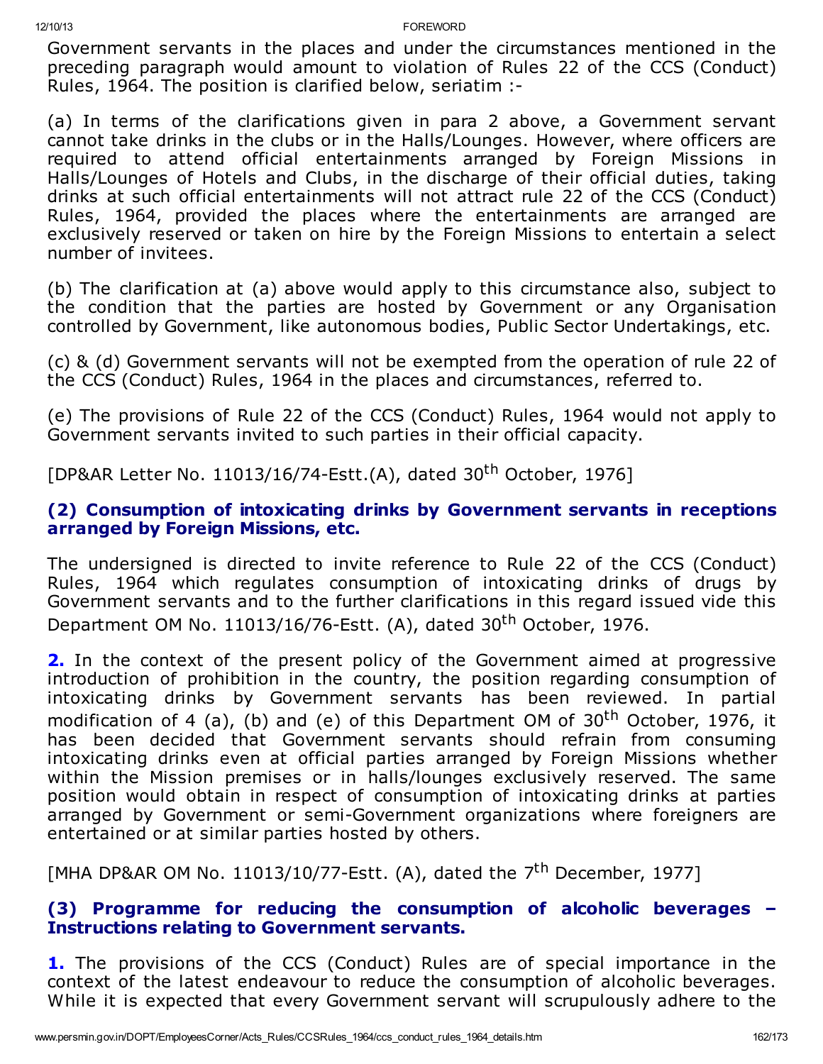Government servants in the places and under the circumstances mentioned in the preceding paragraph would amount to violation of Rules 22 of the CCS (Conduct) Rules, 1964. The position is clarified below, seriatim :-

(a) In terms of the clarifications given in para 2 above, a Government servant cannot take drinks in the clubs or in the Halls/Lounges. However, where officers are required to attend official entertainments arranged by Foreign Missions in Halls/Lounges of Hotels and Clubs, in the discharge of their official duties, taking drinks at such official entertainments will not attract rule 22 of the CCS (Conduct) Rules, 1964, provided the places where the entertainments are arranged are exclusively reserved or taken on hire by the Foreign Missions to entertain a select number of invitees.

(b) The clarification at (a) above would apply to this circumstance also, subject to the condition that the parties are hosted by Government or any Organisation controlled by Government, like autonomous bodies, Public Sector Undertakings, etc.

(c) & (d) Government servants will not be exempted from the operation of rule 22 of the CCS (Conduct) Rules, 1964 in the places and circumstances, referred to.

(e) The provisions of Rule 22 of the CCS (Conduct) Rules, 1964 would not apply to Government servants invited to such parties in their official capacity.

[DP&AR Letter No. 11013/16/74-Estt.(A), dated 30th October, 1976]

### (2) Consumption of intoxicating drinks by Government servants in receptions arranged by Foreign Missions, etc.

The undersigned is directed to invite reference to Rule 22 of the CCS (Conduct) Rules, 1964 which regulates consumption of intoxicating drinks of drugs by Government servants and to the further clarifications in this regard issued vide this Department OM No. 11013/16/76-Estt. (A), dated 30th October, 1976.

**2.** In the context of the present policy of the Government aimed at progressive introduction of prohibition in the country, the position regarding consumption of intoxicating drinks by Government servants has been reviewed. In partial modification of 4 (a), (b) and (e) of this Department OM of 30th October, 1976, it has been decided that Government servants should refrain from consuming intoxicating drinks even at official parties arranged by Foreign Missions whether within the Mission premises or in halls/lounges exclusively reserved. The same position would obtain in respect of consumption of intoxicating drinks at parties arranged by Government or semi-Government organizations where foreigners are entertained or at similar parties hosted by others.

[MHA DP&AR OM No. 11013/10/77-Estt. (A), dated the 7th December, 1977]

### (3) Programme for reducing the consumption of alcoholic beverages – Instructions relating to Government servants.

**1.** The provisions of the CCS (Conduct) Rules are of special importance in the context of the latest endeavour to reduce the consumption of alcoholic beverages. While it is expected that every Government servant will scrupulously adhere to the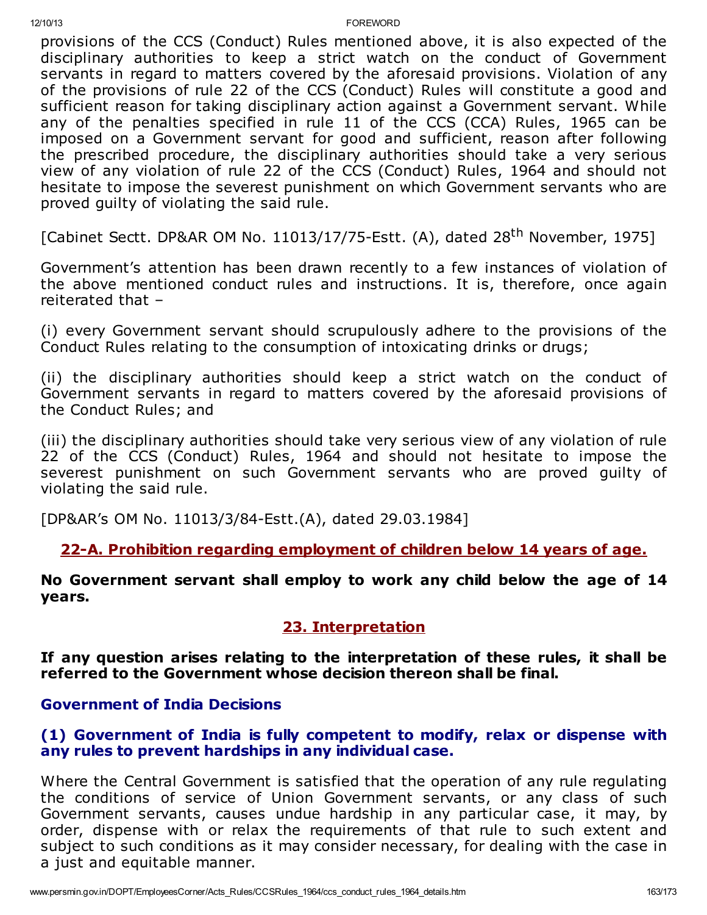provisions of the CCS (Conduct) Rules mentioned above, it is also expected of the disciplinary authorities to keep a strict watch on the conduct of Government servants in regard to matters covered by the aforesaid provisions. Violation of any of the provisions of rule 22 of the CCS (Conduct) Rules will constitute a good and sufficient reason for taking disciplinary action against a Government servant. While any of the penalties specified in rule 11 of the CCS (CCA) Rules, 1965 can be imposed on a Government servant for good and sufficient, reason after following the prescribed procedure, the disciplinary authorities should take a very serious view of any violation of rule 22 of the CCS (Conduct) Rules, 1964 and should not hesitate to impose the severest punishment on which Government servants who are proved guilty of violating the said rule.

[Cabinet Sectt. DP&AR OM No. 11013/17/75-Estt. (A), dated 28th November, 1975]

Government's attention has been drawn recently to a few instances of violation of the above mentioned conduct rules and instructions. It is, therefore, once again reiterated that –

(i) every Government servant should scrupulously adhere to the provisions of the Conduct Rules relating to the consumption of intoxicating drinks or drugs;

(ii) the disciplinary authorities should keep a strict watch on the conduct of Government servants in regard to matters covered by the aforesaid provisions of the Conduct Rules; and

(iii) the disciplinary authorities should take very serious view of any violation of rule 22 of the CCS (Conduct) Rules, 1964 and should not hesitate to impose the severest punishment on such Government servants who are proved guilty of violating the said rule.

[DP&AR's OM No. 11013/3/84-Estt.(A), dated 29.03.1984]

## 22-A. Prohibition regarding employment of children below 14 years of age.

**No Government servant shall employ to work any child below the age of 14 years.**

## 23. Interpretation

**If any question arises relating to the interpretation of these rules, it shall be referred to the Government whose decision thereon shall be final.**

### Government of India Decisions

### (1) Government of India is fully competent to modify, relax or dispense with any rules to prevent hardships in any individual case.

Where the Central Government is satisfied that the operation of any rule regulating the conditions of service of Union Government servants, or any class of such Government servants, causes undue hardship in any particular case, it may, by order, dispense with or relax the requirements of that rule to such extent and subject to such conditions as it may consider necessary, for dealing with the case in a just and equitable manner.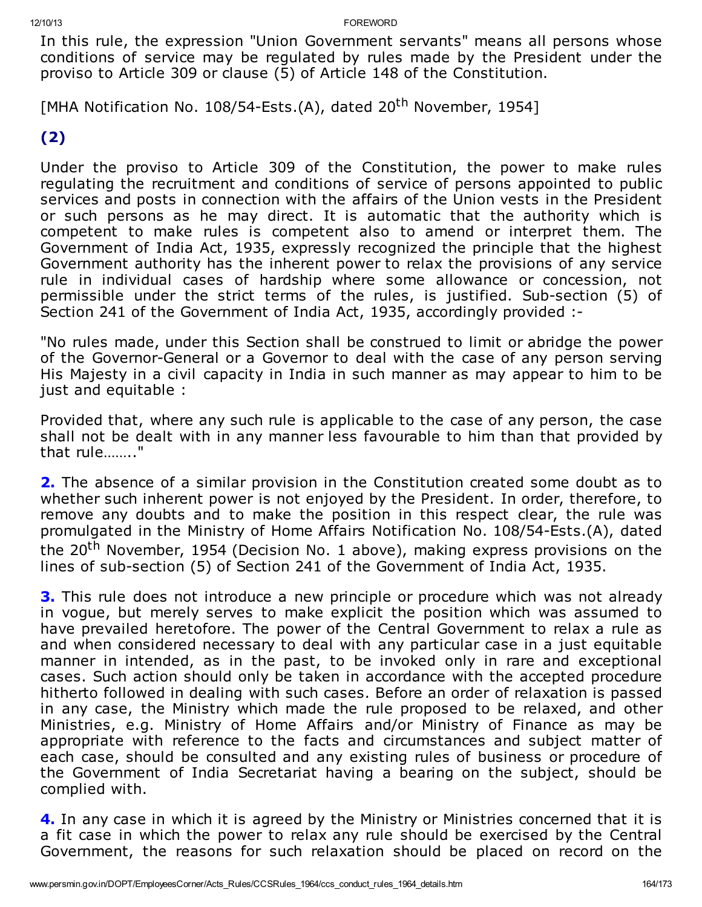In this rule, the expression "Union Government servants" means all persons whose conditions of service may be regulated by rules made by the President under the proviso to Article 309 or clause (5) of Article 148 of the Constitution.

[MHA Notification No. 108/54-Ests.(A), dated 20th November, 1954]

**(2)**

Under the proviso to Article 309 of the Constitution, the power to make rules regulating the recruitment and conditions of service of persons appointed to public services and posts in connection with the affairs of the Union vests in the President or such persons as he may direct. It is automatic that the authority which is competent to make rules is competent also to amend or interpret them. The Government of India Act, 1935, expressly recognized the principle that the highest Government authority has the inherent power to relax the provisions of any service rule in individual cases of hardship where some allowance or concession, not permissible under the strict terms of the rules, is justified. Sub-section (5) of Section 241 of the Government of India Act, 1935, accordingly provided :-

"No rules made, under this Section shall be construed to limit or abridge the power of the Governor-General or a Governor to deal with the case of any person serving His Majesty in a civil capacity in India in such manner as may appear to him to be just and equitable :

Provided that, where any such rule is applicable to the case of any person, the case shall not be dealt with in any manner less favourable to him than that provided by that rule…….."

**2.** The absence of a similar provision in the Constitution created some doubt as to whether such inherent power is not enjoyed by the President. In order, therefore, to remove any doubts and to make the position in this respect clear, the rule was promulgated in the Ministry of Home Affairs Notification No. 108/54-Ests.(A), dated the 20th November, 1954 (Decision No. 1 above), making express provisions on the lines of sub-section (5) of Section 241 of the Government of India Act, 1935.

**3.** This rule does not introduce a new principle or procedure which was not already in vogue, but merely serves to make explicit the position which was assumed to have prevailed heretofore. The power of the Central Government to relax a rule as and when considered necessary to deal with any particular case in a just equitable manner in intended, as in the past, to be invoked only in rare and exceptional cases. Such action should only be taken in accordance with the accepted procedure hitherto followed in dealing with such cases. Before an order of relaxation is passed in any case, the Ministry which made the rule proposed to be relaxed, and other Ministries, e.g. Ministry of Home Affairs and/or Ministry of Finance as may be appropriate with reference to the facts and circumstances and subject matter of each case, should be consulted and any existing rules of business or procedure of the Government of India Secretariat having a bearing on the subject, should be complied with.

**4.** In any case in which it is agreed by the Ministry or Ministries concerned that it is a fit case in which the power to relax any rule should be exercised by the Central Government, the reasons for such relaxation should be placed on record on the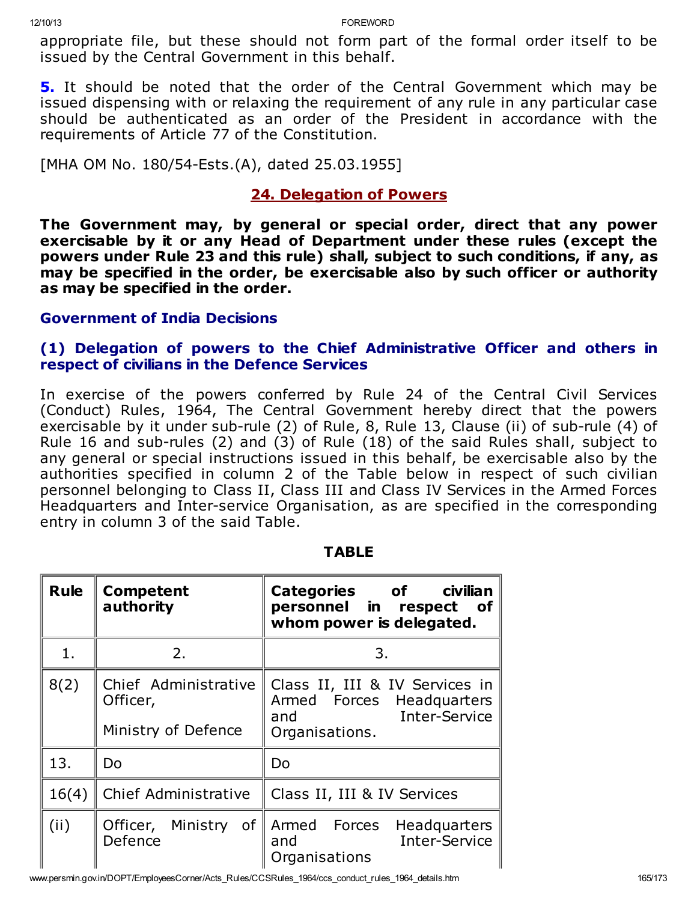appropriate file, but these should not form part of the formal order itself to be issued by the Central Government in this behalf.

**5.** It should be noted that the order of the Central Government which may be issued dispensing with or relaxing the requirement of any rule in any particular case should be authenticated as an order of the President in accordance with the requirements of Article 77 of the Constitution.

[MHA OM No. 180/54-Ests.(A), dated 25.03.1955]

## 24. Delegation of Powers

**The Government may, by general or special order, direct that any power exercisable by it or any Head of Department under these rules (except the powers under Rule 23 and this rule) shall, subject to such conditions, if any, as may be specified in the order, be exercisable also by such officer or authority as may be specified in the order.**

### Government of India Decisions

### (1) Delegation of powers to the Chief Administrative Officer and others in respect of civilians in the Defence Services

In exercise of the powers conferred by Rule 24 of the Central Civil Services (Conduct) Rules, 1964, The Central Government hereby direct that the powers exercisable by it under sub-rule (2) of Rule, 8, Rule 13, Clause (ii) of sub-rule (4) of Rule 16 and sub-rules (2) and (3) of Rule (18) of the said Rules shall, subject to any general or special instructions issued in this behalf, be exercisable also by the authorities specified in column 2 of the Table below in respect of such civilian personnel belonging to Class II, Class III and Class IV Services in the Armed Forces Headquarters and Inter-service Organisation, as are specified in the corresponding entry in column 3 of the said Table.

**TABLE**

| Rule | Competent authority | Categories of civilian personnel in respect of whom power is delegated. |
|---|---|---|
| 1. | 2. | 3. |
| 8(2) | Chief Administrative Officer, Ministry of Defence | Class II, III & IV Services in Armed Forces Headquarters and Inter-Service Organisations. |
| 13. | Do | Do |
| 16(4) | Chief Administrative | Class II, III & IV Services |
| (ii) | Officer, Ministry of Defence | Armed Forces Headquarters and Inter-Service Organisations |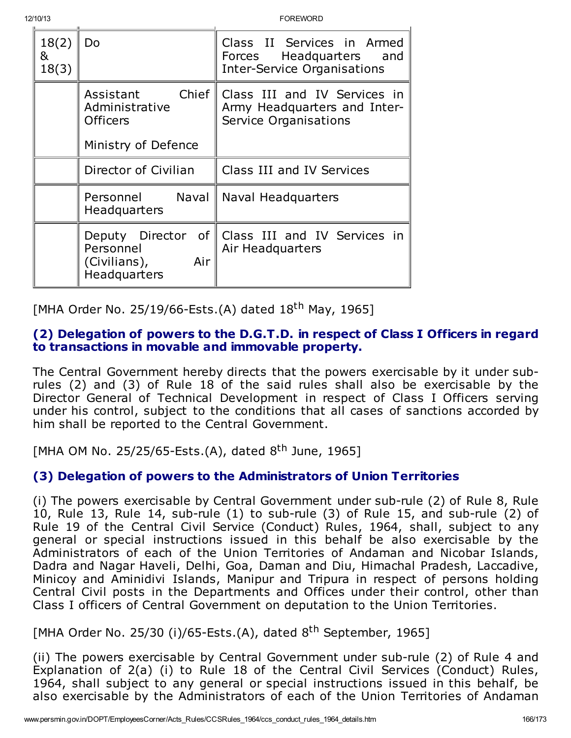| | | |
|---|---|---|
| 18(2) & 18(3) | Do | Class II Services in Armed Forces Headquarters and Inter-Service Organisations |
| | Assistant Chief Administrative Officers<br><br>Ministry of Defence | Class III and IV Services in Army Headquarters and Inter-Service Organisations |
| | Director of Civilian | Class III and IV Services |
| | Personnel Naval Headquarters | Naval Headquarters |
| | Deputy Director of Personnel (Civilians), Air Headquarters | Class III and IV Services in Air Headquarters |

[MHA Order No. 25/19/66-Ests.(A) dated 18th May, 1965]

### (2) Delegation of powers to the D.G.T.D. in respect of Class I Officers in regard to transactions in movable and immovable property.

The Central Government hereby directs that the powers exercisable by it under sub-rules (2) and (3) of Rule 18 of the said rules shall also be exercisable by the Director General of Technical Development in respect of Class I Officers serving under his control, subject to the conditions that all cases of sanctions accorded by him shall be reported to the Central Government.

[MHA OM No. 25/25/65-Ests.(A), dated 8th June, 1965]

### (3) Delegation of powers to the Administrators of Union Territories

(i) The powers exercisable by Central Government under sub-rule (2) of Rule 8, Rule 10, Rule 13, Rule 14, sub-rule (1) to sub-rule (3) of Rule 15, and sub-rule (2) of Rule 19 of the Central Civil Service (Conduct) Rules, 1964, shall, subject to any general or special instructions issued in this behalf be also exercisable by the Administrators of each of the Union Territories of Andaman and Nicobar Islands, Dadra and Nagar Haveli, Delhi, Goa, Daman and Diu, Himachal Pradesh, Laccadive, Minicoy and Aminidivi Islands, Manipur and Tripura in respect of persons holding Central Civil posts in the Departments and Offices under their control, other than Class I officers of Central Government on deputation to the Union Territories.

[MHA Order No. 25/30 (i)/65-Ests.(A), dated 8th September, 1965]

(ii) The powers exercisable by Central Government under sub-rule (2) of Rule 4 and Explanation of 2(a) (i) to Rule 18 of the Central Civil Services (Conduct) Rules, 1964, shall subject to any general or special instructions issued in this behalf, be also exercisable by the Administrators of each of the Union Territories of Andaman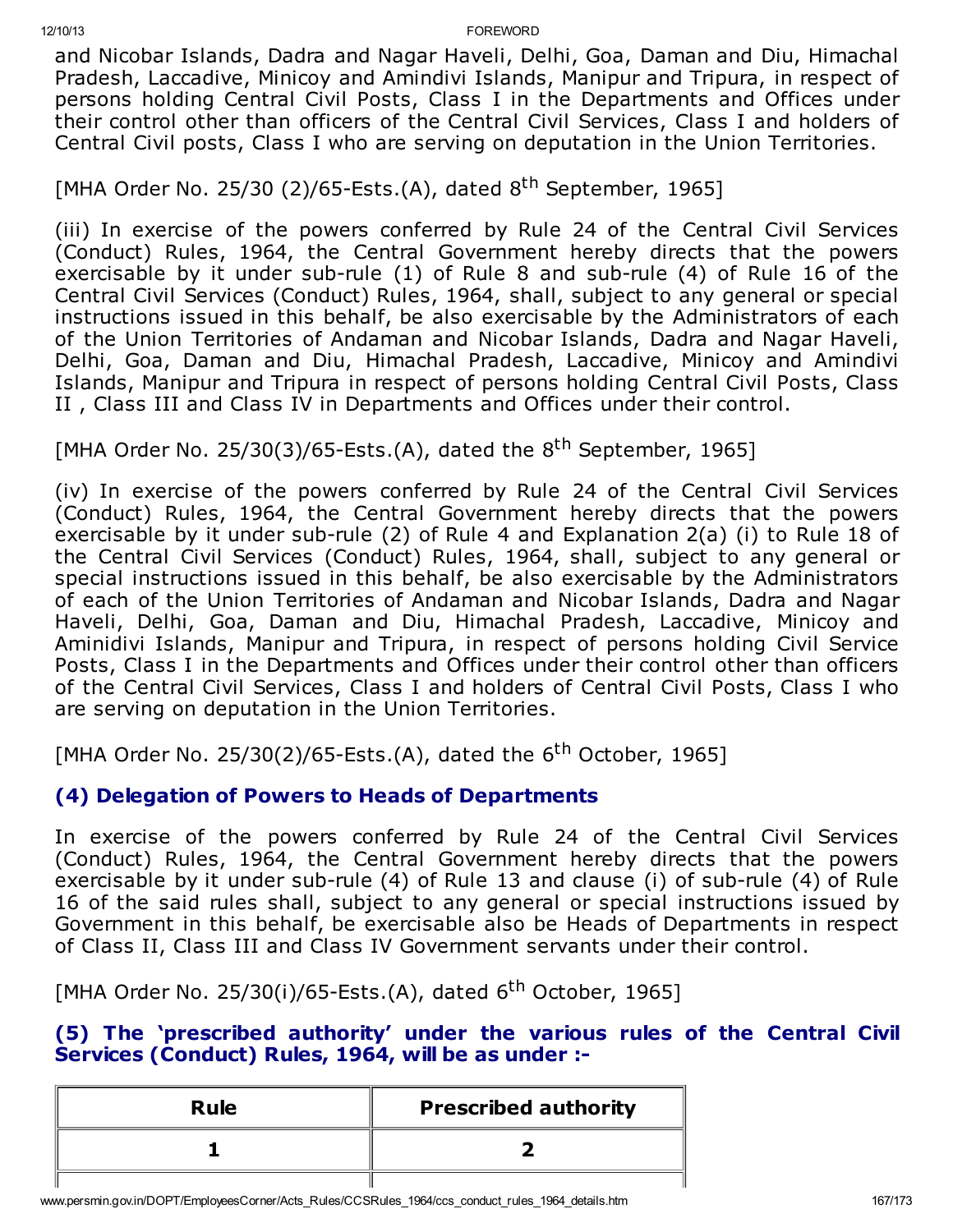and Nicobar Islands, Dadra and Nagar Haveli, Delhi, Goa, Daman and Diu, Himachal Pradesh, Laccadive, Minicoy and Amindivi Islands, Manipur and Tripura, in respect of persons holding Central Civil Posts, Class I in the Departments and Offices under their control other than officers of the Central Civil Services, Class I and holders of Central Civil posts, Class I who are serving on deputation in the Union Territories.

[MHA Order No. 25/30 (2)/65-Ests.(A), dated 8th September, 1965]

(iii) In exercise of the powers conferred by Rule 24 of the Central Civil Services (Conduct) Rules, 1964, the Central Government hereby directs that the powers exercisable by it under sub-rule (1) of Rule 8 and sub-rule (4) of Rule 16 of the Central Civil Services (Conduct) Rules, 1964, shall, subject to any general or special instructions issued in this behalf, be also exercisable by the Administrators of each of the Union Territories of Andaman and Nicobar Islands, Dadra and Nagar Haveli, Delhi, Goa, Daman and Diu, Himachal Pradesh, Laccadive, Minicoy and Amindivi Islands, Manipur and Tripura in respect of persons holding Central Civil Posts, Class II , Class III and Class IV in Departments and Offices under their control.

[MHA Order No. 25/30(3)/65-Ests.(A), dated the 8th September, 1965]

(iv) In exercise of the powers conferred by Rule 24 of the Central Civil Services (Conduct) Rules, 1964, the Central Government hereby directs that the powers exercisable by it under sub-rule (2) of Rule 4 and Explanation 2(a) (i) to Rule 18 of the Central Civil Services (Conduct) Rules, 1964, shall, subject to any general or special instructions issued in this behalf, be also exercisable by the Administrators of each of the Union Territories of Andaman and Nicobar Islands, Dadra and Nagar Haveli, Delhi, Goa, Daman and Diu, Himachal Pradesh, Laccadive, Minicoy and Aminidivi Islands, Manipur and Tripura, in respect of persons holding Civil Service Posts, Class I in the Departments and Offices under their control other than officers of the Central Civil Services, Class I and holders of Central Civil Posts, Class I who are serving on deputation in the Union Territories.

[MHA Order No. 25/30(2)/65-Ests.(A), dated the 6th October, 1965]

### (4) Delegation of Powers to Heads of Departments

In exercise of the powers conferred by Rule 24 of the Central Civil Services (Conduct) Rules, 1964, the Central Government hereby directs that the powers exercisable by it under sub-rule (4) of Rule 13 and clause (i) of sub-rule (4) of Rule 16 of the said rules shall, subject to any general or special instructions issued by Government in this behalf, be exercisable also be Heads of Departments in respect of Class II, Class III and Class IV Government servants under their control.

[MHA Order No. 25/30(i)/65-Ests.(A), dated 6th October, 1965]

### (5) The 'prescribed authority' under the various rules of the Central Civil Services (Conduct) Rules, 1964, will be as under :-

| Rule | Prescribed authority |
|---|---|
| 1 | 2 |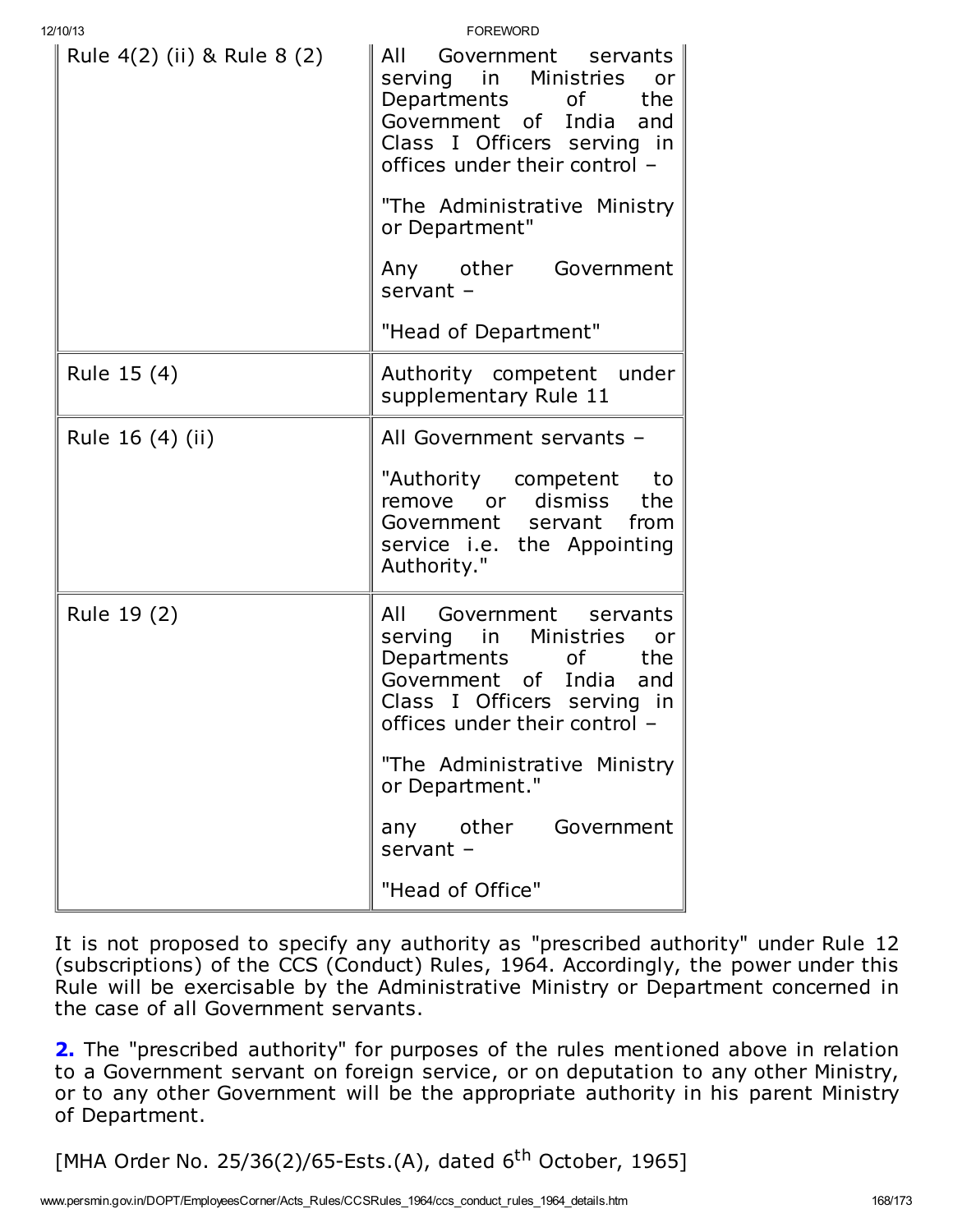| | |
|---|---|
| Rule 4(2) (ii) & Rule 8 (2) | All Government servants serving in Ministries or Departments of the Government of India and Class I Officers serving in offices under their control –<br><br>"The Administrative Ministry or Department"<br><br>Any other Government servant –<br><br>"Head of Department" |
| Rule 15 (4) | Authority competent under supplementary Rule 11 |
| Rule 16 (4) (ii) | All Government servants –<br><br>"Authority competent to remove or dismiss the Government servant from service i.e. the Appointing Authority." |
| Rule 19 (2) | All Government servants serving in Ministries or Departments of the Government of India and Class I Officers serving in offices under their control –<br><br>"The Administrative Ministry or Department."<br><br>any other Government servant –<br><br>"Head of Office" |

It is not proposed to specify any authority as "prescribed authority" under Rule 12 (subscriptions) of the CCS (Conduct) Rules, 1964. Accordingly, the power under this Rule will be exercisable by the Administrative Ministry or Department concerned in the case of all Government servants.

**2.** The "prescribed authority" for purposes of the rules mentioned above in relation to a Government servant on foreign service, or on deputation to any other Ministry, or to any other Government will be the appropriate authority in his parent Ministry of Department.

[MHA Order No. 25/36(2)/65-Ests.(A), dated 6th October, 1965]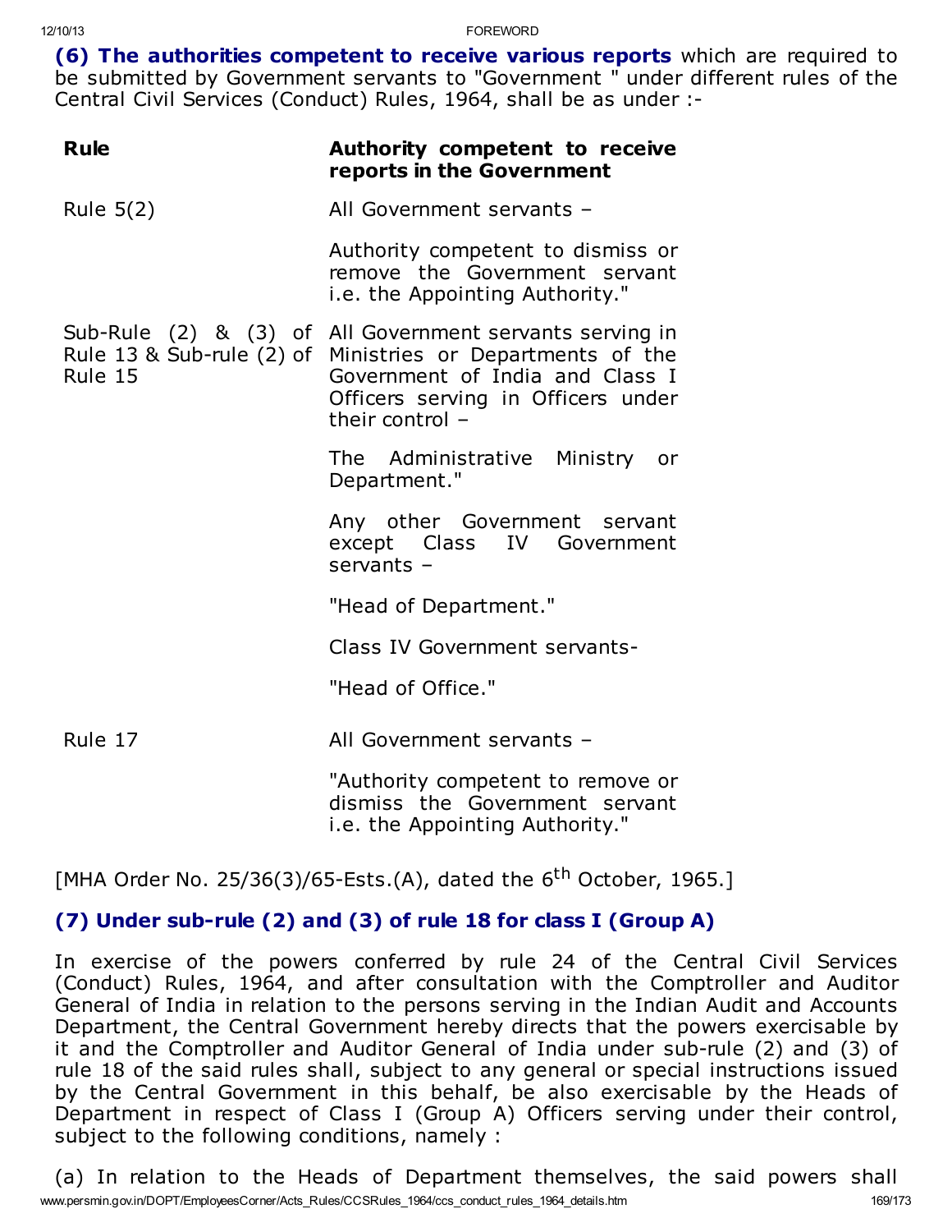**(6) The authorities competent to receive various reports** which are required to be submitted by Government servants to "Government " under different rules of the Central Civil Services (Conduct) Rules, 1964, shall be as under :-

| Rule | Authority competent to receive reports in the Government |
|---|---|
| Rule 5(2) | All Government servants – <br><br> Authority competent to dismiss or remove the Government servant i.e. the Appointing Authority." |
| Sub-Rule (2) & (3) of Rule 13 & Sub-rule (2) of Rule 15 | All Government servants serving in Ministries or Departments of the Government of India and Class I Officers serving in Officers under their control – <br><br> The Administrative Ministry or Department." <br><br> Any other Government servant except Class IV Government servants – <br><br> "Head of Department." <br><br> Class IV Government servants- <br><br> "Head of Office." |
| Rule 17 | All Government servants – <br><br> "Authority competent to remove or dismiss the Government servant i.e. the Appointing Authority." |

[MHA Order No. 25/36(3)/65-Ests.(A), dated the 6th October, 1965.]

**(7) Under sub-rule (2) and (3) of rule 18 for class I (Group A)**

In exercise of the powers conferred by rule 24 of the Central Civil Services (Conduct) Rules, 1964, and after consultation with the Comptroller and Auditor General of India in relation to the persons serving in the Indian Audit and Accounts Department, the Central Government hereby directs that the powers exercisable by it and the Comptroller and Auditor General of India under sub-rule (2) and (3) of rule 18 of the said rules shall, subject to any general or special instructions issued by the Central Government in this behalf, be also exercisable by the Heads of Department in respect of Class I (Group A) Officers serving under their control, subject to the following conditions, namely :

(a) In relation to the Heads of Department themselves, the said powers shall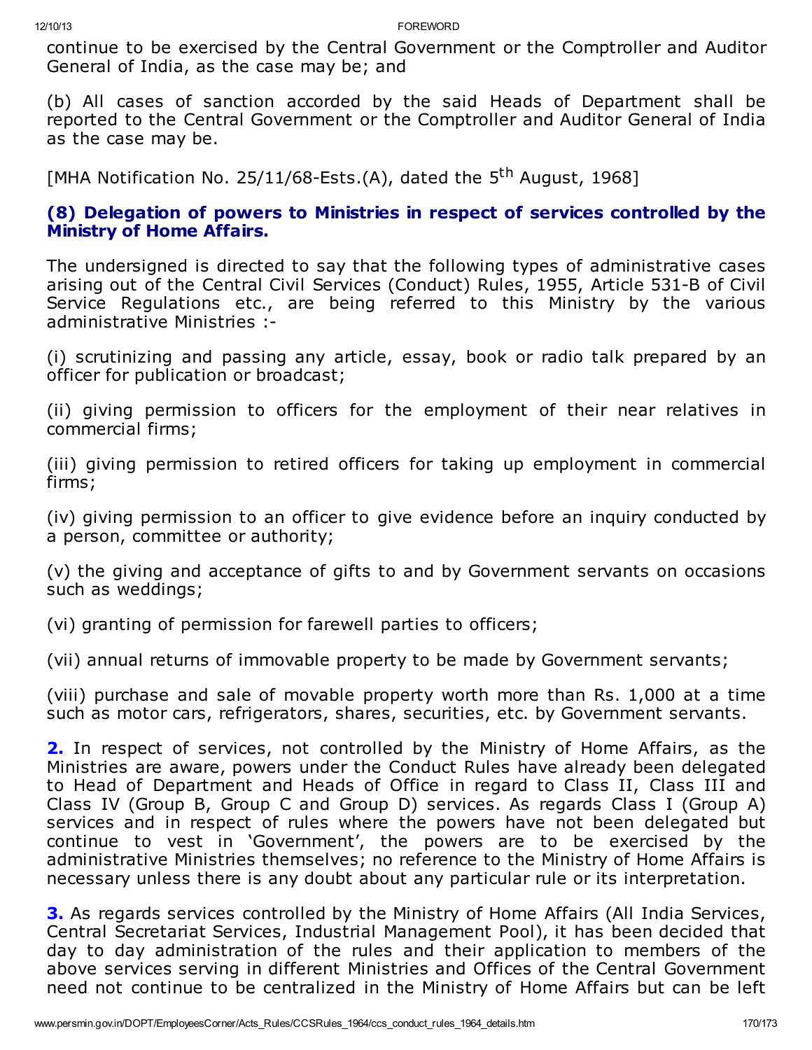continue to be exercised by the Central Government or the Comptroller and Auditor General of India, as the case may be; and

(b) All cases of sanction accorded by the said Heads of Department shall be reported to the Central Government or the Comptroller and Auditor General of India as the case may be.

[MHA Notification No. 25/11/68-Ests.(A), dated the 5th August, 1968]

### (8) Delegation of powers to Ministries in respect of services controlled by the Ministry of Home Affairs.

The undersigned is directed to say that the following types of administrative cases arising out of the Central Civil Services (Conduct) Rules, 1955, Article 531-B of Civil Service Regulations etc., are being referred to this Ministry by the various administrative Ministries :-

(i) scrutinizing and passing any article, essay, book or radio talk prepared by an officer for publication or broadcast;

(ii) giving permission to officers for the employment of their near relatives in commercial firms;

(iii) giving permission to retired officers for taking up employment in commercial firms;

(iv) giving permission to an officer to give evidence before an inquiry conducted by a person, committee or authority;

(v) the giving and acceptance of gifts to and by Government servants on occasions such as weddings;

(vi) granting of permission for farewell parties to officers;

(vii) annual returns of immovable property to be made by Government servants;

(viii) purchase and sale of movable property worth more than Rs. 1,000 at a time such as motor cars, refrigerators, shares, securities, etc. by Government servants.

**2.** In respect of services, not controlled by the Ministry of Home Affairs, as the Ministries are aware, powers under the Conduct Rules have already been delegated to Head of Department and Heads of Office in regard to Class II, Class III and Class IV (Group B, Group C and Group D) services. As regards Class I (Group A) services and in respect of rules where the powers have not been delegated but continue to vest in 'Government', the powers are to be exercised by the administrative Ministries themselves; no reference to the Ministry of Home Affairs is necessary unless there is any doubt about any particular rule or its interpretation.

**3.** As regards services controlled by the Ministry of Home Affairs (All India Services, Central Secretariat Services, Industrial Management Pool), it has been decided that day to day administration of the rules and their application to members of the above services serving in different Ministries and Offices of the Central Government need not continue to be centralized in the Ministry of Home Affairs but can be left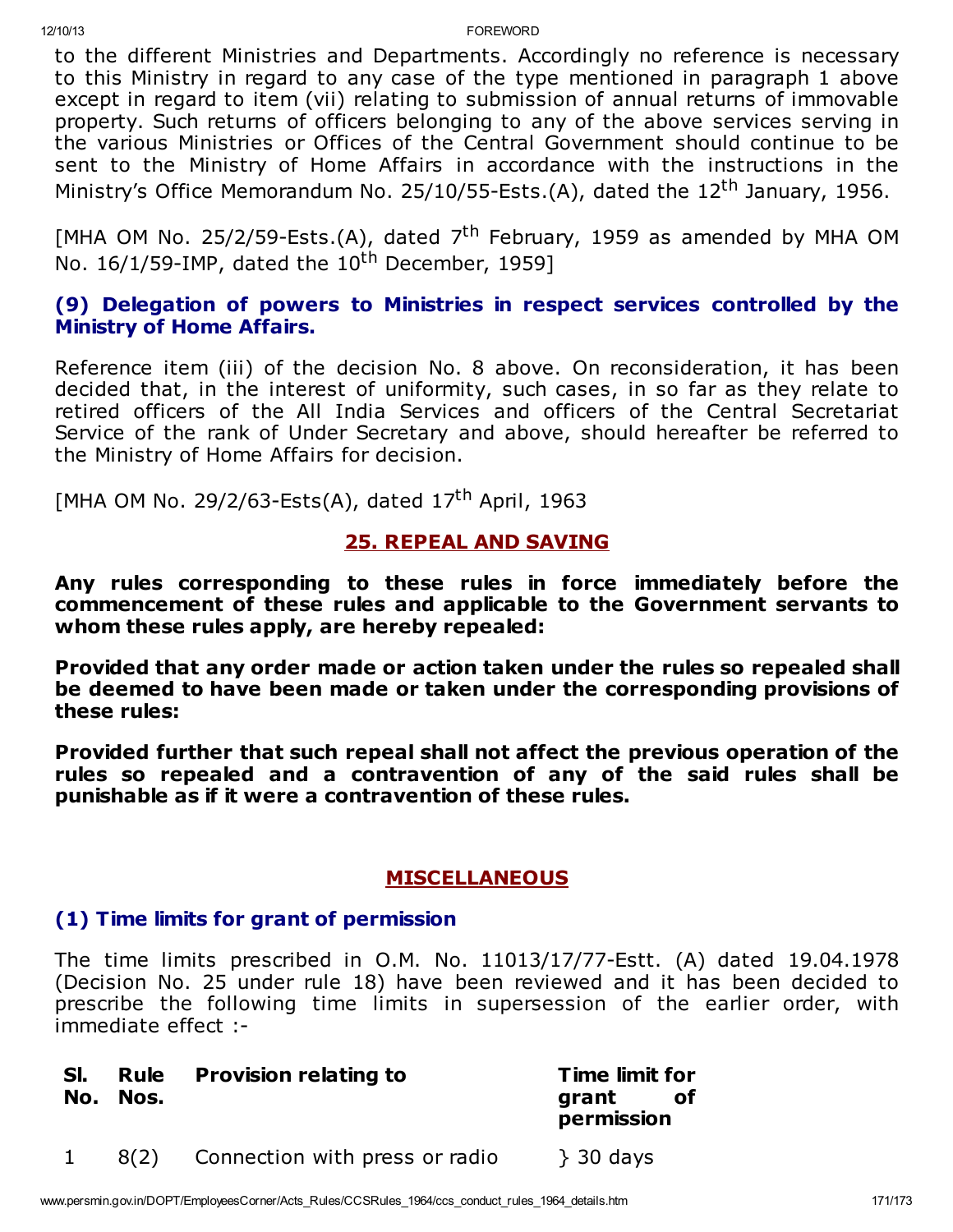to the different Ministries and Departments. Accordingly no reference is necessary to this Ministry in regard to any case of the type mentioned in paragraph 1 above except in regard to item (vii) relating to submission of annual returns of immovable property. Such returns of officers belonging to any of the above services serving in the various Ministries or Offices of the Central Government should continue to be sent to the Ministry of Home Affairs in accordance with the instructions in the Ministry's Office Memorandum No. 25/10/55-Ests.(A), dated the 12th January, 1956.

[MHA OM No. 25/2/59-Ests.(A), dated 7th February, 1959 as amended by MHA OM No. 16/1/59-IMP, dated the 10th December, 1959]

### (9) Delegation of powers to Ministries in respect services controlled by the Ministry of Home Affairs.

Reference item (iii) of the decision No. 8 above. On reconsideration, it has been decided that, in the interest of uniformity, such cases, in so far as they relate to retired officers of the All India Services and officers of the Central Secretariat Service of the rank of Under Secretary and above, should hereafter be referred to the Ministry of Home Affairs for decision.

[MHA OM No. 29/2/63-Ests(A), dated 17th April, 1963

## 25. REPEAL AND SAVING

**Any rules corresponding to these rules in force immediately before the commencement of these rules and applicable to the Government servants to whom these rules apply, are hereby repealed:**

**Provided that any order made or action taken under the rules so repealed shall be deemed to have been made or taken under the corresponding provisions of these rules:**

**Provided further that such repeal shall not affect the previous operation of the rules so repealed and a contravention of any of the said rules shall be punishable as if it were a contravention of these rules.**

## MISCELLANEOUS

### (1) Time limits for grant of permission

The time limits prescribed in O.M. No. 11013/17/77-Estt. (A) dated 19.04.1978 (Decision No. 25 under rule 18) have been reviewed and it has been decided to prescribe the following time limits in supersession of the earlier order, with immediate effect :-

| Sl. No. | Rule Nos. | Provision relating to | Time limit for grant of permission |
|---|---|---|---|
| 1 | 8(2) | Connection with press or radio | } 30 days |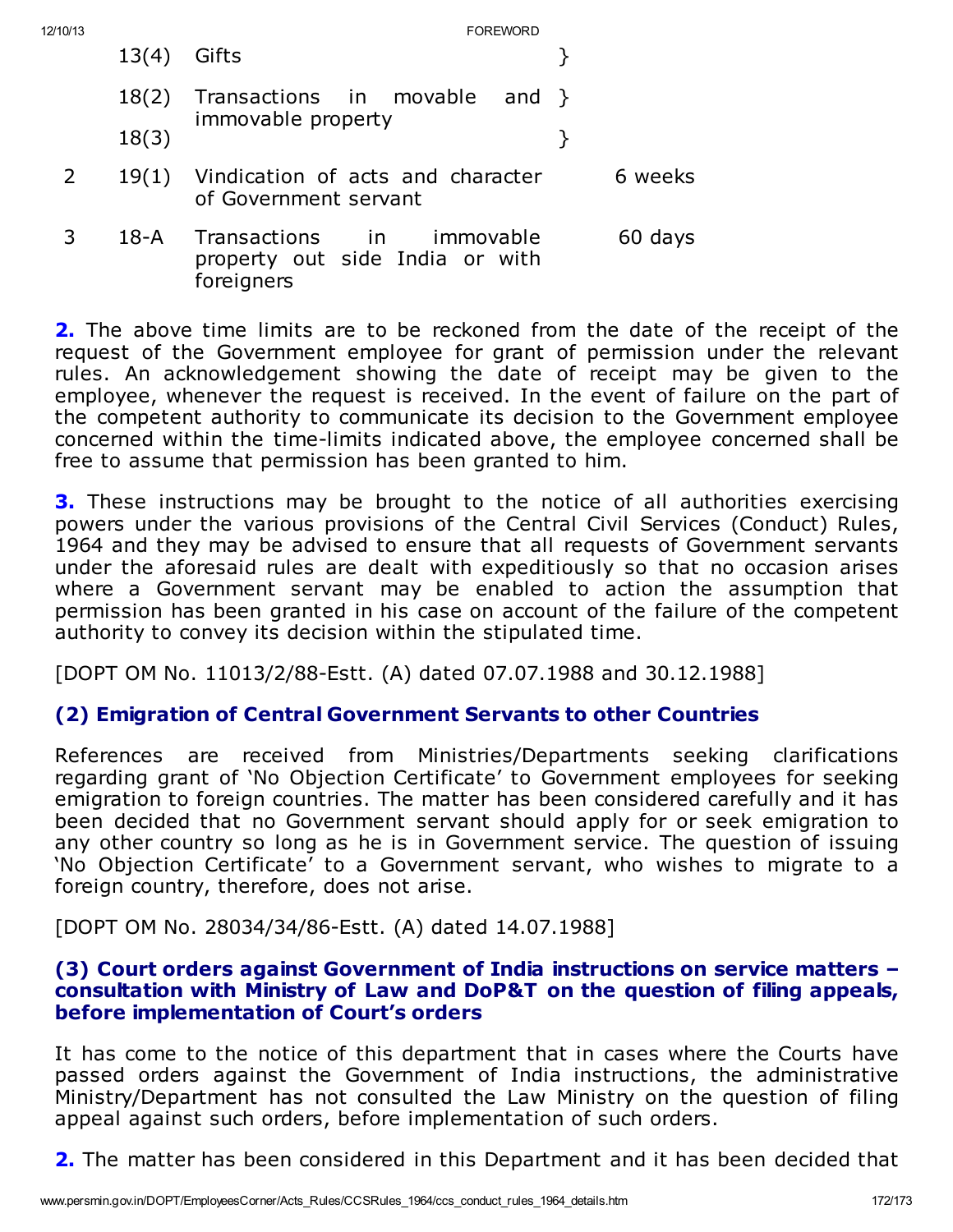| | | | |
|---|---|---|---|
| | 13(4) | Gifts | } |
| | 18(2) | Transactions in movable and immovable property | } |
| | 18(3) | | } |
| 2 | 19(1) | Vindication of acts and character of Government servant | 6 weeks |
| 3 | 18-A | Transactions in immovable property out side India or with foreigners | 60 days |

**2.** The above time limits are to be reckoned from the date of the receipt of the request of the Government employee for grant of permission under the relevant rules. An acknowledgement showing the date of receipt may be given to the employee, whenever the request is received. In the event of failure on the part of the competent authority to communicate its decision to the Government employee concerned within the time-limits indicated above, the employee concerned shall be free to assume that permission has been granted to him.

**3.** These instructions may be brought to the notice of all authorities exercising powers under the various provisions of the Central Civil Services (Conduct) Rules, 1964 and they may be advised to ensure that all requests of Government servants under the aforesaid rules are dealt with expeditiously so that no occasion arises where a Government servant may be enabled to action the assumption that permission has been granted in his case on account of the failure of the competent authority to convey its decision within the stipulated time.

[DOPT OM No. 11013/2/88-Estt. (A) dated 07.07.1988 and 30.12.1988]

### (2) Emigration of Central Government Servants to other Countries

References are received from Ministries/Departments seeking clarifications regarding grant of 'No Objection Certificate' to Government employees for seeking emigration to foreign countries. The matter has been considered carefully and it has been decided that no Government servant should apply for or seek emigration to any other country so long as he is in Government service. The question of issuing 'No Objection Certificate' to a Government servant, who wishes to migrate to a foreign country, therefore, does not arise.

[DOPT OM No. 28034/34/86-Estt. (A) dated 14.07.1988]

### (3) Court orders against Government of India instructions on service matters – consultation with Ministry of Law and DoP&T on the question of filing appeals, before implementation of Court's orders

It has come to the notice of this department that in cases where the Courts have passed orders against the Government of India instructions, the administrative Ministry/Department has not consulted the Law Ministry on the question of filing appeal against such orders, before implementation of such orders.

**2.** The matter has been considered in this Department and it has been decided that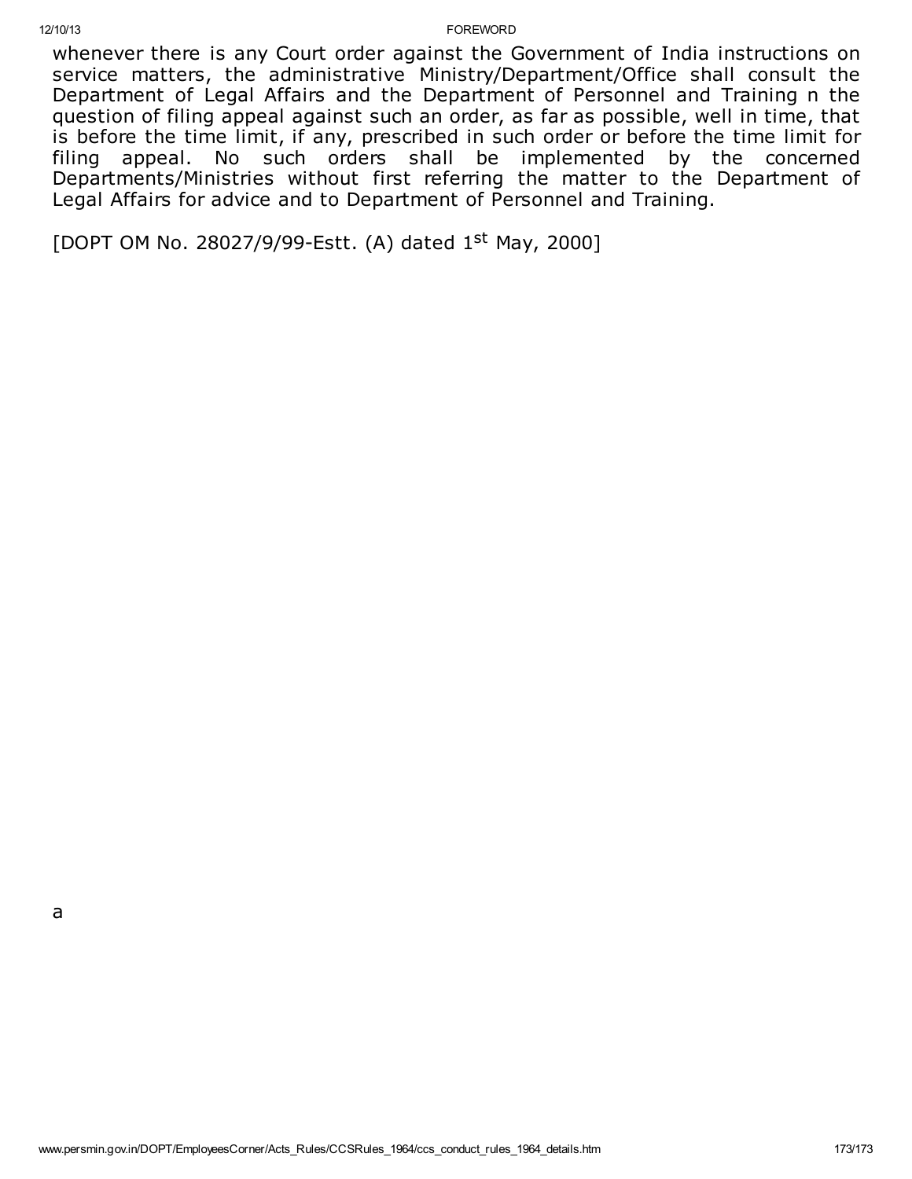whenever there is any Court order against the Government of India instructions on service matters, the administrative Ministry/Department/Office shall consult the Department of Legal Affairs and the Department of Personnel and Training n the question of filing appeal against such an order, as far as possible, well in time, that is before the time limit, if any, prescribed in such order or before the time limit for filing appeal. No such orders shall be implemented by the concerned Departments/Ministries without first referring the matter to the Department of Legal Affairs for advice and to Department of Personnel and Training.

[DOPT OM No. 28027/9/99-Estt. (A) dated 1st May, 2000]

a